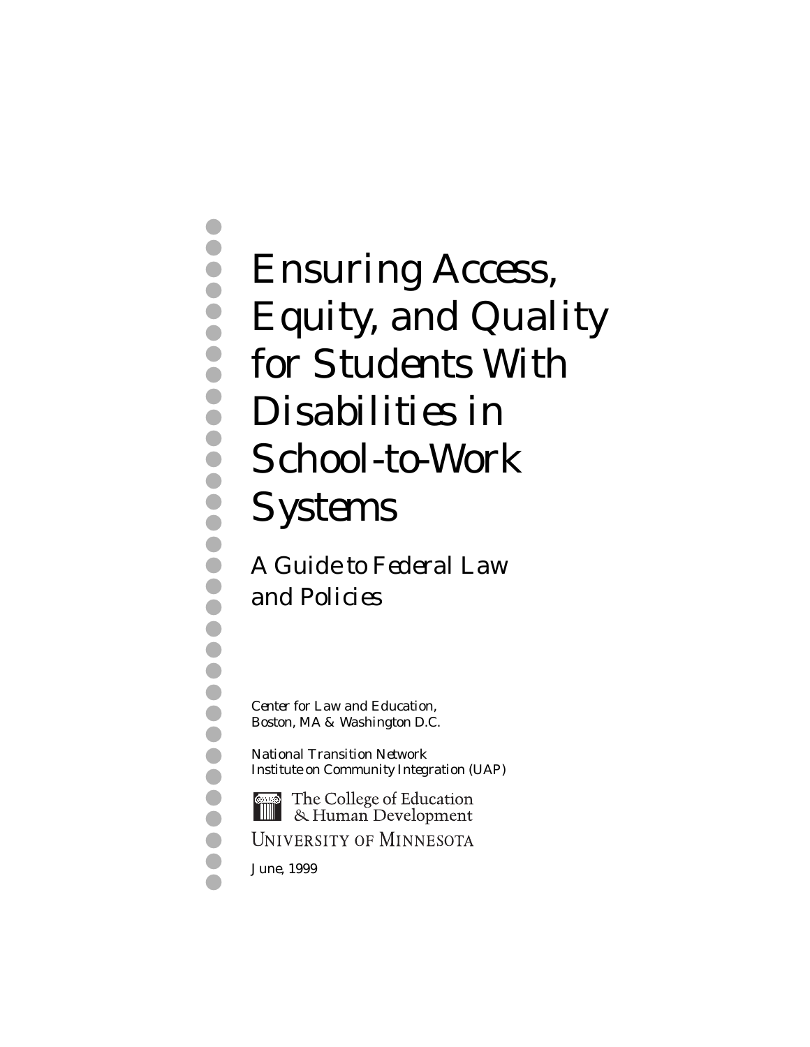# Ensuring Access, Equity, and Quality for Students With Disabilities in School-to-Work Systems

## *A Guide to Federal Law and Policies*

*Center for Law and Education,*
*Boston, MA & Washington D.C.*

*National Transition Network*
*Institute on Community Integration (UAP)*

The College of Education
& Human Development

UNIVERSITY OF MINNESOTA

*June, 1999*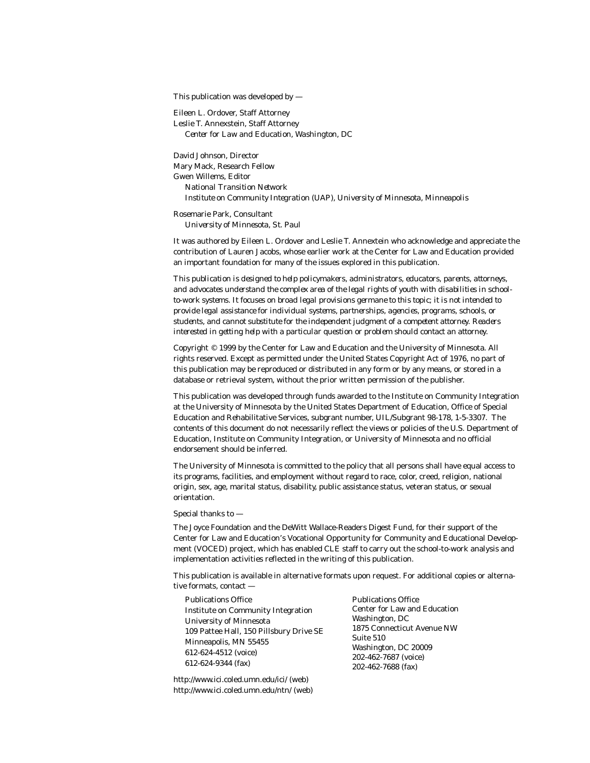This publication was developed by —

Eileen L. Ordover, Staff Attorney
Leslie T. Annexstein, Staff Attorney
*Center for Law and Education, Washington, DC*

David Johnson, Director
Mary Mack, Research Fellow
Gwen Willems, Editor
*National Transition Network*
*Institute on Community Integration (UAP), University of Minnesota, Minneapolis*

Rosemarie Park, Consultant
*University of Minnesota, St. Paul*

It was authored by Eileen L. Ordover and Leslie T. Annextein who acknowledge and appreciate the contribution of Lauren Jacobs, whose earlier work at the Center for Law and Education provided an important foundation for many of the issues explored in this publication.

*This publication is designed to help policymakers, administrators, educators, parents, attorneys, and advocates understand the complex area of the legal rights of youth with disabilities in school-to-work systems. It focuses on broad legal provisions germane to this topic; it is not intended to provide legal assistance for individual systems, partnerships, agencies, programs, schools, or students, and cannot substitute for the independent judgment of a competent attorney. Readers interested in getting help with a particular question or problem should contact an attorney.*

Copyright © 1999 by the Center for Law and Education and the University of Minnesota. All rights reserved. Except as permitted under the United States Copyright Act of 1976, no part of this publication may be reproduced or distributed in any form or by any means, or stored in a database or retrieval system, without the prior written permission of the publisher.

This publication was developed through funds awarded to the Institute on Community Integration at the University of Minnesota by the United States Department of Education, Office of Special Education and Rehabilitative Services, subgrant number, UIL/Subgrant 98-178, 1-5-3307. The contents of this document do not necessarily reflect the views or policies of the U.S. Department of Education, Institute on Community Integration, or University of Minnesota and no official endorsement should be inferred.

The University of Minnesota is committed to the policy that all persons shall have equal access to its programs, facilities, and employment without regard to race, color, creed, religion, national origin, sex, age, marital status, disability, public assistance status, veteran status, or sexual orientation.

Special thanks to —

The Joyce Foundation and the DeWitt Wallace-Readers Digest Fund, for their support of the Center for Law and Education's Vocational Opportunity for Community and Educational Development (VOCED) project, which has enabled CLE staff to carry out the school-to-work analysis and implementation activities reflected in the writing of this publication.

This publication is available in alternative formats upon request. For additional copies or alternative formats, contact —

Publications Office
Institute on Community Integration
University of Minnesota
109 Pattee Hall, 150 Pillsbury Drive SE
Minneapolis, MN 55455
612-624-4512 (voice)
612-624-9344 (fax)

Publications Office
Center for Law and Education
Washington, DC
1875 Connecticut Avenue NW
Suite 510
Washington, DC 20009
202-462-7687 (voice)
202-462-7688 (fax)

http://www.ici.coled.umn.edu/ici/ (web)
http://www.ici.coled.umn.edu/ntn/ (web)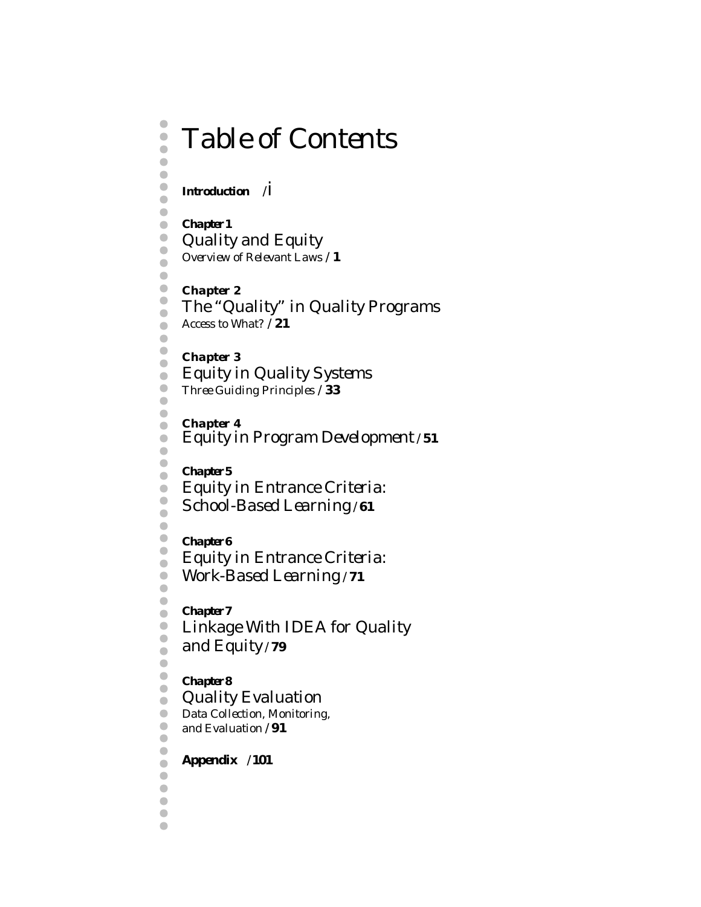# Table of Contents

**Introduction** /i

**Chapter 1**
Quality and Equity
*Overview of Relevant Laws* / **1**

**Chapter 2**
The "Quality" in Quality Programs
*Access to What?* / **21**

**Chapter 3**
Equity in Quality Systems
*Three Guiding Principles* / **33**

**Chapter 4**
Equity in Program Development / **51**

**Chapter 5**
Equity in Entrance Criteria:
School-Based Learning / **61**

**Chapter 6**
Equity in Entrance Criteria:
Work-Based Learning / **71**

**Chapter 7**
Linkage With IDEA for Quality
and Equity / **79**

**Chapter 8**
Quality Evaluation
*Data Collection, Monitoring, and Evaluation* / **91**

**Appendix** /**101**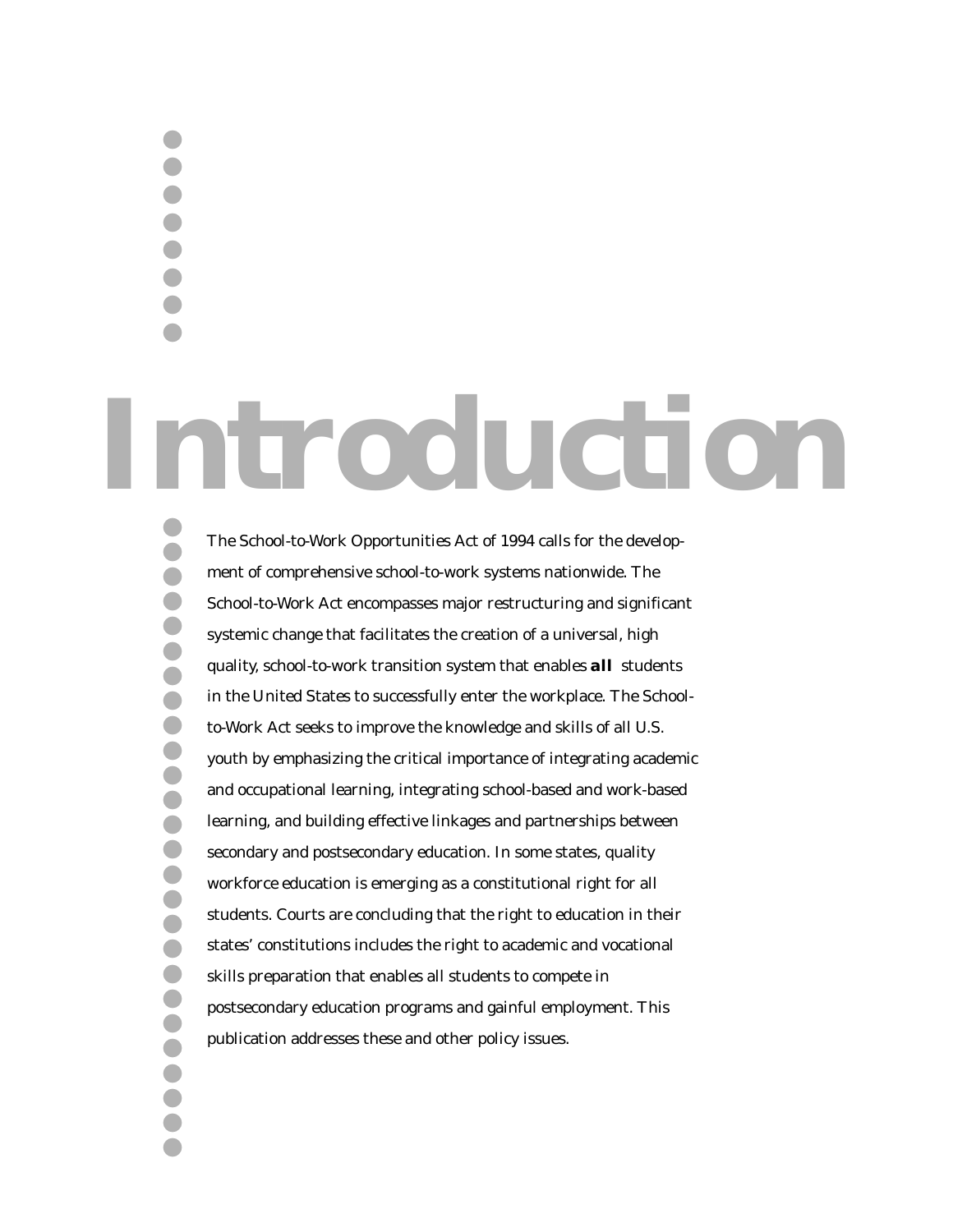# Introduction

The School-to-Work Opportunities Act of 1994 calls for the development of comprehensive school-to-work systems nationwide. The School-to-Work Act encompasses major restructuring and significant systemic change that facilitates the creation of a universal, high quality, school-to-work transition system that enables ***all*** students in the United States to successfully enter the workplace. The School-to-Work Act seeks to improve the knowledge and skills of all U.S. youth by emphasizing the critical importance of integrating academic and occupational learning, integrating school-based and work-based learning, and building effective linkages and partnerships between secondary and postsecondary education. In some states, quality workforce education is emerging as a constitutional right for all students. Courts are concluding that the right to education in their states' constitutions includes the right to academic and vocational skills preparation that enables all students to compete in postsecondary education programs and gainful employment. This publication addresses these and other policy issues.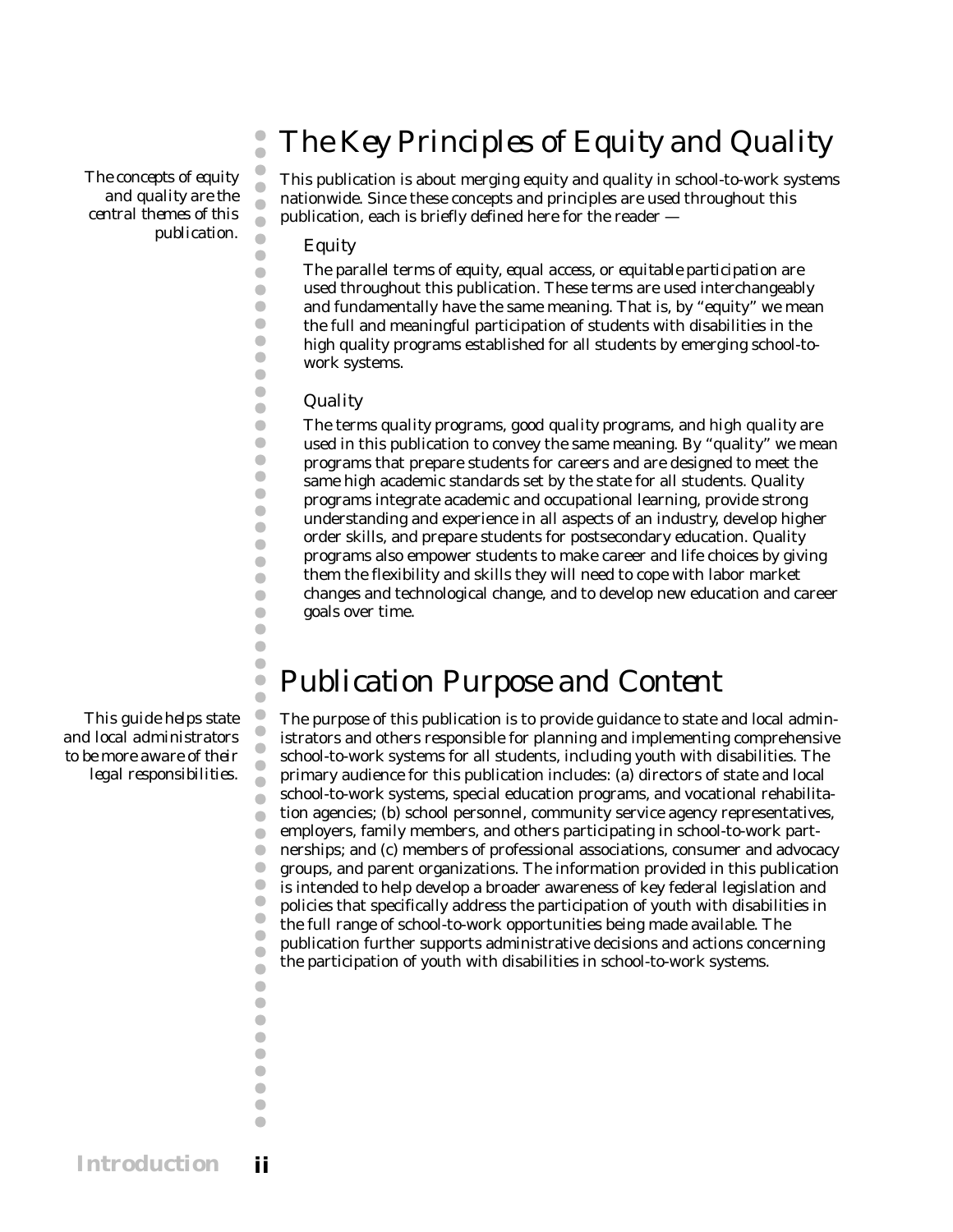*The concepts of equity and quality are the central themes of this publication.*

# The Key Principles of Equity and Quality

This publication is about merging equity and quality in school-to-work systems nationwide. Since these concepts and principles are used throughout this publication, each is briefly defined here for the reader —

## Equity

The parallel terms of *equity, equal access,* or *equitable participation* are used throughout this publication. These terms are used interchangeably and fundamentally have the same meaning. That is, by "equity" we mean the full and meaningful participation of students with disabilities in the high quality programs established for all students by emerging school-to-work systems.

## Quality

The terms *quality programs, good quality programs,* and *high quality* are used in this publication to convey the same meaning. By "quality" we mean programs that prepare students for careers and are designed to meet the same high academic standards set by the state for all students. Quality programs integrate academic and occupational learning, provide strong understanding and experience in all aspects of an industry, develop higher order skills, and prepare students for postsecondary education. Quality programs also empower students to make career and life choices by giving them the flexibility and skills they will need to cope with labor market changes and technological change, and to develop new education and career goals over time.

*This guide helps state and local administrators to be more aware of their legal responsibilities.*

# Publication Purpose and Content

The purpose of this publication is to provide guidance to state and local administrators and others responsible for planning and implementing comprehensive school-to-work systems for all students, including youth with disabilities. The primary audience for this publication includes: (a) directors of state and local school-to-work systems, special education programs, and vocational rehabilitation agencies; (b) school personnel, community service agency representatives, employers, family members, and others participating in school-to-work partnerships; and (c) members of professional associations, consumer and advocacy groups, and parent organizations. The information provided in this publication is intended to help develop a broader awareness of key federal legislation and policies that specifically address the participation of youth with disabilities in the full range of school-to-work opportunities being made available. The publication further supports administrative decisions and actions concerning the participation of youth with disabilities in school-to-work systems.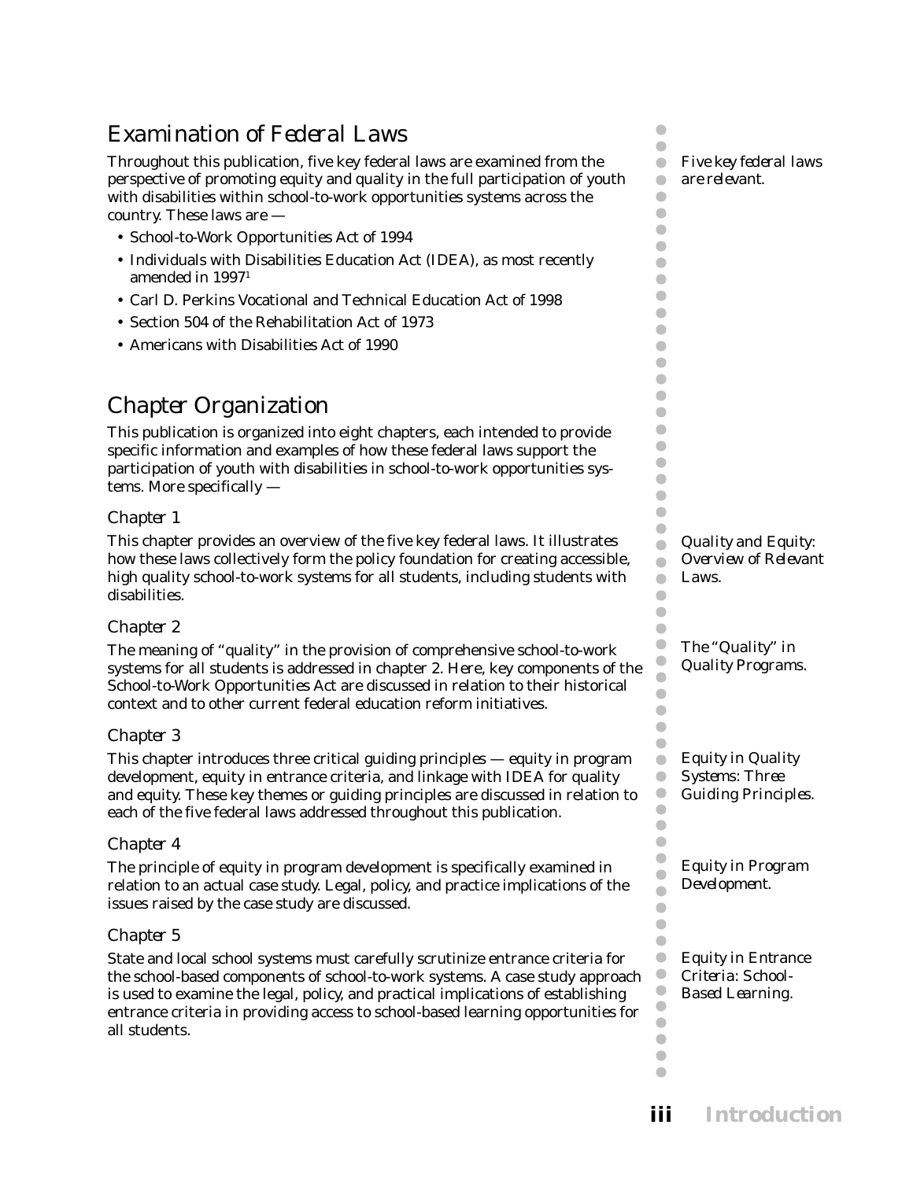## Examination of Federal Laws

*Five key federal laws are relevant.*

Throughout this publication, five key federal laws are examined from the perspective of promoting equity and quality in the full participation of youth with disabilities within school-to-work opportunities systems across the country. These laws are —

- School-to-Work Opportunities Act of 1994
- Individuals with Disabilities Education Act (IDEA), as most recently amended in 1997[1]
- Carl D. Perkins Vocational and Technical Education Act of 1998
- Section 504 of the Rehabilitation Act of 1973
- Americans with Disabilities Act of 1990

## Chapter Organization

This publication is organized into eight chapters, each intended to provide specific information and examples of how these federal laws support the participation of youth with disabilities in school-to-work opportunities systems. More specifically —

### Chapter 1

*Quality and Equity: Overview of Relevant Laws.*

This chapter provides an overview of the five key federal laws. It illustrates how these laws collectively form the policy foundation for creating accessible, high quality school-to-work systems for all students, including students with disabilities.

### Chapter 2

*The "Quality" in Quality Programs.*

The meaning of "quality" in the provision of comprehensive school-to-work systems for all students is addressed in chapter 2. Here, key components of the School-to-Work Opportunities Act are discussed in relation to their historical context and to other current federal education reform initiatives.

### Chapter 3

*Equity in Quality Systems: Three Guiding Principles.*

This chapter introduces three critical guiding principles — equity in program development, equity in entrance criteria, and linkage with IDEA for quality and equity. These key themes or guiding principles are discussed in relation to each of the five federal laws addressed throughout this publication.

### Chapter 4

*Equity in Program Development.*

The principle of equity in program development is specifically examined in relation to an actual case study. Legal, policy, and practice implications of the issues raised by the case study are discussed.

### Chapter 5

*Equity in Entrance Criteria: School-Based Learning.*

State and local school systems must carefully scrutinize entrance criteria for the school-based components of school-to-work systems. A case study approach is used to examine the legal, policy, and practical implications of establishing entrance criteria in providing access to school-based learning opportunities for all students.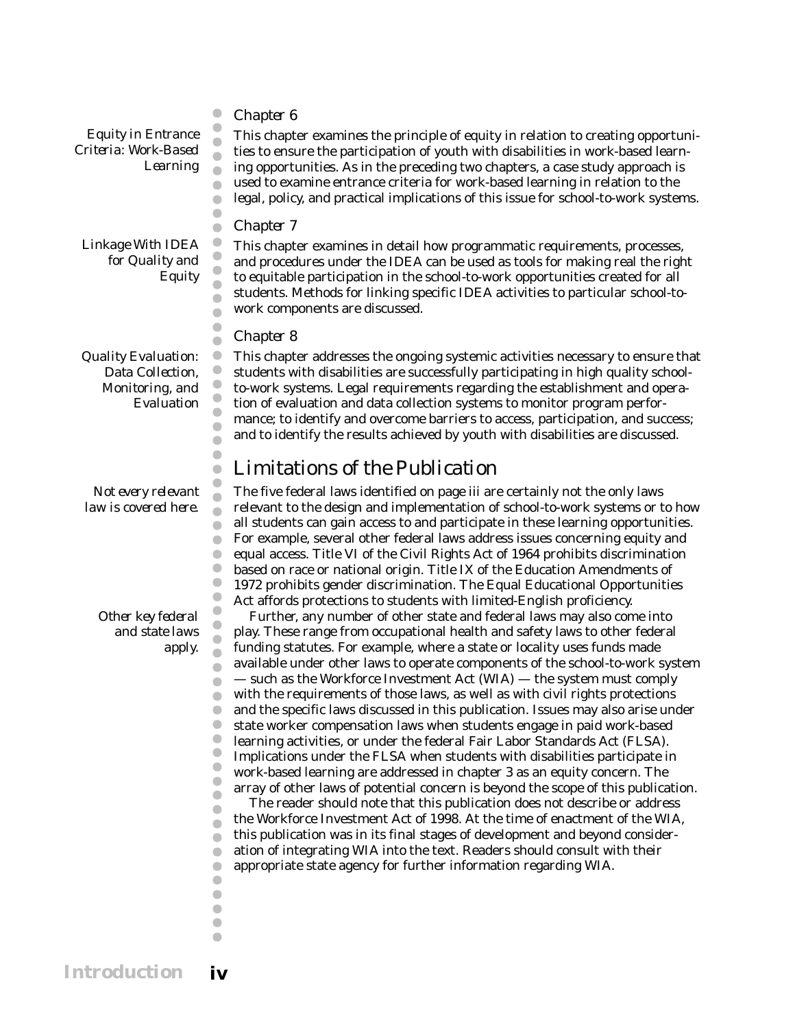*Equity in Entrance Criteria: Work-Based Learning*

### Chapter 6

This chapter examines the principle of equity in relation to creating opportunities to ensure the participation of youth with disabilities in work-based learning opportunities. As in the preceding two chapters, a case study approach is used to examine entrance criteria for work-based learning in relation to the legal, policy, and practical implications of this issue for school-to-work systems.

*Linkage With IDEA for Quality and Equity*

### Chapter 7

This chapter examines in detail how programmatic requirements, processes, and procedures under the IDEA can be used as tools for making real the right to equitable participation in the school-to-work opportunities created for all students. Methods for linking specific IDEA activities to particular school-to-work components are discussed.

*Quality Evaluation: Data Collection, Monitoring, and Evaluation*

### Chapter 8

This chapter addresses the ongoing systemic activities necessary to ensure that students with disabilities are successfully participating in high quality school-to-work systems. Legal requirements regarding the establishment and operation of evaluation and data collection systems to monitor program performance; to identify and overcome barriers to access, participation, and success; and to identify the results achieved by youth with disabilities are discussed.

## Limitations of the Publication

*Not every relevant law is covered here.*

The five federal laws identified on page iii are certainly not the only laws relevant to the design and implementation of school-to-work systems or to how all students can gain access to and participate in these learning opportunities. For example, several other federal laws address issues concerning equity and equal access. Title VI of the Civil Rights Act of 1964 prohibits discrimination based on race or national origin. Title IX of the Education Amendments of 1972 prohibits gender discrimination. The Equal Educational Opportunities Act affords protections to students with limited-English proficiency.

*Other key federal and state laws apply.*

Further, any number of other state and federal laws may also come into play. These range from occupational health and safety laws to other federal funding statutes. For example, where a state or locality uses funds made available under other laws to operate components of the school-to-work system — such as the Workforce Investment Act (WIA) — the system must comply with the requirements of those laws, as well as with civil rights protections and the specific laws discussed in this publication. Issues may also arise under state worker compensation laws when students engage in paid work-based learning activities, or under the federal Fair Labor Standards Act (FLSA). Implications under the FLSA when students with disabilities participate in work-based learning are addressed in chapter 3 as an equity concern. The array of other laws of potential concern is beyond the scope of this publication.

The reader should note that this publication does not describe or address the Workforce Investment Act of 1998. At the time of enactment of the WIA, this publication was in its final stages of development and beyond consideration of integrating WIA into the text. Readers should consult with their appropriate state agency for further information regarding WIA.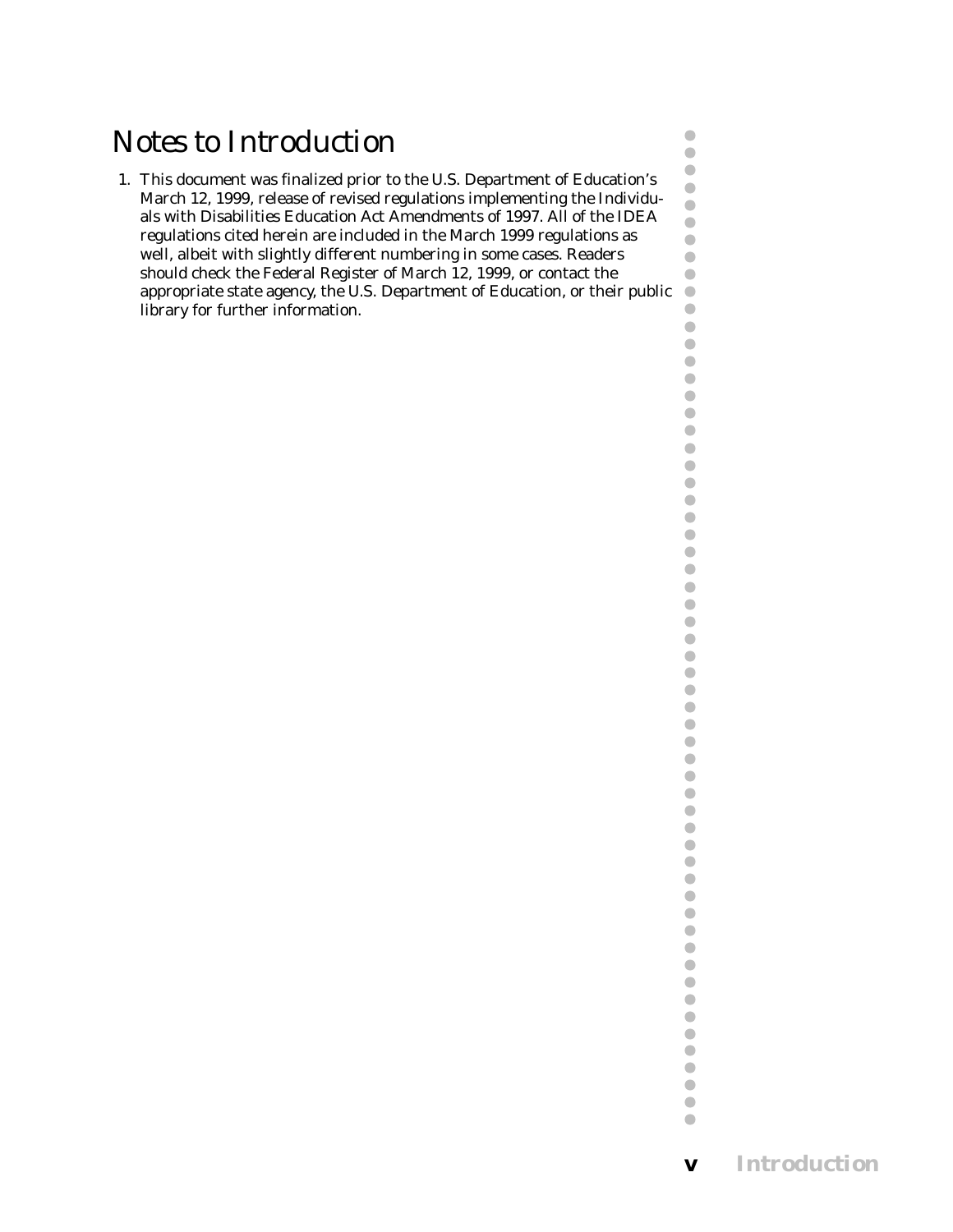# Notes to Introduction

1. This document was finalized prior to the U.S. Department of Education's March 12, 1999, release of revised regulations implementing the Individuals with Disabilities Education Act Amendments of 1997. All of the IDEA regulations cited herein are included in the March 1999 regulations as well, albeit with slightly different numbering in some cases. Readers should check the Federal Register of March 12, 1999, or contact the appropriate state agency, the U.S. Department of Education, or their public library for further information.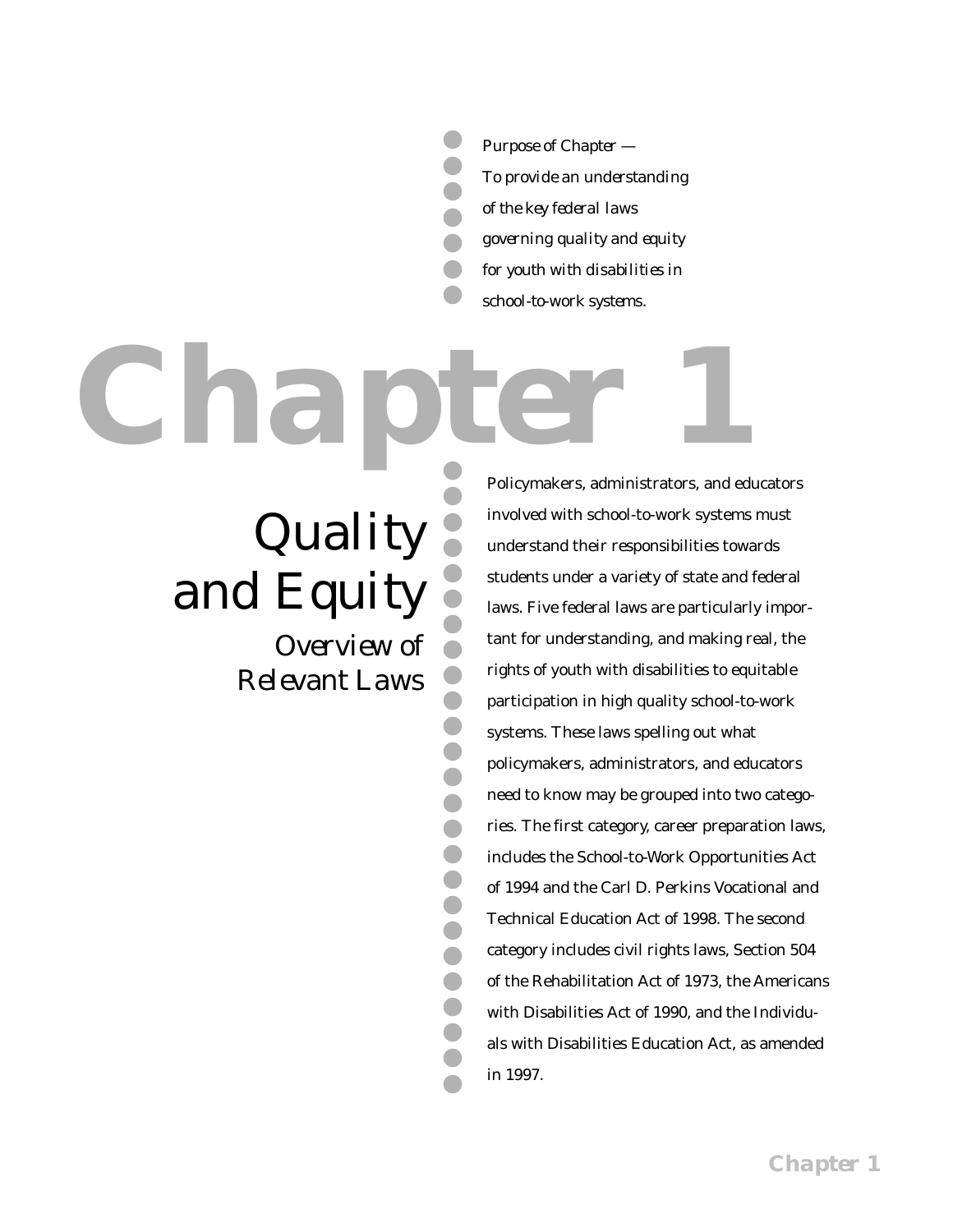*Purpose of Chapter —*
*To provide an understanding of the key federal laws governing quality and equity for youth with disabilities in school-to-work systems.*

# Chapter 1

## Quality and Equity

### *Overview of Relevant Laws*

Policymakers, administrators, and educators involved with school-to-work systems must understand their responsibilities towards students under a variety of state and federal laws. Five federal laws are particularly important for understanding, and making real, the rights of youth with disabilities to equitable participation in high quality school-to-work systems. These laws spelling out what policymakers, administrators, and educators need to know may be grouped into two categories. The first category, career preparation laws, includes the School-to-Work Opportunities Act of 1994 and the Carl D. Perkins Vocational and Technical Education Act of 1998. The second category includes civil rights laws, Section 504 of the Rehabilitation Act of 1973, the Americans with Disabilities Act of 1990, and the Individuals with Disabilities Education Act, as amended in 1997.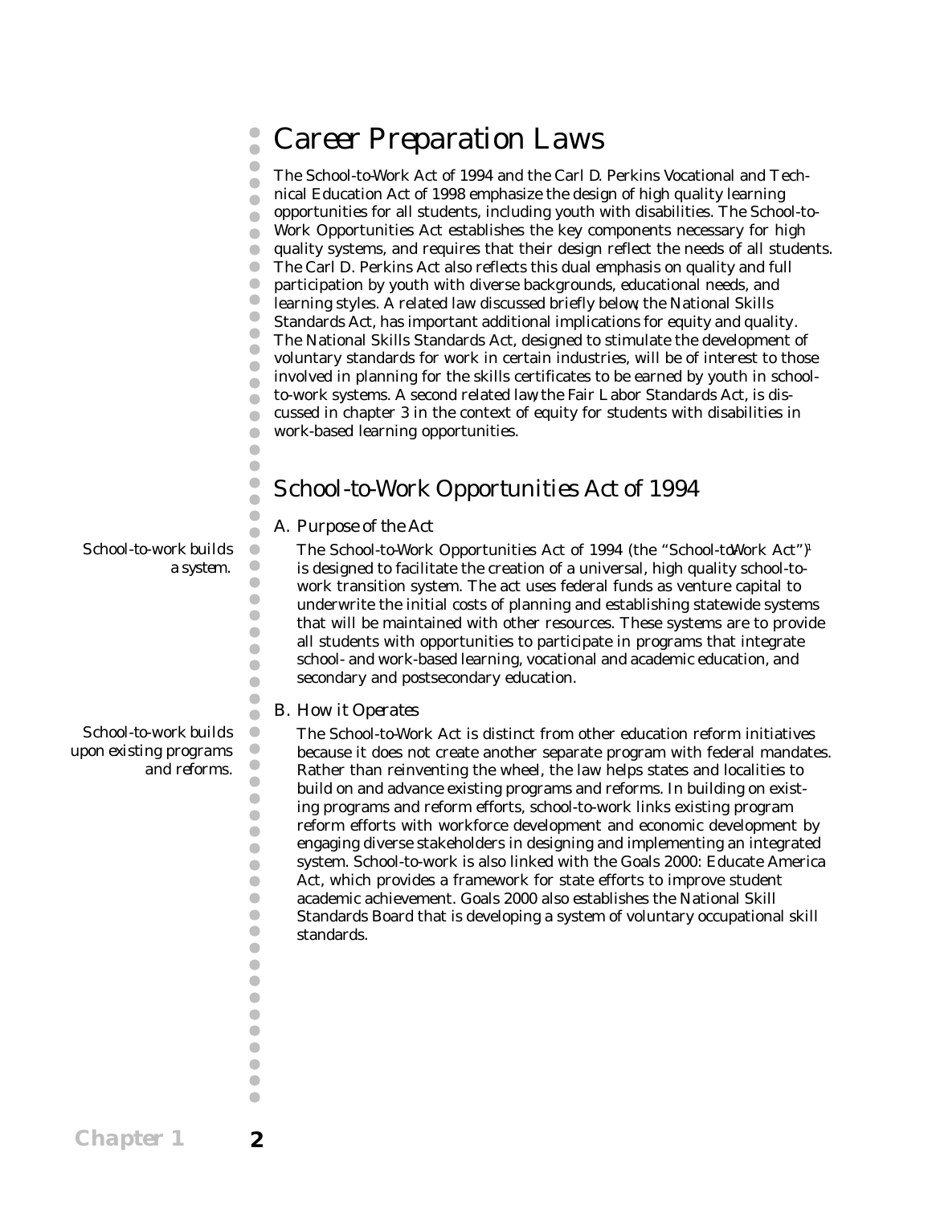# Career Preparation Laws

The School-to-Work Act of 1994 and the Carl D. Perkins Vocational and Technical Education Act of 1998 emphasize the design of high quality learning opportunities for all students, including youth with disabilities. The School-to-Work Opportunities Act establishes the key components necessary for high quality systems, and requires that their design reflect the needs of all students. The Carl D. Perkins Act also reflects this dual emphasis on quality and full participation by youth with diverse backgrounds, educational needs, and learning styles. A related law discussed briefly below, the National Skills Standards Act, has important additional implications for equity and quality. The National Skills Standards Act, designed to stimulate the development of voluntary standards for work in certain industries, will be of interest to those involved in planning for the skills certificates to be earned by youth in school-to-work systems. A second related law, the Fair Labor Standards Act, is discussed in chapter 3 in the context of equity for students with disabilities in work-based learning opportunities.

## School-to-Work Opportunities Act of 1994

### A. Purpose of the Act

*School-to-work builds a system.*

The School-to-Work Opportunities Act of 1994 (the "School-to-Work Act")[1] is designed to facilitate the creation of a universal, high quality school-to-work transition system. The act uses federal funds as venture capital to underwrite the initial costs of planning and establishing statewide systems that will be maintained with other resources. These systems are to provide all students with opportunities to participate in programs that integrate school- and work-based learning, vocational and academic education, and secondary and postsecondary education.

### B. How it Operates

*School-to-work builds upon existing programs and reforms.*

The School-to-Work Act is distinct from other education reform initiatives because it does not create another separate program with federal mandates. Rather than reinventing the wheel, the law helps states and localities to build on and advance existing programs and reforms. In building on existing programs and reform efforts, school-to-work links existing program reform efforts with workforce development and economic development by engaging diverse stakeholders in designing and implementing an integrated system. School-to-work is also linked with the Goals 2000: Educate America Act, which provides a framework for state efforts to improve student academic achievement. Goals 2000 also establishes the National Skill Standards Board that is developing a system of voluntary occupational skill standards.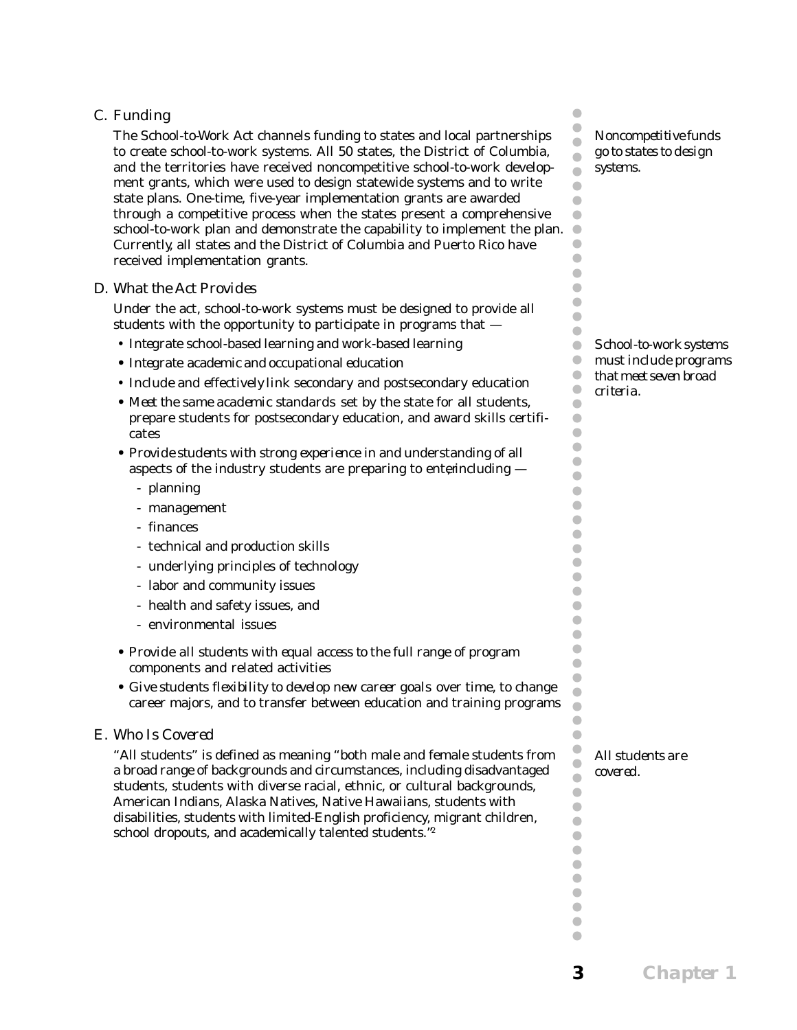## C. Funding

The School-to-Work Act channels funding to states and local partnerships to create school-to-work systems. All 50 states, the District of Columbia, and the territories have received noncompetitive school-to-work development grants, which were used to design statewide systems and to write state plans. One-time, five-year implementation grants are awarded through a competitive process when the states present a comprehensive school-to-work plan and demonstrate the capability to implement the plan. Currently, all states and the District of Columbia and Puerto Rico have received implementation grants.

*Noncompetitive funds go to states to design systems.*

## D. What the Act Provides

Under the act, school-to-work systems must be designed to provide all students with the opportunity to participate in programs that —

*School-to-work systems must include programs that meet seven broad criteria.*

- Integrate school-based learning and work-based learning
- Integrate academic and occupational education
- Include and effectively link secondary and postsecondary education
- Meet the same academic standards set by the state for all students, prepare students for postsecondary education, and award skills certificates
- Provide students with strong experience in and understanding of all aspects of the industry students are preparing to enter, including —
  - planning
  - management
  - finances
  - technical and production skills
  - underlying principles of technology
  - labor and community issues
  - health and safety issues, and
  - environmental issues
- Provide all students with equal access to the full range of program components and related activities
- Give students flexibility to develop new career goals over time, to change career majors, and to transfer between education and training programs

## E. Who Is Covered

"All students" is defined as meaning "both male and female students from a broad range of backgrounds and circumstances, including disadvantaged students, students with diverse racial, ethnic, or cultural backgrounds, American Indians, Alaska Natives, Native Hawaiians, students with disabilities, students with limited-English proficiency, migrant children, school dropouts, and academically talented students."[2]

*All students are covered.*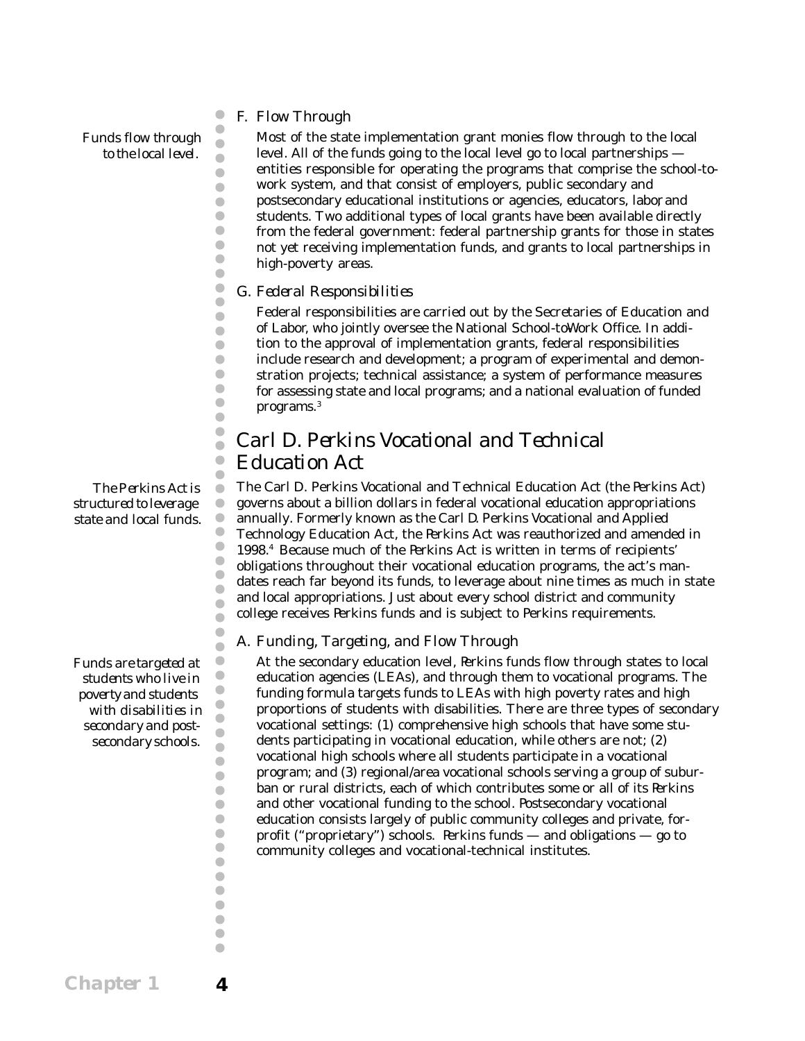### F. Flow Through

*Funds flow through to the local level.*

Most of the state implementation grant monies flow through to the local level. All of the funds going to the local level go to local partnerships — entities responsible for operating the programs that comprise the school-to-work system, and that consist of employers, public secondary and postsecondary educational institutions or agencies, educators, labor, and students. Two additional types of local grants have been available directly from the federal government: federal partnership grants for those in states not yet receiving implementation funds, and grants to local partnerships in high-poverty areas.

### G. Federal Responsibilities

Federal responsibilities are carried out by the Secretaries of Education and of Labor, who jointly oversee the National School-to-Work Office. In addition to the approval of implementation grants, federal responsibilities include research and development; a program of experimental and demonstration projects; technical assistance; a system of performance measures for assessing state and local programs; and a national evaluation of funded programs.[3]

## Carl D. Perkins Vocational and Technical Education Act

*The Perkins Act is structured to leverage state and local funds.*

The Carl D. Perkins Vocational and Technical Education Act (the Perkins Act) governs about a billion dollars in federal vocational education appropriations annually. Formerly known as the Carl D. Perkins Vocational and Applied Technology Education Act, the Perkins Act was reauthorized and amended in 1998.[4] Because much of the Perkins Act is written in terms of recipients' obligations throughout their vocational education programs, the act's mandates reach far beyond its funds, to leverage about nine times as much in state and local appropriations. Just about every school district and community college receives Perkins funds and is subject to Perkins requirements.

### A. Funding, Targeting, and Flow Through

*Funds are targeted at students who live in poverty and students with disabilities in secondary and post-secondary schools.*

At the secondary education level, Perkins funds flow through states to local education agencies (LEAs), and through them to vocational programs. The funding formula targets funds to LEAs with high poverty rates and high proportions of students with disabilities. There are three types of secondary vocational settings: (1) comprehensive high schools that have some students participating in vocational education, while others are not; (2) vocational high schools where all students participate in a vocational program; and (3) regional/area vocational schools serving a group of suburban or rural districts, each of which contributes some or all of its Perkins and other vocational funding to the school. Postsecondary vocational education consists largely of public community colleges and private, for-profit ("proprietary") schools. Perkins funds — and obligations — go to community colleges and vocational-technical institutes.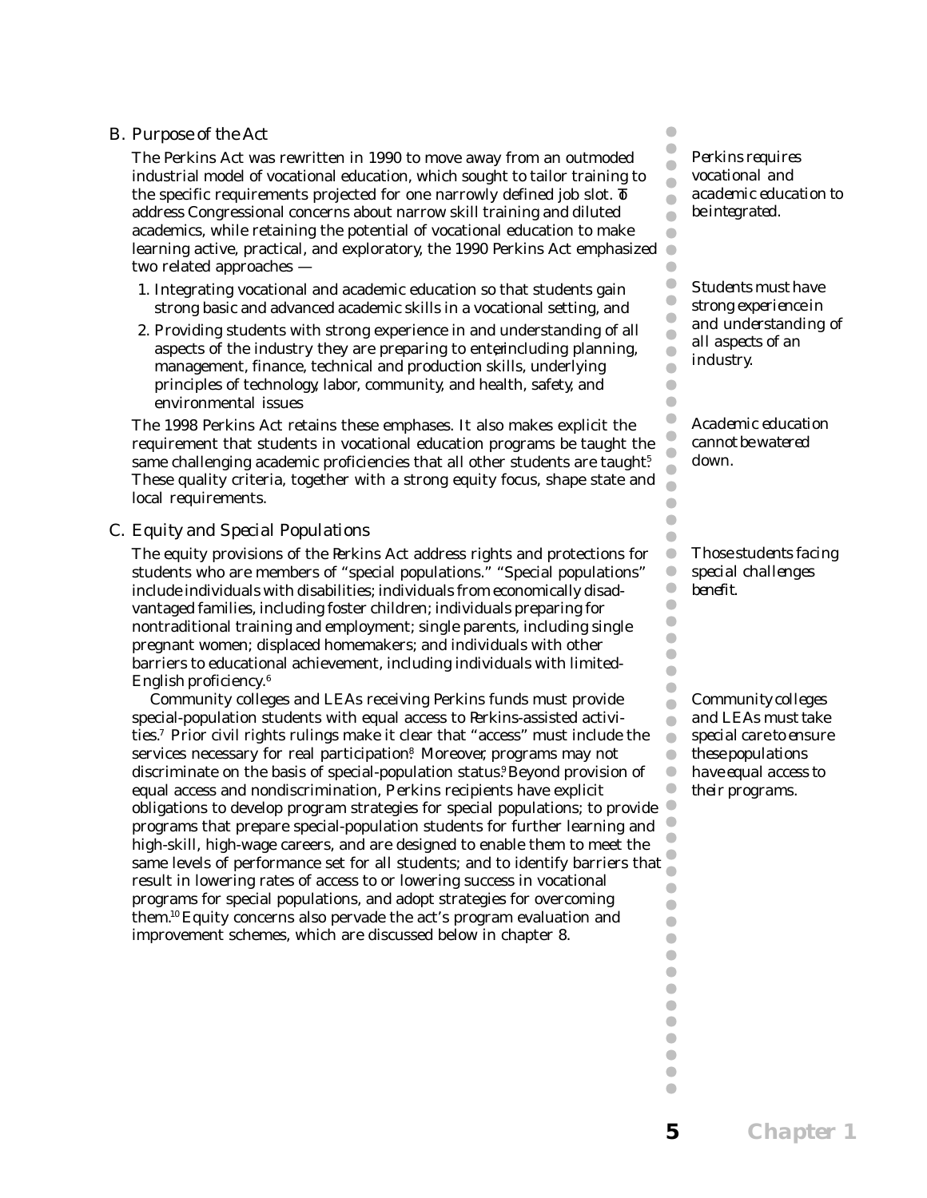## B. Purpose of the Act

The Perkins Act was rewritten in 1990 to move away from an outmoded industrial model of vocational education, which sought to tailor training to the specific requirements projected for one narrowly defined job slot. To address Congressional concerns about narrow skill training and diluted academics, while retaining the potential of vocational education to make learning active, practical, and exploratory, the 1990 Perkins Act emphasized two related approaches —

1. Integrating vocational and academic education so that students gain strong basic and advanced academic skills in a vocational setting, and
2. Providing students with strong experience in and understanding of all aspects of the industry they are preparing to enter, including planning, management, finance, technical and production skills, underlying principles of technology, labor, community, and health, safety, and environmental issues

The 1998 Perkins Act retains these emphases. It also makes explicit the requirement that students in vocational education programs be taught the same challenging academic proficiencies that all other students are taught.[5] These quality criteria, together with a strong equity focus, shape state and local requirements.

*Perkins requires vocational and academic education to be integrated.*

*Students must have strong experience in and understanding of all aspects of an industry.*

*Academic education cannot be watered down.*

## C. Equity and Special Populations

The equity provisions of the Perkins Act address rights and protections for students who are members of "special populations." "Special populations" include individuals with disabilities; individuals from economically disadvantaged families, including foster children; individuals preparing for nontraditional training and employment; single parents, including single pregnant women; displaced homemakers; and individuals with other barriers to educational achievement, including individuals with limited-English proficiency.[6]

Community colleges and LEAs receiving Perkins funds must provide special-population students with equal access to Perkins-assisted activities.[7] Prior civil rights rulings make it clear that "access" must include the services necessary for real participation.[8] Moreover, programs may not discriminate on the basis of special-population status.[9] Beyond provision of equal access and nondiscrimination, Perkins recipients have explicit obligations to develop program strategies for special populations; to provide programs that prepare special-population students for further learning and high-skill, high-wage careers, and are designed to enable them to meet the same levels of performance set for all students; and to identify barriers that result in lowering rates of access to or lowering success in vocational programs for special populations, and adopt strategies for overcoming them.[10] Equity concerns also pervade the act's program evaluation and improvement schemes, which are discussed below in chapter 8.

*Those students facing special challenges benefit.*

*Community colleges and LEAs must take special care to ensure these populations have equal access to their programs.*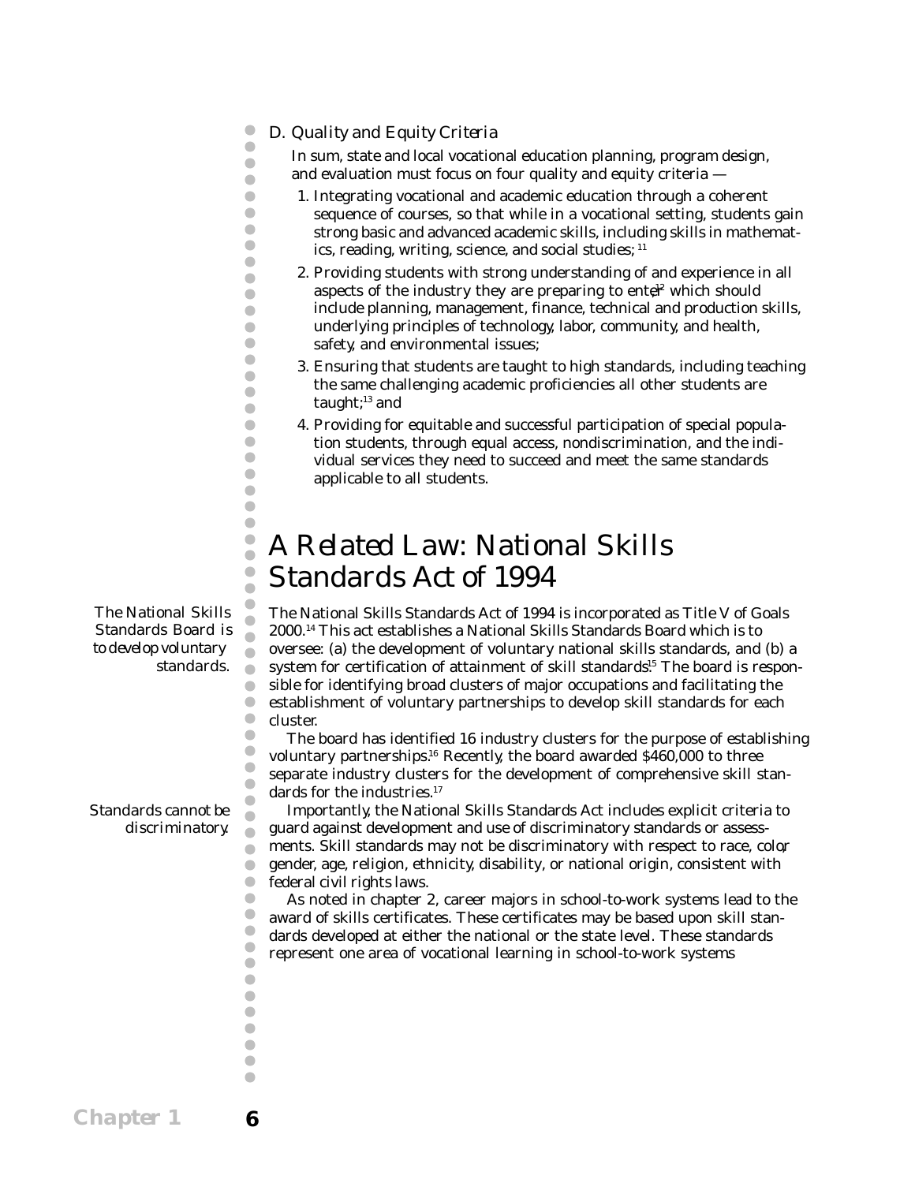*D. Quality and Equity Criteria*

In sum, state and local vocational education planning, program design, and evaluation must focus on four quality and equity criteria —

1. Integrating vocational and academic education through a coherent sequence of courses, so that while in a vocational setting, students gain strong basic and advanced academic skills, including skills in mathematics, reading, writing, science, and social studies; [11]
2. Providing students with strong understanding of and experience in all aspects of the industry they are preparing to enter,[12] which should include planning, management, finance, technical and production skills, underlying principles of technology, labor, community, and health, safety, and environmental issues;
3. Ensuring that students are taught to high standards, including teaching the same challenging academic proficiencies all other students are taught;[13] and
4. Providing for equitable and successful participation of special population students, through equal access, nondiscrimination, and the individual services they need to succeed and meet the same standards applicable to all students.

# A Related Law: National Skills Standards Act of 1994

*The National Skills Standards Board is to develop voluntary standards.*

The National Skills Standards Act of 1994 is incorporated as Title V of Goals 2000.[14] This act establishes a National Skills Standards Board which is to oversee: (a) the development of voluntary national skills standards, and (b) a system for certification of attainment of skill standards.[15] The board is responsible for identifying broad clusters of major occupations and facilitating the establishment of voluntary partnerships to develop skill standards for each cluster.

The board has identified 16 industry clusters for the purpose of establishing voluntary partnerships.[16] Recently, the board awarded $460,000 to three separate industry clusters for the development of comprehensive skill standards for the industries.[17]

*Standards cannot be discriminatory.*

Importantly, the National Skills Standards Act includes explicit criteria to guard against development and use of discriminatory standards or assessments. Skill standards may not be discriminatory with respect to race, color, gender, age, religion, ethnicity, disability, or national origin, consistent with federal civil rights laws.

As noted in chapter 2, career majors in school-to-work systems lead to the award of skills certificates. These certificates may be based upon skill standards developed at either the national or the state level. These standards represent one area of vocational learning in school-to-work systems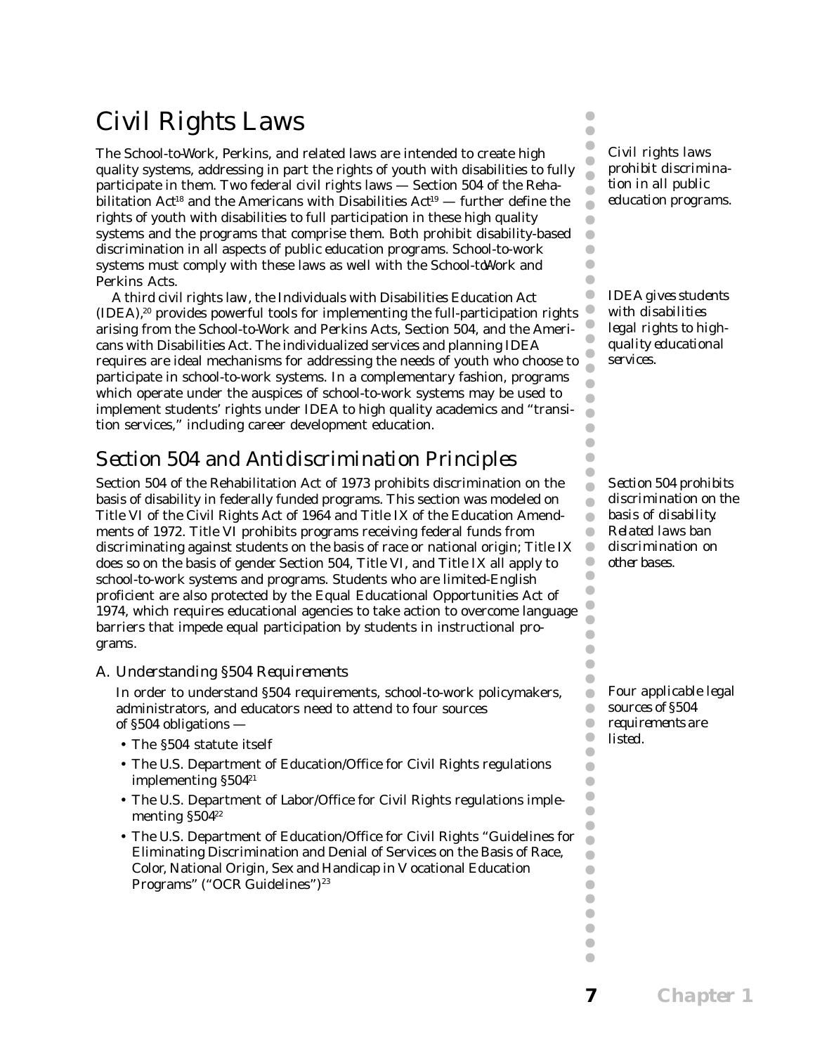# Civil Rights Laws

*Civil rights laws prohibit discrimination in all public education programs.*

The School-to-Work, Perkins, and related laws are intended to create high quality systems, addressing in part the rights of youth with disabilities to fully participate in them. Two federal civil rights laws — Section 504 of the Rehabilitation Act[18] and the Americans with Disabilities Act[19] — further define the rights of youth with disabilities to full participation in these high quality systems and the programs that comprise them. Both prohibit disability-based discrimination in all aspects of public education programs. School-to-work systems must comply with these laws as well with the School-to-Work and Perkins Acts.

*IDEA gives students with disabilities legal rights to high-quality educational services.*

A third civil rights law, the Individuals with Disabilities Education Act (IDEA),[20] provides powerful tools for implementing the full-participation rights arising from the School-to-Work and Perkins Acts, Section 504, and the Americans with Disabilities Act. The individualized services and planning IDEA requires are ideal mechanisms for addressing the needs of youth who choose to participate in school-to-work systems. In a complementary fashion, programs which operate under the auspices of school-to-work systems may be used to implement students' rights under IDEA to high quality academics and "transition services," including career development education.

## Section 504 and Antidiscrimination Principles

*Section 504 prohibits discrimination on the basis of disability. Related laws ban discrimination on other bases.*

Section 504 of the Rehabilitation Act of 1973 prohibits discrimination on the basis of disability in federally funded programs. This section was modeled on Title VI of the Civil Rights Act of 1964 and Title IX of the Education Amendments of 1972. Title VI prohibits programs receiving federal funds from discriminating against students on the basis of race or national origin; Title IX does so on the basis of gender. Section 504, Title VI, and Title IX all apply to school-to-work systems and programs. Students who are limited-English proficient are also protected by the Equal Educational Opportunities Act of 1974, which requires educational agencies to take action to overcome language barriers that impede equal participation by students in instructional programs.

### A. Understanding §504 Requirements

*Four applicable legal sources of §504 requirements are listed.*

In order to understand §504 requirements, school-to-work policymakers, administrators, and educators need to attend to four sources of §504 obligations —

- The §504 statute itself
- The U.S. Department of Education/Office for Civil Rights regulations implementing §504[21]
- The U.S. Department of Labor/Office for Civil Rights regulations implementing §504[22]
- The U.S. Department of Education/Office for Civil Rights "Guidelines for Eliminating Discrimination and Denial of Services on the Basis of Race, Color, National Origin, Sex and Handicap in Vocational Education Programs" ("OCR Guidelines")[23]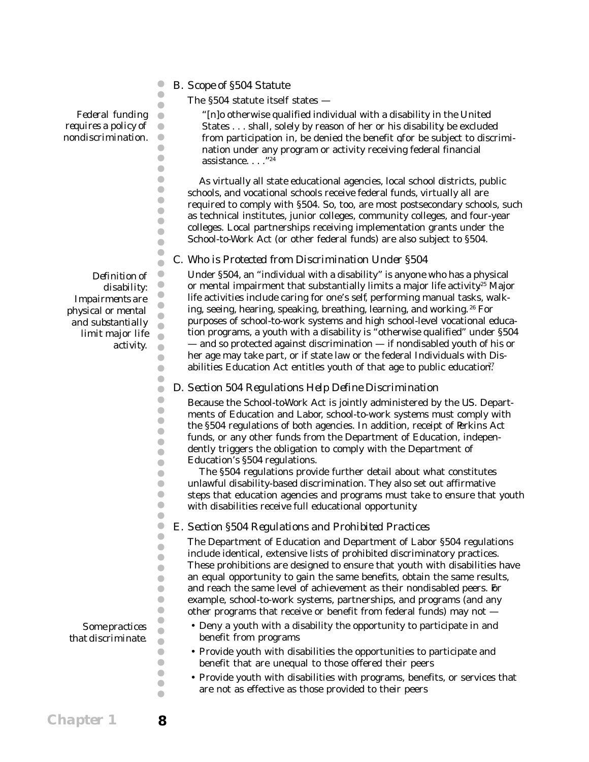### B. Scope of §504 Statute

*Federal funding requires a policy of nondiscrimination.*

The §504 statute itself states —

> "[n]o otherwise qualified individual with a disability in the United States . . . shall, solely by reason of her or his disability, be excluded from participation in, be denied the benefit of, or be subject to discrimination under any program or activity receiving federal financial assistance. . . ."[24]

As virtually all state educational agencies, local school districts, public schools, and vocational schools receive federal funds, virtually all are required to comply with §504. So, too, are most postsecondary schools, such as technical institutes, junior colleges, community colleges, and four-year colleges. Local partnerships receiving implementation grants under the School-to-Work Act (or other federal funds) are also subject to §504.

### C. Who is Protected from Discrimination Under §504

*Definition of disability: Impairments are physical or mental and substantially limit major life activity.*

Under §504, an "individual with a disability" is anyone who has a physical or mental impairment that substantially limits a major life activity.[25] Major life activities include caring for one's self, performing manual tasks, walking, seeing, hearing, speaking, breathing, learning, and working.[26] For purposes of school-to-work systems and high school-level vocational education programs, a youth with a disability is "otherwise qualified" under §504 — and so protected against discrimination — if nondisabled youth of his or her age may take part, or if state law or the federal Individuals with Disabilities Education Act entitles youth of that age to public education.[27]

### D. Section 504 Regulations Help Define Discrimination

Because the School-to-Work Act is jointly administered by the US. Departments of Education and Labor, school-to-work systems must comply with the §504 regulations of both agencies. In addition, receipt of Perkins Act funds, or any other funds from the Department of Education, independently triggers the obligation to comply with the Department of Education's §504 regulations.

The §504 regulations provide further detail about what constitutes unlawful disability-based discrimination. They also set out affirmative steps that education agencies and programs must take to ensure that youth with disabilities receive full educational opportunity.

### E. Section §504 Regulations and Prohibited Practices

The Department of Education and Department of Labor §504 regulations include identical, extensive lists of prohibited discriminatory practices. These prohibitions are designed to ensure that youth with disabilities have an equal opportunity to gain the same benefits, obtain the same results, and reach the same level of achievement as their nondisabled peers. For example, school-to-work systems, partnerships, and programs (and any other programs that receive or benefit from federal funds) may not —

*Some practices that discriminate.*

- Deny a youth with a disability the opportunity to participate in and benefit from programs
- Provide youth with disabilities the opportunities to participate and benefit that are unequal to those offered their peers
- Provide youth with disabilities with programs, benefits, or services that are not as effective as those provided to their peers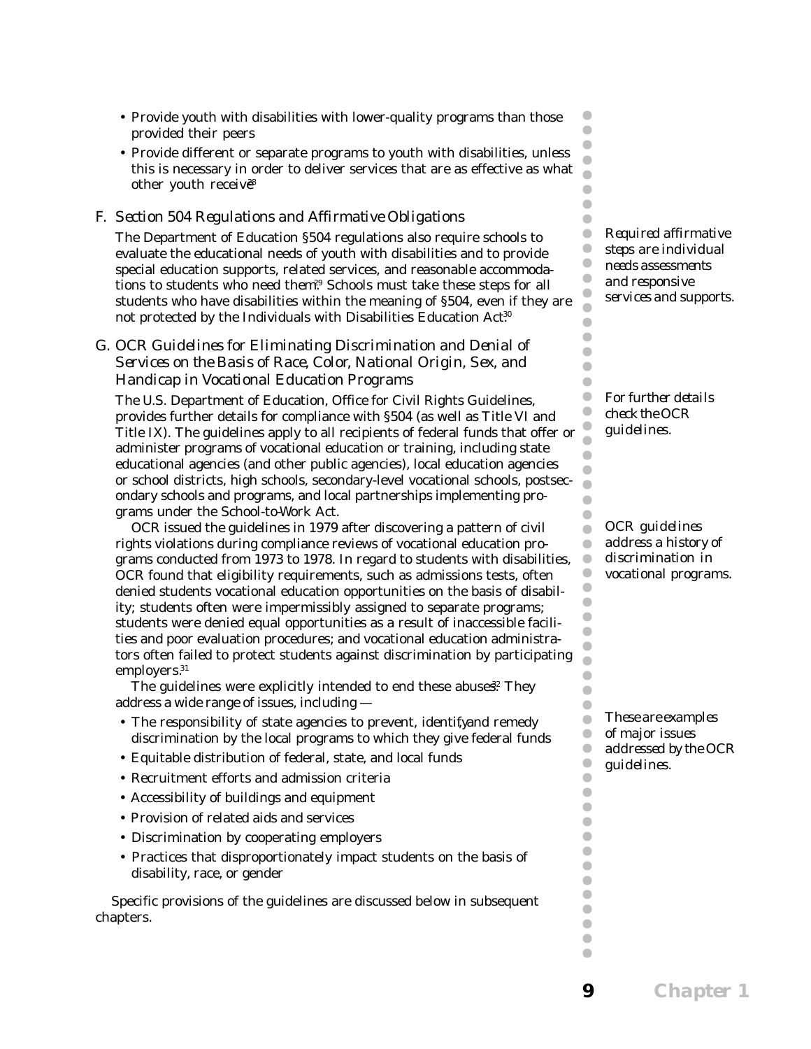- Provide youth with disabilities with lower-quality programs than those provided their peers
- Provide different or separate programs to youth with disabilities, unless this is necessary in order to deliver services that are as effective as what other youth receive[28]

### F. Section 504 Regulations and Affirmative Obligations

*Required affirmative steps are individual needs assessments and responsive services and supports.*

The Department of Education §504 regulations also require schools to evaluate the educational needs of youth with disabilities and to provide special education supports, related services, and reasonable accommodations to students who need them.[29] Schools must take these steps for all students who have disabilities within the meaning of §504, even if they are not protected by the Individuals with Disabilities Education Act.[30]

### G. OCR Guidelines for Eliminating Discrimination and Denial of Services on the Basis of Race, Color, National Origin, Sex, and Handicap in Vocational Education Programs

*For further details check the OCR guidelines.*

The U.S. Department of Education, Office for Civil Rights Guidelines, provides further details for compliance with §504 (as well as Title VI and Title IX). The guidelines apply to all recipients of federal funds that offer or administer programs of vocational education or training, including state educational agencies (and other public agencies), local education agencies or school districts, high schools, secondary-level vocational schools, postsecondary schools and programs, and local partnerships implementing programs under the School-to-Work Act.

*OCR guidelines address a history of discrimination in vocational programs.*

OCR issued the guidelines in 1979 after discovering a pattern of civil rights violations during compliance reviews of vocational education programs conducted from 1973 to 1978. In regard to students with disabilities, OCR found that eligibility requirements, such as admissions tests, often denied students vocational education opportunities on the basis of disability; students often were impermissibly assigned to separate programs; students were denied equal opportunities as a result of inaccessible facilities and poor evaluation procedures; and vocational education administrators often failed to protect students against discrimination by participating employers.[31]

The guidelines were explicitly intended to end these abuses.[32] They address a wide range of issues, including —

*These are examples of major issues addressed by the OCR guidelines.*

- The responsibility of state agencies to prevent, identify, and remedy discrimination by the local programs to which they give federal funds
- Equitable distribution of federal, state, and local funds
- Recruitment efforts and admission criteria
- Accessibility of buildings and equipment
- Provision of related aids and services
- Discrimination by cooperating employers
- Practices that disproportionately impact students on the basis of disability, race, or gender

Specific provisions of the guidelines are discussed below in subsequent chapters.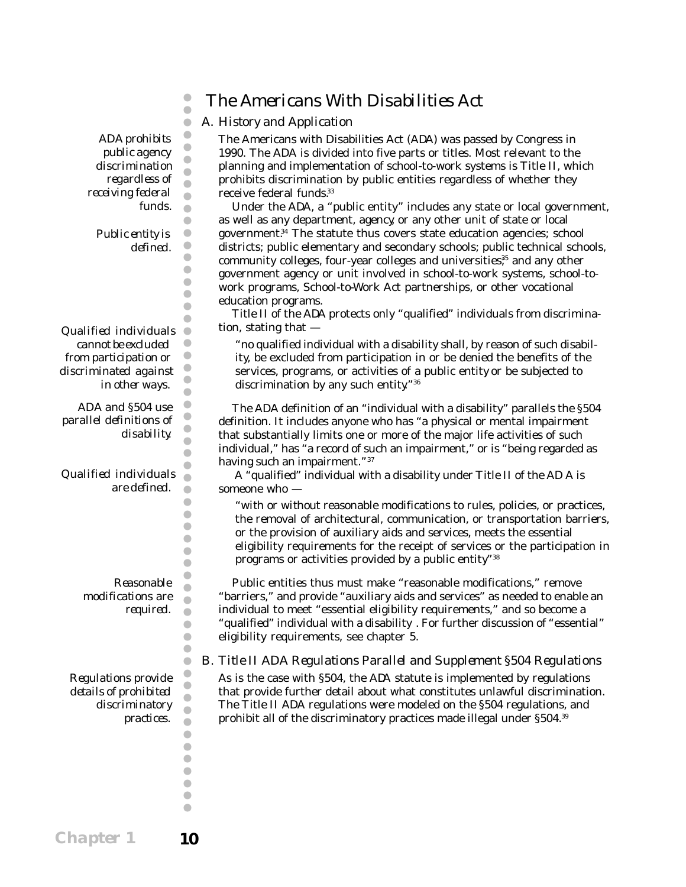# The Americans With Disabilities Act

## A. History and Application

*ADA prohibits public agency discrimination regardless of receiving federal funds.*

The Americans with Disabilities Act (ADA) was passed by Congress in 1990. The ADA is divided into five parts or titles. Most relevant to the planning and implementation of school-to-work systems is Title II, which prohibits discrimination by public entities regardless of whether they receive federal funds.[33]

*Public entity is defined.*

Under the ADA, a "public entity" includes any state or local government, as well as any department, agency, or any other unit of state or local government.[34] The statute thus covers state education agencies; school districts; public elementary and secondary schools; public technical schools, community colleges, four-year colleges and universities;[35] and any other government agency or unit involved in school-to-work systems, school-to-work programs, School-to-Work Act partnerships, or other vocational education programs.

*Qualified individuals cannot be excluded from participation or discriminated against in other ways.*

Title II of the ADA protects only "qualified" individuals from discrimination, stating that —

> "no qualified individual with a disability shall, by reason of such disability, be excluded from participation in or be denied the benefits of the services, programs, or activities of a public entity or be subjected to discrimination by any such entity."[36]

*ADA and §504 use parallel definitions of disability.*

The ADA definition of an "individual with a disability" parallels the §504 definition. It includes anyone who has "a physical or mental impairment that substantially limits one or more of the major life activities of such individual," has "a record of such an impairment," or is "being regarded as having such an impairment."[37]

*Qualified individuals are defined.*

A "qualified" individual with a disability under Title II of the ADA is someone who —

> "with or without reasonable modifications to rules, policies, or practices, the removal of architectural, communication, or transportation barriers, or the provision of auxiliary aids and services, meets the essential eligibility requirements for the receipt of services or the participation in programs or activities provided by a public entity."[38]

*Reasonable modifications are required.*

Public entities thus must make "reasonable modifications," remove "barriers," and provide "auxiliary aids and services" as needed to enable an individual to meet "essential eligibility requirements," and so become a "qualified" individual with a disability. For further discussion of "essential" eligibility requirements, see chapter 5.

## B. Title II ADA Regulations Parallel and Supplement §504 Regulations

*Regulations provide details of prohibited discriminatory practices.*

As is the case with §504, the ADA statute is implemented by regulations that provide further detail about what constitutes unlawful discrimination. The Title II ADA regulations were modeled on the §504 regulations, and prohibit all of the discriminatory practices made illegal under §504.[39]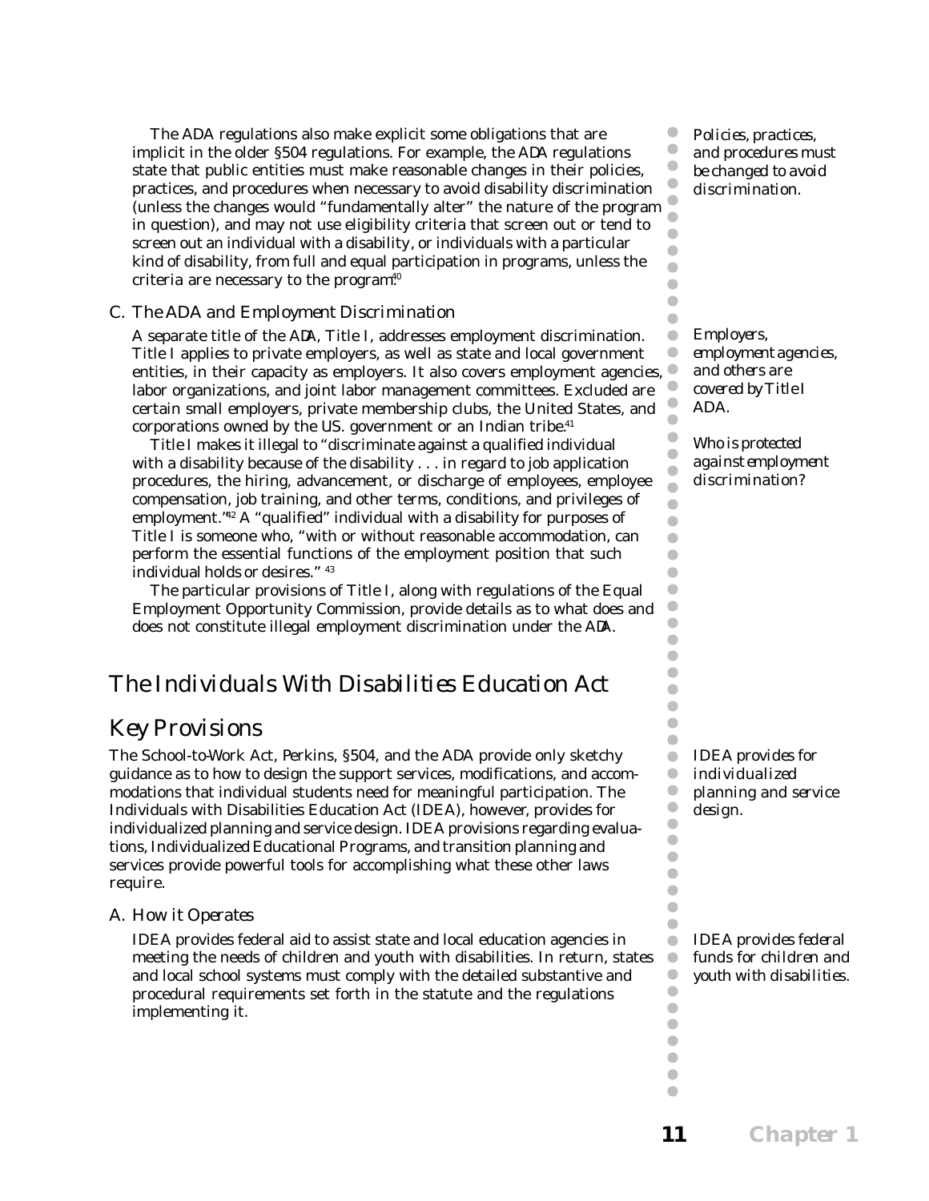The ADA regulations also make explicit some obligations that are implicit in the older §504 regulations. For example, the ADA regulations state that public entities must make reasonable changes in their policies, practices, and procedures when necessary to avoid disability discrimination (unless the changes would "fundamentally alter" the nature of the program in question), and may not use eligibility criteria that screen out or tend to screen out an individual with a disability, or individuals with a particular kind of disability, from full and equal participation in programs, unless the criteria are necessary to the program.[40]

*Policies, practices, and procedures must be changed to avoid discrimination.*

### C. The ADA and Employment Discrimination

A separate title of the ADA, Title I, addresses employment discrimination. Title I applies to private employers, as well as state and local government entities, in their capacity as employers. It also covers employment agencies, labor organizations, and joint labor management committees. Excluded are certain small employers, private membership clubs, the United States, and corporations owned by the US. government or an Indian tribe.[41]

*Employers, employment agencies, and others are covered by Title I ADA.*

*Who is protected against employment discrimination?*

Title I makes it illegal to "discriminate against a qualified individual with a disability because of the disability . . . in regard to job application procedures, the hiring, advancement, or discharge of employees, employee compensation, job training, and other terms, conditions, and privileges of employment."[42] A "qualified" individual with a disability for purposes of Title I is someone who, "with or without reasonable accommodation, can perform the essential functions of the employment position that such individual holds or desires."[43]

The particular provisions of Title I, along with regulations of the Equal Employment Opportunity Commission, provide details as to what does and does not constitute illegal employment discrimination under the ADA.

# The Individuals With Disabilities Education Act

## Key Provisions

The School-to-Work Act, Perkins, §504, and the ADA provide only sketchy guidance as to how to design the support services, modifications, and accommodations that individual students need for meaningful participation. The Individuals with Disabilities Education Act (IDEA), however, provides for individualized planning and service design. IDEA provisions regarding evaluations, Individualized Educational Programs, and transition planning and services provide powerful tools for accomplishing what these other laws require.

*IDEA provides for individualized planning and service design.*

### A. How it Operates

IDEA provides federal aid to assist state and local education agencies in meeting the needs of children and youth with disabilities. In return, states and local school systems must comply with the detailed substantive and procedural requirements set forth in the statute and the regulations implementing it.

*IDEA provides federal funds for children and youth with disabilities.*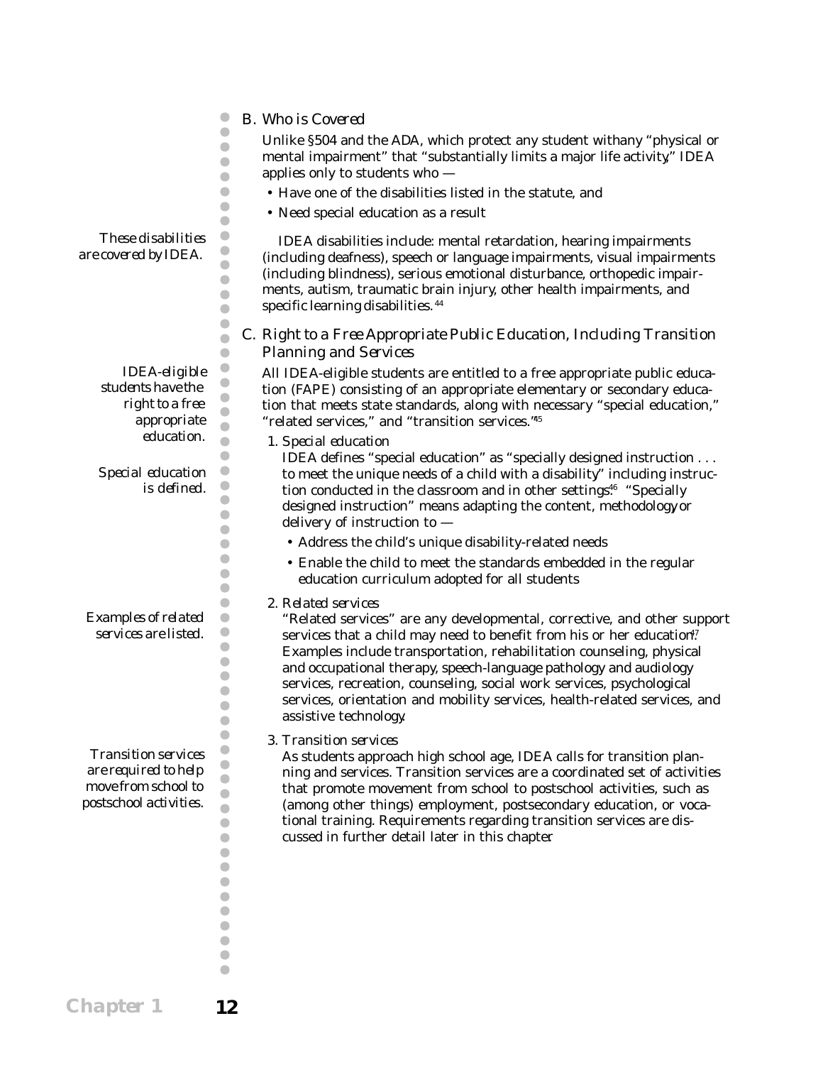### B. Who is Covered

Unlike §504 and the ADA, which protect any student withany "physical or mental impairment" that "substantially limits a major life activity," IDEA applies only to students who —

- Have one of the disabilities listed in the statute, and
- Need special education as a result

*These disabilities are covered by IDEA.*

IDEA disabilities include: mental retardation, hearing impairments (including deafness), speech or language impairments, visual impairments (including blindness), serious emotional disturbance, orthopedic impairments, autism, traumatic brain injury, other health impairments, and specific learning disabilities.[44]

### C. Right to a Free Appropriate Public Education, Including Transition Planning and Services

*IDEA-eligible students have the right to a free appropriate education.*

All IDEA-eligible students are entitled to a free appropriate public education (FAPE) consisting of an appropriate elementary or secondary education that meets state standards, along with necessary "special education," "related services," and "transition services."[45]

#### 1. Special education

*Special education is defined.*

IDEA defines "special education" as "specially designed instruction . . . to meet the unique needs of a child with a disability" including instruction conducted in the classroom and in other settings.[46] "Specially designed instruction" means adapting the content, methodology, or delivery of instruction to —

- Address the child's unique disability-related needs
- Enable the child to meet the standards embedded in the regular education curriculum adopted for all students

#### 2. Related services

*Examples of related services are listed.*

"Related services" are any developmental, corrective, and other support services that a child may need to benefit from his or her education.[47] Examples include transportation, rehabilitation counseling, physical and occupational therapy, speech-language pathology and audiology services, recreation, counseling, social work services, psychological services, orientation and mobility services, health-related services, and assistive technology.

#### 3. Transition services

*Transition services are required to help move from school to postschool activities.*

As students approach high school age, IDEA calls for transition planning and services. Transition services are a coordinated set of activities that promote movement from school to postschool activities, such as (among other things) employment, postsecondary education, or vocational training. Requirements regarding transition services are discussed in further detail later in this chapter.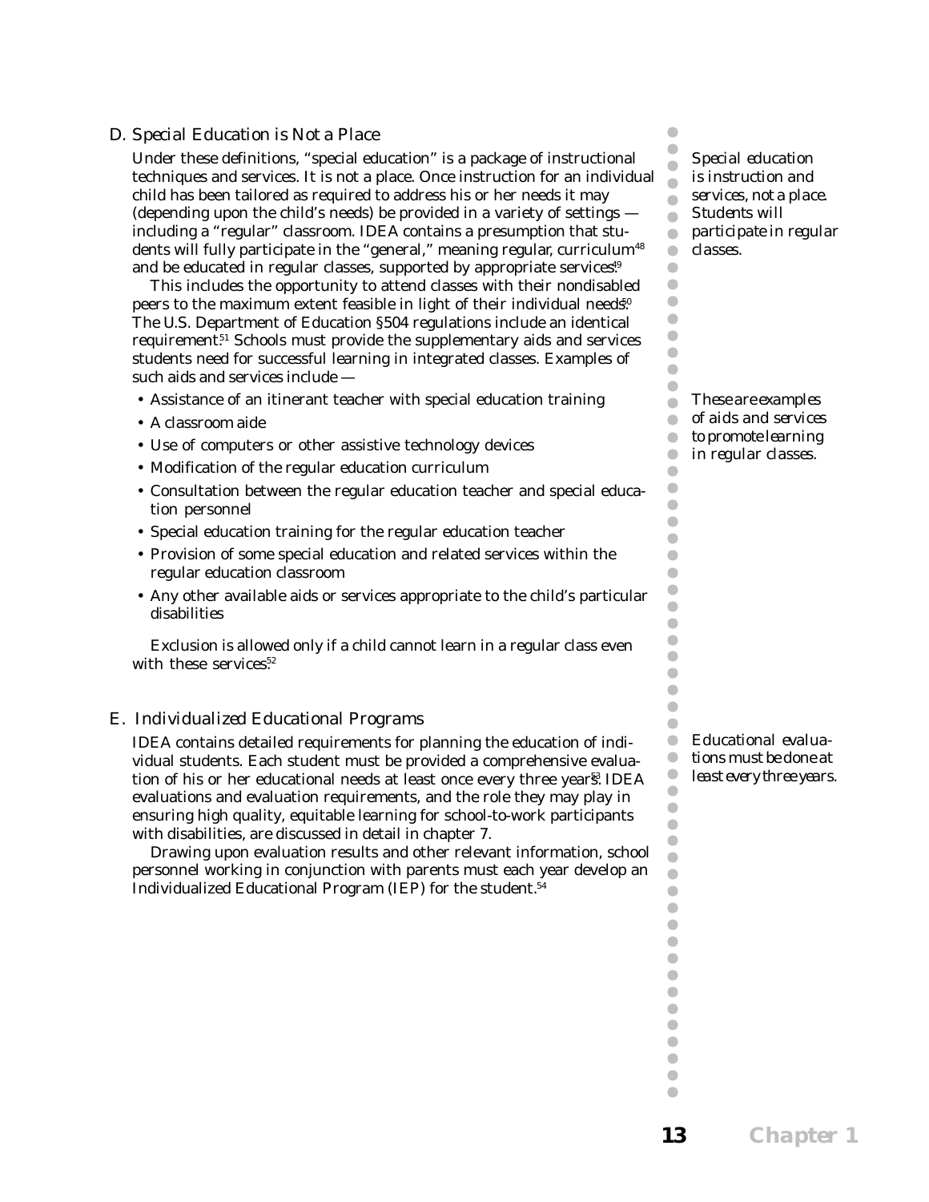## D. Special Education is Not a Place

*Special education is instruction and services, not a place. Students will participate in regular classes.*

Under these definitions, "special education" is a package of instructional techniques and services. It is not a place. Once instruction for an individual child has been tailored as required to address his or her needs it may (depending upon the child's needs) be provided in a variety of settings — including a "regular" classroom. IDEA contains a presumption that students will fully participate in the "general," meaning regular, curriculum[48] and be educated in regular classes, supported by appropriate services.[49]

This includes the opportunity to attend classes with their nondisabled peers to the maximum extent feasible in light of their individual needs.[50] The U.S. Department of Education §504 regulations include an identical requirement.[51] Schools must provide the supplementary aids and services students need for successful learning in integrated classes. Examples of such aids and services include —

*These are examples of aids and services to promote learning in regular classes.*

- Assistance of an itinerant teacher with special education training
- A classroom aide
- Use of computers or other assistive technology devices
- Modification of the regular education curriculum
- Consultation between the regular education teacher and special education personnel
- Special education training for the regular education teacher
- Provision of some special education and related services within the regular education classroom
- Any other available aids or services appropriate to the child's particular disabilities

Exclusion is allowed only if a child cannot learn in a regular class even with these services.[52]

## E. Individualized Educational Programs

*Educational evaluations must be done at least every three years.*

IDEA contains detailed requirements for planning the education of individual students. Each student must be provided a comprehensive evaluation of his or her educational needs at least once every three years.[53] IDEA evaluations and evaluation requirements, and the role they may play in ensuring high quality, equitable learning for school-to-work participants with disabilities, are discussed in detail in chapter 7.

Drawing upon evaluation results and other relevant information, school personnel working in conjunction with parents must each year develop an Individualized Educational Program (IEP) for the student.[54]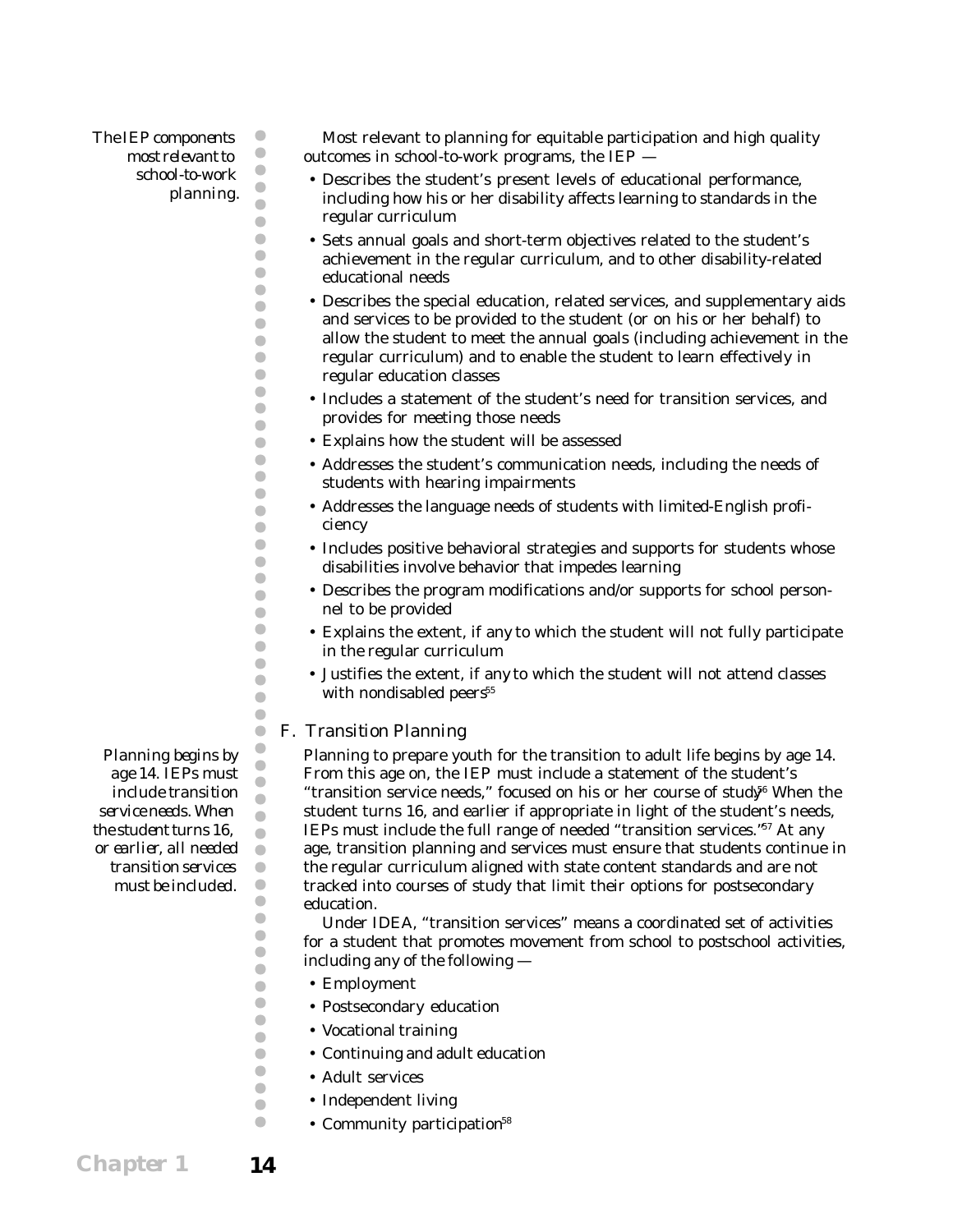*The IEP components most relevant to school-to-work planning.*

Most relevant to planning for equitable participation and high quality outcomes in school-to-work programs, the IEP —

- Describes the student's present levels of educational performance, including how his or her disability affects learning to standards in the regular curriculum
- Sets annual goals and short-term objectives related to the student's achievement in the regular curriculum, and to other disability-related educational needs
- Describes the special education, related services, and supplementary aids and services to be provided to the student (or on his or her behalf) to allow the student to meet the annual goals (including achievement in the regular curriculum) and to enable the student to learn effectively in regular education classes
- Includes a statement of the student's need for transition services, and provides for meeting those needs
- Explains how the student will be assessed
- Addresses the student's communication needs, including the needs of students with hearing impairments
- Addresses the language needs of students with limited-English proficiency
- Includes positive behavioral strategies and supports for students whose disabilities involve behavior that impedes learning
- Describes the program modifications and/or supports for school personnel to be provided
- Explains the extent, if any to which the student will not fully participate in the regular curriculum
- Justifies the extent, if any to which the student will not attend classes with nondisabled peers[55]

## F. Transition Planning

*Planning begins by age 14. IEPs must include transition service needs. When the student turns 16, or earlier, all needed transition services must be included.*

Planning to prepare youth for the transition to adult life begins by age 14. From this age on, the IEP must include a statement of the student's "transition service needs," focused on his or her course of study.[56] When the student turns 16, and earlier if appropriate in light of the student's needs, IEPs must include the full range of needed "transition services."[57] At any age, transition planning and services must ensure that students continue in the regular curriculum aligned with state content standards and are not tracked into courses of study that limit their options for postsecondary education.

Under IDEA, "transition services" means a coordinated set of activities for a student that promotes movement from school to postschool activities, including any of the following —

- Employment
- Postsecondary education
- Vocational training
- Continuing and adult education
- Adult services
- Independent living
- Community participation[58]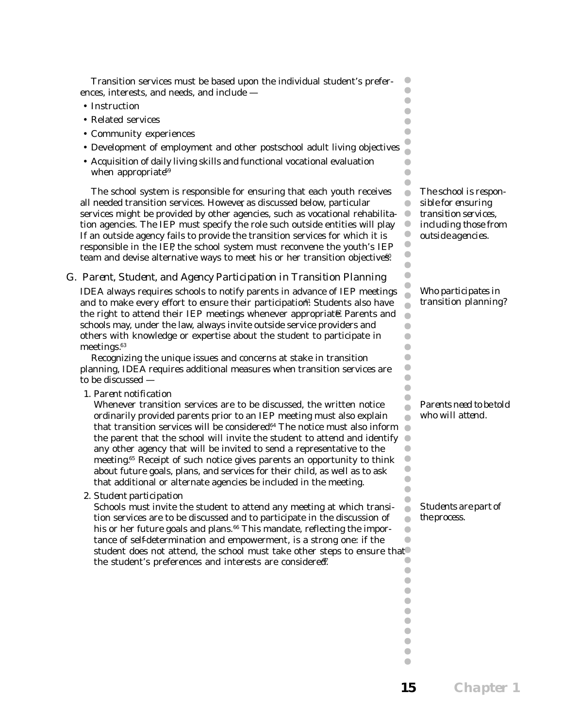Transition services must be based upon the individual student's preferences, interests, and needs, and include —

- Instruction
- Related services
- Community experiences
- Development of employment and other postschool adult living objectives
- Acquisition of daily living skills and functional vocational evaluation when appropriate[59]

*The school is responsible for ensuring transition services, including those from outside agencies.*

The school system is responsible for ensuring that each youth receives all needed transition services. However, as discussed below, particular services might be provided by other agencies, such as vocational rehabilitation agencies. The IEP must specify the role such outside entities will play. If an outside agency fails to provide the transition services for which it is responsible in the IEP, the school system must reconvene the youth's IEP team and devise alternative ways to meet his or her transition objectives.[60]

## G. Parent, Student, and Agency Participation in Transition Planning

*Who participates in transition planning?*

IDEA always requires schools to notify parents in advance of IEP meetings and to make every effort to ensure their participation.[61] Students also have the right to attend their IEP meetings whenever appropriate.[62] Parents and schools may, under the law, always invite outside service providers and others with knowledge or expertise about the student to participate in meetings.[63]

Recognizing the unique issues and concerns at stake in transition planning, IDEA requires additional measures when transition services are to be discussed —

1. *Parent notification*

   *Parents need to be told who will attend.*

   Whenever transition services are to be discussed, the written notice ordinarily provided parents prior to an IEP meeting must also explain that transition services will be considered.[64] The notice must also inform the parent that the school will invite the student to attend and identify any other agency that will be invited to send a representative to the meeting.[65] Receipt of such notice gives parents an opportunity to think about future goals, plans, and services for their child, as well as to ask that additional or alternate agencies be included in the meeting.

2. *Student participation*

   *Students are part of the process.*

   Schools must invite the student to attend any meeting at which transition services are to be discussed and to participate in the discussion of his or her future goals and plans.[66] This mandate, reflecting the importance of self-determination and empowerment, is a strong one: if the student does not attend, the school must take other steps to ensure that the student's preferences and interests are considered.[67]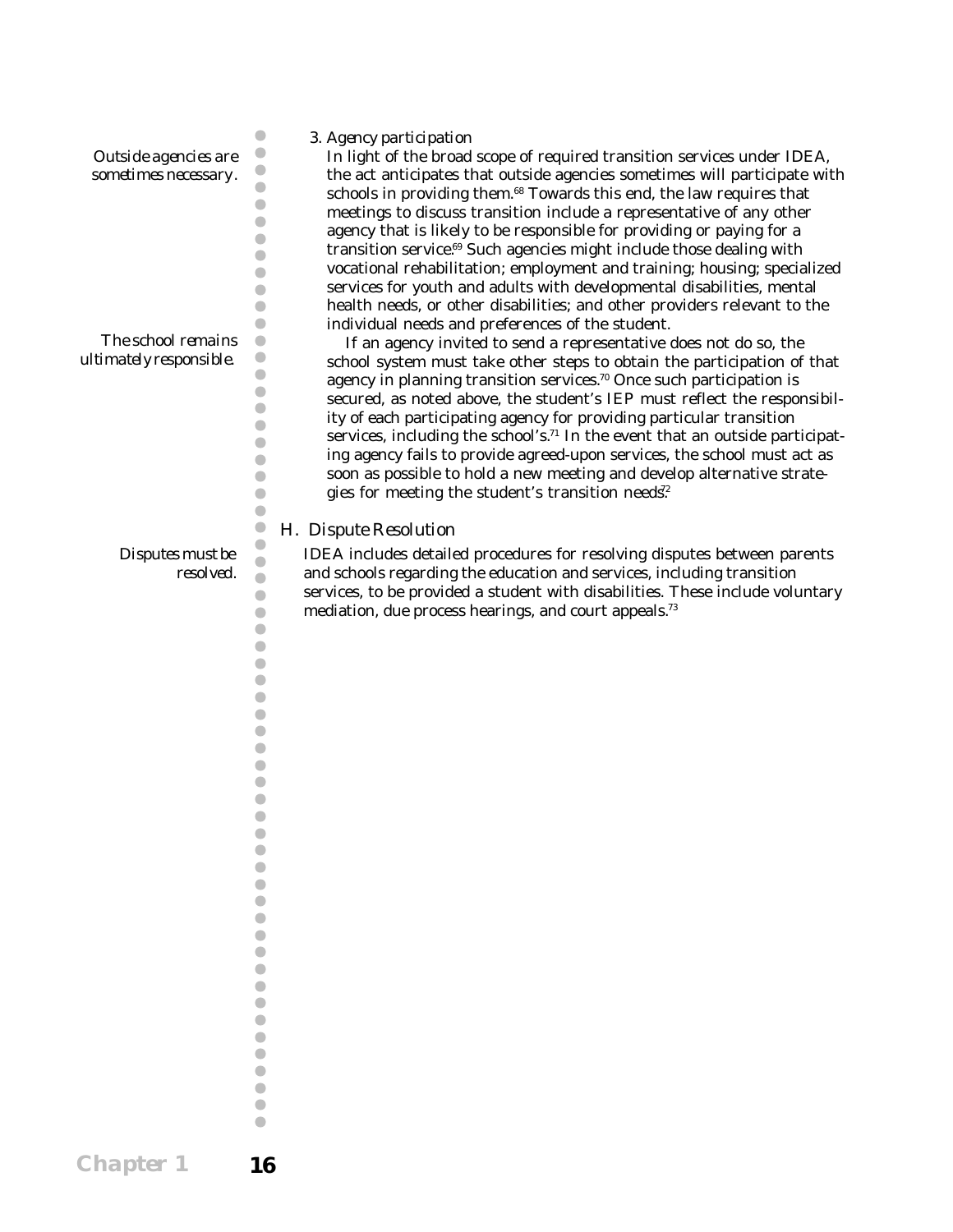*Outside agencies are sometimes necessary.*

3. *Agency participation*

In light of the broad scope of required transition services under IDEA, the act anticipates that outside agencies sometimes will participate with schools in providing them.[68] Towards this end, the law requires that meetings to discuss transition include a representative of any other agency that is likely to be responsible for providing or paying for a transition service.[69] Such agencies might include those dealing with vocational rehabilitation; employment and training; housing; specialized services for youth and adults with developmental disabilities, mental health needs, or other disabilities; and other providers relevant to the individual needs and preferences of the student.

*The school remains ultimately responsible.*

If an agency invited to send a representative does not do so, the school system must take other steps to obtain the participation of that agency in planning transition services.[70] Once such participation is secured, as noted above, the student's IEP must reflect the responsibility of each participating agency for providing particular transition services, including the school's.[71] In the event that an outside participating agency fails to provide agreed-upon services, the school must act as soon as possible to hold a new meeting and develop alternative strategies for meeting the student's transition needs.[72]

## H. Dispute Resolution

*Disputes must be resolved.*

IDEA includes detailed procedures for resolving disputes between parents and schools regarding the education and services, including transition services, to be provided a student with disabilities. These include voluntary mediation, due process hearings, and court appeals.[73]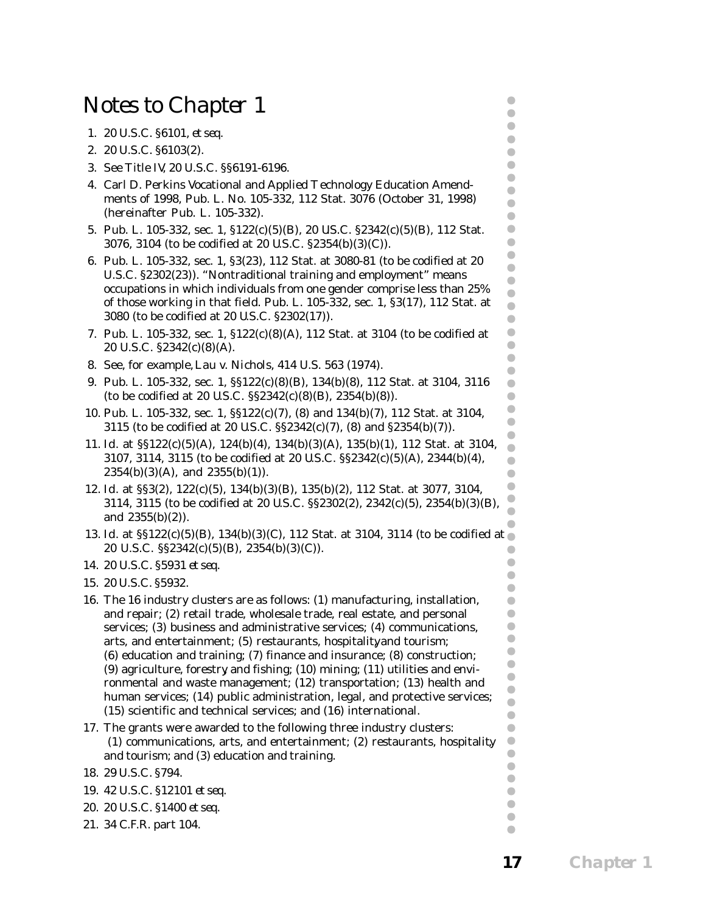# Notes to Chapter 1

1. 20 U.S.C. §6101, *et seq.*
2. 20 U.S.C. §6103(2).
3. See Title IV, 20 U.S.C. §§6191-6196.
4. Carl D. Perkins Vocational and Applied Technology Education Amendments of 1998, Pub. L. No. 105-332, 112 Stat. 3076 (October 31, 1998) (hereinafter Pub. L. 105-332).
5. Pub. L. 105-332, sec. 1, §122(c)(5)(B), 20 US.C. §2342(c)(5)(B), 112 Stat. 3076, 3104 (to be codified at 20 U.S.C. §2354(b)(3)(C)).
6. Pub. L. 105-332, sec. 1, §3(23), 112 Stat. at 3080-81 (to be codified at 20 U.S.C. §2302(23)). "Nontraditional training and employment" means occupations in which individuals from one gender comprise less than 25% of those working in that field. Pub. L. 105-332, sec. 1, §3(17), 112 Stat. at 3080 (to be codified at 20 U.S.C. §2302(17)).
7. Pub. L. 105-332, sec. 1, §122(c)(8)(A), 112 Stat. at 3104 (to be codified at 20 U.S.C. §2342(c)(8)(A).
8. See, for example, *Lau v. Nichols*, 414 U.S. 563 (1974).
9. Pub. L. 105-332, sec. 1, §§122(c)(8)(B), 134(b)(8), 112 Stat. at 3104, 3116 (to be codified at 20 U.S.C. §§2342(c)(8)(B), 2354(b)(8)).
10. Pub. L. 105-332, sec. 1, §§122(c)(7), (8) and 134(b)(7), 112 Stat. at 3104, 3115 (to be codified at 20 U.S.C. §§2342(c)(7), (8) and §2354(b)(7)).
11. Id. at §§122(c)(5)(A), 124(b)(4), 134(b)(3)(A), 135(b)(1), 112 Stat. at 3104, 3107, 3114, 3115 (to be codified at 20 U.S.C. §§2342(c)(5)(A), 2344(b)(4), 2354(b)(3)(A), and 2355(b)(1)).
12. Id. at §§3(2), 122(c)(5), 134(b)(3)(B), 135(b)(2), 112 Stat. at 3077, 3104, 3114, 3115 (to be codified at 20 U.S.C. §§2302(2), 2342(c)(5), 2354(b)(3)(B), and 2355(b)(2)).
13. Id. at §§122(c)(5)(B), 134(b)(3)(C), 112 Stat. at 3104, 3114 (to be codified at 20 U.S.C. §§2342(c)(5)(B), 2354(b)(3)(C)).
14. 20 U.S.C. §5931 *et seq.*
15. 20 U.S.C. §5932.
16. The 16 industry clusters are as follows: (1) manufacturing, installation, and repair; (2) retail trade, wholesale trade, real estate, and personal services; (3) business and administrative services; (4) communications, arts, and entertainment; (5) restaurants, hospitality, and tourism; (6) education and training; (7) finance and insurance; (8) construction; (9) agriculture, forestry and fishing; (10) mining; (11) utilities and environmental and waste management; (12) transportation; (13) health and human services; (14) public administration, legal, and protective services; (15) scientific and technical services; and (16) international.
17. The grants were awarded to the following three industry clusters: (1) communications, arts, and entertainment; (2) restaurants, hospitality, and tourism; and (3) education and training.
18. 29 U.S.C. §794.
19. 42 U.S.C. §12101 *et seq.*
20. 20 U.S.C. §1400 *et seq.*
21. 34 C.F.R. part 104.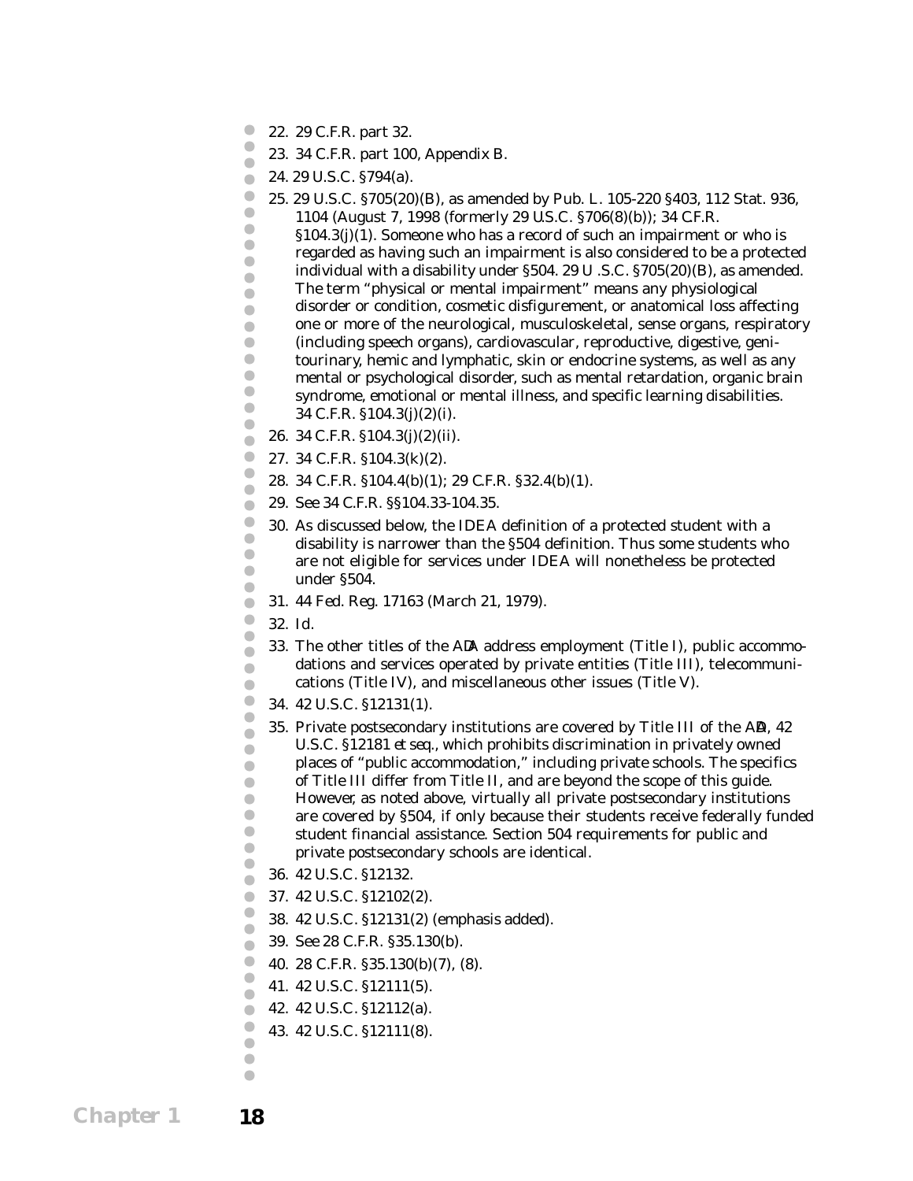22. 29 C.F.R. part 32.
23. 34 C.F.R. part 100, Appendix B.
24. 29 U.S.C. §794(a).
25. 29 U.S.C. §705(20)(B), as amended by Pub. L. 105-220 §403, 112 Stat. 936, 1104 (August 7, 1998 (formerly 29 U.S.C. §706(8)(b)); 34 C.F.R. §104.3(j)(1). Someone who has a record of such an impairment or who is regarded as having such an impairment is also considered to be a protected individual with a disability under §504. 29 U .S.C. §705(20)(B), as amended. The term "physical or mental impairment" means any physiological disorder or condition, cosmetic disfigurement, or anatomical loss affecting one or more of the neurological, musculoskeletal, sense organs, respiratory (including speech organs), cardiovascular, reproductive, digestive, genitourinary, hemic and lymphatic, skin or endocrine systems, as well as any mental or psychological disorder, such as mental retardation, organic brain syndrome, emotional or mental illness, and specific learning disabilities. 34 C.F.R. §104.3(j)(2)(i).
26. 34 C.F.R. §104.3(j)(2)(ii).
27. 34 C.F.R. §104.3(k)(2).
28. 34 C.F.R. §104.4(b)(1); 29 C.F.R. §32.4(b)(1).
29. *See* 34 C.F.R. §§104.33-104.35.
30. As discussed below, the IDEA definition of a protected student with a disability is narrower than the §504 definition. Thus some students who are not eligible for services under IDEA will nonetheless be protected under §504.
31. 44 Fed. Reg. 17163 (March 21, 1979).
32. *Id.*
33. The other titles of the ADA address employment (Title I), public accommodations and services operated by private entities (Title III), telecommunications (Title IV), and miscellaneous other issues (Title V).
34. 42 U.S.C. §12131(1).
35. Private postsecondary institutions are covered by Title III of the ADA, 42 U.S.C. §12181 *et seq.*, which prohibits discrimination in privately owned places of "public accommodation," including private schools. The specifics of Title III differ from Title II, and are beyond the scope of this guide. However, as noted above, virtually all private postsecondary institutions are covered by §504, if only because their students receive federally funded student financial assistance. Section 504 requirements for public and private postsecondary schools are identical.
36. 42 U.S.C. §12132.
37. 42 U.S.C. §12102(2).
38. 42 U.S.C. §12131(2) (emphasis added).
39. *See* 28 C.F.R. §35.130(b).
40. 28 C.F.R. §35.130(b)(7), (8).
41. 42 U.S.C. §12111(5).
42. 42 U.S.C. §12112(a).
43. 42 U.S.C. §12111(8).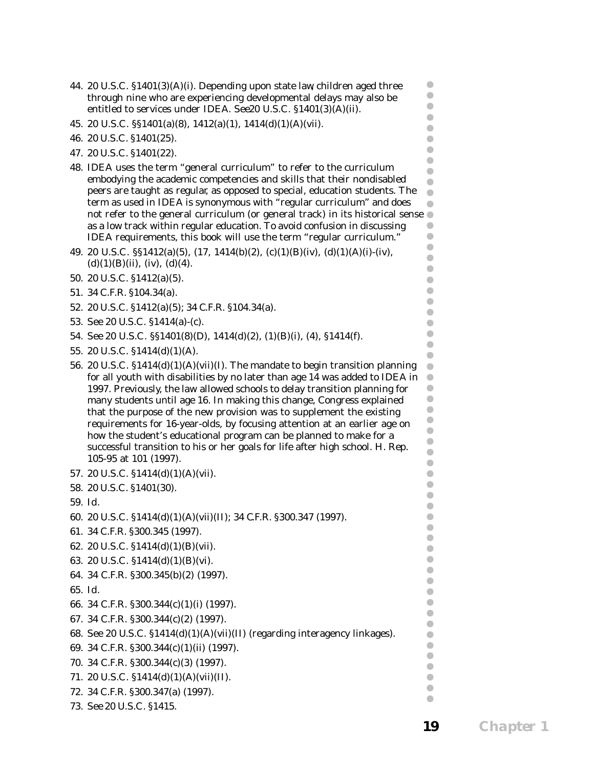44. 20 U.S.C. §1401(3)(A)(i). Depending upon state law, children aged three through nine who are experiencing developmental delays may also be entitled to services under IDEA. See20 U.S.C. §1401(3)(A)(ii).
45. 20 U.S.C. §§1401(a)(8), 1412(a)(1), 1414(d)(1)(A)(vii).
46. 20 U.S.C. §1401(25).
47. 20 U.S.C. §1401(22).
48. IDEA uses the term "general curriculum" to refer to the curriculum embodying the academic competencies and skills that their nondisabled peers are taught as regular, as opposed to special, education students. The term as used in IDEA is synonymous with "regular curriculum" and does not refer to the general curriculum (or general track) in its historical sense as a low track within regular education. To avoid confusion in discussing IDEA requirements, this book will use the term "regular curriculum."
49. 20 U.S.C. §§1412(a)(5), (17, 1414(b)(2), (c)(1)(B)(iv), (d)(1)(A)(i)-(iv), (d)(1)(B)(ii), (iv), (d)(4).
50. 20 U.S.C. §1412(a)(5).
51. 34 C.F.R. §104.34(a).
52. 20 U.S.C. §1412(a)(5); 34 C.F.R. §104.34(a).
53. See 20 U.S.C. §1414(a)-(c).
54. See 20 U.S.C. §§1401(8)(D), 1414(d)(2), (1)(B)(i), (4), §1414(f).
55. 20 U.S.C. §1414(d)(1)(A).
56. 20 U.S.C. §1414(d)(1)(A)(vii)(I). The mandate to begin transition planning for all youth with disabilities by no later than age 14 was added to IDEA in 1997. Previously, the law allowed schools to delay transition planning for many students until age 16. In making this change, Congress explained that the purpose of the new provision was to supplement the existing requirements for 16-year-olds, by focusing attention at an earlier age on how the student's educational program can be planned to make for a successful transition to his or her goals for life after high school. H. Rep. 105-95 at 101 (1997).
57. 20 U.S.C. §1414(d)(1)(A)(vii).
58. 20 U.S.C. §1401(30).
59. Id.
60. 20 U.S.C. §1414(d)(1)(A)(vii)(II); 34 C.F.R. §300.347 (1997).
61. 34 C.F.R. §300.345 (1997).
62. 20 U.S.C. §1414(d)(1)(B)(vii).
63. 20 U.S.C. §1414(d)(1)(B)(vi).
64. 34 C.F.R. §300.345(b)(2) (1997).
65. Id.
66. 34 C.F.R. §300.344(c)(1)(i) (1997).
67. 34 C.F.R. §300.344(c)(2) (1997).
68. See 20 U.S.C. §1414(d)(1)(A)(vii)(II) (regarding interagency linkages).
69. 34 C.F.R. §300.344(c)(1)(ii) (1997).
70. 34 C.F.R. §300.344(c)(3) (1997).
71. 20 U.S.C. §1414(d)(1)(A)(vii)(II).
72. 34 C.F.R. §300.347(a) (1997).
73. See 20 U.S.C. §1415.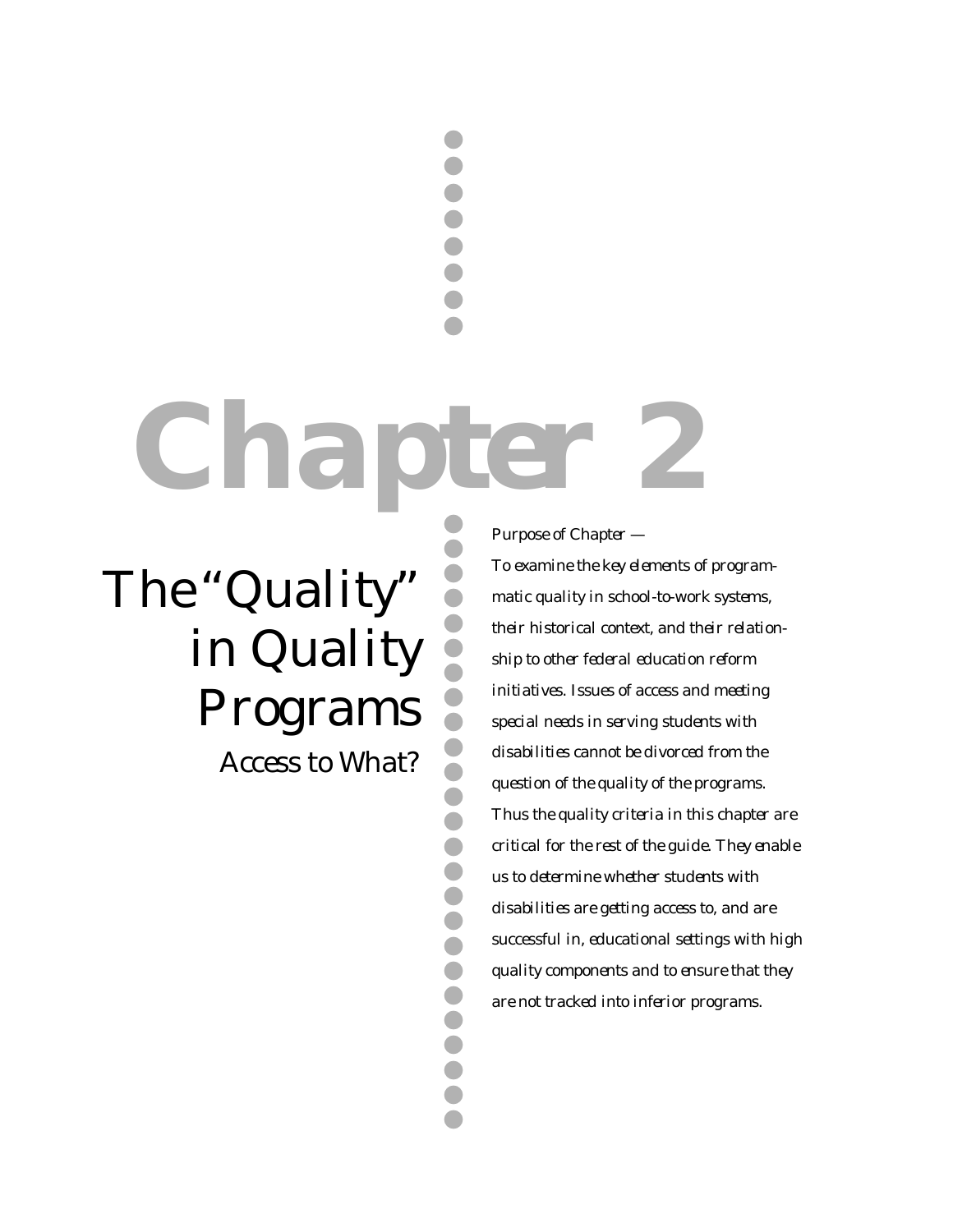# Chapter 2

## The "Quality" in Quality Programs

### Access to What?

*Purpose of Chapter —*

*To examine the key elements of programmatic quality in school-to-work systems, their historical context, and their relationship to other federal education reform initiatives. Issues of access and meeting special needs in serving students with disabilities cannot be divorced from the question of the quality of the programs. Thus the quality criteria in this chapter are critical for the rest of the guide. They enable us to determine whether students with disabilities are getting access to, and are successful in, educational settings with high quality components and to ensure that they are not tracked into inferior programs.*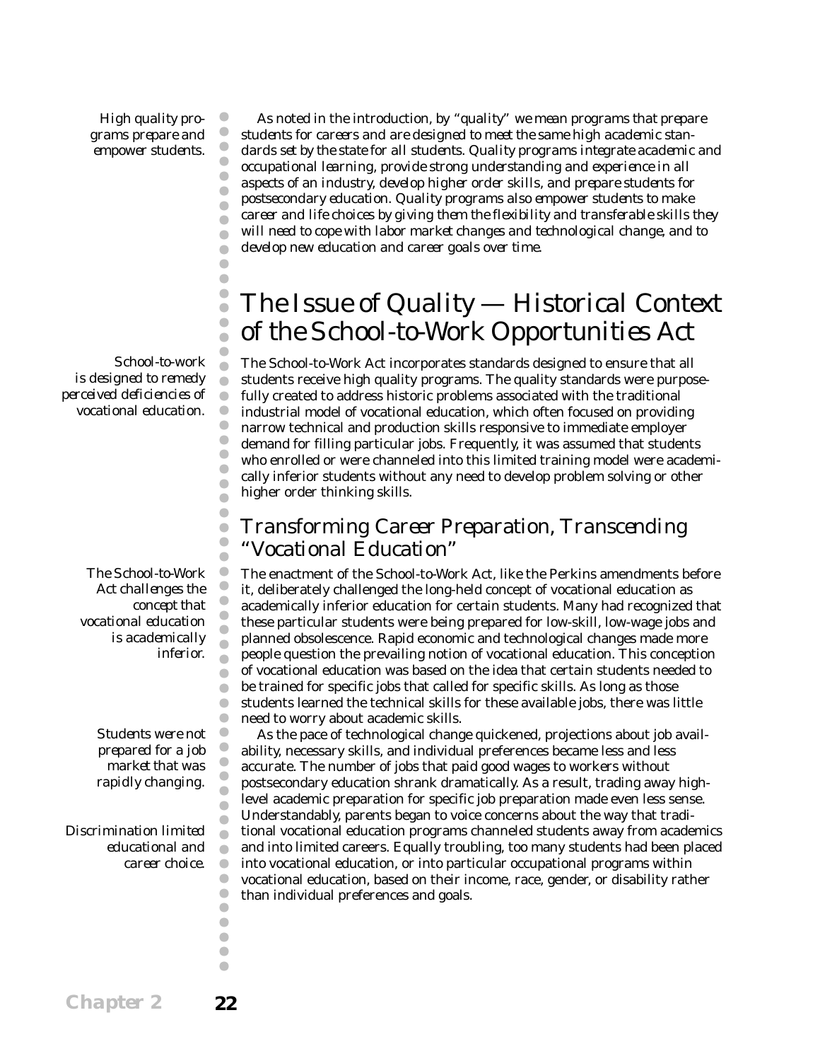*High quality programs prepare and empower students.*

As noted in the introduction, by "quality" we mean programs that prepare students for careers and are designed to meet the same high academic standards set by the state for all students. Quality programs integrate academic and occupational learning, provide strong understanding and experience in all aspects of an industry, develop higher order skills, and prepare students for postsecondary education. Quality programs also empower students to make career and life choices by giving them the flexibility and transferable skills they will need to cope with labor market changes and technological change, and to develop new education and career goals over time.

# The Issue of Quality — Historical Context of the School-to-Work Opportunities Act

*School-to-work is designed to remedy perceived deficiencies of vocational education.*

The School-to-Work Act incorporates standards designed to ensure that all students receive high quality programs. The quality standards were purposefully created to address historic problems associated with the traditional industrial model of vocational education, which often focused on providing narrow technical and production skills responsive to immediate employer demand for filling particular jobs. Frequently, it was assumed that students who enrolled or were channeled into this limited training model were academically inferior students without any need to develop problem solving or other higher order thinking skills.

## Transforming Career Preparation, Transcending "Vocational Education"

*The School-to-Work Act challenges the concept that vocational education is academically inferior.*

The enactment of the School-to-Work Act, like the Perkins amendments before it, deliberately challenged the long-held concept of vocational education as academically inferior education for certain students. Many had recognized that these particular students were being prepared for low-skill, low-wage jobs and planned obsolescence. Rapid economic and technological changes made more people question the prevailing notion of vocational education. This conception of vocational education was based on the idea that certain students needed to be trained for specific jobs that called for specific skills. As long as those students learned the technical skills for these available jobs, there was little need to worry about academic skills.

*Students were not prepared for a job market that was rapidly changing.*

As the pace of technological change quickened, projections about job availability, necessary skills, and individual preferences became less and less accurate. The number of jobs that paid good wages to workers without postsecondary education shrank dramatically. As a result, trading away high-level academic preparation for specific job preparation made even less sense. Understandably, parents began to voice concerns about the way that traditional vocational education programs channeled students away from academics and into limited careers. Equally troubling, too many students had been placed into vocational education, or into particular occupational programs within vocational education, based on their income, race, gender, or disability rather than individual preferences and goals.

*Discrimination limited educational and career choice.*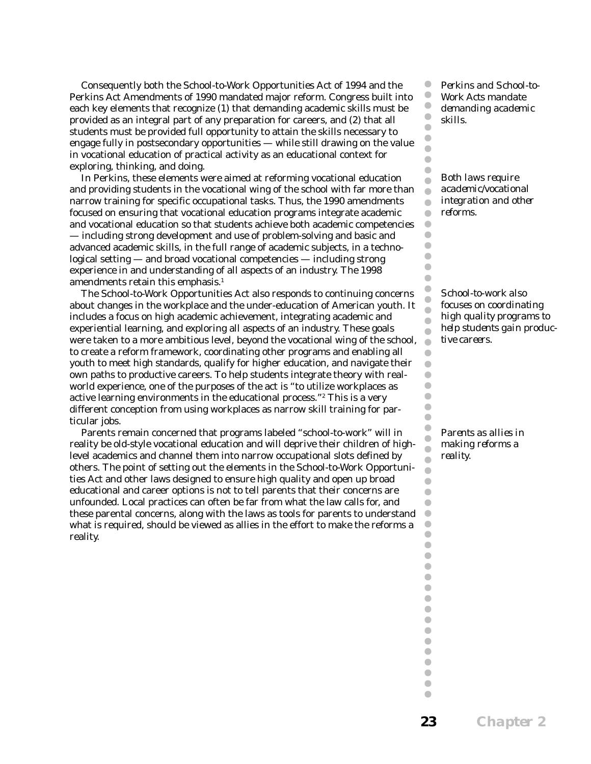Consequently both the School-to-Work Opportunities Act of 1994 and the Perkins Act Amendments of 1990 mandated major reform. Congress built into each key elements that recognize (1) that demanding academic skills must be provided as an integral part of any preparation for careers, and (2) that all students must be provided full opportunity to attain the skills necessary to engage fully in postsecondary opportunities — while still drawing on the value in vocational education of practical activity as an educational context for exploring, thinking, and doing.

*Perkins and School-to-Work Acts mandate demanding academic skills.*

In Perkins, these elements were aimed at reforming vocational education and providing students in the vocational wing of the school with far more than narrow training for specific occupational tasks. Thus, the 1990 amendments focused on ensuring that vocational education programs integrate academic and vocational education so that students achieve both academic competencies — including strong development and use of problem-solving and basic and advanced academic skills, in the full range of academic subjects, in a technological setting — and broad vocational competencies — including strong experience in and understanding of all aspects of an industry. The 1998 amendments retain this emphasis.[1]

*Both laws require academic/vocational integration and other reforms.*

The School-to-Work Opportunities Act also responds to continuing concerns about changes in the workplace and the under-education of American youth. It includes a focus on high academic achievement, integrating academic and experiential learning, and exploring all aspects of an industry. These goals were taken to a more ambitious level, beyond the vocational wing of the school, to create a reform framework, coordinating other programs and enabling all youth to meet high standards, qualify for higher education, and navigate their own paths to productive careers. To help students integrate theory with real-world experience, one of the purposes of the act is "to utilize workplaces as active learning environments in the educational process."[2] This is a very different conception from using workplaces as narrow skill training for particular jobs.

*School-to-work also focuses on coordinating high quality programs to help students gain productive careers.*

Parents remain concerned that programs labeled "school-to-work" will in reality be old-style vocational education and will deprive their children of high-level academics and channel them into narrow occupational slots defined by others. The point of setting out the elements in the School-to-Work Opportunities Act and other laws designed to ensure high quality and open up broad educational and career options is not to tell parents that their concerns are unfounded. Local practices can often be far from what the law calls for, and these parental concerns, along with the laws as tools for parents to understand what is required, should be viewed as allies in the effort to make the reforms a reality.

*Parents as allies in making reforms a reality.*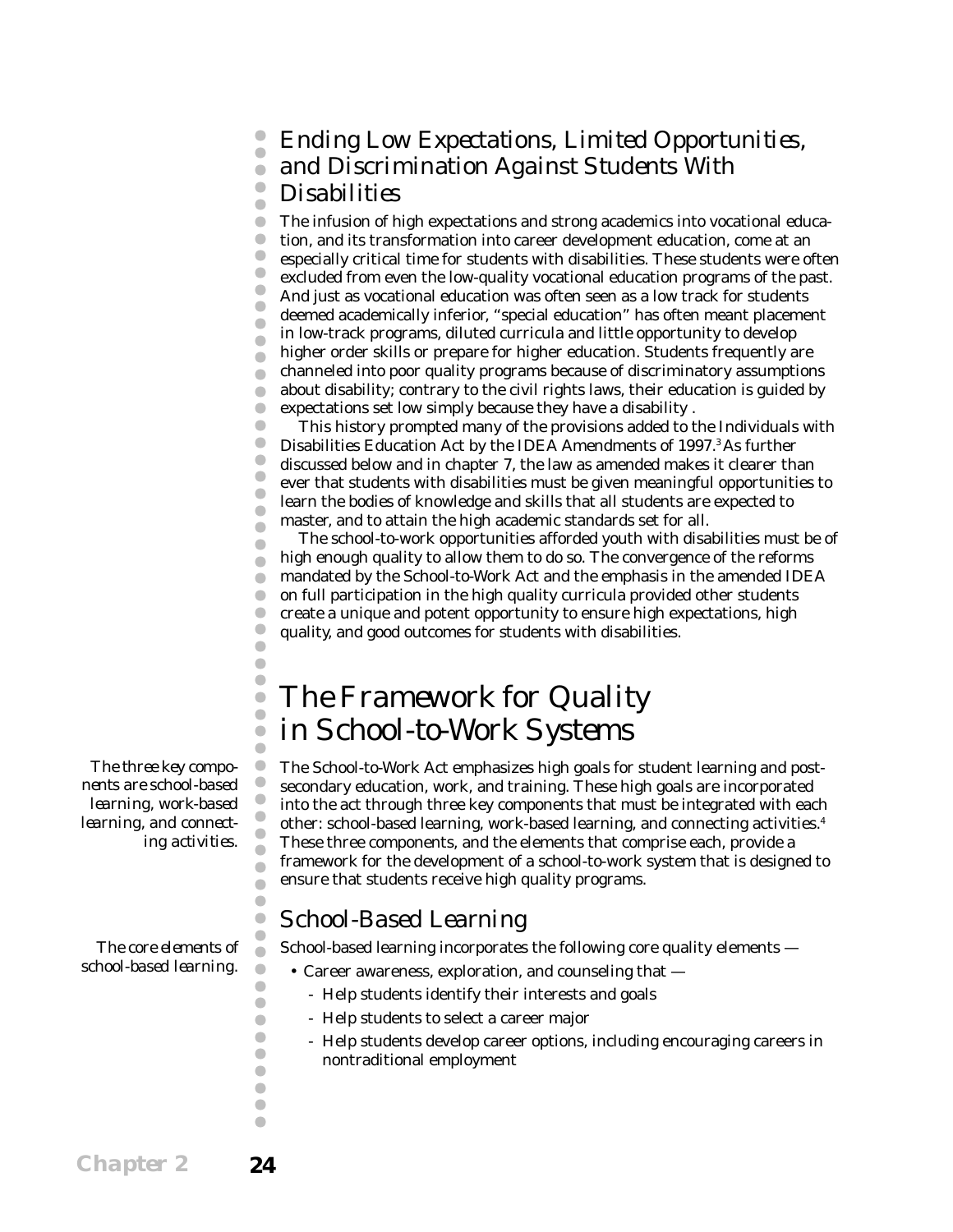### Ending Low Expectations, Limited Opportunities, and Discrimination Against Students With Disabilities

The infusion of high expectations and strong academics into vocational education, and its transformation into career development education, come at an especially critical time for students with disabilities. These students were often excluded from even the low-quality vocational education programs of the past. And just as vocational education was often seen as a low track for students deemed academically inferior, "special education" has often meant placement in low-track programs, diluted curricula and little opportunity to develop higher order skills or prepare for higher education. Students frequently are channeled into poor quality programs because of discriminatory assumptions about disability; contrary to the civil rights laws, their education is guided by expectations set low simply because they have a disability .

This history prompted many of the provisions added to the Individuals with Disabilities Education Act by the IDEA Amendments of 1997.[3] As further discussed below and in chapter 7, the law as amended makes it clearer than ever that students with disabilities must be given meaningful opportunities to learn the bodies of knowledge and skills that all students are expected to master, and to attain the high academic standards set for all.

The school-to-work opportunities afforded youth with disabilities must be of high enough quality to allow them to do so. The convergence of the reforms mandated by the School-to-Work Act and the emphasis in the amended IDEA on full participation in the high quality curricula provided other students create a unique and potent opportunity to ensure high expectations, high quality, and good outcomes for students with disabilities.

## The Framework for Quality in School-to-Work Systems

*The three key components are school-based learning, work-based learning, and connecting activities.*

The School-to-Work Act emphasizes high goals for student learning and post-secondary education, work, and training. These high goals are incorporated into the act through three key components that must be integrated with each other: school-based learning, work-based learning, and connecting activities.[4] These three components, and the elements that comprise each, provide a framework for the development of a school-to-work system that is designed to ensure that students receive high quality programs.

### School-Based Learning

*The core elements of school-based learning.*

School-based learning incorporates the following core quality elements —

- Career awareness, exploration, and counseling that —
  - Help students identify their interests and goals
  - Help students to select a career major
  - Help students develop career options, including encouraging careers in nontraditional employment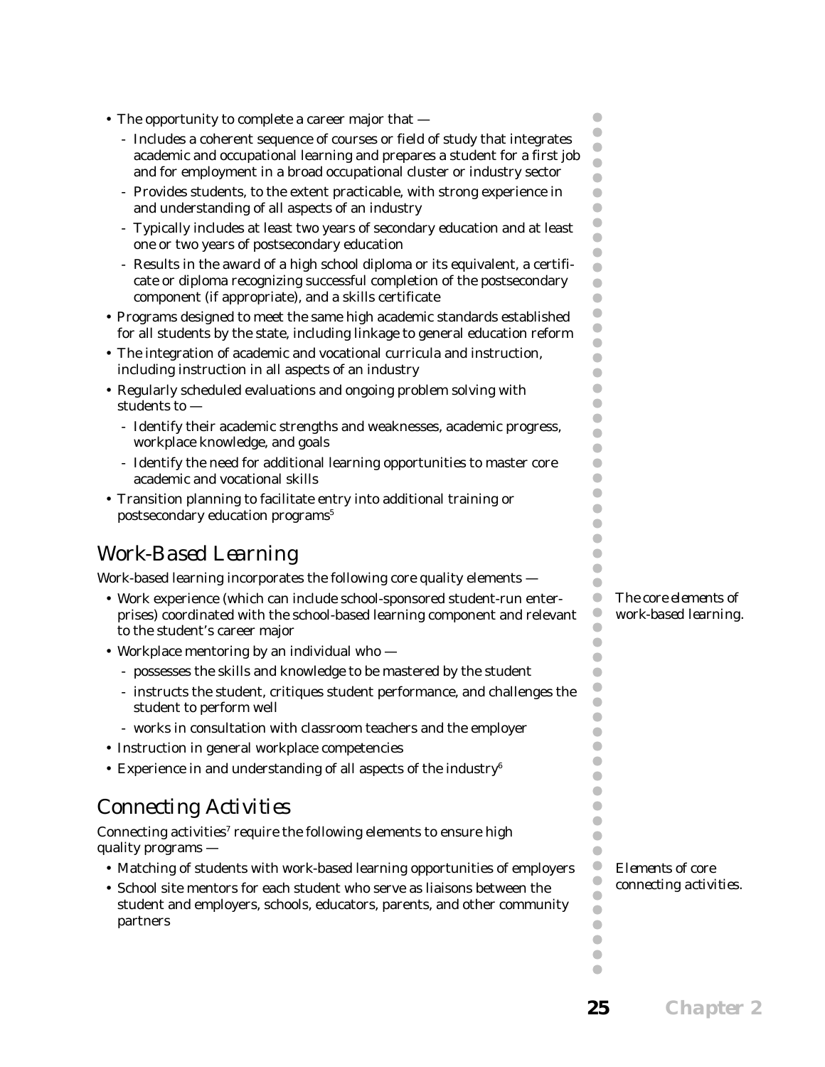- The opportunity to complete a career major that —
  - Includes a coherent sequence of courses or field of study that integrates academic and occupational learning and prepares a student for a first job and for employment in a broad occupational cluster or industry sector
  - Provides students, to the extent practicable, with strong experience in and understanding of all aspects of an industry
  - Typically includes at least two years of secondary education and at least one or two years of postsecondary education
  - Results in the award of a high school diploma or its equivalent, a certificate or diploma recognizing successful completion of the postsecondary component (if appropriate), and a skills certificate
- Programs designed to meet the same high academic standards established for all students by the state, including linkage to general education reform
- The integration of academic and vocational curricula and instruction, including instruction in all aspects of an industry
- Regularly scheduled evaluations and ongoing problem solving with students to —
  - Identify their academic strengths and weaknesses, academic progress, workplace knowledge, and goals
  - Identify the need for additional learning opportunities to master core academic and vocational skills
- Transition planning to facilitate entry into additional training or postsecondary education programs[5]

## Work-Based Learning

*The core elements of work-based learning.*

Work-based learning incorporates the following core quality elements —

- Work experience (which can include school-sponsored student-run enterprises) coordinated with the school-based learning component and relevant to the student's career major
- Workplace mentoring by an individual who —
  - possesses the skills and knowledge to be mastered by the student
  - instructs the student, critiques student performance, and challenges the student to perform well
  - works in consultation with classroom teachers and the employer
- Instruction in general workplace competencies
- Experience in and understanding of all aspects of the industry[6]

## Connecting Activities

*Elements of core connecting activities.*

Connecting activities[7] require the following elements to ensure high quality programs —

- Matching of students with work-based learning opportunities of employers
- School site mentors for each student who serve as liaisons between the student and employers, schools, educators, parents, and other community partners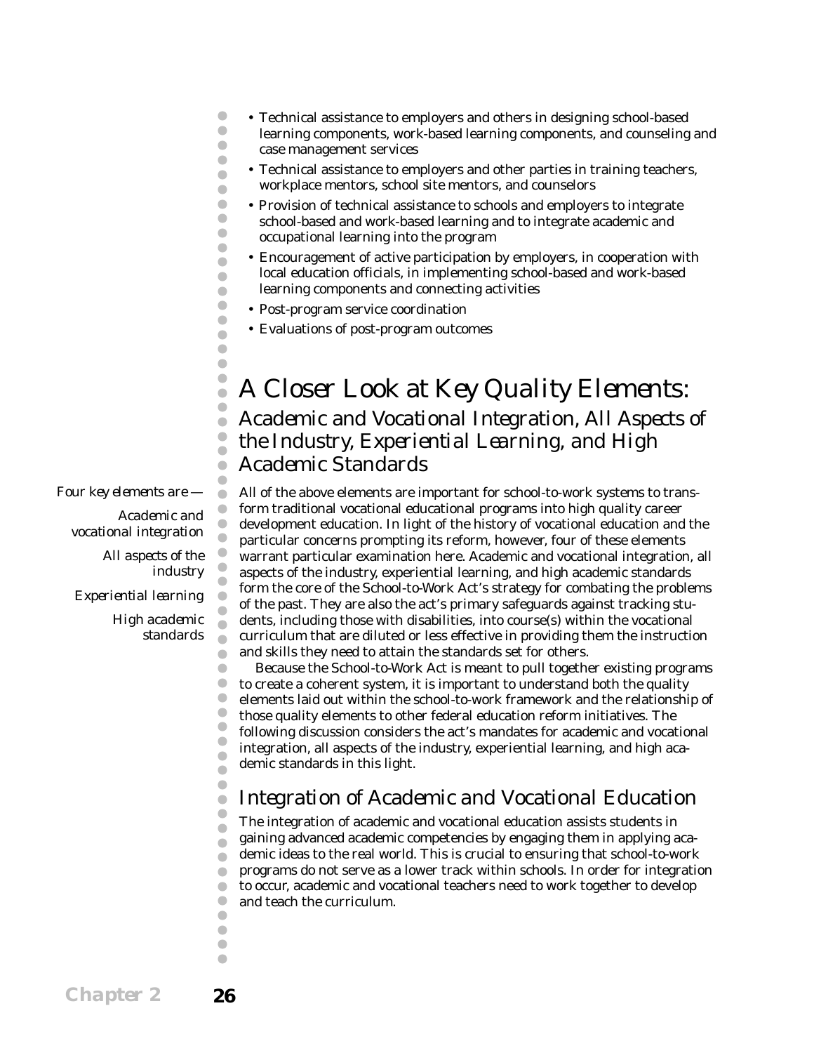- Technical assistance to employers and others in designing school-based learning components, work-based learning components, and counseling and case management services
- Technical assistance to employers and other parties in training teachers, workplace mentors, school site mentors, and counselors
- Provision of technical assistance to schools and employers to integrate school-based and work-based learning and to integrate academic and occupational learning into the program
- Encouragement of active participation by employers, in cooperation with local education officials, in implementing school-based and work-based learning components and connecting activities
- Post-program service coordination
- Evaluations of post-program outcomes

# A Closer Look at Key Quality Elements:

## Academic and Vocational Integration, All Aspects of the Industry, Experiential Learning, and High Academic Standards

*Four key elements are —*

*Academic and vocational integration*

*All aspects of the industry*

*Experiential learning*

*High academic standards*

All of the above elements are important for school-to-work systems to transform traditional vocational educational programs into high quality career development education. In light of the history of vocational education and the particular concerns prompting its reform, however, four of these elements warrant particular examination here. Academic and vocational integration, all aspects of the industry, experiential learning, and high academic standards form the core of the School-to-Work Act's strategy for combating the problems of the past. They are also the act's primary safeguards against tracking students, including those with disabilities, into course(s) within the vocational curriculum that are diluted or less effective in providing them the instruction and skills they need to attain the standards set for others.

Because the School-to-Work Act is meant to pull together existing programs to create a coherent system, it is important to understand both the quality elements laid out within the school-to-work framework and the relationship of those quality elements to other federal education reform initiatives. The following discussion considers the act's mandates for academic and vocational integration, all aspects of the industry, experiential learning, and high academic standards in this light.

### Integration of Academic and Vocational Education

The integration of academic and vocational education assists students in gaining advanced academic competencies by engaging them in applying academic ideas to the real world. This is crucial to ensuring that school-to-work programs do not serve as a lower track within schools. In order for integration to occur, academic and vocational teachers need to work together to develop and teach the curriculum.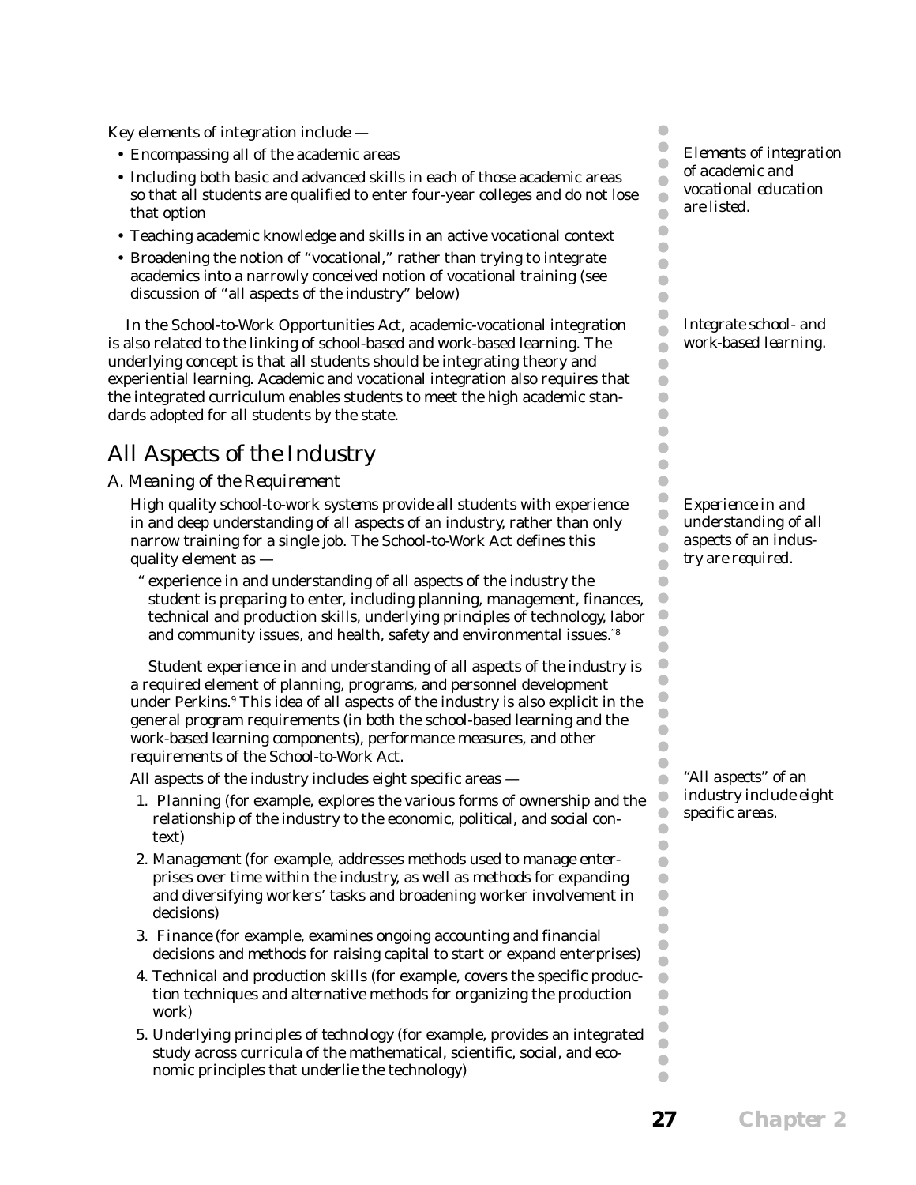Key elements of integration include —

- Encompassing all of the academic areas
- Including both basic and advanced skills in each of those academic areas so that all students are qualified to enter four-year colleges and do not lose that option
- Teaching academic knowledge and skills in an active vocational context
- Broadening the notion of "vocational," rather than trying to integrate academics into a narrowly conceived notion of vocational training (see discussion of "all aspects of the industry" below)

*Elements of integration of academic and vocational education are listed.*

In the School-to-Work Opportunities Act, academic-vocational integration is also related to the linking of school-based and work-based learning. The underlying concept is that all students should be integrating theory and experiential learning. Academic and vocational integration also requires that the integrated curriculum enables students to meet the high academic standards adopted for all students by the state.

*Integrate school- and work-based learning.*

## All Aspects of the Industry

### A. Meaning of the Requirement

High quality school-to-work systems provide all students with experience in and deep understanding of all aspects of an industry, rather than only narrow training for a single job. The School-to-Work Act defines this quality element as —

*Experience in and understanding of all aspects of an industry are required.*

> "experience in and understanding of all aspects of the industry the student is preparing to enter, including planning, management, finances, technical and production skills, underlying principles of technology, labor and community issues, and health, safety and environmental issues."[8]

Student experience in and understanding of all aspects of the industry is a required element of planning, programs, and personnel development under Perkins.[9] This idea of all aspects of the industry is also explicit in the general program requirements (in both the school-based learning and the work-based learning components), performance measures, and other requirements of the School-to-Work Act.

All aspects of the industry includes eight specific areas —

*"All aspects" of an industry include eight specific areas.*

1. *Planning* (for example, explores the various forms of ownership and the relationship of the industry to the economic, political, and social context)
2. *Management* (for example, addresses methods used to manage enterprises over time within the industry, as well as methods for expanding and diversifying workers' tasks and broadening worker involvement in decisions)
3. *Finance* (for example, examines ongoing accounting and financial decisions and methods for raising capital to start or expand enterprises)
4. *Technical and production skills* (for example, covers the specific production techniques and alternative methods for organizing the production work)
5. *Underlying principles of technology* (for example, provides an integrated study across curricula of the mathematical, scientific, social, and economic principles that underlie the technology)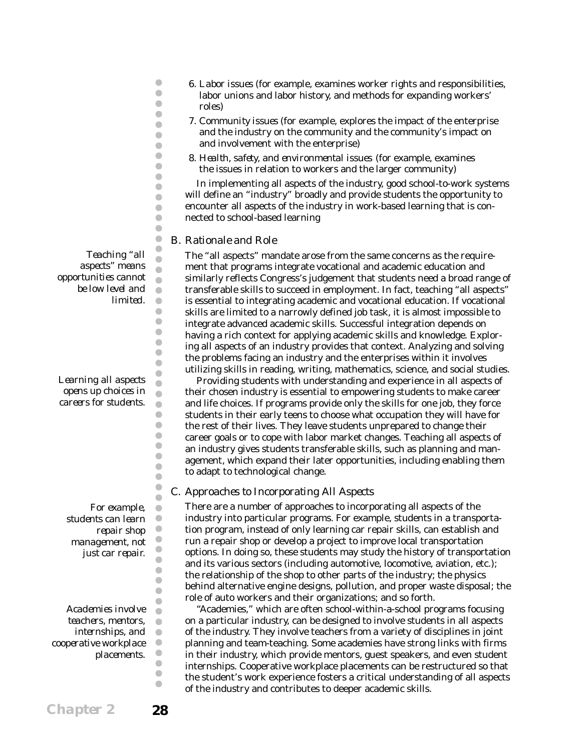6. Labor issues (for example, examines worker rights and responsibilities, labor unions and labor history, and methods for expanding workers' roles)
7. Community issues (for example, explores the impact of the enterprise and the industry on the community and the community's impact on and involvement with the enterprise)
8. Health, safety, and environmental issues (for example, examines the issues in relation to workers and the larger community)

In implementing all aspects of the industry, good school-to-work systems will define an "industry" broadly and provide students the opportunity to encounter all aspects of the industry in work-based learning that is connected to school-based learning

## B. Rationale and Role

*Teaching "all aspects" means opportunities cannot be low level and limited.*

The "all aspects" mandate arose from the same concerns as the requirement that programs integrate vocational and academic education and similarly reflects Congress's judgement that students need a broad range of transferable skills to succeed in employment. In fact, teaching "all aspects" is essential to integrating academic and vocational education. If vocational skills are limited to a narrowly defined job task, it is almost impossible to integrate advanced academic skills. Successful integration depends on having a rich context for applying academic skills and knowledge. Exploring all aspects of an industry provides that context. Analyzing and solving the problems facing an industry and the enterprises within it involves utilizing skills in reading, writing, mathematics, science, and social studies.

*Learning all aspects opens up choices in careers for students.*

Providing students with understanding and experience in all aspects of their chosen industry is essential to empowering students to make career and life choices. If programs provide only the skills for one job, they force students in their early teens to choose what occupation they will have for the rest of their lives. They leave students unprepared to change their career goals or to cope with labor market changes. Teaching all aspects of an industry gives students transferable skills, such as planning and management, which expand their later opportunities, including enabling them to adapt to technological change.

## C. Approaches to Incorporating All Aspects

*For example, students can learn repair shop management, not just car repair.*

There are a number of approaches to incorporating all aspects of the industry into particular programs. For example, students in a transportation program, instead of only learning car repair skills, can establish and run a repair shop or develop a project to improve local transportation options. In doing so, these students may study the history of transportation and its various sectors (including automotive, locomotive, aviation, etc.); the relationship of the shop to other parts of the industry; the physics behind alternative engine designs, pollution, and proper waste disposal; the role of auto workers and their organizations; and so forth.

*Academies involve teachers, mentors, internships, and cooperative workplace placements.*

"Academies," which are often school-within-a-school programs focusing on a particular industry, can be designed to involve students in all aspects of the industry. They involve teachers from a variety of disciplines in joint planning and team-teaching. Some academies have strong links with firms in their industry, which provide mentors, guest speakers, and even student internships. Cooperative workplace placements can be restructured so that the student's work experience fosters a critical understanding of all aspects of the industry and contributes to deeper academic skills.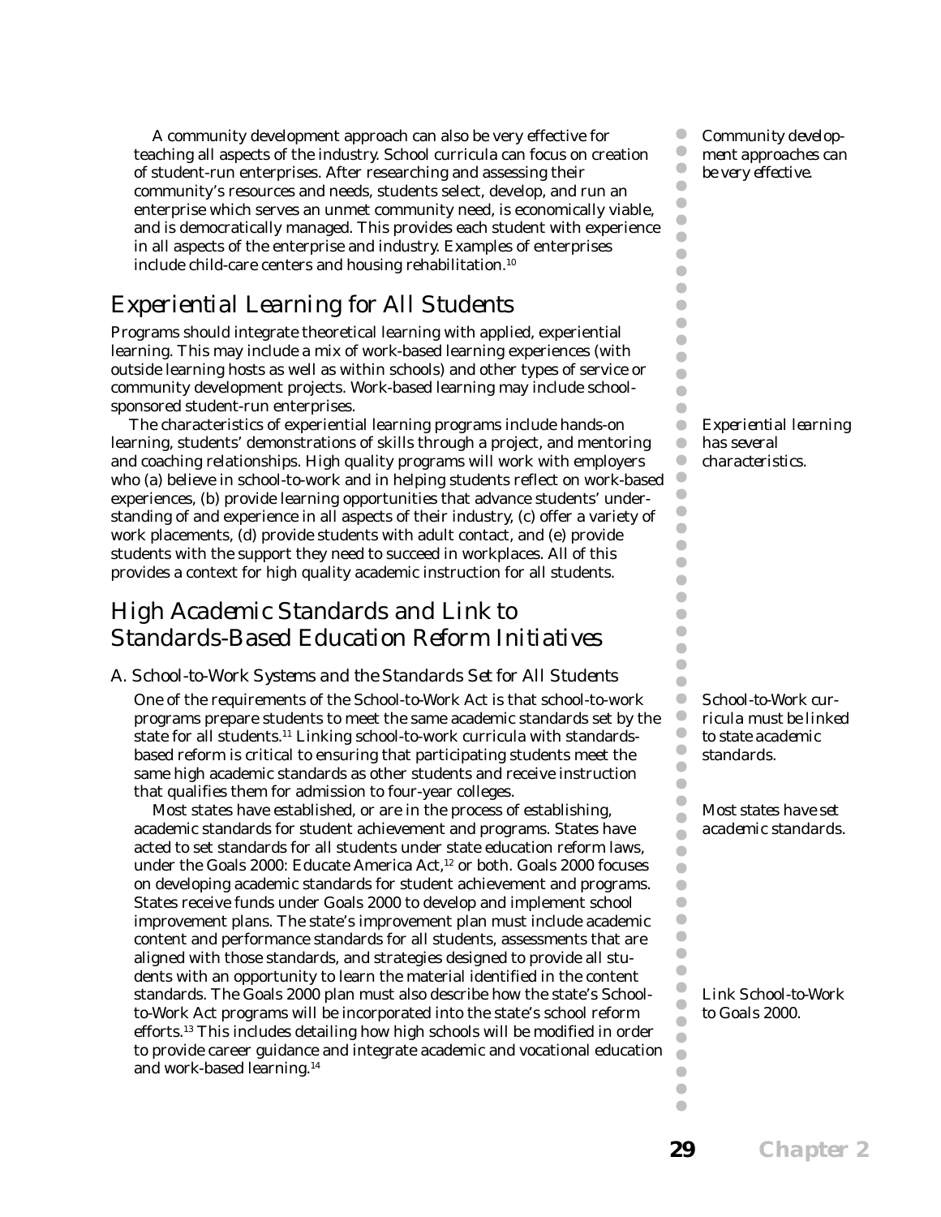A community development approach can also be very effective for teaching all aspects of the industry. School curricula can focus on creation of student-run enterprises. After researching and assessing their community's resources and needs, students select, develop, and run an enterprise which serves an unmet community need, is economically viable, and is democratically managed. This provides each student with experience in all aspects of the enterprise and industry. Examples of enterprises include child-care centers and housing rehabilitation.[10]

*Community development approaches can be very effective.*

## Experiential Learning for All Students

Programs should integrate theoretical learning with applied, experiential learning. This may include a mix of work-based learning experiences (with outside learning hosts as well as within schools) and other types of service or community development projects. Work-based learning may include school-sponsored student-run enterprises.

The characteristics of experiential learning programs include hands-on learning, students' demonstrations of skills through a project, and mentoring and coaching relationships. High quality programs will work with employers who (a) believe in school-to-work and in helping students reflect on work-based experiences, (b) provide learning opportunities that advance students' understanding of and experience in all aspects of their industry, (c) offer a variety of work placements, (d) provide students with adult contact, and (e) provide students with the support they need to succeed in workplaces. All of this provides a context for high quality academic instruction for all students.

*Experiential learning has several characteristics.*

## High Academic Standards and Link to Standards-Based Education Reform Initiatives

### A. School-to-Work Systems and the Standards Set for All Students

One of the requirements of the School-to-Work Act is that school-to-work programs prepare students to meet the same academic standards set by the state for all students.[11] Linking school-to-work curricula with standards-based reform is critical to ensuring that participating students meet the same high academic standards as other students and receive instruction that qualifies them for admission to four-year colleges.

*School-to-Work curricula must be linked to state academic standards.*

Most states have established, or are in the process of establishing, academic standards for student achievement and programs. States have acted to set standards for all students under state education reform laws, under the Goals 2000: Educate America Act,[12] or both. Goals 2000 focuses on developing academic standards for student achievement and programs. States receive funds under Goals 2000 to develop and implement school improvement plans. The state's improvement plan must include academic content and performance standards for all students, assessments that are aligned with those standards, and strategies designed to provide all students with an opportunity to learn the material identified in the content standards. The Goals 2000 plan must also describe how the state's School-to-Work Act programs will be incorporated into the state's school reform efforts.[13] This includes detailing how high schools will be modified in order to provide career guidance and integrate academic and vocational education and work-based learning.[14]

*Most states have set academic standards.*

*Link School-to-Work to Goals 2000.*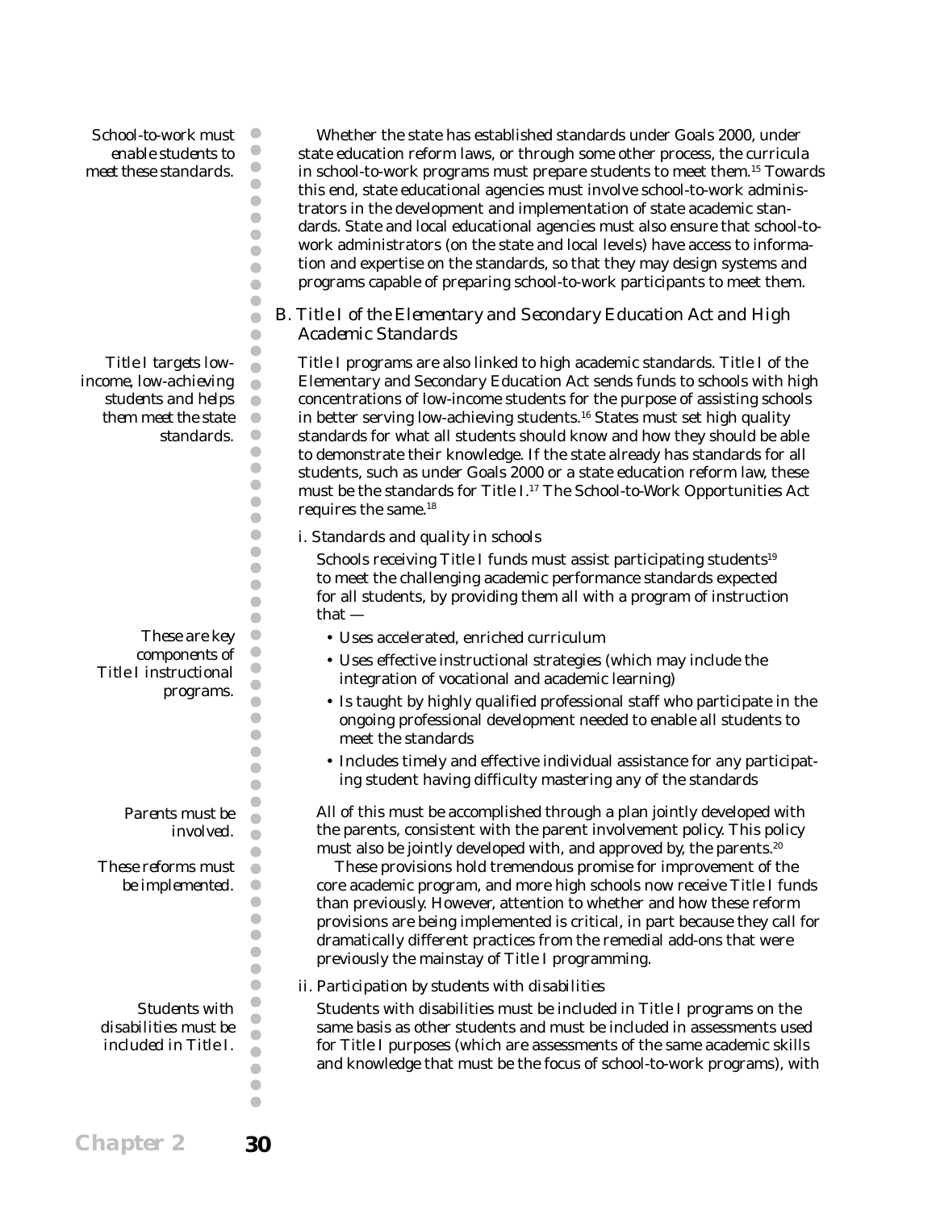*School-to-work must enable students to meet these standards.*

Whether the state has established standards under Goals 2000, under state education reform laws, or through some other process, the curricula in school-to-work programs must prepare students to meet them.[15] Towards this end, state educational agencies must involve school-to-work administrators in the development and implementation of state academic standards. State and local educational agencies must also ensure that school-to-work administrators (on the state and local levels) have access to information and expertise on the standards, so that they may design systems and programs capable of preparing school-to-work participants to meet them.

### B. Title I of the Elementary and Secondary Education Act and High Academic Standards

*Title I targets low-income, low-achieving students and helps them meet the state standards.*

Title I programs are also linked to high academic standards. Title I of the Elementary and Secondary Education Act sends funds to schools with high concentrations of low-income students for the purpose of assisting schools in better serving low-achieving students.[16] States must set high quality standards for what all students should know and how they should be able to demonstrate their knowledge. If the state already has standards for all students, such as under Goals 2000 or a state education reform law, these must be the standards for Title I.[17] The School-to-Work Opportunities Act requires the same.[18]

#### i. Standards and quality in schools

Schools receiving Title I funds must assist participating students[19] to meet the challenging academic performance standards expected for all students, by providing them all with a program of instruction that —

*These are key components of Title I instructional programs.*

- Uses accelerated, enriched curriculum
- Uses effective instructional strategies (which may include the integration of vocational and academic learning)
- Is taught by highly qualified professional staff who participate in the ongoing professional development needed to enable all students to meet the standards
- Includes timely and effective individual assistance for any participating student having difficulty mastering any of the standards

*Parents must be involved.*

All of this must be accomplished through a plan jointly developed with the parents, consistent with the parent involvement policy. This policy must also be jointly developed with, and approved by, the parents.[20]

*These reforms must be implemented.*

These provisions hold tremendous promise for improvement of the core academic program, and more high schools now receive Title I funds than previously. However, attention to whether and how these reform provisions are being implemented is critical, in part because they call for dramatically different practices from the remedial add-ons that were previously the mainstay of Title I programming.

#### ii. Participation by students with disabilities

*Students with disabilities must be included in Title I.*

Students with disabilities must be included in Title I programs on the same basis as other students and must be included in assessments used for Title I purposes (which are assessments of the same academic skills and knowledge that must be the focus of school-to-work programs), with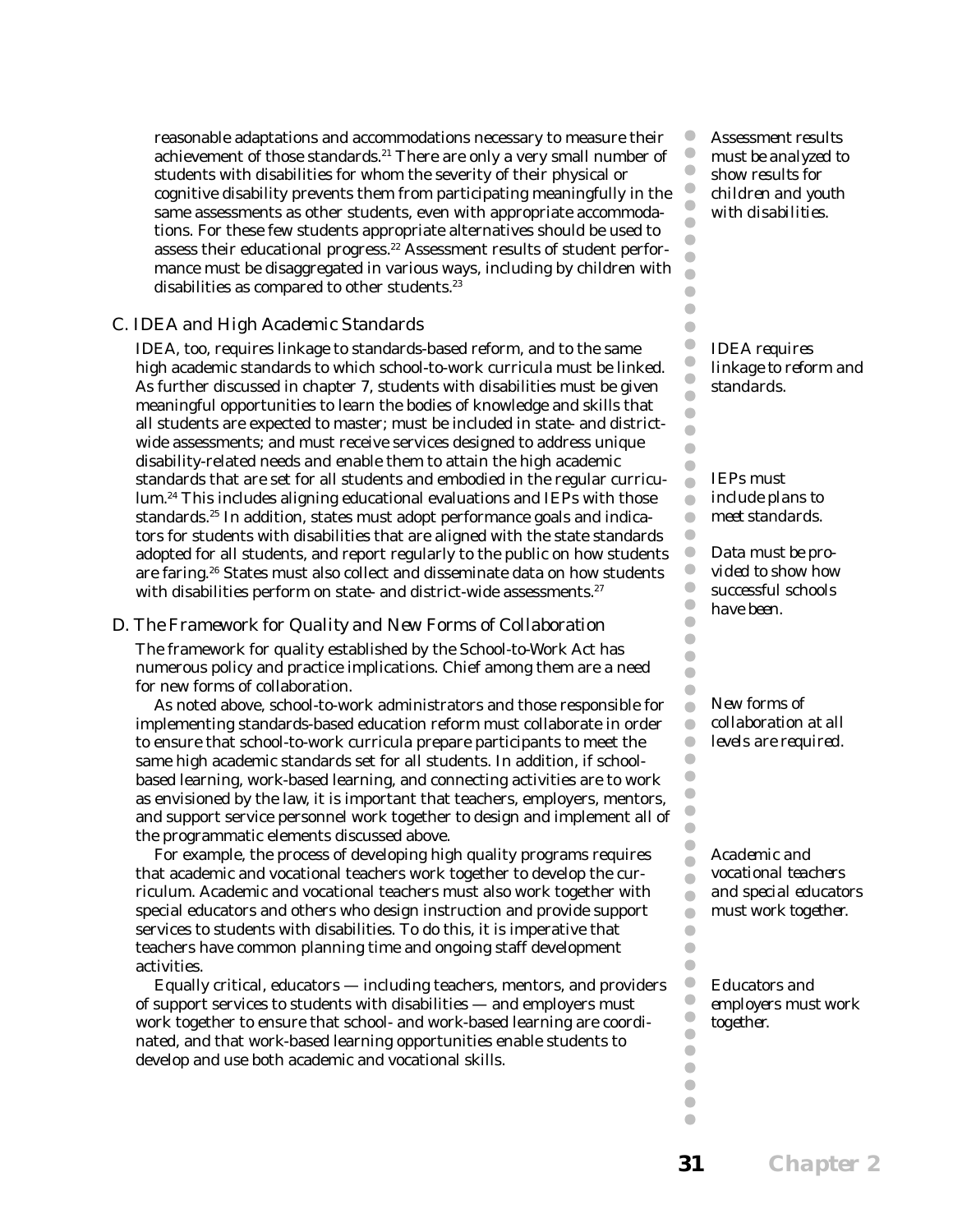reasonable adaptations and accommodations necessary to measure their achievement of those standards.[21] There are only a very small number of students with disabilities for whom the severity of their physical or cognitive disability prevents them from participating meaningfully in the same assessments as other students, even with appropriate accommodations. For these few students appropriate alternatives should be used to assess their educational progress.[22] Assessment results of student performance must be disaggregated in various ways, including by children with disabilities as compared to other students.[23]

*Assessment results must be analyzed to show results for children and youth with disabilities.*

## C. IDEA and High Academic Standards

IDEA, too, requires linkage to standards-based reform, and to the same high academic standards to which school-to-work curricula must be linked. As further discussed in chapter 7, students with disabilities must be given meaningful opportunities to learn the bodies of knowledge and skills that all students are expected to master; must be included in state- and district-wide assessments; and must receive services designed to address unique disability-related needs and enable them to attain the high academic standards that are set for all students and embodied in the regular curriculum.[24] This includes aligning educational evaluations and IEPs with those standards.[25] In addition, states must adopt performance goals and indicators for students with disabilities that are aligned with the state standards adopted for all students, and report regularly to the public on how students are faring.[26] States must also collect and disseminate data on how students with disabilities perform on state- and district-wide assessments.[27]

*IDEA requires linkage to reform and standards.*

*IEPs must include plans to meet standards.*

*Data must be provided to show how successful schools have been.*

## D. The Framework for Quality and New Forms of Collaboration

The framework for quality established by the School-to-Work Act has numerous policy and practice implications. Chief among them are a need for new forms of collaboration.

As noted above, school-to-work administrators and those responsible for implementing standards-based education reform must collaborate in order to ensure that school-to-work curricula prepare participants to meet the same high academic standards set for all students. In addition, if school-based learning, work-based learning, and connecting activities are to work as envisioned by the law, it is important that teachers, employers, mentors, and support service personnel work together to design and implement all of the programmatic elements discussed above.

*New forms of collaboration at all levels are required.*

For example, the process of developing high quality programs requires that academic and vocational teachers work together to develop the curriculum. Academic and vocational teachers must also work together with special educators and others who design instruction and provide support services to students with disabilities. To do this, it is imperative that teachers have common planning time and ongoing staff development activities.

*Academic and vocational teachers and special educators must work together.*

Equally critical, educators — including teachers, mentors, and providers of support services to students with disabilities — and employers must work together to ensure that school- and work-based learning are coordinated, and that work-based learning opportunities enable students to develop and use both academic and vocational skills.

*Educators and employers must work together.*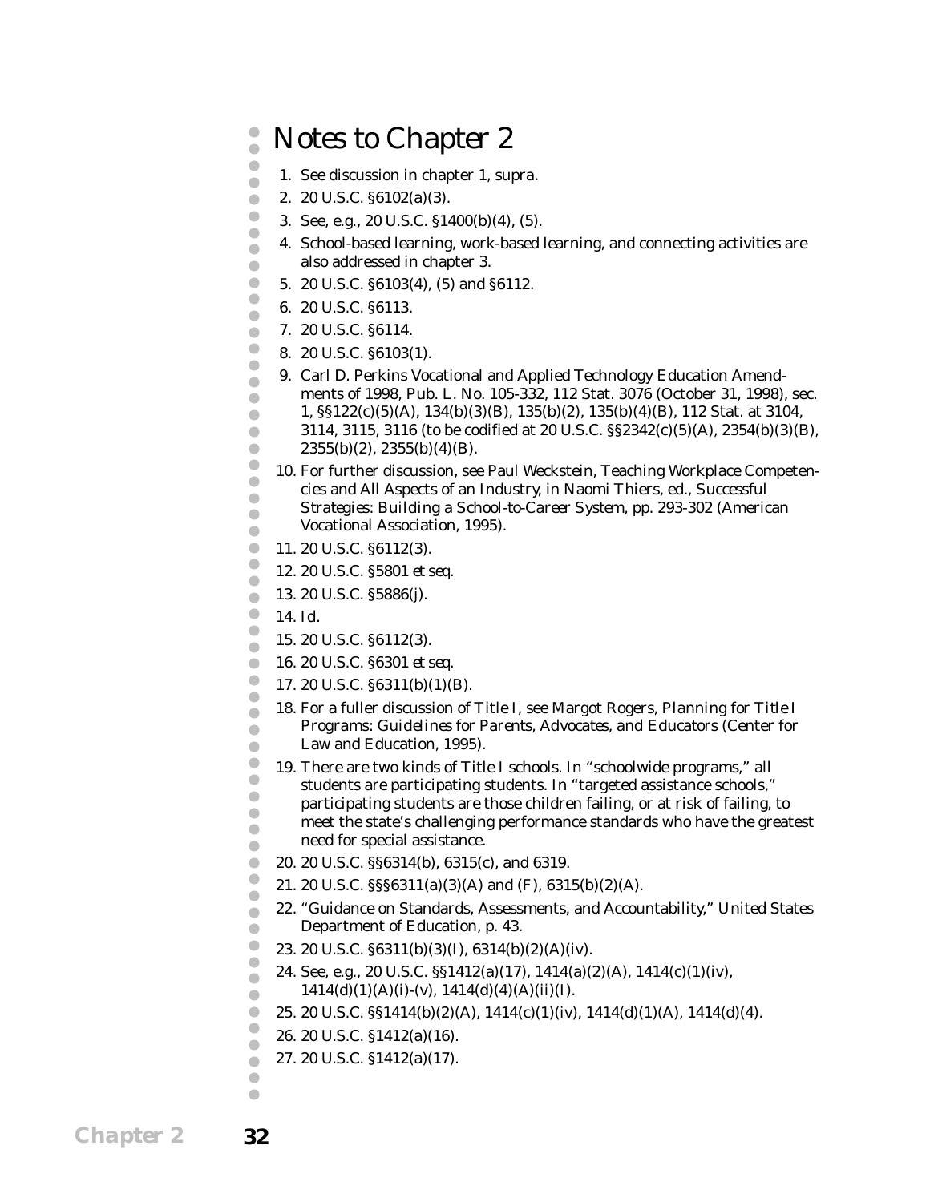# Notes to Chapter 2

1. See discussion in chapter 1, *supra*.
2. 20 U.S.C. §6102(a)(3).
3. See, e.g., 20 U.S.C. §1400(b)(4), (5).
4. School-based learning, work-based learning, and connecting activities are also addressed in chapter 3.
5. 20 U.S.C. §6103(4), (5) and §6112.
6. 20 U.S.C. §6113.
7. 20 U.S.C. §6114.
8. 20 U.S.C. §6103(1).
9. Carl D. Perkins Vocational and Applied Technology Education Amendments of 1998, Pub. L. No. 105-332, 112 Stat. 3076 (October 31, 1998), sec. 1, §§122(c)(5)(A), 134(b)(3)(B), 135(b)(2), 135(b)(4)(B), 112 Stat. at 3104, 3114, 3115, 3116 (to be codified at 20 U.S.C. §§2342(c)(5)(A), 2354(b)(3)(B), 2355(b)(2), 2355(b)(4)(B).
10. For further discussion, see Paul Weckstein, Teaching Workplace Competencies and All Aspects of an Industry, in Naomi Thiers, ed., *Successful Strategies: Building a School-to-Career System*, pp. 293-302 (American Vocational Association, 1995).
11. 20 U.S.C. §6112(3).
12. 20 U.S.C. §5801 *et seq.*
13. 20 U.S.C. §5886(j).
14. *Id.*
15. 20 U.S.C. §6112(3).
16. 20 U.S.C. §6301 *et seq.*
17. 20 U.S.C. §6311(b)(1)(B).
18. For a fuller discussion of Title I, see Margot Rogers, *Planning for Title I Programs: Guidelines for Parents, Advocates, and Educators* (Center for Law and Education, 1995).
19. There are two kinds of Title I schools. In "schoolwide programs," all students are participating students. In "targeted assistance schools," participating students are those children failing, or at risk of failing, to meet the state's challenging performance standards who have the greatest need for special assistance.
20. 20 U.S.C. §§6314(b), 6315(c), and 6319.
21. 20 U.S.C. §§§6311(a)(3)(A) and (F), 6315(b)(2)(A).
22. "Guidance on Standards, Assessments, and Accountability," United States Department of Education, p. 43.
23. 20 U.S.C. §6311(b)(3)(I), 6314(b)(2)(A)(iv).
24. See, e.g., 20 U.S.C. §§1412(a)(17), 1414(a)(2)(A), 1414(c)(1)(iv), 1414(d)(1)(A)(i)-(v), 1414(d)(4)(A)(ii)(I).
25. 20 U.S.C. §§1414(b)(2)(A), 1414(c)(1)(iv), 1414(d)(1)(A), 1414(d)(4).
26. 20 U.S.C. §1412(a)(16).
27. 20 U.S.C. §1412(a)(17).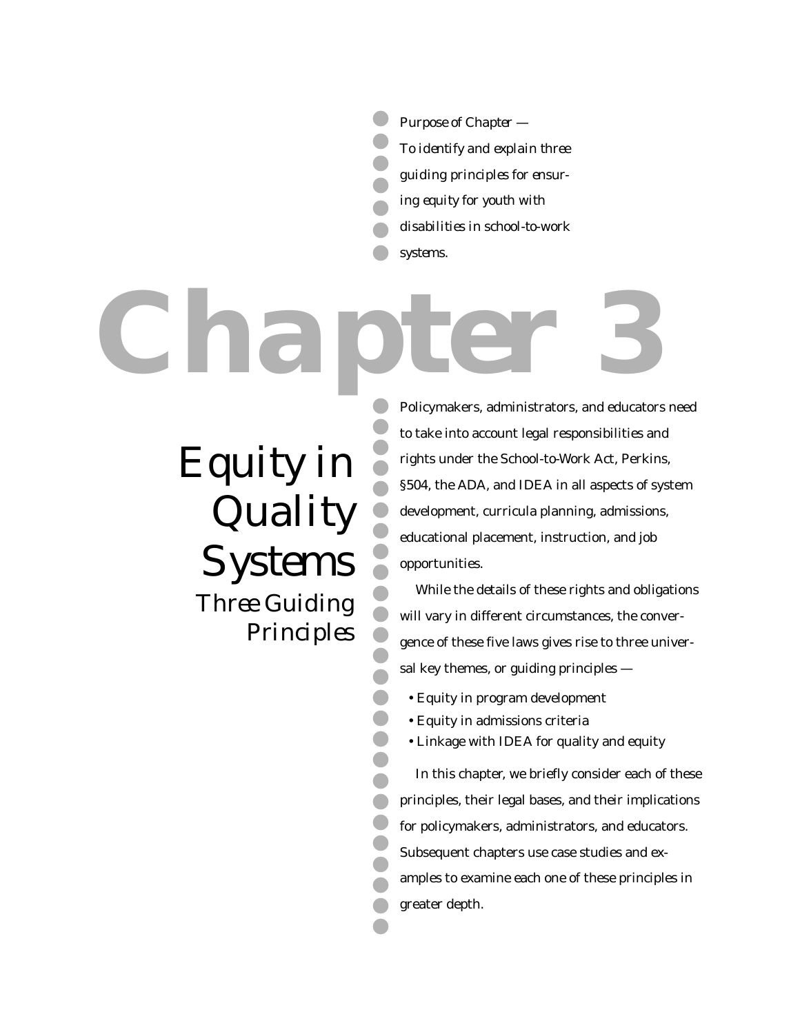*Purpose of Chapter — To identify and explain three guiding principles for ensuring equity for youth with disabilities in school-to-work systems.*

# Chapter 3

## Equity in Quality Systems

### *Three Guiding Principles*

Policymakers, administrators, and educators need to take into account legal responsibilities and rights under the School-to-Work Act, Perkins, §504, the ADA, and IDEA in all aspects of system development, curricula planning, admissions, educational placement, instruction, and job opportunities.

While the details of these rights and obligations will vary in different circumstances, the convergence of these five laws gives rise to three universal key themes, or guiding principles —

- Equity in program development
- Equity in admissions criteria
- Linkage with IDEA for quality and equity

In this chapter, we briefly consider each of these principles, their legal bases, and their implications for policymakers, administrators, and educators. Subsequent chapters use case studies and examples to examine each one of these principles in greater depth.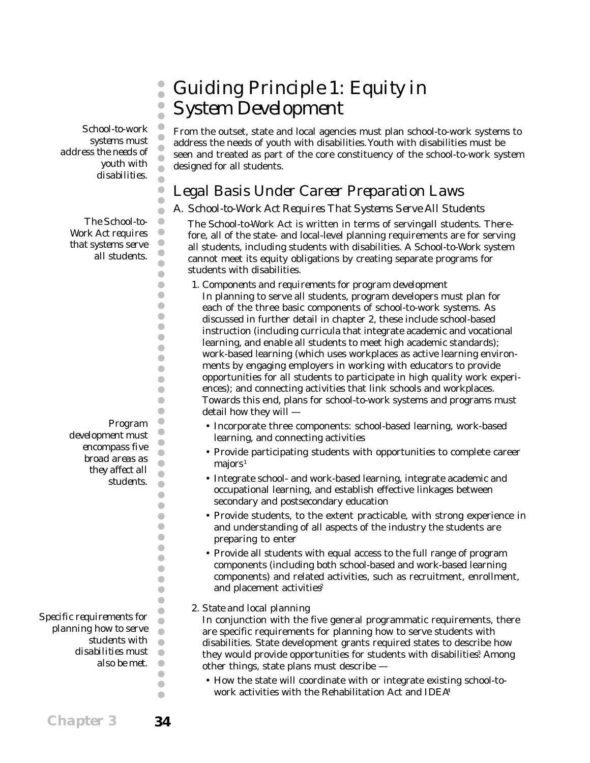# Guiding Principle 1: Equity in System Development

*School-to-work systems must address the needs of youth with disabilities.*

From the outset, state and local agencies must plan school-to-work systems to address the needs of youth with disabilities. Youth with disabilities must be seen and treated as part of the core constituency of the school-to-work system designed for all students.

## Legal Basis Under Career Preparation Laws

### A. School-to-Work Act Requires That Systems Serve All Students

*The School-to-Work Act requires that systems serve all students.*

The School-to-Work Act is written in terms of serving *all* students. Therefore, all of the state- and local-level planning requirements are for serving all students, including students with disabilities. A School-to-Work system cannot meet its equity obligations by creating separate programs for students with disabilities.

1. *Components and requirements for program development*

   In planning to serve all students, program developers must plan for each of the three basic components of school-to-work systems. As discussed in further detail in chapter 2, these include school-based instruction (including curricula that integrate academic and vocational learning, and enable all students to meet high academic standards); work-based learning (which uses workplaces as active learning environments by engaging employers in working with educators to provide opportunities for all students to participate in high quality work experiences); and connecting activities that link schools and workplaces. Towards this end, plans for school-to-work systems and programs must detail how they will —

   *Program development must encompass five broad areas as they affect all students.*

   - Incorporate three components: school-based learning, work-based learning, and connecting activities
   - Provide participating students with opportunities to complete career majors[1]
   - Integrate school- and work-based learning, integrate academic and occupational learning, and establish effective linkages between secondary and postsecondary education
   - Provide students, to the extent practicable, with strong experience in and understanding of all aspects of the industry the students are preparing to enter
   - Provide all students with equal access to the full range of program components (including both school-based and work-based learning components) and related activities, such as recruitment, enrollment, and placement activities[2]

2. *State and local planning*

   *Specific requirements for planning how to serve students with disabilities must also be met.*

   In conjunction with the five general programmatic requirements, there are specific requirements for planning how to serve students with disabilities. State development grants required states to describe how they would provide opportunities for students with disabilities.[3] Among other things, state plans must describe —

   - How the state will coordinate with or integrate existing school-to-work activities with the Rehabilitation Act and IDEA[4]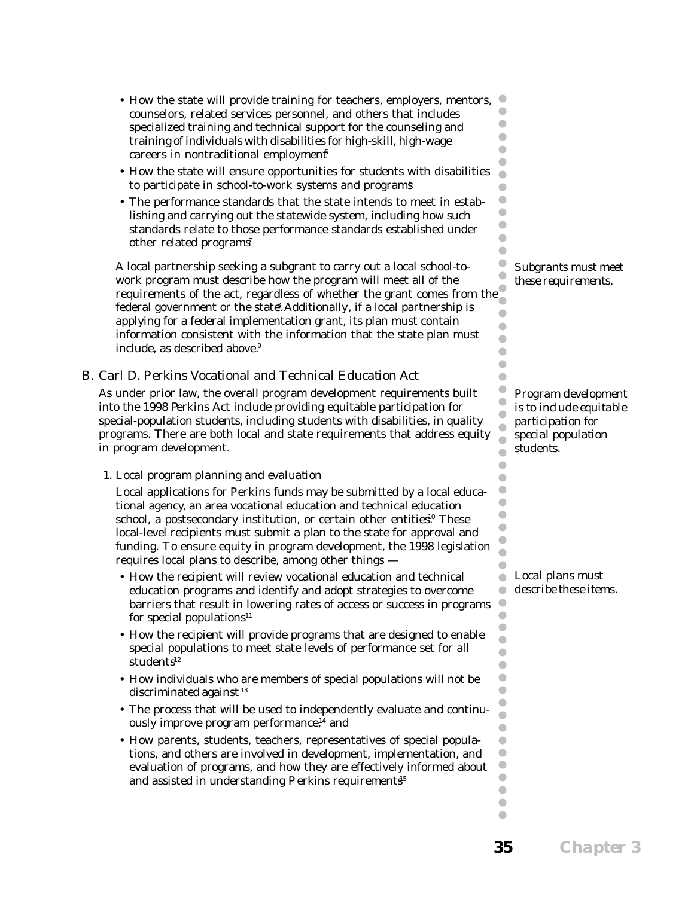- How the state will provide training for teachers, employers, mentors, counselors, related services personnel, and others that includes specialized training and technical support for the counseling and training of individuals with disabilities for high-skill, high-wage careers in nontraditional employment[5]
- How the state will ensure opportunities for students with disabilities to participate in school-to-work systems and programs[6]
- The performance standards that the state intends to meet in establishing and carrying out the statewide system, including how such standards relate to those performance standards established under other related programs[7]

*Subgrants must meet these requirements.*

A local partnership seeking a subgrant to carry out a local school-to-work program must describe how the program will meet all of the requirements of the act, regardless of whether the grant comes from the federal government or the state[8]. Additionally, if a local partnership is applying for a federal implementation grant, its plan must contain information consistent with the information that the state plan must include, as described above.[9]

## B. Carl D. Perkins Vocational and Technical Education Act

*Program development is to include equitable participation for special population students.*

As under prior law, the overall program development requirements built into the 1998 Perkins Act include providing equitable participation for special-population students, including students with disabilities, in quality programs. There are both local and state requirements that address equity in program development.

### 1. Local program planning and evaluation

Local applications for Perkins funds may be submitted by a local educational agency, an area vocational education and technical education school, a postsecondary institution, or certain other entities.[10] These local-level recipients must submit a plan to the state for approval and funding. To ensure equity in program development, the 1998 legislation requires local plans to describe, among other things —

*Local plans must describe these items.*

- How the recipient will review vocational education and technical education programs and identify and adopt strategies to overcome barriers that result in lowering rates of access or success in programs for special populations[11]
- How the recipient will provide programs that are designed to enable special populations to meet state levels of performance set for all students[12]
- How individuals who are members of special populations will not be discriminated against [13]
- The process that will be used to independently evaluate and continuously improve program performance,[14] and
- How parents, students, teachers, representatives of special populations, and others are involved in development, implementation, and evaluation of programs, and how they are effectively informed about and assisted in understanding Perkins requirements[15]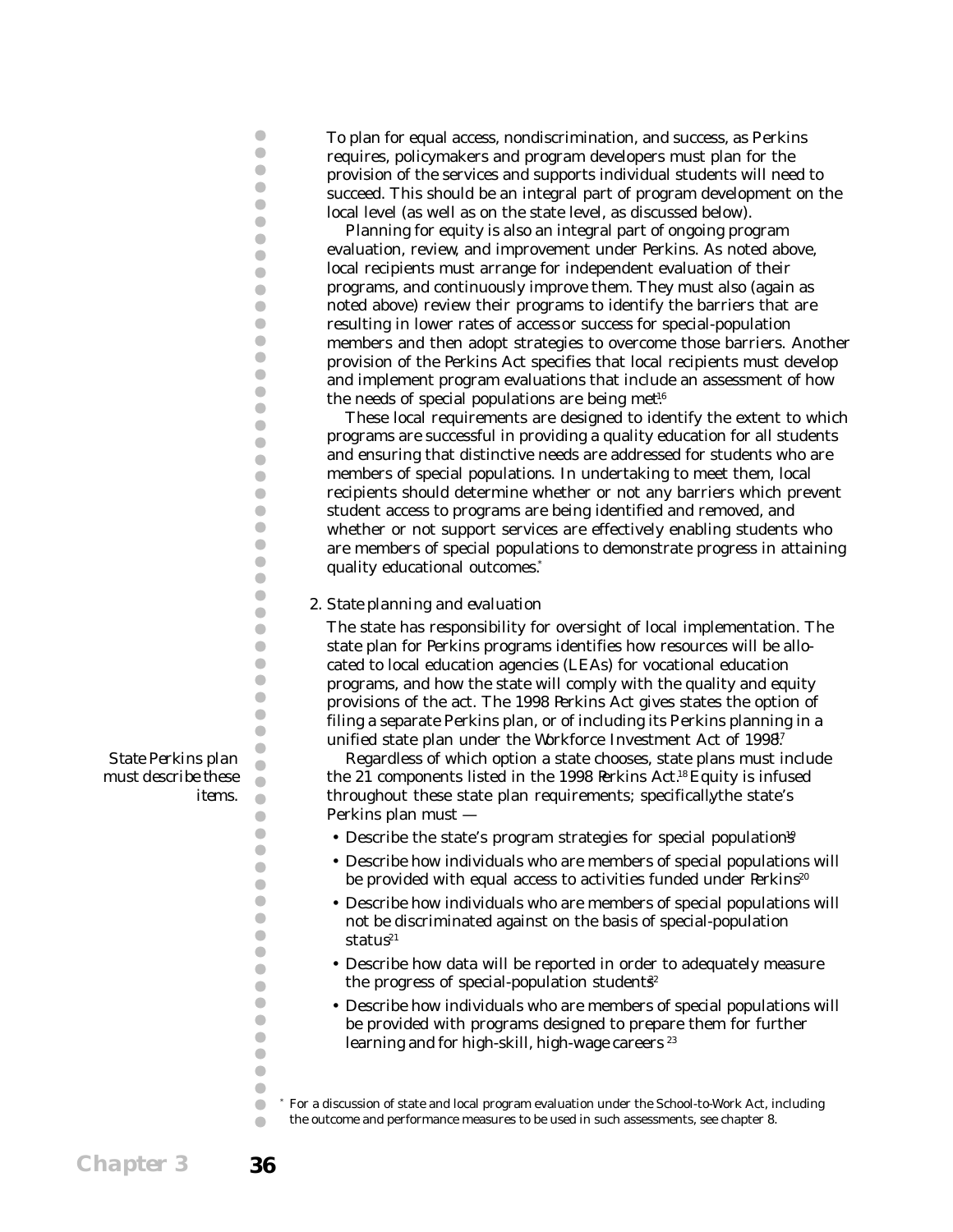To plan for equal access, nondiscrimination, and success, as Perkins requires, policymakers and program developers must plan for the provision of the services and supports individual students will need to succeed. This should be an integral part of program development on the local level (as well as on the state level, as discussed below).

Planning for equity is also an integral part of ongoing program evaluation, review, and improvement under Perkins. As noted above, local recipients must arrange for independent evaluation of their programs, and continuously improve them. They must also (again as noted above) review their programs to identify the barriers that are resulting in lower rates of *access* or *success* for special-population members and then adopt strategies to overcome those barriers. Another provision of the Perkins Act specifies that local recipients must develop and implement program evaluations that include an assessment of how the needs of special populations are being met.[16]

These local requirements are designed to identify the extent to which programs are successful in providing a quality education for all students and ensuring that distinctive needs are addressed for students who are members of special populations. In undertaking to meet them, local recipients should determine whether or not any barriers which prevent student access to programs are being identified and removed, and whether or not support services are effectively enabling students who are members of special populations to demonstrate progress in attaining quality educational outcomes.[*]

2. *State planning and evaluation*

The state has responsibility for oversight of local implementation. The state plan for Perkins programs identifies how resources will be allocated to local education agencies (LEAs) for vocational education programs, and how the state will comply with the quality and equity provisions of the act. The 1998 Perkins Act gives states the option of filing a separate Perkins plan, or of including its Perkins planning in a unified state plan under the Workforce Investment Act of 1998.[17]

*State Perkins plan must describe these items.*

Regardless of which option a state chooses, state plans must include the 21 components listed in the 1998 Perkins Act.[18] Equity is infused throughout these state plan requirements; specifically, the state's Perkins plan must —

- Describe the state's program strategies for special populations[19]
- Describe how individuals who are members of special populations will be provided with equal access to activities funded under Perkins[20]
- Describe how individuals who are members of special populations will not be discriminated against on the basis of special-population status[21]
- Describe how data will be reported in order to adequately measure the progress of special-population students[22]
- Describe how individuals who are members of special populations will be provided with programs designed to prepare them for further learning and for high-skill, high-wage careers [23]

[*] For a discussion of state and local program evaluation under the School-to-Work Act, including the outcome and performance measures to be used in such assessments, see chapter 8.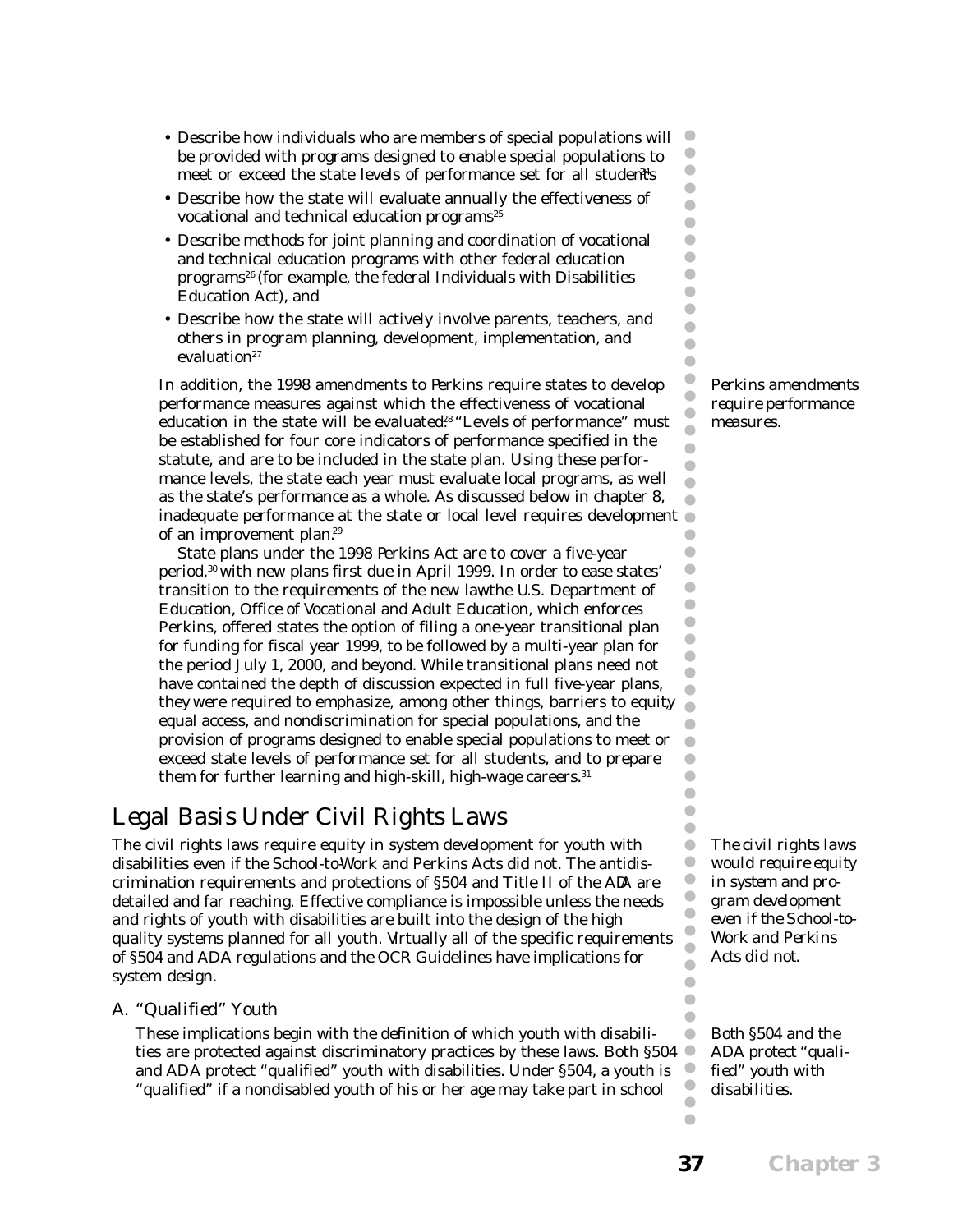- Describe how individuals who are members of special populations will be provided with programs designed to enable special populations to meet or exceed the state levels of performance set for all students[24]
- Describe how the state will evaluate annually the effectiveness of vocational and technical education programs[25]
- Describe methods for joint planning and coordination of vocational and technical education programs with other federal education programs[26] (for example, the federal Individuals with Disabilities Education Act), and
- Describe how the state will actively involve parents, teachers, and others in program planning, development, implementation, and evaluation[27]

*Perkins amendments require performance measures.*

In addition, the 1998 amendments to Perkins require states to develop performance measures against which the effectiveness of vocational education in the state will be evaluated.[28] "Levels of performance" must be established for four core indicators of performance specified in the statute, and are to be included in the state plan. Using these performance levels, the state each year must evaluate local programs, as well as the state's performance as a whole. As discussed below in chapter 8, inadequate performance at the state or local level requires development of an improvement plan.[29]

State plans under the 1998 Perkins Act are to cover a five-year period,[30] with new plans first due in April 1999. In order to ease states' transition to the requirements of the new law, the U.S. Department of Education, Office of Vocational and Adult Education, which enforces Perkins, offered states the option of filing a one-year transitional plan for funding for fiscal year 1999, to be followed by a multi-year plan for the period July 1, 2000, and beyond. While transitional plans need not have contained the depth of discussion expected in full five-year plans, they were required to emphasize, among other things, barriers to equity, equal access, and nondiscrimination for special populations, and the provision of programs designed to enable special populations to meet or exceed state levels of performance set for all students, and to prepare them for further learning and high-skill, high-wage careers.[31]

## Legal Basis Under Civil Rights Laws

*The civil rights laws would require equity in system and program development even if the School-to-Work and Perkins Acts did not.*

The civil rights laws require equity in system development for youth with disabilities even if the School-to-Work and Perkins Acts did not. The antidiscrimination requirements and protections of §504 and Title II of the ADA are detailed and far reaching. Effective compliance is impossible unless the needs and rights of youth with disabilities are built into the design of the high quality systems planned for all youth. Virtually all of the specific requirements of §504 and ADA regulations and the OCR Guidelines have implications for system design.

### A. "Qualified" Youth

*Both §504 and the ADA protect "qualified" youth with disabilities.*

These implications begin with the definition of which youth with disabilities are protected against discriminatory practices by these laws. Both §504 and ADA protect "qualified" youth with disabilities. Under §504, a youth is "qualified" if a nondisabled youth of his or her age may take part in school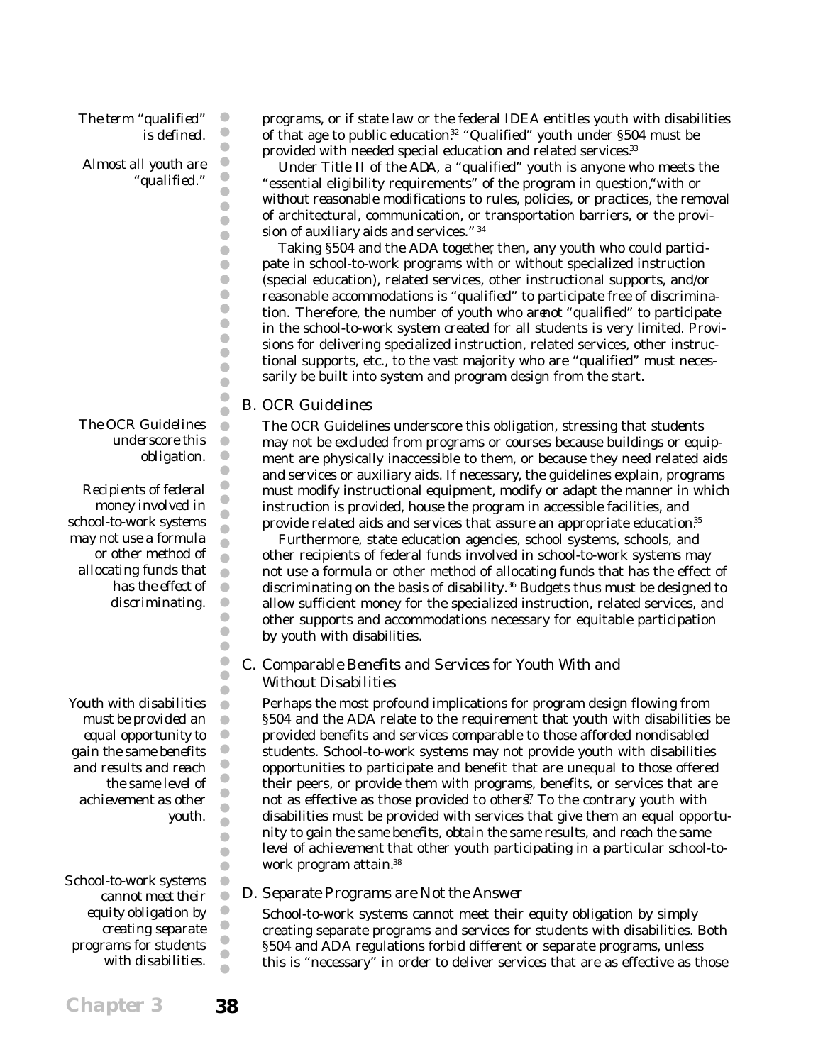*The term "qualified" is defined.*

*Almost all youth are "qualified."*

programs, or if state law or the federal IDEA entitles youth with disabilities of that age to public education.[32] "Qualified" youth under §504 must be provided with needed special education and related services.[33]

Under Title II of the ADA, a "qualified" youth is anyone who meets the "essential eligibility requirements" of the program in question, "with or without reasonable modifications to rules, policies, or practices, the removal of architectural, communication, or transportation barriers, or the provision of auxiliary aids and services." [34]

Taking §504 and the ADA together, then, any youth who could participate in school-to-work programs with or without specialized instruction (special education), related services, other instructional supports, and/or reasonable accommodations is "qualified" to participate free of discrimination. Therefore, the number of youth who are *not* "qualified" to participate in the school-to-work system created for all students is very limited. Provisions for delivering specialized instruction, related services, other instructional supports, etc., to the vast majority who are "qualified" must necessarily be built into system and program design from the start.

## B. *OCR Guidelines*

*The OCR Guidelines underscore this obligation.*

*Recipients of federal money involved in school-to-work systems may not use a formula or other method of allocating funds that has the effect of discriminating.*

The OCR Guidelines underscore this obligation, stressing that students may not be excluded from programs or courses because buildings or equipment are physically inaccessible to them, or because they need related aids and services or auxiliary aids. If necessary, the guidelines explain, programs must modify instructional equipment, modify or adapt the manner in which instruction is provided, house the program in accessible facilities, and provide related aids and services that assure an appropriate education.[35]

Furthermore, state education agencies, school systems, schools, and other recipients of federal funds involved in school-to-work systems may not use a formula or other method of allocating funds that has the effect of discriminating on the basis of disability.[36] Budgets thus must be designed to allow sufficient money for the specialized instruction, related services, and other supports and accommodations necessary for equitable participation by youth with disabilities.

## C. *Comparable Benefits and Services for Youth With and Without Disabilities*

*Youth with disabilities must be provided an equal opportunity to gain the same benefits and results and reach the same level of achievement as other youth.*

Perhaps the most profound implications for program design flowing from §504 and the ADA relate to the requirement that youth with disabilities be provided benefits and services comparable to those afforded nondisabled students. School-to-work systems may not provide youth with disabilities opportunities to participate and benefit that are unequal to those offered their peers, or provide them with programs, benefits, or services that are not as effective as those provided to others.[37] To the contrary, youth with disabilities must be provided with services that give them an equal opportunity to gain *the same benefits*, obtain *the same results*, and reach *the same level of achievement* that other youth participating in a particular school-to-work program attain.[38]

## D. *Separate Programs are Not the Answer*

*School-to-work systems cannot meet their equity obligation by creating separate programs for students with disabilities.*

School-to-work systems cannot meet their equity obligation by simply creating separate programs and services for students with disabilities. Both §504 and ADA regulations forbid different or separate programs, unless this is "necessary" in order to deliver services that are as effective as those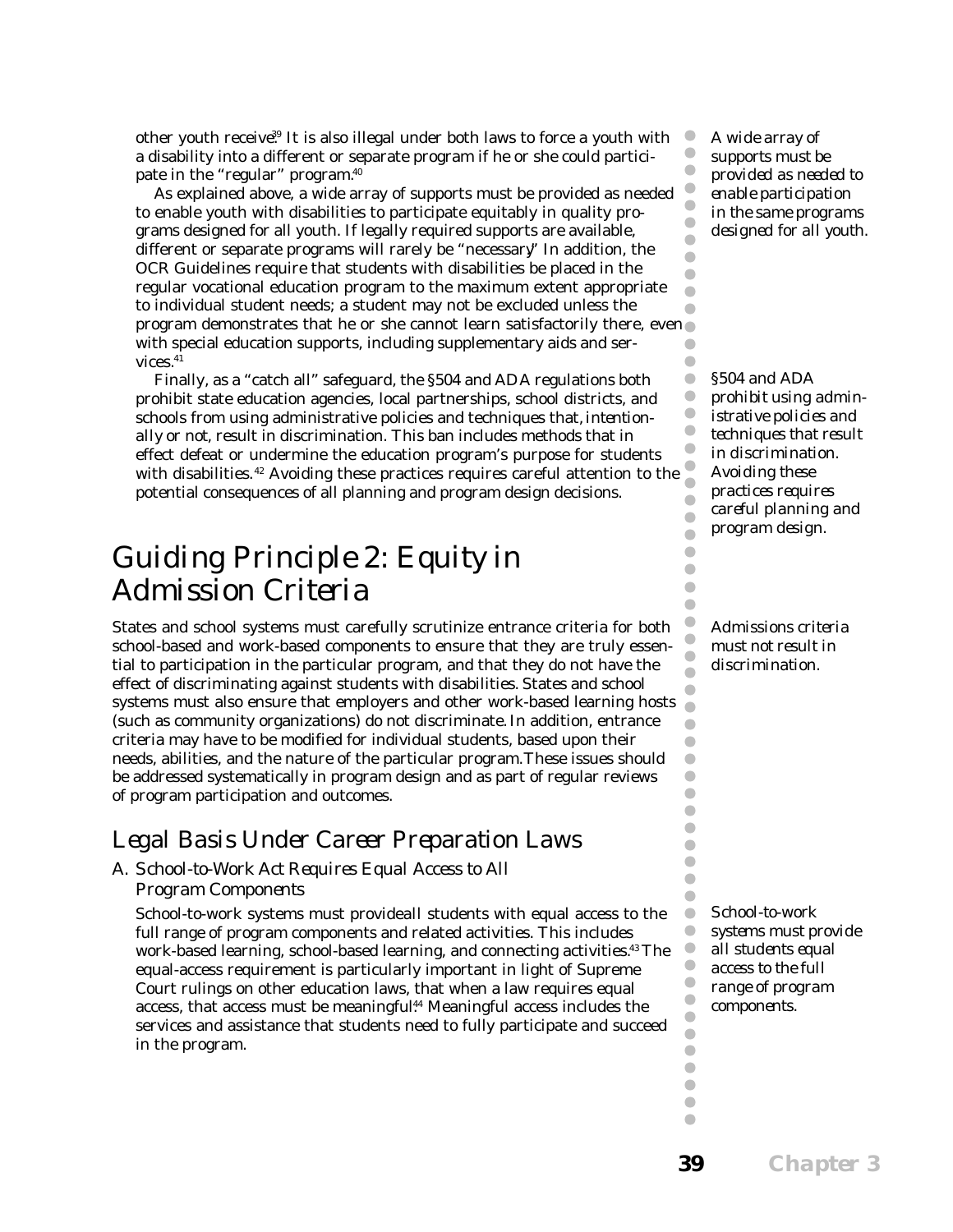other youth receive.[39] It is also illegal under both laws to force a youth with a disability into a different or separate program if he or she could participate in the "regular" program.[40]

*A wide array of supports must be provided as needed to enable participation in the same programs designed for all youth.*

As explained above, a wide array of supports must be provided as needed to enable youth with disabilities to participate equitably in quality programs designed for all youth. If legally required supports are available, different or separate programs will rarely be "necessary." In addition, the OCR Guidelines require that students with disabilities be placed in the regular vocational education program to the maximum extent appropriate to individual student needs; a student may not be excluded unless the program demonstrates that he or she cannot learn satisfactorily there, even with special education supports, including supplementary aids and services.[41]

*§504 and ADA prohibit using administrative policies and techniques that result in discrimination. Avoiding these practices requires careful planning and program design.*

Finally, as a "catch all" safeguard, the §504 and ADA regulations both prohibit state education agencies, local partnerships, school districts, and schools from using administrative policies and techniques that, intentionally or not, result in discrimination. This ban includes methods that in effect defeat or undermine the education program's purpose for students with disabilities.[42] Avoiding these practices requires careful attention to the potential consequences of all planning and program design decisions.

# Guiding Principle 2: Equity in Admission Criteria

*Admissions criteria must not result in discrimination.*

States and school systems must carefully scrutinize entrance criteria for both school-based and work-based components to ensure that they are truly essential to participation in the particular program, and that they do not have the effect of discriminating against students with disabilities. States and school systems must also ensure that employers and other work-based learning hosts (such as community organizations) do not discriminate. In addition, entrance criteria may have to be modified for individual students, based upon their needs, abilities, and the nature of the particular program. These issues should be addressed systematically in program design and as part of regular reviews of program participation and outcomes.

## Legal Basis Under Career Preparation Laws

### A. School-to-Work Act Requires Equal Access to All Program Components

*School-to-work systems must provide all students equal access to the full range of program components.*

School-to-work systems must provide all students with equal access to the full range of program components and related activities. This includes work-based learning, school-based learning, and connecting activities.[43] The equal-access requirement is particularly important in light of Supreme Court rulings on other education laws, that when a law requires equal access, that access must be meaningful.[44] Meaningful access includes the services and assistance that students need to fully participate and succeed in the program.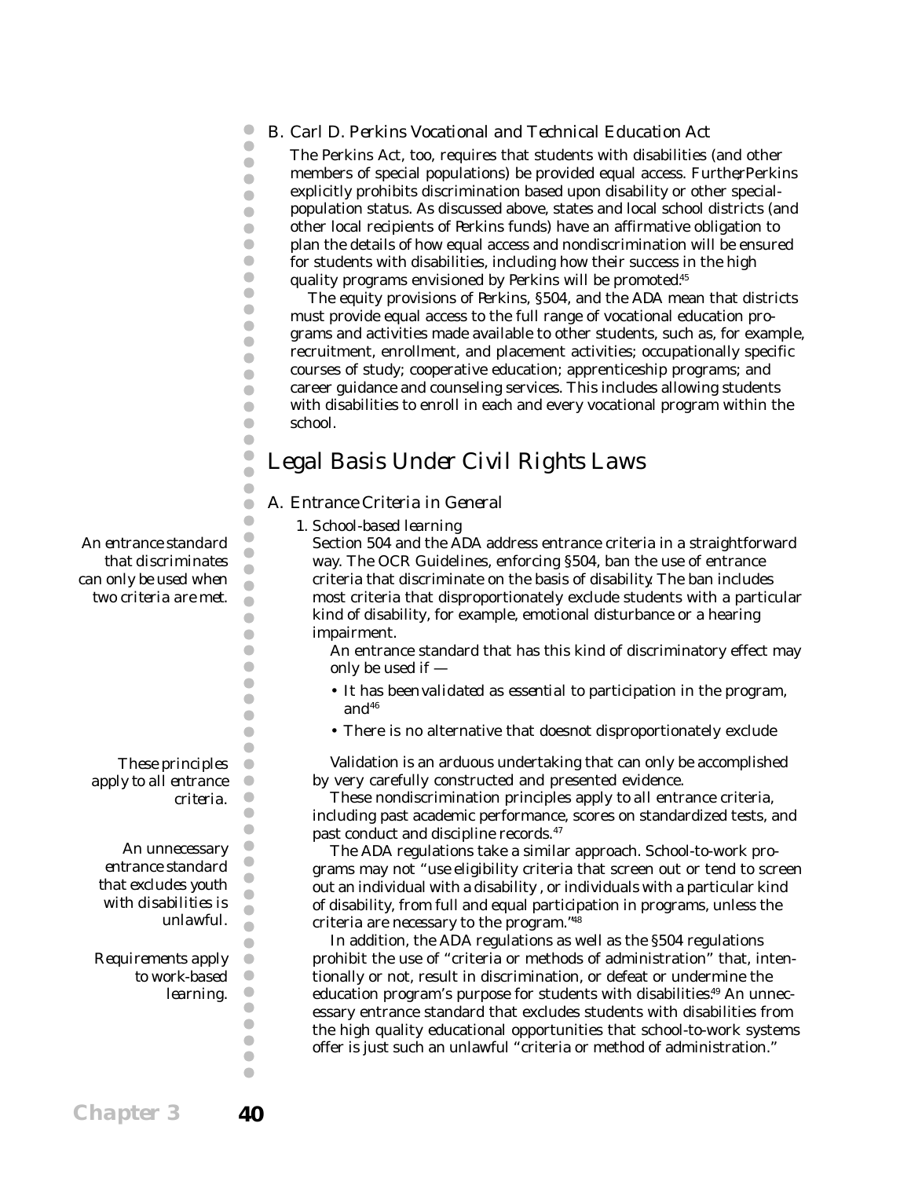### B. Carl D. Perkins Vocational and Technical Education Act

The Perkins Act, too, requires that students with disabilities (and other members of special populations) be provided equal access. Further, Perkins explicitly prohibits discrimination based upon disability or other special-population status. As discussed above, states and local school districts (and other local recipients of Perkins funds) have an affirmative obligation to plan the details of how equal access and nondiscrimination will be ensured for students with disabilities, including how their success in the high quality programs envisioned by Perkins will be promoted.[45]

The equity provisions of Perkins, §504, and the ADA mean that districts must provide equal access to the full range of vocational education programs and activities made available to other students, such as, for example, recruitment, enrollment, and placement activities; occupationally specific courses of study; cooperative education; apprenticeship programs; and career guidance and counseling services. This includes allowing students with disabilities to enroll in each and every vocational program within the school.

## Legal Basis Under Civil Rights Laws

### A. Entrance Criteria in General

#### 1. School-based learning

*An entrance standard that discriminates can only be used when two criteria are met.*

Section 504 and the ADA address entrance criteria in a straightforward way. The OCR Guidelines, enforcing §504, ban the use of entrance criteria that discriminate on the basis of disability. The ban includes most criteria that disproportionately exclude students with a particular kind of disability, for example, emotional disturbance or a hearing impairment.

An entrance standard that has this kind of discriminatory effect may only be used if —

- It has been *validated* as *essential* to participation in the program, and[46]
- There is no alternative that does *not* disproportionately exclude

Validation is an arduous undertaking that can only be accomplished by very carefully constructed and presented evidence.

*These principles apply to all entrance criteria.*

These nondiscrimination principles apply to all entrance criteria, including past academic performance, scores on standardized tests, and past conduct and discipline records.[47]

*An unnecessary entrance standard that excludes youth with disabilities is unlawful.*

The ADA regulations take a similar approach. School-to-work programs may not "use eligibility criteria that screen out or tend to screen out an individual with a disability, or individuals with a particular kind of disability, from full and equal participation in programs, unless the criteria are necessary to the program."[48]

*Requirements apply to work-based learning.*

In addition, the ADA regulations as well as the §504 regulations prohibit the use of "criteria or methods of administration" that, intentionally or not, result in discrimination, or defeat or undermine the education program's purpose for students with disabilities.[49] An unnecessary entrance standard that excludes students with disabilities from the high quality educational opportunities that school-to-work systems offer is just such an unlawful "criteria or method of administration."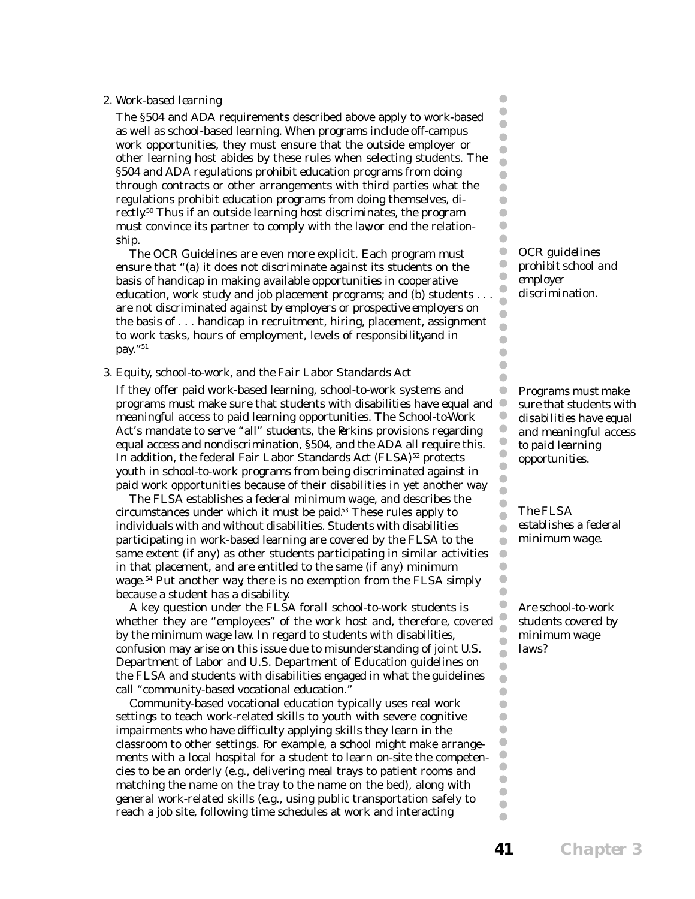### 2. *Work-based learning*

The §504 and ADA requirements described above apply to work-based as well as school-based learning. When programs include off-campus work opportunities, they must ensure that the outside employer or other learning host abides by these rules when selecting students. The §504 and ADA regulations prohibit education programs from doing through contracts or other arrangements with third parties what the regulations prohibit education programs from doing themselves, directly.[50] Thus if an outside learning host discriminates, the program must convince its partner to comply with the law, or end the relationship.

*OCR guidelines prohibit school and employer discrimination.*

The OCR Guidelines are even more explicit. Each program must ensure that "(a) it does not discriminate against its students on the basis of handicap in making available opportunities in cooperative education, work study and job placement programs; and (b) students . . . are not discriminated against *by employers or prospective employers* on the basis of . . . handicap in recruitment, hiring, placement, assignment to work tasks, hours of employment, levels of responsibility, and in pay."[51]

### 3. *Equity, school-to-work, and the Fair Labor Standards Act*

*Programs must make sure that students with disabilities have equal and meaningful access to paid learning opportunities.*

If they offer paid work-based learning, school-to-work systems and programs must make sure that students with disabilities have equal and meaningful access to paid learning opportunities. The School-to-Work Act's mandate to serve "all" students, the Perkins provisions regarding equal access and nondiscrimination, §504, and the ADA all require this. In addition, the federal Fair Labor Standards Act (FLSA)[52] protects youth in school-to-work programs from being discriminated against in paid work opportunities because of their disabilities in yet another way.

*The FLSA establishes a federal minimum wage.*

The FLSA establishes a federal minimum wage, and describes the circumstances under which it must be paid.[53] These rules apply to individuals with and without disabilities. Students with disabilities participating in work-based learning are covered by the FLSA to the same extent (if any) as other students participating in similar activities in that placement, and are entitled to the same (if any) minimum wage.[54] Put another way, there is no exemption from the FLSA simply because a student has a disability.

*Are school-to-work students covered by minimum wage laws?*

A key question under the FLSA for *all* school-to-work students is whether they are "employees" of the work host and, therefore, covered by the minimum wage law. In regard to students with disabilities, confusion may arise on this issue due to misunderstanding of joint U.S. Department of Labor and U.S. Department of Education guidelines on the FLSA and students with disabilities engaged in what the guidelines call "community-based vocational education."

Community-based vocational education typically uses real work settings to teach work-related skills to youth with severe cognitive impairments who have difficulty applying skills they learn in the classroom to other settings. For example, a school might make arrangements with a local hospital for a student to learn on-site the competencies to be an orderly (e.g., delivering meal trays to patient rooms and matching the name on the tray to the name on the bed), along with general work-related skills (e.g., using public transportation safely to reach a job site, following time schedules at work and interacting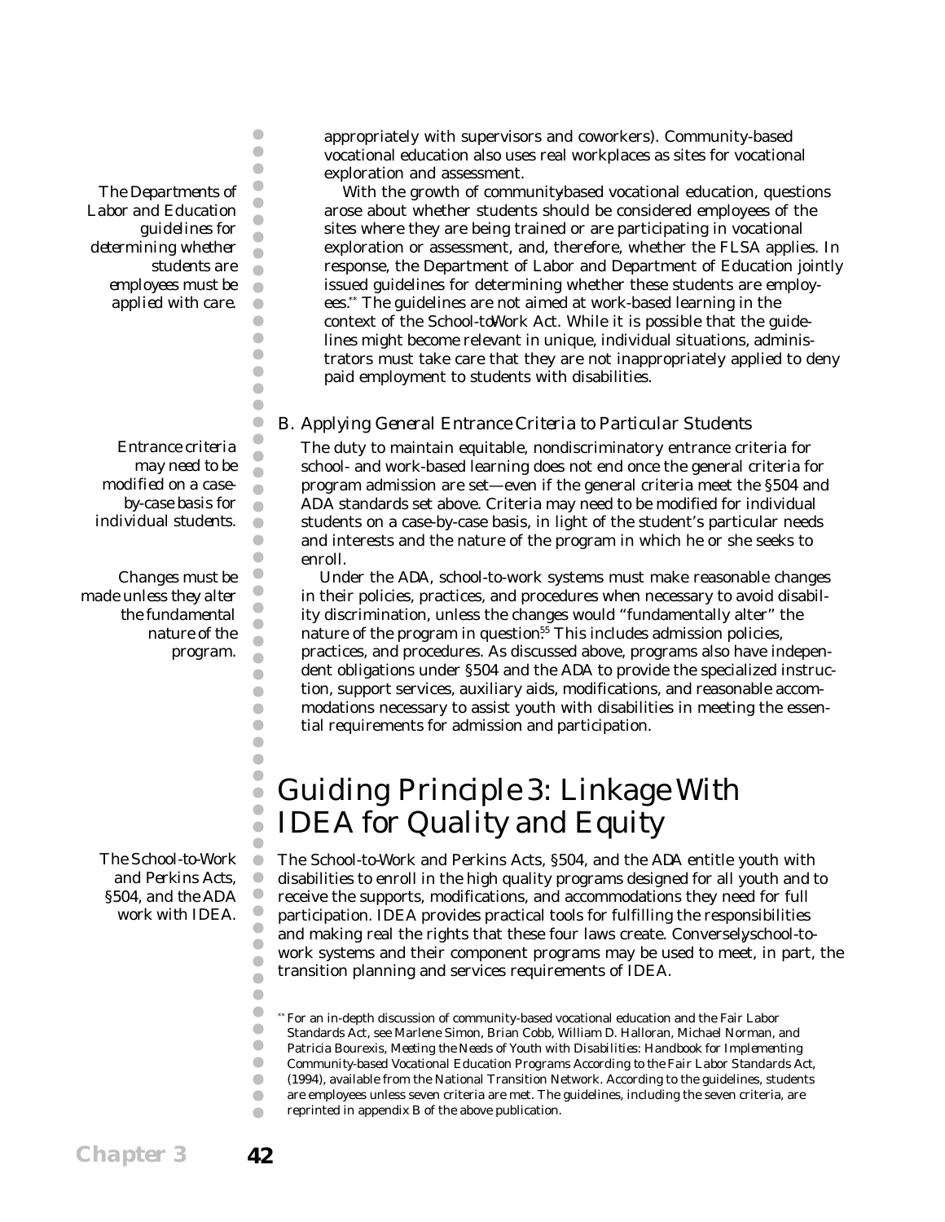*The Departments of Labor and Education guidelines for determining whether students are employees must be applied with care.*

appropriately with supervisors and coworkers). Community-based vocational education also uses real workplaces as sites for vocational exploration and assessment.

With the growth of community-based vocational education, questions arose about whether students should be considered employees of the sites where they are being trained or are participating in vocational exploration or assessment, and, therefore, whether the FLSA applies. In response, the Department of Labor and Department of Education jointly issued guidelines for determining whether these students are employees.** The guidelines are not aimed at work-based learning in the context of the School-to-Work Act. While it is possible that the guidelines might become relevant in unique, individual situations, administrators must take care that they are not inappropriately applied to deny paid employment to students with disabilities.

### B. Applying General Entrance Criteria to Particular Students

*Entrance criteria may need to be modified on a case-by-case basis for individual students.*

The duty to maintain equitable, nondiscriminatory entrance criteria for school- and work-based learning does not end once the general criteria for program admission are set—even if the general criteria meet the §504 and ADA standards set above. Criteria may need to be modified for individual students on a case-by-case basis, in light of the student's particular needs and interests and the nature of the program in which he or she seeks to enroll.

*Changes must be made unless they alter the fundamental nature of the program.*

Under the ADA, school-to-work systems must make reasonable changes in their policies, practices, and procedures when necessary to avoid disability discrimination, unless the changes would "fundamentally alter" the nature of the program in question.[55] This includes admission policies, practices, and procedures. As discussed above, programs also have independent obligations under §504 and the ADA to provide the specialized instruction, support services, auxiliary aids, modifications, and reasonable accommodations necessary to assist youth with disabilities in meeting the essential requirements for admission and participation.

## Guiding Principle 3: Linkage With IDEA for Quality and Equity

*The School-to-Work and Perkins Acts, §504, and the ADA work with IDEA.*

The School-to-Work and Perkins Acts, §504, and the ADA entitle youth with disabilities to enroll in the high quality programs designed for all youth and to receive the supports, modifications, and accommodations they need for full participation. IDEA provides practical tools for fulfilling the responsibilities and making real the rights that these four laws create. Conversely, school-to-work systems and their component programs may be used to meet, in part, the transition planning and services requirements of IDEA.

** For an in-depth discussion of community-based vocational education and the Fair Labor Standards Act, see Marlene Simon, Brian Cobb, William D. Halloran, Michael Norman, and Patricia Bourexis, *Meeting the Needs of Youth with Disabilities: Handbook for Implementing Community-based Vocational Education Programs According to the Fair Labor Standards Act*, (1994), available from the National Transition Network. According to the guidelines, students are employees unless seven criteria are met. The guidelines, including the seven criteria, are reprinted in appendix B of the above publication.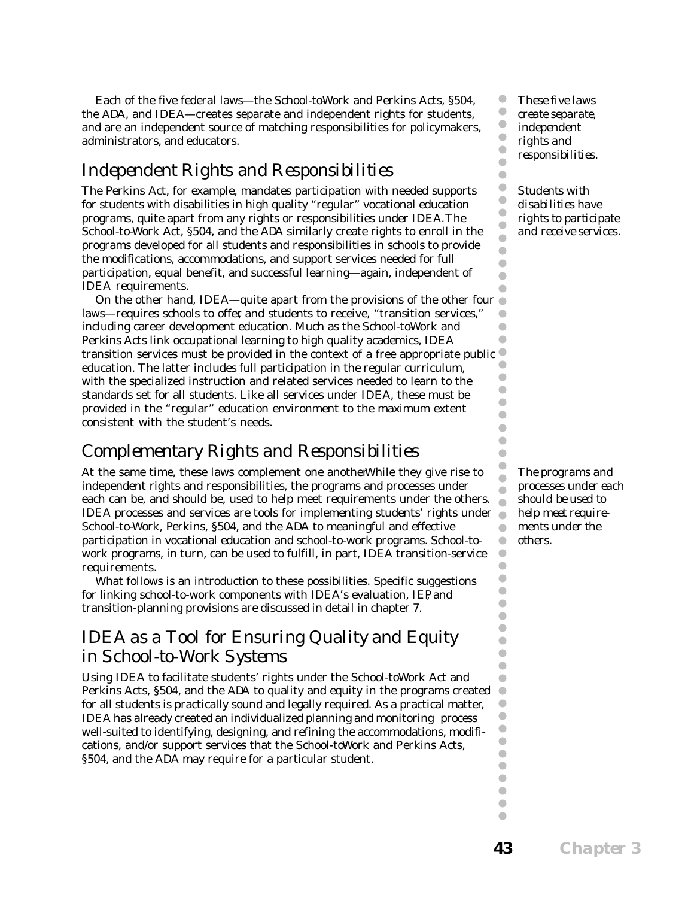Each of the five federal laws—the School-to-Work and Perkins Acts, §504, the ADA, and IDEA—creates separate and independent rights for students, and are an independent source of matching responsibilities for policymakers, administrators, and educators.

*These five laws create separate, independent rights and responsibilities.*

## Independent Rights and Responsibilities

The Perkins Act, for example, mandates participation with needed supports for students with disabilities in high quality "regular" vocational education programs, quite apart from any rights or responsibilities under IDEA. The School-to-Work Act, §504, and the ADA similarly create rights to enroll in the programs developed for all students and responsibilities in schools to provide the modifications, accommodations, and support services needed for full participation, equal benefit, and successful learning—again, independent of IDEA requirements.

*Students with disabilities have rights to participate and receive services.*

On the other hand, IDEA—quite apart from the provisions of the other four laws—requires schools to offer, and students to receive, "transition services," including career development education. Much as the School-to-Work and Perkins Acts link occupational learning to high quality academics, IDEA transition services must be provided in the context of a free appropriate public education. The latter includes full participation in the regular curriculum, with the specialized instruction and related services needed to learn to the standards set for all students. Like all services under IDEA, these must be provided in the "regular" education environment to the maximum extent consistent with the student's needs.

## Complementary Rights and Responsibilities

At the same time, these laws complement one another. While they give rise to independent rights and responsibilities, the programs and processes under each can be, and should be, used to help meet requirements under the others. IDEA processes and services are tools for implementing students' rights under School-to-Work, Perkins, §504, and the ADA to meaningful and effective participation in vocational education and school-to-work programs. School-to-work programs, in turn, can be used to fulfill, in part, IDEA transition-service requirements.

*The programs and processes under each should be used to help meet requirements under the others.*

What follows is an introduction to these possibilities. Specific suggestions for linking school-to-work components with IDEA's evaluation, IEP, and transition-planning provisions are discussed in detail in chapter 7.

## IDEA as a Tool for Ensuring Quality and Equity in School-to-Work Systems

Using IDEA to facilitate students' rights under the School-to-Work Act and Perkins Acts, §504, and the ADA to quality and equity in the programs created for all students is practically sound and legally required. As a practical matter, IDEA has already created an individualized planning and monitoring process well-suited to identifying, designing, and refining the accommodations, modifications, and/or support services that the School-to-Work and Perkins Acts, §504, and the ADA may require for a particular student.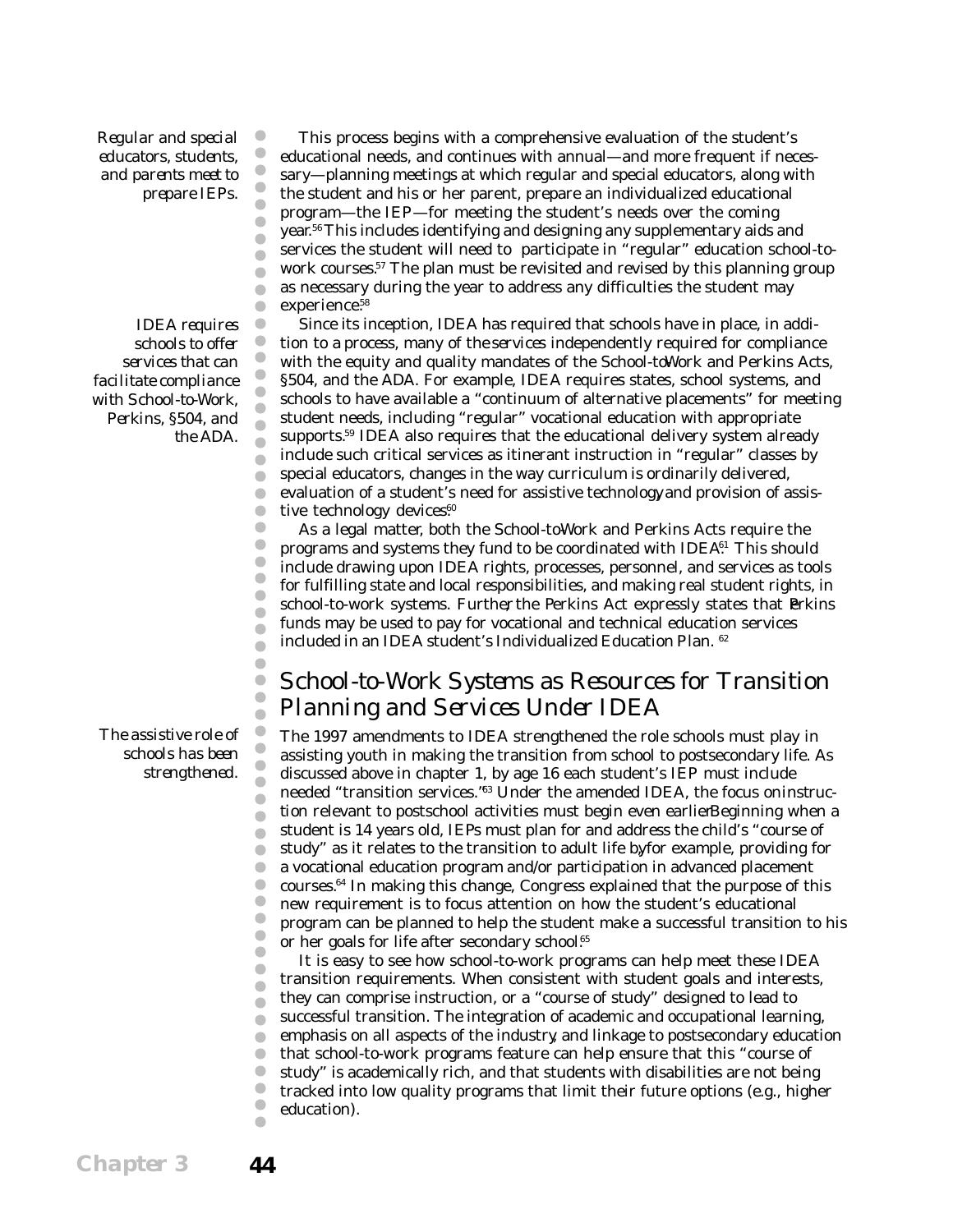*Regular and special educators, students, and parents meet to prepare IEPs.*

This process begins with a comprehensive evaluation of the student's educational needs, and continues with annual—and more frequent if necessary—planning meetings at which regular and special educators, along with the student and his or her parent, prepare an individualized educational program—the IEP—for meeting the student's needs over the coming year.[56] This includes identifying and designing any supplementary aids and services the student will need to participate in "regular" education school-to-work courses.[57] The plan must be revisited and revised by this planning group as necessary during the year to address any difficulties the student may experience.[58]

*IDEA requires schools to offer services that can facilitate compliance with School-to-Work, Perkins, §504, and the ADA.*

Since its inception, IDEA has required that schools have in place, in addition to a process, many of the services independently required for compliance with the equity and quality mandates of the School-to-Work and Perkins Acts, §504, and the ADA. For example, IDEA requires states, school systems, and schools to have available a "continuum of alternative placements" for meeting student needs, including "regular" vocational education with appropriate supports.[59] IDEA also requires that the educational delivery system already include such critical services as itinerant instruction in "regular" classes by special educators, changes in the way curriculum is ordinarily delivered, evaluation of a student's need for assistive technology, and provision of assistive technology devices.[60]

As a legal matter, both the School-to-Work and Perkins Acts require the programs and systems they fund to be coordinated with IDEA.[61] This should include drawing upon IDEA rights, processes, personnel, and services as tools for fulfilling state and local responsibilities, and making real student rights, in school-to-work systems. Further, the Perkins Act expressly states that Perkins funds may be used to pay for vocational and technical education services included in an IDEA student's Individualized Education Plan.[62]

## School-to-Work Systems as Resources for Transition Planning and Services Under IDEA

*The assistive role of schools has been strengthened.*

The 1997 amendments to IDEA strengthened the role schools must play in assisting youth in making the transition from school to postsecondary life. As discussed above in chapter 1, by age 16 each student's IEP must include needed "transition services."[63] Under the amended IDEA, the focus on instruction relevant to postschool activities must begin even earlier. Beginning when a student is 14 years old, IEPs must plan for and address the child's "course of study" as it relates to the transition to adult life by, for example, providing for a vocational education program and/or participation in advanced placement courses.[64] In making this change, Congress explained that the purpose of this new requirement is to focus attention on how the student's educational program can be planned to help the student make a successful transition to his or her goals for life after secondary school.[65]

It is easy to see how school-to-work programs can help meet these IDEA transition requirements. When consistent with student goals and interests, they can comprise instruction, or a "course of study" designed to lead to successful transition. The integration of academic and occupational learning, emphasis on all aspects of the industry, and linkage to postsecondary education that school-to-work programs feature can help ensure that this "course of study" is academically rich, and that students with disabilities are not being tracked into low quality programs that limit their future options (e.g., higher education).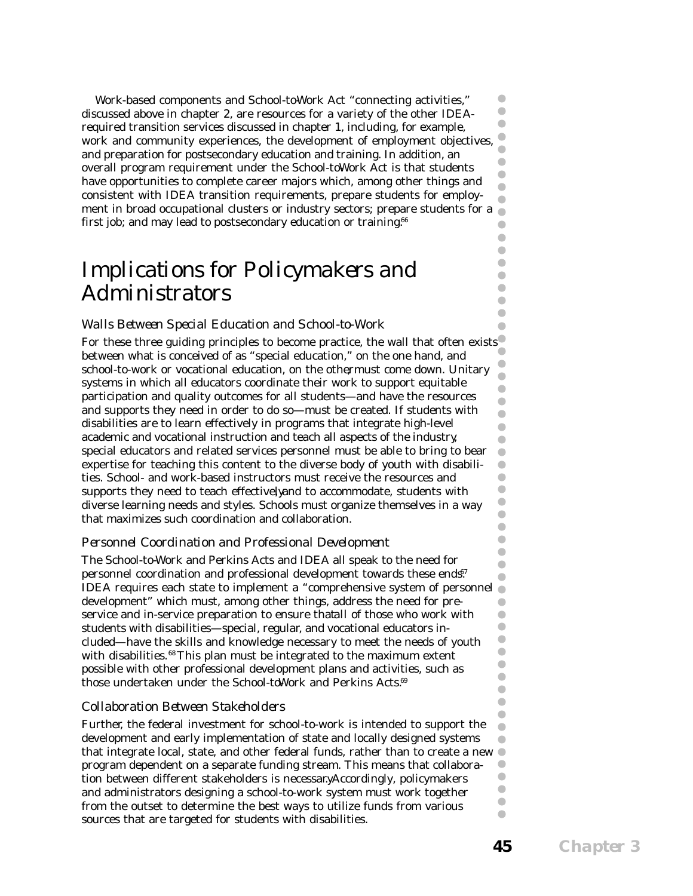Work-based components and School-to-Work Act "connecting activities," discussed above in chapter 2, are resources for a variety of the other IDEA-required transition services discussed in chapter 1, including, for example, work and community experiences, the development of employment objectives, and preparation for postsecondary education and training. In addition, an overall program requirement under the School-to-Work Act is that students have opportunities to complete career majors which, among other things and consistent with IDEA transition requirements, prepare students for employment in broad occupational clusters or industry sectors; prepare students for a first job; and may lead to postsecondary education or training.[66]

# Implications for Policymakers and Administrators

### *Walls Between Special Education and School-to-Work*

For these three guiding principles to become practice, the wall that often exists between what is conceived of as "special education," on the one hand, and school-to-work or vocational education, on the other, must come down. Unitary systems in which all educators coordinate their work to support equitable participation and quality outcomes for all students—and have the resources and supports they need in order to do so—must be created. If students with disabilities are to learn effectively in programs that integrate high-level academic and vocational instruction and teach all aspects of the industry, special educators and related services personnel must be able to bring to bear expertise for teaching this content to the diverse body of youth with disabilities. School- and work-based instructors must receive the resources and supports they need to teach effectively, and to accommodate, students with diverse learning needs and styles. Schools must organize themselves in a way that maximizes such coordination and collaboration.

### *Personnel Coordination and Professional Development*

The School-to-Work and Perkins Acts and IDEA all speak to the need for personnel coordination and professional development towards these ends.[67] IDEA requires each state to implement a "comprehensive system of personnel development" which must, among other things, address the need for pre-service and in-service preparation to ensure that all of those who work with students with disabilities—special, regular, and vocational educators included—have the skills and knowledge necessary to meet the needs of youth with disabilities.[68] This plan must be integrated to the maximum extent possible with other professional development plans and activities, such as those undertaken under the School-to-Work and Perkins Acts.[69]

### *Collaboration Between Stakeholders*

Further, the federal investment for school-to-work is intended to support the development and early implementation of state and locally designed systems that integrate local, state, and other federal funds, rather than to create a new program dependent on a separate funding stream. This means that collaboration between different stakeholders is necessary. Accordingly, policymakers and administrators designing a school-to-work system must work together from the outset to determine the best ways to utilize funds from various sources that are targeted for students with disabilities.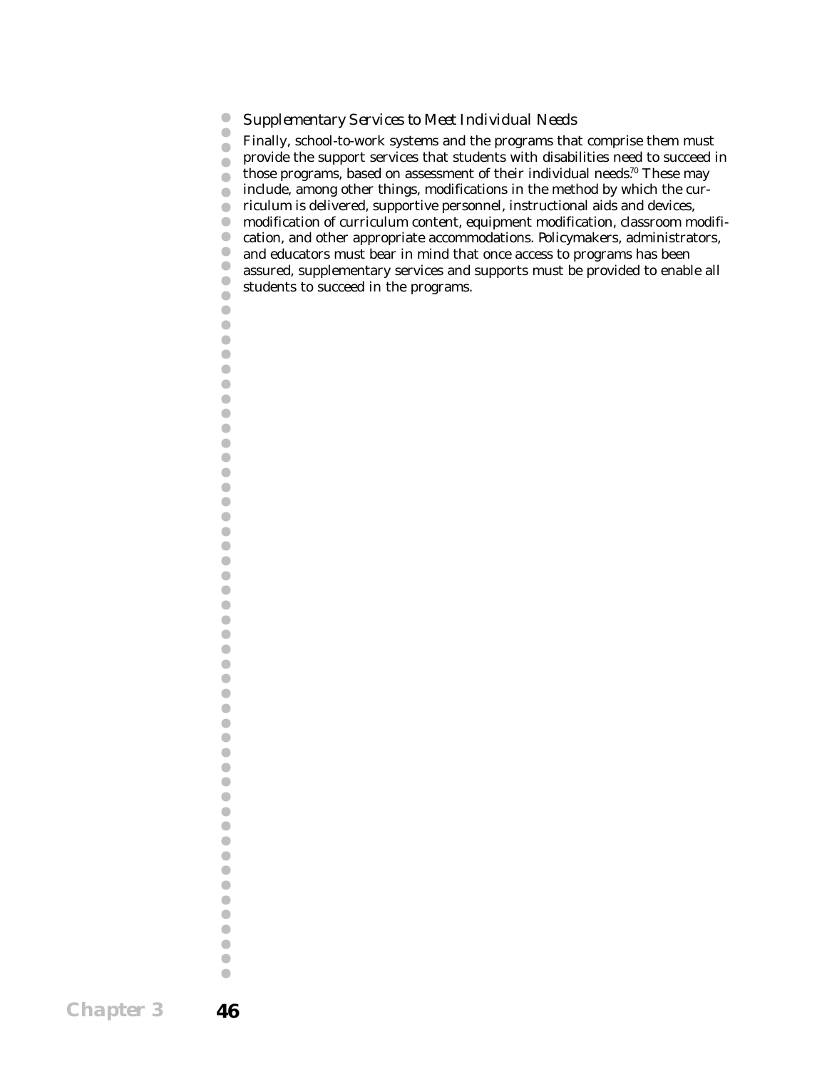### *Supplementary Services to Meet Individual Needs*

Finally, school-to-work systems and the programs that comprise them must provide the support services that students with disabilities need to succeed in those programs, based on assessment of their individual needs.[70] These may include, among other things, modifications in the method by which the curriculum is delivered, supportive personnel, instructional aids and devices, modification of curriculum content, equipment modification, classroom modification, and other appropriate accommodations. Policymakers, administrators, and educators must bear in mind that once access to programs has been assured, supplementary services and supports must be provided to enable all students to succeed in the programs.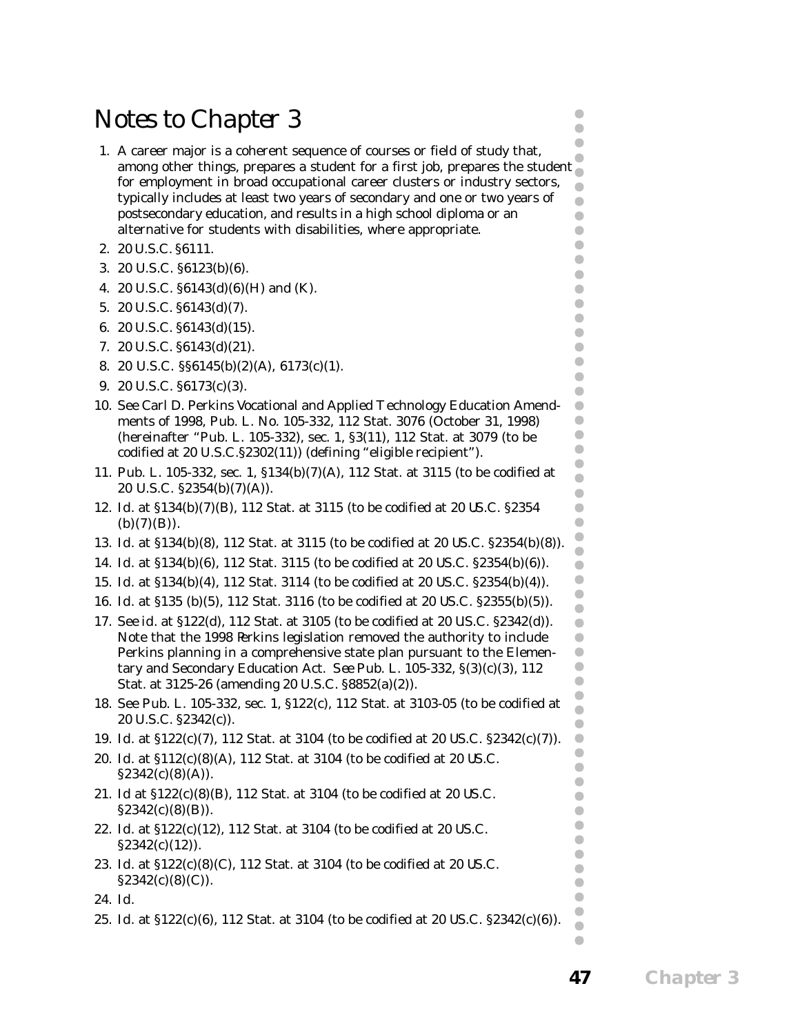# Notes to Chapter 3

1. A career major is a coherent sequence of courses or field of study that, among other things, prepares a student for a first job, prepares the student for employment in broad occupational career clusters or industry sectors, typically includes at least two years of secondary and one or two years of postsecondary education, and results in a high school diploma or an alternative for students with disabilities, where appropriate.
2. 20 U.S.C. §6111.
3. 20 U.S.C. §6123(b)(6).
4. 20 U.S.C. §6143(d)(6)(H) and (K).
5. 20 U.S.C. §6143(d)(7).
6. 20 U.S.C. §6143(d)(15).
7. 20 U.S.C. §6143(d)(21).
8. 20 U.S.C. §§6145(b)(2)(A), 6173(c)(1).
9. 20 U.S.C. §6173(c)(3).
10. *See* Carl D. Perkins Vocational and Applied Technology Education Amendments of 1998, Pub. L. No. 105-332, 112 Stat. 3076 (October 31, 1998) (hereinafter "Pub. L. 105-332), sec. 1, §3(11), 112 Stat. at 3079 (to be codified at 20 U.S.C.§2302(11)) (defining "eligible recipient").
11. Pub. L. 105-332, sec. 1, §134(b)(7)(A), 112 Stat. at 3115 (to be codified at 20 U.S.C. §2354(b)(7)(A)).
12. *Id.* at §134(b)(7)(B), 112 Stat. at 3115 (to be codified at 20 US.C. §2354 (b)(7)(B)).
13. *Id.* at §134(b)(8), 112 Stat. at 3115 (to be codified at 20 US.C. §2354(b)(8)).
14. *Id.* at §134(b)(6), 112 Stat. 3115 (to be codified at 20 US.C. §2354(b)(6)).
15. *Id.* at §134(b)(4), 112 Stat. 3114 (to be codified at 20 US.C. §2354(b)(4)).
16. *Id.* at §135 (b)(5), 112 Stat. 3116 (to be codified at 20 US.C. §2355(b)(5)).
17. *See id.* at §122(d), 112 Stat. at 3105 (to be codified at 20 U.S.C. §2342(d)). Note that the 1998 Perkins legislation removed the authority to include Perkins planning in a comprehensive state plan pursuant to the Elementary and Secondary Education Act. *See* Pub. L. 105-332, §(3)(c)(3), 112 Stat. at 3125-26 (amending 20 U.S.C. §8852(a)(2)).
18. *See* Pub. L. 105-332, sec. 1, §122(c), 112 Stat. at 3103-05 (to be codified at 20 U.S.C. §2342(c)).
19. *Id.* at §122(c)(7), 112 Stat. at 3104 (to be codified at 20 US.C. §2342(c)(7)).
20. *Id.* at §112(c)(8)(A), 112 Stat. at 3104 (to be codified at 20 US.C. §2342(c)(8)(A)).
21. *Id* at §122(c)(8)(B), 112 Stat. at 3104 (to be codified at 20 US.C. §2342(c)(8)(B)).
22. *Id.* at §122(c)(12), 112 Stat. at 3104 (to be codified at 20 US.C. §2342(c)(12)).
23. *Id.* at §122(c)(8)(C), 112 Stat. at 3104 (to be codified at 20 US.C. §2342(c)(8)(C)).
24. *Id.*
25. *Id.* at §122(c)(6), 112 Stat. at 3104 (to be codified at 20 US.C. §2342(c)(6)).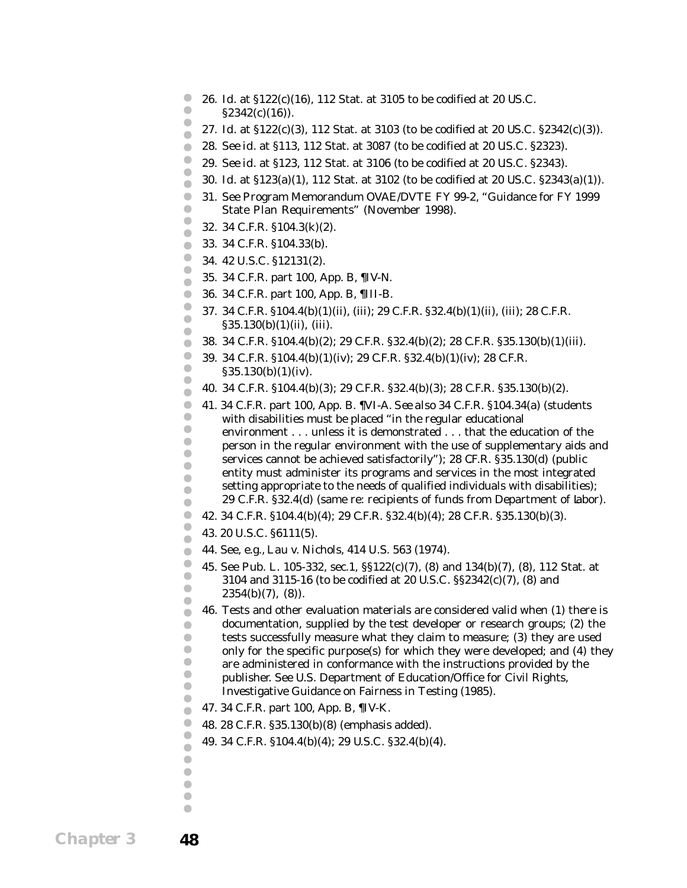26. *Id.* at §122(c)(16), 112 Stat. at 3105 to be codified at 20 US.C. §2342(c)(16)).
27. *Id.* at §122(c)(3), 112 Stat. at 3103 (to be codified at 20 US.C. §2342(c)(3)).
28. *See id.* at §113, 112 Stat. at 3087 (to be codified at 20 US.C. §2323).
29. *See id.* at §123, 112 Stat. at 3106 (to be codified at 20 US.C. §2343).
30. *Id.* at §123(a)(1), 112 Stat. at 3102 (to be codified at 20 US.C. §2343(a)(1)).
31. See Program Memorandum OVAE/DVTE FY 99-2, "Guidance for FY 1999 State Plan Requirements" (November 1998).
32. 34 C.F.R. §104.3(k)(2).
33. 34 C.F.R. §104.33(b).
34. 42 U.S.C. §12131(2).
35. 34 C.F.R. part 100, App. B, ¶IV-N.
36. 34 C.F.R. part 100, App. B, ¶III-B.
37. 34 C.F.R. §104.4(b)(1)(ii), (iii); 29 C.F.R. §32.4(b)(1)(ii), (iii); 28 C.F.R. §35.130(b)(1)(ii), (iii).
38. 34 C.F.R. §104.4(b)(2); 29 C.F.R. §32.4(b)(2); 28 C.F.R. §35.130(b)(1)(iii).
39. 34 C.F.R. §104.4(b)(1)(iv); 29 C.F.R. §32.4(b)(1)(iv); 28 C.F.R. §35.130(b)(1)(iv).
40. 34 C.F.R. §104.4(b)(3); 29 C.F.R. §32.4(b)(3); 28 C.F.R. §35.130(b)(2).
41. 34 C.F.R. part 100, App. B. ¶VI-A. *See also* 34 C.F.R. §104.34(a) (students with disabilities must be placed "in the regular educational environment . . . unless it is demonstrated . . . that the education of the person in the regular environment with the use of supplementary aids and services cannot be achieved satisfactorily"); 28 CF.R. §35.130(d) (public entity must administer its programs and services in the most integrated setting appropriate to the needs of qualified individuals with disabilities); 29 C.F.R. §32.4(d) (same re: recipients of funds from Department of labor).
42. 34 C.F.R. §104.4(b)(4); 29 C.F.R. §32.4(b)(4); 28 C.F.R. §35.130(b)(3).
43. 20 U.S.C. §6111(5).
44. *See, e.g., Lau v. Nichols*, 414 U.S. 563 (1974).
45. *See* Pub. L. 105-332, sec.1, §§122(c)(7), (8) and 134(b)(7), (8), 112 Stat. at 3104 and 3115-16 (to be codified at 20 U.S.C. §§2342(c)(7), (8) and 2354(b)(7), (8)).
46. Tests and other evaluation materials are considered valid when (1) there is documentation, supplied by the test developer or research groups; (2) the tests successfully measure what they claim to measure; (3) they are used only for the specific purpose(s) for which they were developed; and (4) they are administered in conformance with the instructions provided by the publisher. See U.S. Department of Education/Office for Civil Rights, Investigative Guidance on Fairness in Testing (1985).
47. 34 C.F.R. part 100, App. B, ¶IV-K.
48. 28 C.F.R. §35.130(b)(8) (emphasis added).
49. 34 C.F.R. §104.4(b)(4); 29 U.S.C. §32.4(b)(4).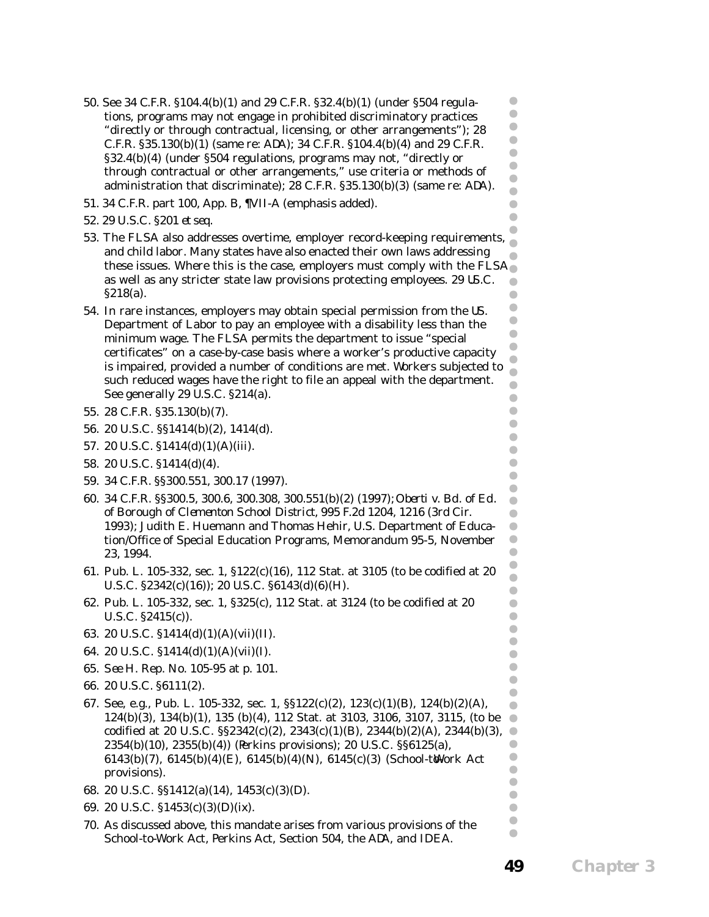50. See 34 C.F.R. §104.4(b)(1) and 29 C.F.R. §32.4(b)(1) (under §504 regulations, programs may not engage in prohibited discriminatory practices "directly or through contractual, licensing, or other arrangements"); 28 C.F.R. §35.130(b)(1) (same re: ADA); 34 C.F.R. §104.4(b)(4) and 29 C.F.R. §32.4(b)(4) (under §504 regulations, programs may not, "directly or through contractual or other arrangements," use criteria or methods of administration that discriminate); 28 C.F.R. §35.130(b)(3) (same re: ADA).

51. 34 C.F.R. part 100, App. B, ¶VII-A (emphasis added).

52. 29 U.S.C. §201 *et seq.*

53. The FLSA also addresses overtime, employer record-keeping requirements, and child labor. Many states have also enacted their own laws addressing these issues. Where this is the case, employers must comply with the FLSA as well as any stricter state law provisions protecting employees. 29 U.S.C. §218(a).

54. In rare instances, employers may obtain special permission from the U.S. Department of Labor to pay an employee with a disability less than the minimum wage. The FLSA permits the department to issue "special certificates" on a case-by-case basis where a worker's productive capacity is impaired, provided a number of conditions are met. Workers subjected to such reduced wages have the right to file an appeal with the department. See generally 29 U.S.C. §214(a).

55. 28 C.F.R. §35.130(b)(7).

56. 20 U.S.C. §§1414(b)(2), 1414(d).

57. 20 U.S.C. §1414(d)(1)(A)(iii).

58. 20 U.S.C. §1414(d)(4).

59. 34 C.F.R. §§300.551, 300.17 (1997).

60. 34 C.F.R. §§300.5, 300.6, 300.308, 300.551(b)(2) (1997); *Oberti v. Bd. of Ed. of Borough of Clementon School District*, 995 F.2d 1204, 1216 (3rd Cir. 1993); Judith E. Huemann and Thomas Hehir, U.S. Department of Education/Office of Special Education Programs, Memorandum 95-5, November 23, 1994.

61. Pub. L. 105-332, sec. 1, §122(c)(16), 112 Stat. at 3105 (to be codified at 20 U.S.C. §2342(c)(16)); 20 U.S.C. §6143(d)(6)(H).

62. Pub. L. 105-332, sec. 1, §325(c), 112 Stat. at 3124 (to be codified at 20 U.S.C. §2415(c)).

63. 20 U.S.C. §1414(d)(1)(A)(vii)(II).

64. 20 U.S.C. §1414(d)(1)(A)(vii)(I).

65. *See* H. Rep. No. 105-95 at p. 101.

66. 20 U.S.C. §6111(2).

67. See, e.g., Pub. L. 105-332, sec. 1, §§122(c)(2), 123(c)(1)(B), 124(b)(2)(A), 124(b)(3), 134(b)(1), 135 (b)(4), 112 Stat. at 3103, 3106, 3107, 3115, (to be codified at 20 U.S.C. §§2342(c)(2), 2343(c)(1)(B), 2344(b)(2)(A), 2344(b)(3), 2354(b)(10), 2355(b)(4)) (Perkins provisions); 20 U.S.C. §§6125(a), 6143(b)(7), 6145(b)(4)(E), 6145(b)(4)(N), 6145(c)(3) (School-to-Work Act provisions).

68. 20 U.S.C. §§1412(a)(14), 1453(c)(3)(D).

69. 20 U.S.C. §1453(c)(3)(D)(ix).

70. As discussed above, this mandate arises from various provisions of the School-to-Work Act, Perkins Act, Section 504, the ADA, and IDEA.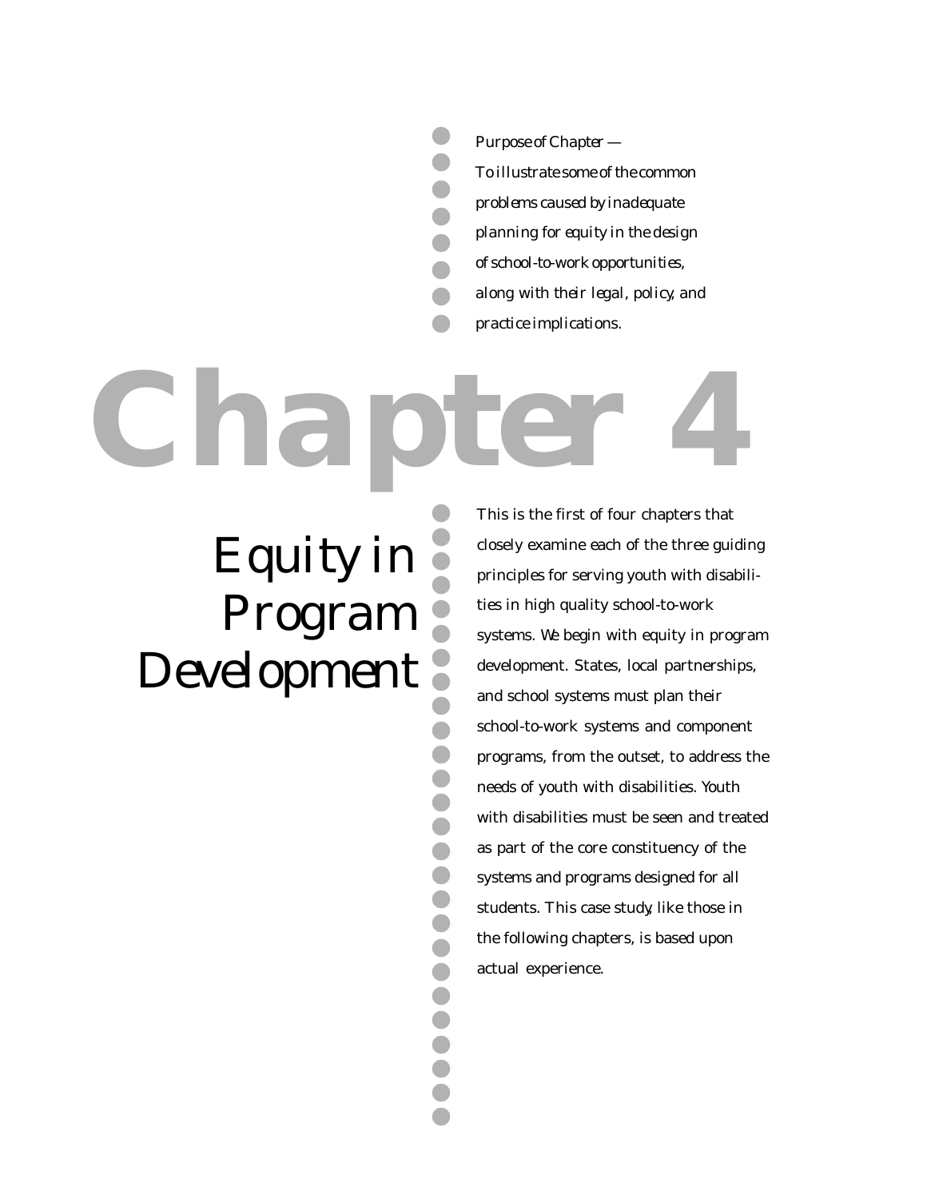*Purpose of Chapter —*
*To illustrate some of the common problems caused by inadequate planning for equity in the design of school-to-work opportunities, along with their legal, policy, and practice implications.*

# Chapter 4

## Equity in Program Development

This is the first of four chapters that closely examine each of the three guiding principles for serving youth with disabilities in high quality school-to-work systems. We begin with equity in program development. States, local partnerships, and school systems must plan their school-to-work systems and component programs, from the outset, to address the needs of youth with disabilities. Youth with disabilities must be seen and treated as part of the core constituency of the systems and programs designed for all students. This case study, like those in the following chapters, is based upon actual experience.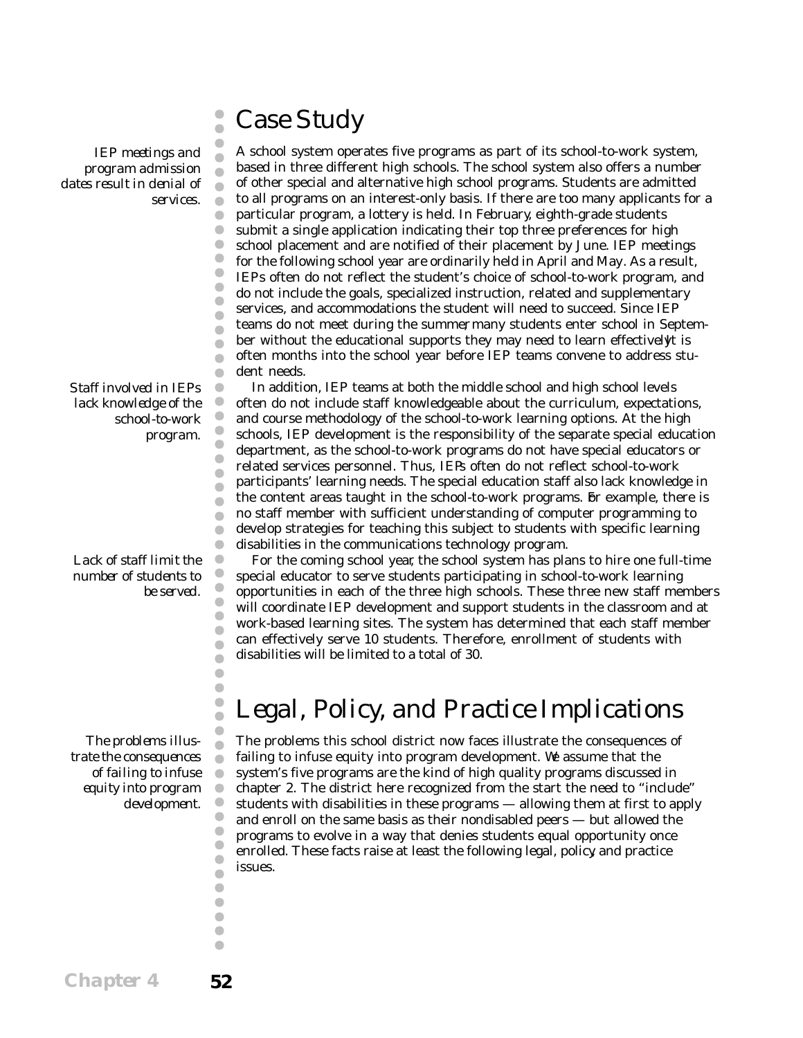# Case Study

*IEP meetings and program admission dates result in denial of services.*

A school system operates five programs as part of its school-to-work system, based in three different high schools. The school system also offers a number of other special and alternative high school programs. Students are admitted to all programs on an interest-only basis. If there are too many applicants for a particular program, a lottery is held. In February, eighth-grade students submit a single application indicating their top three preferences for high school placement and are notified of their placement by June. IEP meetings for the following school year are ordinarily held in April and May. As a result, IEPs often do not reflect the student's choice of school-to-work program, and do not include the goals, specialized instruction, related and supplementary services, and accommodations the student will need to succeed. Since IEP teams do not meet during the summer, many students enter school in September without the educational supports they may need to learn effectively. It is often months into the school year before IEP teams convene to address student needs.

*Staff involved in IEPs lack knowledge of the school-to-work program.*

In addition, IEP teams at both the middle school and high school levels often do not include staff knowledgeable about the curriculum, expectations, and course methodology of the school-to-work learning options. At the high schools, IEP development is the responsibility of the separate special education department, as the school-to-work programs do not have special educators or related services personnel. Thus, IEPs often do not reflect school-to-work participants' learning needs. The special education staff also lack knowledge in the content areas taught in the school-to-work programs. For example, there is no staff member with sufficient understanding of computer programming to develop strategies for teaching this subject to students with specific learning disabilities in the communications technology program.

*Lack of staff limit the number of students to be served.*

For the coming school year, the school system has plans to hire one full-time special educator to serve students participating in school-to-work learning opportunities in each of the three high schools. These three new staff members will coordinate IEP development and support students in the classroom and at work-based learning sites. The system has determined that each staff member can effectively serve 10 students. Therefore, enrollment of students with disabilities will be limited to a total of 30.

# Legal, Policy, and Practice Implications

*The problems illustrate the consequences of failing to infuse equity into program development.*

The problems this school district now faces illustrate the consequences of failing to infuse equity into program development. We assume that the system's five programs are the kind of high quality programs discussed in chapter 2. The district here recognized from the start the need to "include" students with disabilities in these programs — allowing them at first to apply and enroll on the same basis as their nondisabled peers — but allowed the programs to evolve in a way that denies students equal opportunity once enrolled. These facts raise at least the following legal, policy, and practice issues.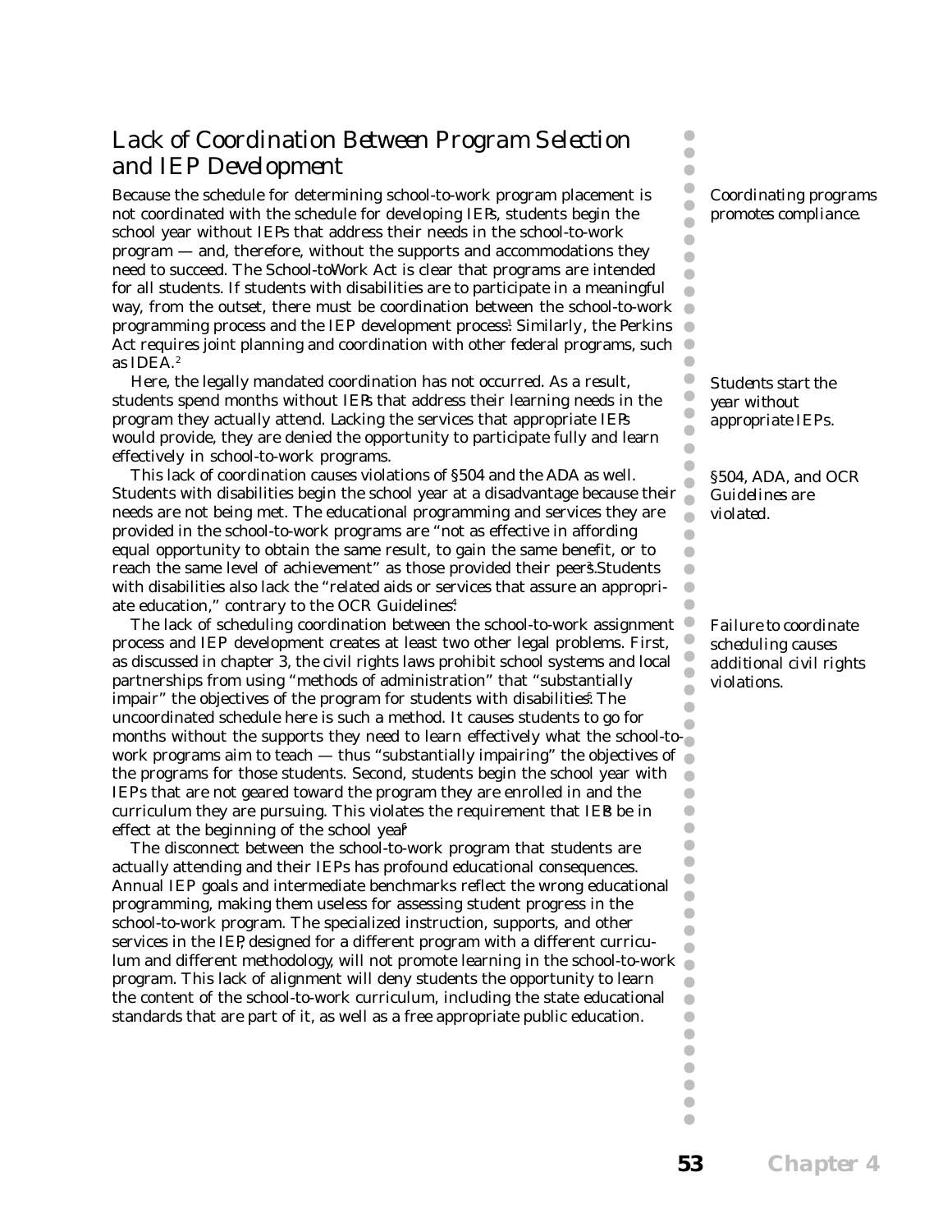## Lack of Coordination Between Program Selection and IEP Development

*Coordinating programs promotes compliance.*

Because the schedule for determining school-to-work program placement is not coordinated with the schedule for developing IEPs, students begin the school year without IEPs that address their needs in the school-to-work program — and, therefore, without the supports and accommodations they need to succeed. The School-to-Work Act is clear that programs are intended for all students. If students with disabilities are to participate in a meaningful way, from the outset, there must be coordination between the school-to-work programming process and the IEP development process.[1] Similarly, the Perkins Act requires joint planning and coordination with other federal programs, such as IDEA.[2]

*Students start the year without appropriate IEPs.*

Here, the legally mandated coordination has not occurred. As a result, students spend months without IEPs that address their learning needs in the program they actually attend. Lacking the services that appropriate IEPs would provide, they are denied the opportunity to participate fully and learn effectively in school-to-work programs.

*§504, ADA, and OCR Guidelines are violated.*

This lack of coordination causes violations of §504 and the ADA as well. Students with disabilities begin the school year at a disadvantage because their needs are not being met. The educational programming and services they are provided in the school-to-work programs are "not as effective in affording equal opportunity to obtain the same result, to gain the same benefit, or to reach the same level of achievement" as those provided their peers.[3] Students with disabilities also lack the "related aids or services that assure an appropriate education," contrary to the OCR Guidelines.[4]

*Failure to coordinate scheduling causes additional civil rights violations.*

The lack of scheduling coordination between the school-to-work assignment process and IEP development creates at least two other legal problems. First, as discussed in chapter 3, the civil rights laws prohibit school systems and local partnerships from using "methods of administration" that "substantially impair" the objectives of the program for students with disabilities.[5] The uncoordinated schedule here is such a method. It causes students to go for months without the supports they need to learn effectively what the school-to-work programs aim to teach — thus "substantially impairing" the objectives of the programs for those students. Second, students begin the school year with IEPs that are not geared toward the program they are enrolled in and the curriculum they are pursuing. This violates the requirement that IEPs be in effect at the beginning of the school year.[6]

The disconnect between the school-to-work program that students are actually attending and their IEPs has profound educational consequences. Annual IEP goals and intermediate benchmarks reflect the wrong educational programming, making them useless for assessing student progress in the school-to-work program. The specialized instruction, supports, and other services in the IEP, designed for a different program with a different curriculum and different methodology, will not promote learning in the school-to-work program. This lack of alignment will deny students the opportunity to learn the content of the school-to-work curriculum, including the state educational standards that are part of it, as well as a free appropriate public education.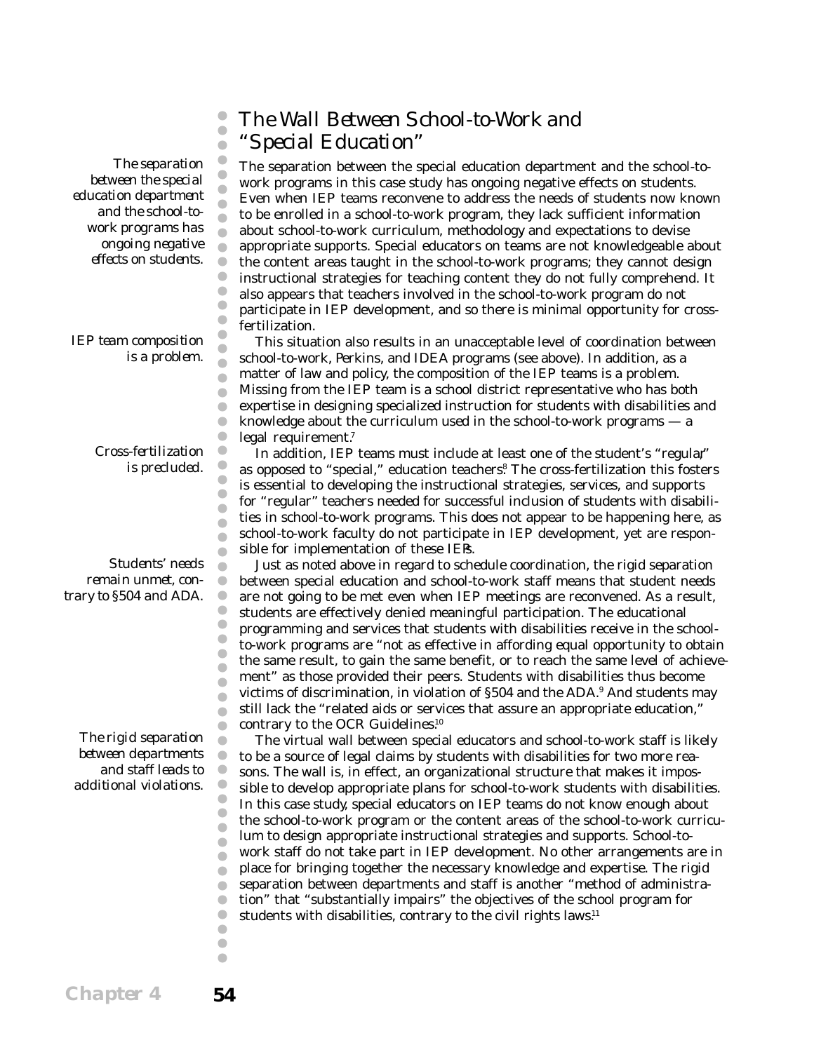## The Wall Between School-to-Work and "Special Education"

*The separation between the special education department and the school-to-work programs has ongoing negative effects on students.*

The separation between the special education department and the school-to-work programs in this case study has ongoing negative effects on students. Even when IEP teams reconvene to address the needs of students now known to be enrolled in a school-to-work program, they lack sufficient information about school-to-work curriculum, methodology and expectations to devise appropriate supports. Special educators on teams are not knowledgeable about the content areas taught in the school-to-work programs; they cannot design instructional strategies for teaching content they do not fully comprehend. It also appears that teachers involved in the school-to-work program do not participate in IEP development, and so there is minimal opportunity for cross-fertilization.

*IEP team composition is a problem.*

This situation also results in an unacceptable level of coordination between school-to-work, Perkins, and IDEA programs (see above). In addition, as a matter of law and policy, the composition of the IEP teams is a problem. Missing from the IEP team is a school district representative who has both expertise in designing specialized instruction for students with disabilities and knowledge about the curriculum used in the school-to-work programs — a legal requirement.[7]

*Cross-fertilization is precluded.*

In addition, IEP teams must include at least one of the student's "regular," as opposed to "special," education teachers.[8] The cross-fertilization this fosters is essential to developing the instructional strategies, services, and supports for "regular" teachers needed for successful inclusion of students with disabilities in school-to-work programs. This does not appear to be happening here, as school-to-work faculty do not participate in IEP development, yet are responsible for implementation of these IEPs.

*Students' needs remain unmet, contrary to §504 and ADA.*

Just as noted above in regard to schedule coordination, the rigid separation between special education and school-to-work staff means that student needs are not going to be met even when IEP meetings are reconvened. As a result, students are effectively denied meaningful participation. The educational programming and services that students with disabilities receive in the school-to-work programs are "not as effective in affording equal opportunity to obtain the same result, to gain the same benefit, or to reach the same level of achievement" as those provided their peers. Students with disabilities thus become victims of discrimination, in violation of §504 and the ADA.[9] And students may still lack the "related aids or services that assure an appropriate education," contrary to the OCR Guidelines.[10]

*The rigid separation between departments and staff leads to additional violations.*

The virtual wall between special educators and school-to-work staff is likely to be a source of legal claims by students with disabilities for two more reasons. The wall is, in effect, an organizational structure that makes it impossible to develop appropriate plans for school-to-work students with disabilities. In this case study, special educators on IEP teams do not know enough about the school-to-work program or the content areas of the school-to-work curriculum to design appropriate instructional strategies and supports. School-to-work staff do not take part in IEP development. No other arrangements are in place for bringing together the necessary knowledge and expertise. The rigid separation between departments and staff is another "method of administration" that "substantially impairs" the objectives of the school program for students with disabilities, contrary to the civil rights laws.[11]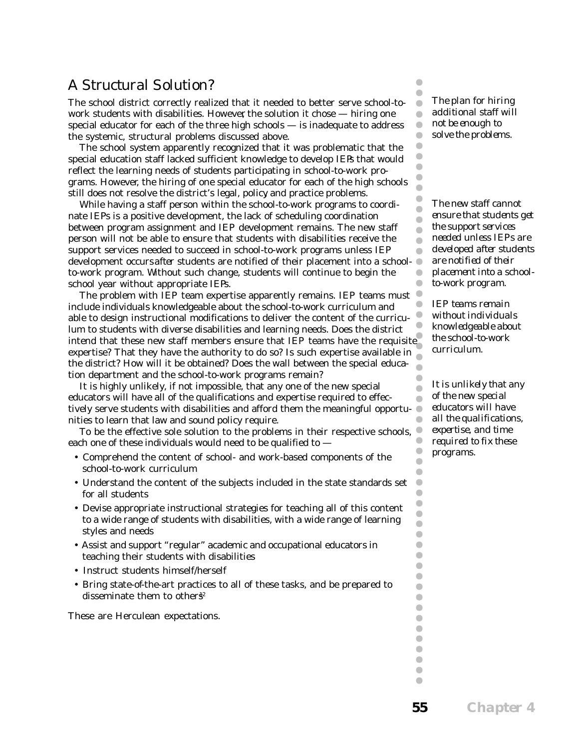## A Structural Solution?

The school district correctly realized that it needed to better serve school-to-work students with disabilities. However, the solution it chose — hiring one special educator for each of the three high schools — is inadequate to address the systemic, structural problems discussed above.

*The plan for hiring additional staff will not be enough to solve the problems.*

The school system apparently recognized that it was problematic that the special education staff lacked sufficient knowledge to develop IEPs that would reflect the learning needs of students participating in school-to-work programs. However, the hiring of one special educator for each of the high schools still does not resolve the district's legal, policy and practice problems.

While having a staff person within the school-to-work programs to coordinate IEPs is a positive development, the lack of scheduling coordination between program assignment and IEP development remains. The new staff person will not be able to ensure that students with disabilities receive the support services needed to succeed in school-to-work programs unless IEP development occurs *after* students are notified of their placement into a school-to-work program. Without such change, students will continue to begin the school year without appropriate IEPs.

*The new staff cannot ensure that students get the support services needed unless IEPs are developed after students are notified of their placement into a school-to-work program.*

The problem with IEP team expertise apparently remains. IEP teams must include individuals knowledgeable about the school-to-work curriculum and able to design instructional modifications to deliver the content of the curriculum to students with diverse disabilities and learning needs. Does the district intend that these new staff members ensure that IEP teams have the requisite expertise? That they have the authority to do so? Is such expertise available in the district? How will it be obtained? Does the wall between the special education department and the school-to-work programs remain?

*IEP teams remain without individuals knowledgeable about the school-to-work curriculum.*

It is highly unlikely, if not impossible, that any one of the new special educators will have all of the qualifications and expertise required to effectively serve students with disabilities and afford them the meaningful opportunities to learn that law and sound policy require.

*It is unlikely that any of the new special educators will have all the qualifications, expertise, and time required to fix these programs.*

To be the effective sole solution to the problems in their respective schools, each one of these individuals would need to be qualified to —

- Comprehend the content of school- and work-based components of the school-to-work curriculum
- Understand the content of the subjects included in the state standards set for all students
- Devise appropriate instructional strategies for teaching all of this content to a wide range of students with disabilities, with a wide range of learning styles and needs
- Assist and support "regular" academic and occupational educators in teaching their students with disabilities
- Instruct students himself/herself
- Bring state-of-the-art practices to all of these tasks, and be prepared to disseminate them to others[12]

These are Herculean expectations.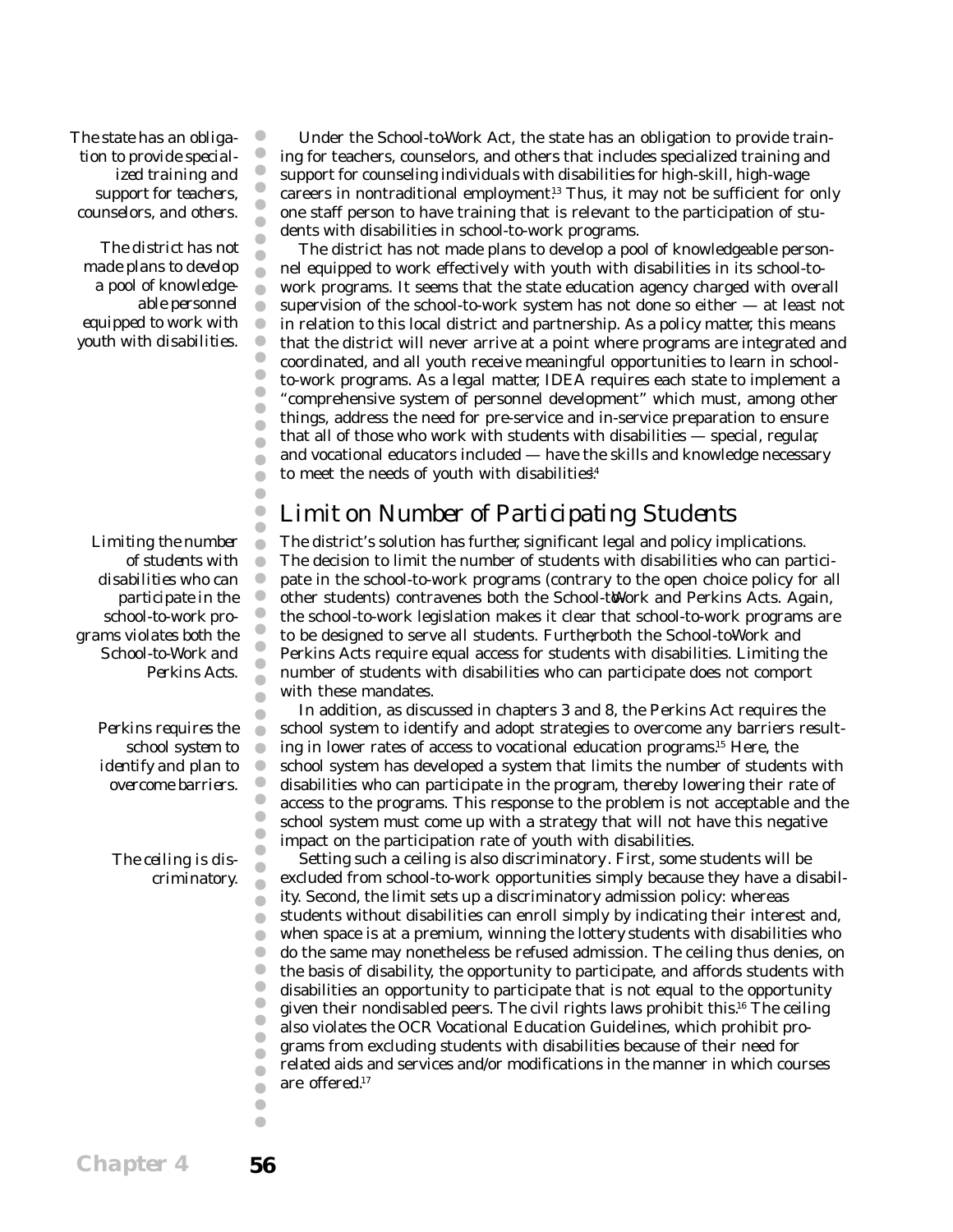*The state has an obligation to provide specialized training and support for teachers, counselors, and others.*

Under the School-to-Work Act, the state has an obligation to provide training for teachers, counselors, and others that includes specialized training and support for counseling individuals with disabilities for high-skill, high-wage careers in nontraditional employment.[13] Thus, it may not be sufficient for only one staff person to have training that is relevant to the participation of students with disabilities in school-to-work programs.

*The district has not made plans to develop a pool of knowledgeable personnel equipped to work with youth with disabilities.*

The district has not made plans to develop a pool of knowledgeable personnel equipped to work effectively with youth with disabilities in its school-to-work programs. It seems that the state education agency charged with overall supervision of the school-to-work system has not done so either — at least not in relation to this local district and partnership. As a policy matter, this means that the district will never arrive at a point where programs are integrated and coordinated, and all youth receive meaningful opportunities to learn in school-to-work programs. As a legal matter, IDEA requires each state to implement a "comprehensive system of personnel development" which must, among other things, address the need for pre-service and in-service preparation to ensure that all of those who work with students with disabilities — special, regular, and vocational educators included — have the skills and knowledge necessary to meet the needs of youth with disabilities.[14]

## Limit on Number of Participating Students

*Limiting the number of students with disabilities who can participate in the school-to-work programs violates both the School-to-Work and Perkins Acts.*

The district's solution has further, significant legal and policy implications. The decision to limit the number of students with disabilities who can participate in the school-to-work programs (contrary to the open choice policy for all other students) contravenes both the School-to-Work and Perkins Acts. Again, the school-to-work legislation makes it clear that school-to-work programs are to be designed to serve all students. Further, both the School-to-Work and Perkins Acts require equal access for students with disabilities. Limiting the number of students with disabilities who can participate does not comport with these mandates.

*Perkins requires the school system to identify and plan to overcome barriers.*

In addition, as discussed in chapters 3 and 8, the Perkins Act requires the school system to identify and adopt strategies to overcome any barriers resulting in lower rates of access to vocational education programs.[15] Here, the school system has developed a system that limits the number of students with disabilities who can participate in the program, thereby lowering their rate of access to the programs. This response to the problem is not acceptable and the school system must come up with a strategy that will not have this negative impact on the participation rate of youth with disabilities.

*The ceiling is discriminatory.*

Setting such a ceiling is also discriminatory. First, some students will be excluded from school-to-work opportunities simply because they have a disability. Second, the limit sets up a discriminatory admission policy: whereas students without disabilities can enroll simply by indicating their interest and, when space is at a premium, winning the lottery, students with disabilities who do the same may nonetheless be refused admission. The ceiling thus denies, on the basis of disability, the opportunity to participate, and affords students with disabilities an opportunity to participate that is not equal to the opportunity given their nondisabled peers. The civil rights laws prohibit this.[16] The ceiling also violates the OCR Vocational Education Guidelines, which prohibit programs from excluding students with disabilities because of their need for related aids and services and/or modifications in the manner in which courses are offered.[17]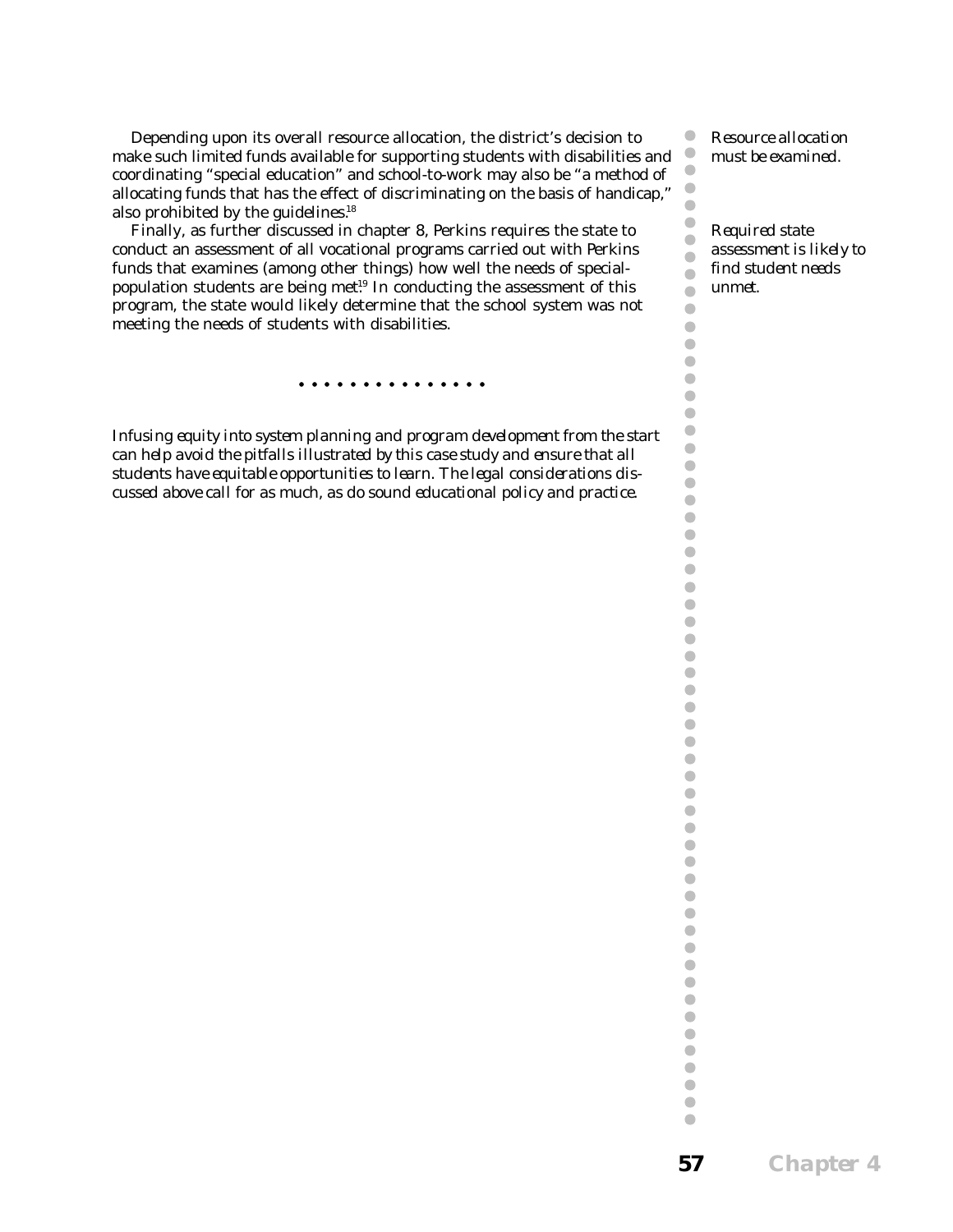Depending upon its overall resource allocation, the district's decision to make such limited funds available for supporting students with disabilities and coordinating "special education" and school-to-work may also be "a method of allocating funds that has the effect of discriminating on the basis of handicap," also prohibited by the guidelines.[18]

*Resource allocation must be examined.*

Finally, as further discussed in chapter 8, Perkins requires the state to conduct an assessment of all vocational programs carried out with Perkins funds that examines (among other things) how well the needs of special-population students are being met.[19] In conducting the assessment of this program, the state would likely determine that the school system was not meeting the needs of students with disabilities.

*Required state assessment is likely to find student needs unmet.*

• • • • • • • • • • • • • • •

*Infusing equity into system planning and program development from the start can help avoid the pitfalls illustrated by this case study and ensure that all students have equitable opportunities to learn. The legal considerations discussed above call for as much, as do sound educational policy and practice.*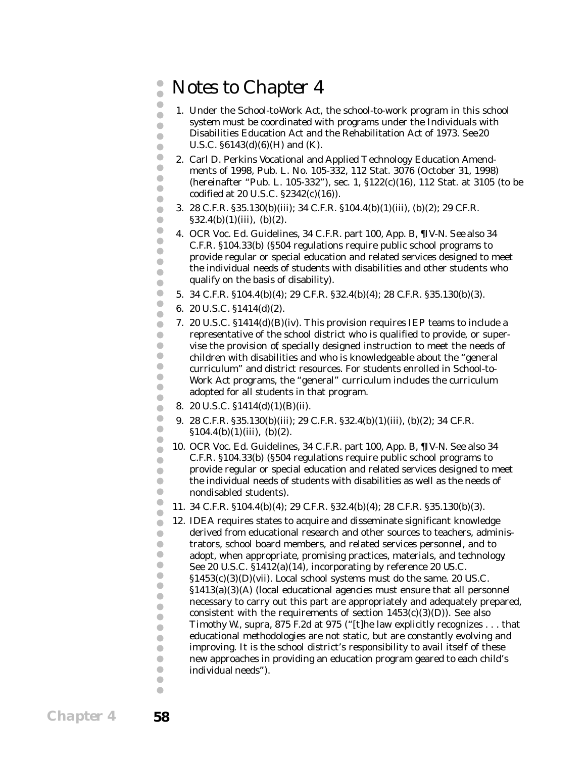# Notes to Chapter 4

1. Under the School-to-Work Act, the school-to-work program in this school system must be coordinated with programs under the Individuals with Disabilities Education Act and the Rehabilitation Act of 1973. See 20 U.S.C. §6143(d)(6)(H) and (K).
2. Carl D. Perkins Vocational and Applied Technology Education Amendments of 1998, Pub. L. No. 105-332, 112 Stat. 3076 (October 31, 1998) (hereinafter "Pub. L. 105-332"), sec. 1, §122(c)(16), 112 Stat. at 3105 (to be codified at 20 U.S.C. §2342(c)(16)).
3. 28 C.F.R. §35.130(b)(iii); 34 C.F.R. §104.4(b)(1)(iii), (b)(2); 29 C.F.R. §32.4(b)(1)(iii), (b)(2).
4. OCR Voc. Ed. Guidelines, 34 C.F.R. part 100, App. B, ¶IV-N. See also 34 C.F.R. §104.33(b) (§504 regulations require public school programs to provide regular or special education and related services designed to meet the individual needs of students with disabilities and other students who qualify on the basis of disability).
5. 34 C.F.R. §104.4(b)(4); 29 C.F.R. §32.4(b)(4); 28 C.F.R. §35.130(b)(3).
6. 20 U.S.C. §1414(d)(2).
7. 20 U.S.C. §1414(d)(B)(iv). This provision requires IEP teams to include a representative of the school district who is qualified to provide, or supervise the provision of, specially designed instruction to meet the needs of children with disabilities and who is knowledgeable about the "general curriculum" and district resources. For students enrolled in School-to-Work Act programs, the "general" curriculum includes the curriculum adopted for all students in that program.
8. 20 U.S.C. §1414(d)(1)(B)(ii).
9. 28 C.F.R. §35.130(b)(iii); 29 C.F.R. §32.4(b)(1)(iii), (b)(2); 34 C.F.R. §104.4(b)(1)(iii), (b)(2).
10. OCR Voc. Ed. Guidelines, 34 C.F.R. part 100, App. B, ¶IV-N. See also 34 C.F.R. §104.33(b) (§504 regulations require public school programs to provide regular or special education and related services designed to meet the individual needs of students with disabilities as well as the needs of nondisabled students).
11. 34 C.F.R. §104.4(b)(4); 29 C.F.R. §32.4(b)(4); 28 C.F.R. §35.130(b)(3).
12. IDEA requires states to acquire and disseminate significant knowledge derived from educational research and other sources to teachers, administrators, school board members, and related services personnel, and to adopt, when appropriate, promising practices, materials, and technology. See 20 U.S.C. §1412(a)(14), incorporating by reference 20 U.S.C. §1453(c)(3)(D)(vii). Local school systems must do the same. 20 U.S.C. §1413(a)(3)(A) (local educational agencies must ensure that all personnel necessary to carry out this part are appropriately and adequately prepared, consistent with the requirements of section 1453(c)(3)(D)). See also *Timothy W.*, supra, 875 F.2d at 975 ("[t]he law explicitly recognizes . . . that educational methodologies are not static, but are constantly evolving and improving. It is the school district's responsibility to avail itself of these new approaches in providing an education program geared to each child's individual needs").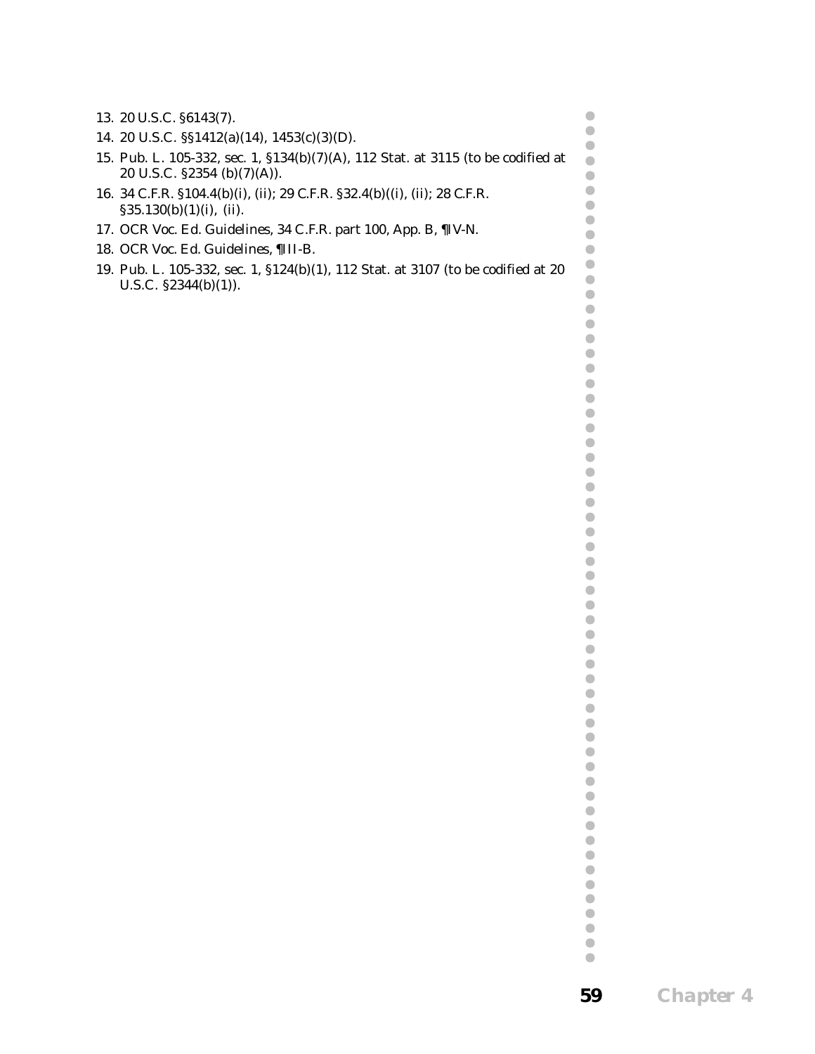13. 20 U.S.C. §6143(7).
14. 20 U.S.C. §§1412(a)(14), 1453(c)(3)(D).
15. Pub. L. 105-332, sec. 1, §134(b)(7)(A), 112 Stat. at 3115 (to be codified at 20 U.S.C. §2354 (b)(7)(A)).
16. 34 C.F.R. §104.4(b)(i), (ii); 29 C.F.R. §32.4(b)((i), (ii); 28 C.F.R. §35.130(b)(1)(i), (ii).
17. OCR Voc. Ed. Guidelines, 34 C.F.R. part 100, App. B, ¶IV-N.
18. OCR Voc. Ed. Guidelines, ¶III-B.
19. Pub. L. 105-332, sec. 1, §124(b)(1), 112 Stat. at 3107 (to be codified at 20 U.S.C. §2344(b)(1)).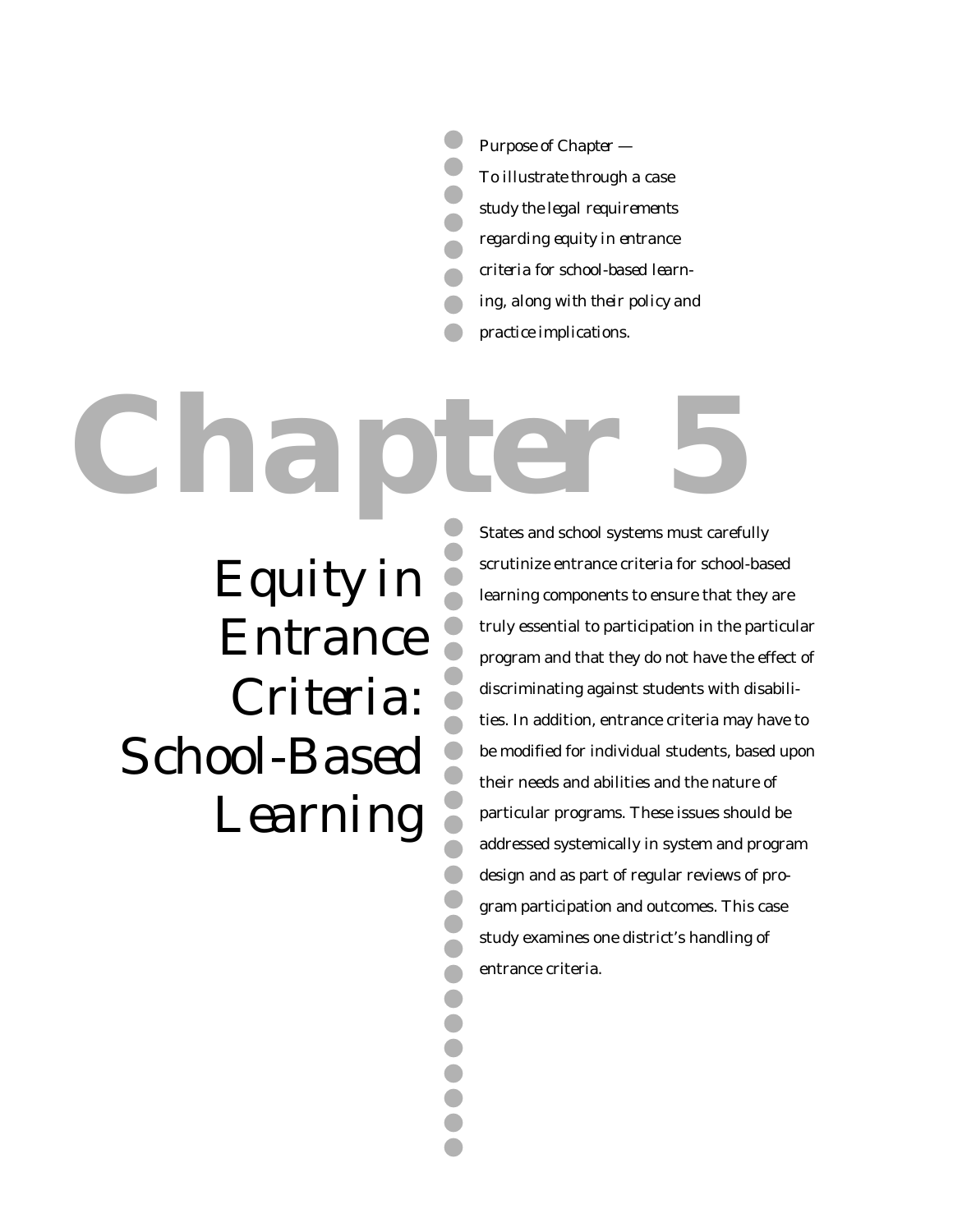*Purpose of Chapter —*
*To illustrate through a case study the legal requirements regarding equity in entrance criteria for school-based learning, along with their policy and practice implications.*

# Chapter 5

## Equity in Entrance Criteria: School-Based Learning

States and school systems must carefully scrutinize entrance criteria for school-based learning components to ensure that they are truly essential to participation in the particular program and that they do not have the effect of discriminating against students with disabilities. In addition, entrance criteria may have to be modified for individual students, based upon their needs and abilities and the nature of particular programs. These issues should be addressed systemically in system and program design and as part of regular reviews of program participation and outcomes. This case study examines one district's handling of entrance criteria.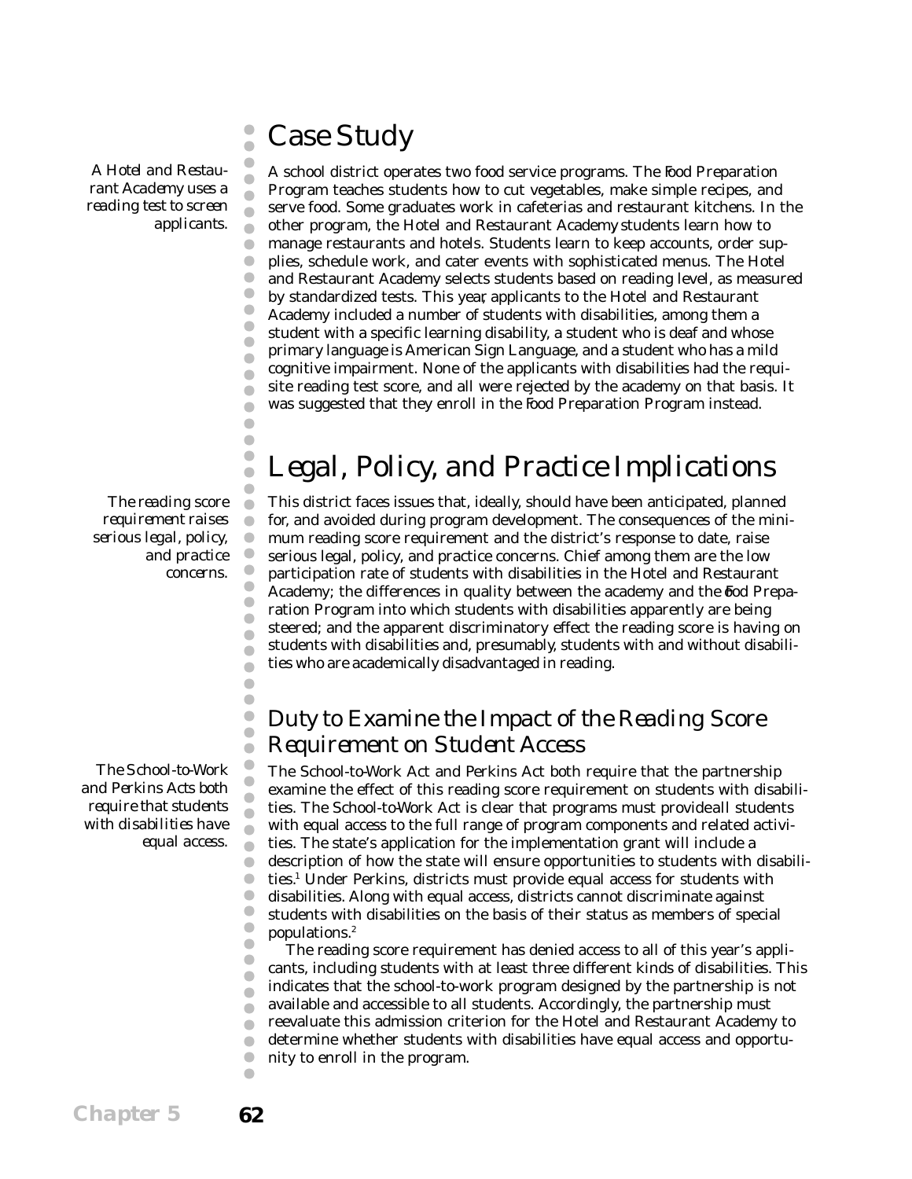## Case Study

*A Hotel and Restaurant Academy uses a reading test to screen applicants.*

A school district operates two food service programs. The Food Preparation Program teaches students how to cut vegetables, make simple recipes, and serve food. Some graduates work in cafeterias and restaurant kitchens. In the other program, the Hotel and Restaurant Academy students learn how to manage restaurants and hotels. Students learn to keep accounts, order supplies, schedule work, and cater events with sophisticated menus. The Hotel and Restaurant Academy selects students based on reading level, as measured by standardized tests. This year, applicants to the Hotel and Restaurant Academy included a number of students with disabilities, among them a student with a specific learning disability, a student who is deaf and whose primary language is American Sign Language, and a student who has a mild cognitive impairment. None of the applicants with disabilities had the requisite reading test score, and all were rejected by the academy on that basis. It was suggested that they enroll in the Food Preparation Program instead.

## Legal, Policy, and Practice Implications

*The reading score requirement raises serious legal, policy, and practice concerns.*

This district faces issues that, ideally, should have been anticipated, planned for, and avoided during program development. The consequences of the minimum reading score requirement and the district's response to date, raise serious legal, policy, and practice concerns. Chief among them are the low participation rate of students with disabilities in the Hotel and Restaurant Academy; the differences in quality between the academy and the Food Preparation Program into which students with disabilities apparently are being steered; and the apparent discriminatory effect the reading score is having on students with disabilities and, presumably, students with and without disabilities who are academically disadvantaged in reading.

### Duty to Examine the Impact of the Reading Score Requirement on Student Access

*The School-to-Work and Perkins Acts both require that students with disabilities have equal access.*

The School-to-Work Act and Perkins Act both require that the partnership examine the effect of this reading score requirement on students with disabilities. The School-to-Work Act is clear that programs must provide *all* students with equal access to the full range of program components and related activities. The state's application for the implementation grant will include a description of how the state will ensure opportunities to students with disabilities.[1] Under Perkins, districts must provide equal access for students with disabilities. Along with equal access, districts cannot discriminate against students with disabilities on the basis of their status as members of special populations.[2]

The reading score requirement has denied access to all of this year's applicants, including students with at least three different kinds of disabilities. This indicates that the school-to-work program designed by the partnership is not available and accessible to all students. Accordingly, the partnership must reevaluate this admission criterion for the Hotel and Restaurant Academy to determine whether students with disabilities have equal access and opportunity to enroll in the program.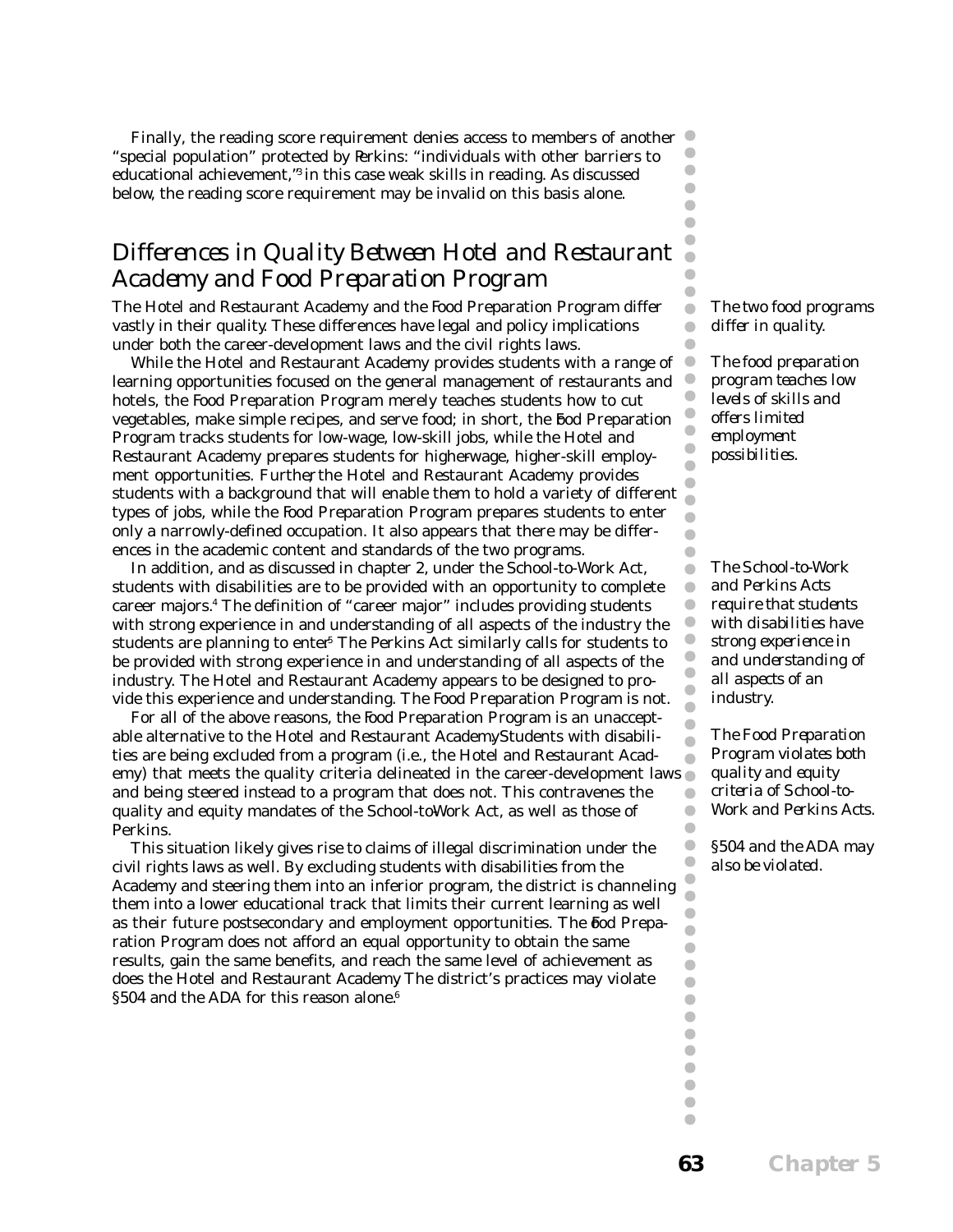Finally, the reading score requirement denies access to members of another "special population" protected by Perkins: "individuals with other barriers to educational achievement,"[3] in this case weak skills in reading. As discussed below, the reading score requirement may be invalid on this basis alone.

## Differences in Quality Between Hotel and Restaurant Academy and Food Preparation Program

*The two food programs differ in quality.*

The Hotel and Restaurant Academy and the Food Preparation Program differ vastly in their quality. These differences have legal and policy implications under both the career-development laws and the civil rights laws.

*The food preparation program teaches low levels of skills and offers limited employment possibilities.*

While the Hotel and Restaurant Academy provides students with a range of learning opportunities focused on the general management of restaurants and hotels, the Food Preparation Program merely teaches students how to cut vegetables, make simple recipes, and serve food; in short, the Food Preparation Program tracks students for low-wage, low-skill jobs, while the Hotel and Restaurant Academy prepares students for higher-wage, higher-skill employment opportunities. Further, the Hotel and Restaurant Academy provides students with a background that will enable them to hold a variety of different types of jobs, while the Food Preparation Program prepares students to enter only a narrowly-defined occupation. It also appears that there may be differences in the academic content and standards of the two programs.

*The School-to-Work and Perkins Acts require that students with disabilities have strong experience in and understanding of all aspects of an industry.*

In addition, and as discussed in chapter 2, under the School-to-Work Act, students with disabilities are to be provided with an opportunity to complete career majors.[4] The definition of "career major" includes providing students with strong experience in and understanding of all aspects of the industry the students are planning to enter.[5] The Perkins Act similarly calls for students to be provided with strong experience in and understanding of all aspects of the industry. The Hotel and Restaurant Academy appears to be designed to provide this experience and understanding. The Food Preparation Program is not.

*The Food Preparation Program violates both quality and equity criteria of School-to-Work and Perkins Acts.*

For all of the above reasons, the Food Preparation Program is an unacceptable alternative to the Hotel and Restaurant Academy. Students with disabilities are being excluded from a program (i.e., the Hotel and Restaurant Academy) that meets the quality criteria delineated in the career-development laws and being steered instead to a program that does not. This contravenes the quality and equity mandates of the School-to-Work Act, as well as those of Perkins.

*§504 and the ADA may also be violated.*

This situation likely gives rise to claims of illegal discrimination under the civil rights laws as well. By excluding students with disabilities from the Academy and steering them into an inferior program, the district is channeling them into a lower educational track that limits their current learning as well as their future postsecondary and employment opportunities. The Food Preparation Program does not afford an equal opportunity to obtain the same results, gain the same benefits, and reach the same level of achievement as does the Hotel and Restaurant Academy. The district's practices may violate §504 and the ADA for this reason alone.[6]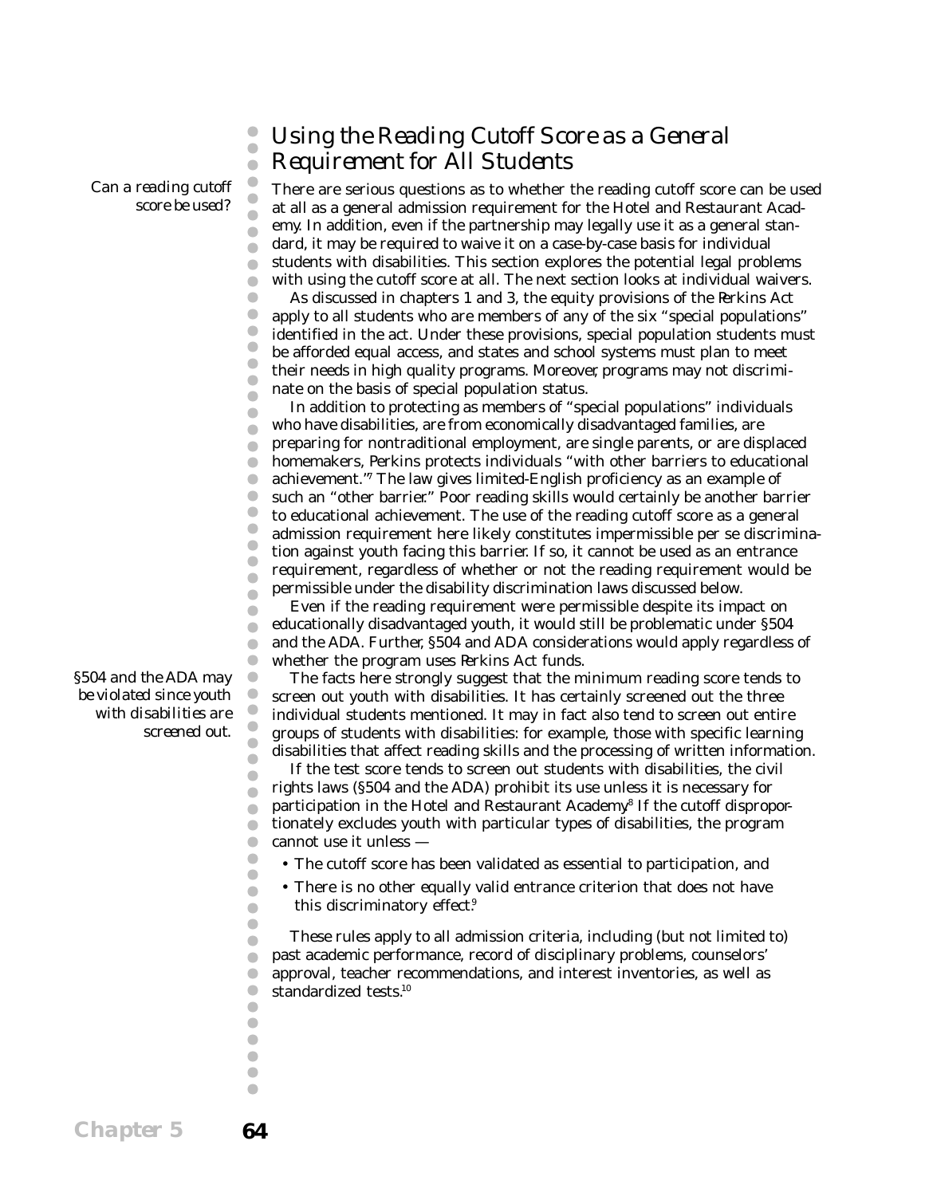## Using the Reading Cutoff Score as a General Requirement for All Students

*Can a reading cutoff score be used?*

There are serious questions as to whether the reading cutoff score can be used at all as a general admission requirement for the Hotel and Restaurant Academy. In addition, even if the partnership may legally use it as a general standard, it may be required to waive it on a case-by-case basis for individual students with disabilities. This section explores the potential legal problems with using the cutoff score at all. The next section looks at individual waivers.

As discussed in chapters 1 and 3, the equity provisions of the Perkins Act apply to all students who are members of any of the six "special populations" identified in the act. Under these provisions, special population students must be afforded equal access, and states and school systems must plan to meet their needs in high quality programs. Moreover, programs may not discriminate on the basis of special population status.

In addition to protecting as members of "special populations" individuals who have disabilities, are from economically disadvantaged families, are preparing for nontraditional employment, are single parents, or are displaced homemakers, Perkins protects individuals "with other barriers to educational achievement."[7] The law gives limited-English proficiency as an example of such an "other barrier." Poor reading skills would certainly be another barrier to educational achievement. The use of the reading cutoff score as a general admission requirement here likely constitutes impermissible per se discrimination against youth facing this barrier. If so, it cannot be used as an entrance requirement, regardless of whether or not the reading requirement would be permissible under the disability discrimination laws discussed below.

Even if the reading requirement were permissible despite its impact on educationally disadvantaged youth, it would still be problematic under §504 and the ADA. Further, §504 and ADA considerations would apply regardless of whether the program uses Perkins Act funds.

*§504 and the ADA may be violated since youth with disabilities are screened out.*

The facts here strongly suggest that the minimum reading score tends to screen out youth with disabilities. It has certainly screened out the three individual students mentioned. It may in fact also tend to screen out entire groups of students with disabilities: for example, those with specific learning disabilities that affect reading skills and the processing of written information.

If the test score tends to screen out students with disabilities, the civil rights laws (§504 and the ADA) prohibit its use unless it is necessary for participation in the Hotel and Restaurant Academy.[8] If the cutoff disproportionately excludes youth with particular types of disabilities, the program cannot use it unless —

- The cutoff score has been validated as essential to participation, and
- There is no other equally valid entrance criterion that does not have this discriminatory effect.[9]

These rules apply to all admission criteria, including (but not limited to) past academic performance, record of disciplinary problems, counselors' approval, teacher recommendations, and interest inventories, as well as standardized tests.[10]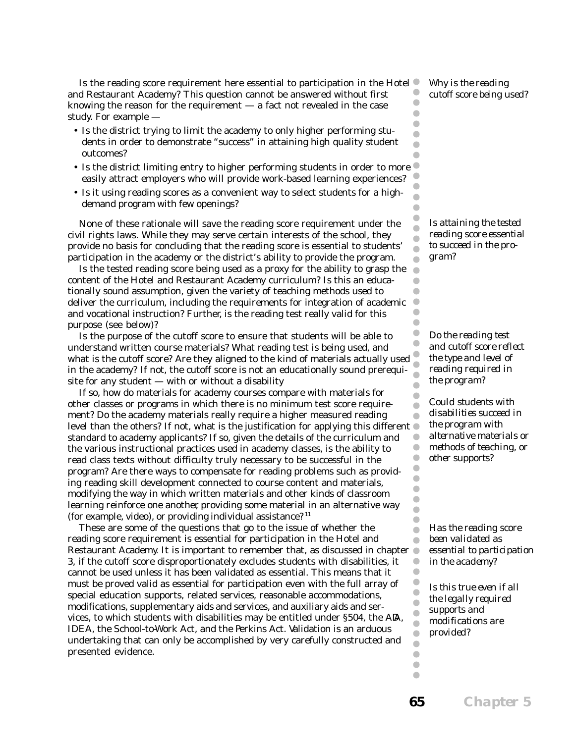*Why is the reading cutoff score being used?*

Is the reading score requirement here essential to participation in the Hotel and Restaurant Academy? This question cannot be answered without first knowing the reason for the requirement — a fact not revealed in the case study. For example —

- Is the district trying to limit the academy to only higher performing students in order to demonstrate "success" in attaining high quality student outcomes?
- Is the district limiting entry to higher performing students in order to more easily attract employers who will provide work-based learning experiences?
- Is it using reading scores as a convenient way to select students for a high-demand program with few openings?

*Is attaining the tested reading score essential to succeed in the program?*

None of these rationale will save the reading score requirement under the civil rights laws. While they may serve certain interests of the school, they provide no basis for concluding that the reading score is essential to students' participation in the academy or the district's ability to provide the program.

Is the tested reading score being used as a proxy for the ability to grasp the content of the Hotel and Restaurant Academy curriculum? Is this an educationally sound assumption, given the variety of teaching methods used to deliver the curriculum, including the requirements for integration of academic and vocational instruction? Further, is the reading test really valid for this purpose (see below)?

*Do the reading test and cutoff score reflect the type and level of reading required in the program?*

Is the purpose of the cutoff score to ensure that students will be able to understand written course materials? What reading test is being used, and what is the cutoff score? Are they aligned to the kind of materials actually used in the academy? If not, the cutoff score is not an educationally sound prerequisite for any student — with or without a disability

*Could students with disabilities succeed in the program with alternative materials or methods of teaching, or other supports?*

If so, how do materials for academy courses compare with materials for other classes or programs in which there is no minimum test score requirement? Do the academy materials really require a higher measured reading level than the others? If not, what is the justification for applying this different standard to academy applicants? If so, given the details of the curriculum and the various instructional practices used in academy classes, is the ability to read class texts without difficulty truly necessary to be successful in the program? Are there ways to compensate for reading problems such as providing reading skill development connected to course content and materials, modifying the way in which written materials and other kinds of classroom learning reinforce one another, providing some material in an alternative way (for example, video), or providing individual assistance?[11]

*Has the reading score been validated as essential to participation in the academy?*

*Is this true even if all the legally required supports and modifications are provided?*

These are some of the questions that go to the issue of whether the reading score requirement is essential for participation in the Hotel and Restaurant Academy. It is important to remember that, as discussed in chapter 3, if the cutoff score disproportionately excludes students with disabilities, it cannot be used unless it has been validated as essential. This means that it must be proved valid as essential for participation even with the full array of special education supports, related services, reasonable accommodations, modifications, supplementary aids and services, and auxiliary aids and services, to which students with disabilities may be entitled under §504, the ADA, IDEA, the School-to-Work Act, and the Perkins Act. Validation is an arduous undertaking that can only be accomplished by very carefully constructed and presented evidence.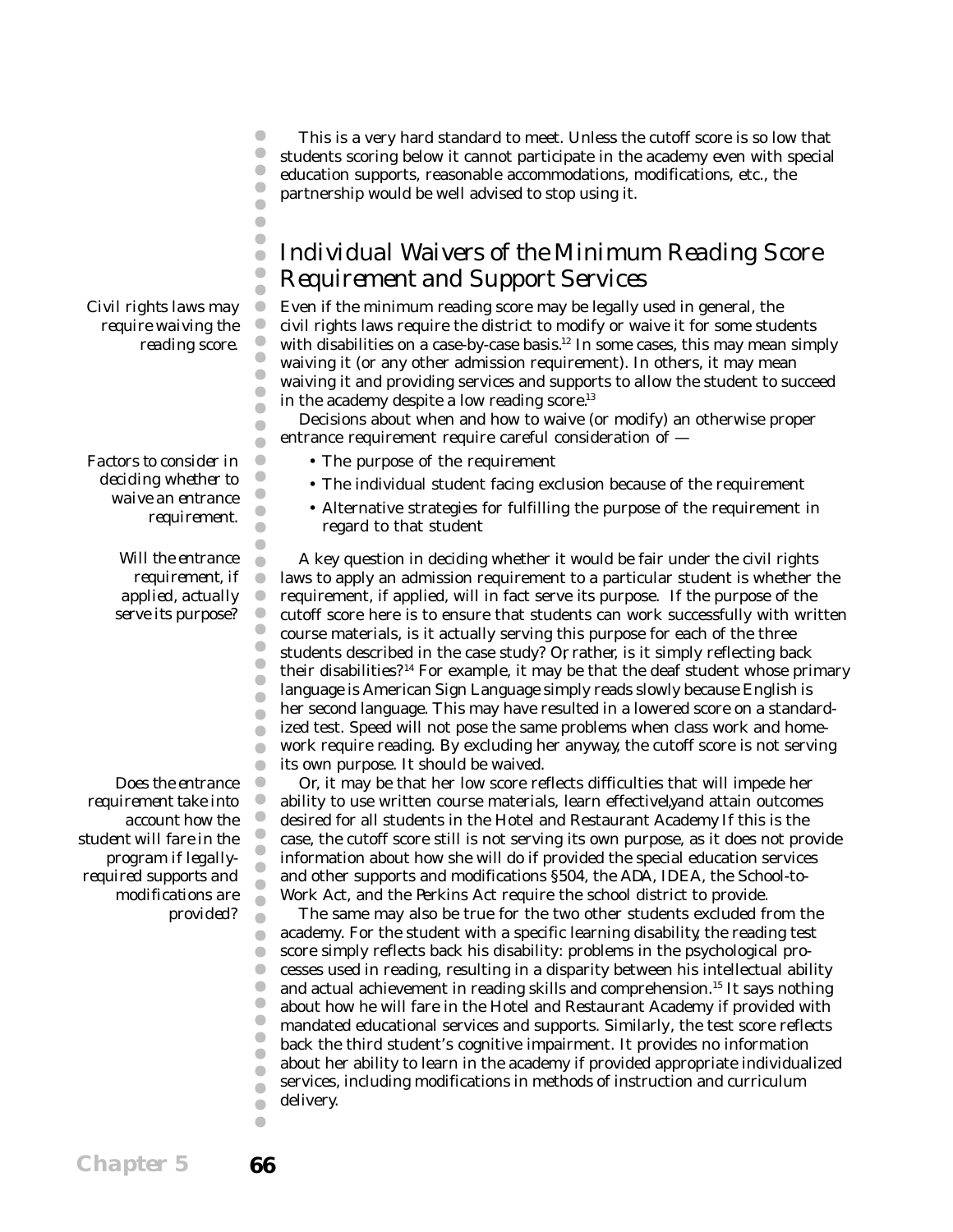This is a very hard standard to meet. Unless the cutoff score is so low that students scoring below it cannot participate in the academy even with special education supports, reasonable accommodations, modifications, etc., the partnership would be well advised to stop using it.

## Individual Waivers of the Minimum Reading Score Requirement and Support Services

*Civil rights laws may require waiving the reading score.*

Even if the minimum reading score may be legally used in general, the civil rights laws require the district to modify or waive it for some students with disabilities on a case-by-case basis.[12] In some cases, this may mean simply waiving it (or any other admission requirement). In others, it may mean waiving it and providing services and supports to allow the student to succeed in the academy despite a low reading score.[13]

Decisions about when and how to waive (or modify) an otherwise proper entrance requirement require careful consideration of —

*Factors to consider in deciding whether to waive an entrance requirement.*

- The purpose of the requirement
- The individual student facing exclusion because of the requirement
- Alternative strategies for fulfilling the purpose of the requirement in regard to that student

*Will the entrance requirement, if applied, actually serve its purpose?*

A key question in deciding whether it would be fair under the civil rights laws to apply an admission requirement to a particular student is whether the requirement, if applied, will in fact serve its purpose. If the purpose of the cutoff score here is to ensure that students can work successfully with written course materials, is it actually serving this purpose for each of the three students described in the case study? Or, rather, is it simply reflecting back their disabilities?[14] For example, it may be that the deaf student whose primary language is American Sign Language simply reads slowly because English is her second language. This may have resulted in a lowered score on a standardized test. Speed will not pose the same problems when class work and homework require reading. By excluding her anyway, the cutoff score is not serving its own purpose. It should be waived.

*Does the entrance requirement take into account how the student will fare in the program if legally-required supports and modifications are provided?*

Or, it may be that her low score reflects difficulties that will impede her ability to use written course materials, learn effectively, and attain outcomes desired for all students in the Hotel and Restaurant Academy. If this is the case, the cutoff score still is not serving its own purpose, as it does not provide information about how she will do if provided the special education services and other supports and modifications §504, the ADA, IDEA, the School-to-Work Act, and the Perkins Act require the school district to provide.

The same may also be true for the two other students excluded from the academy. For the student with a specific learning disability, the reading test score simply reflects back his disability: problems in the psychological processes used in reading, resulting in a disparity between his intellectual ability and actual achievement in reading skills and comprehension.[15] It says nothing about how he will fare in the Hotel and Restaurant Academy if provided with mandated educational services and supports. Similarly, the test score reflects back the third student's cognitive impairment. It provides no information about her ability to learn in the academy if provided appropriate individualized services, including modifications in methods of instruction and curriculum delivery.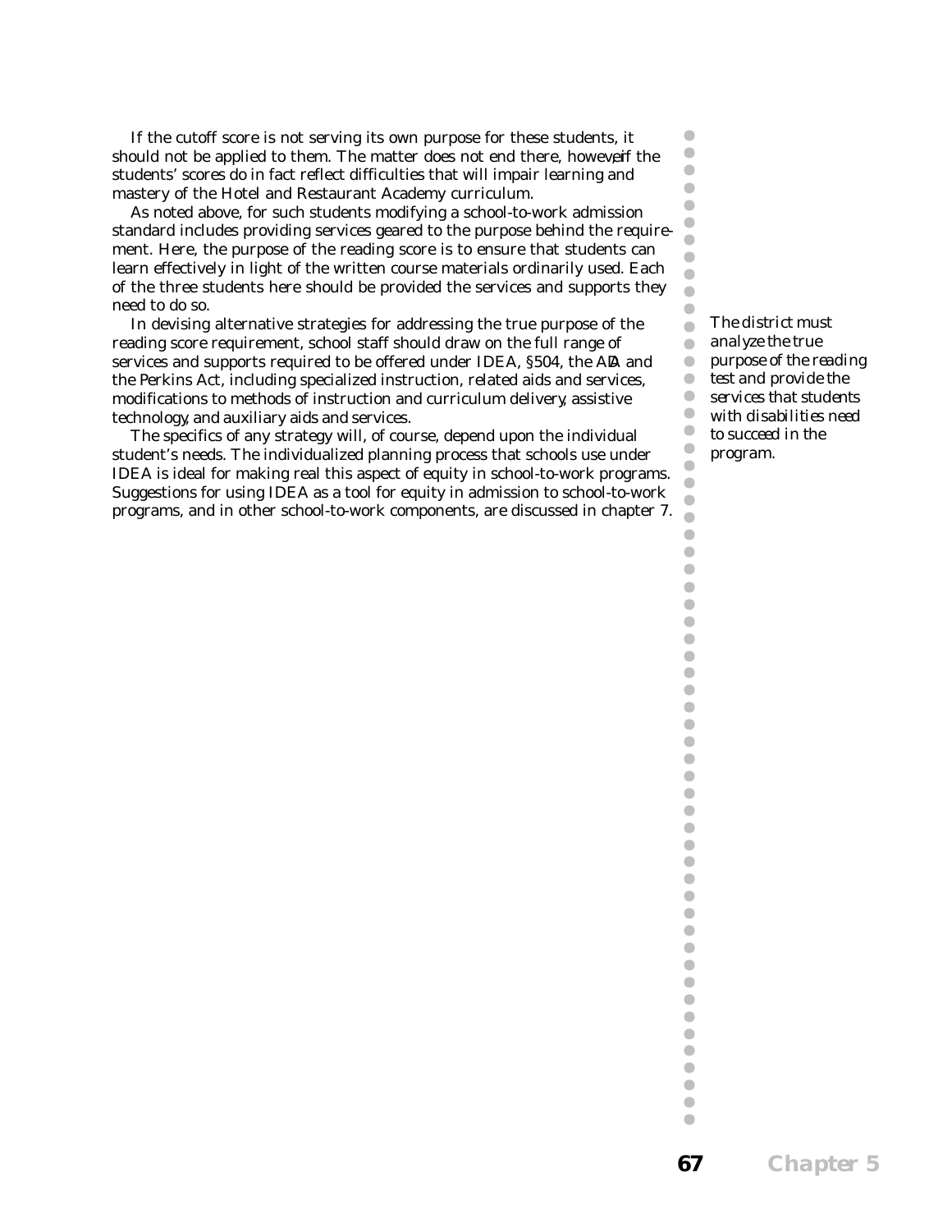If the cutoff score is not serving its own purpose for these students, it should not be applied to them. The matter does not end there, however, if the students' scores do in fact reflect difficulties that will impair learning and mastery of the Hotel and Restaurant Academy curriculum.

As noted above, for such students modifying a school-to-work admission standard includes providing services geared to the purpose behind the requirement. Here, the purpose of the reading score is to ensure that students can learn effectively in light of the written course materials ordinarily used. Each of the three students here should be provided the services and supports they need to do so.

In devising alternative strategies for addressing the true purpose of the reading score requirement, school staff should draw on the full range of services and supports required to be offered under IDEA, §504, the ADA and the Perkins Act, including specialized instruction, related aids and services, modifications to methods of instruction and curriculum delivery, assistive technology, and auxiliary aids and services.

*The district must analyze the true purpose of the reading test and provide the services that students with disabilities need to succeed in the program.*

The specifics of any strategy will, of course, depend upon the individual student's needs. The individualized planning process that schools use under IDEA is ideal for making real this aspect of equity in school-to-work programs. Suggestions for using IDEA as a tool for equity in admission to school-to-work programs, and in other school-to-work components, are discussed in chapter 7.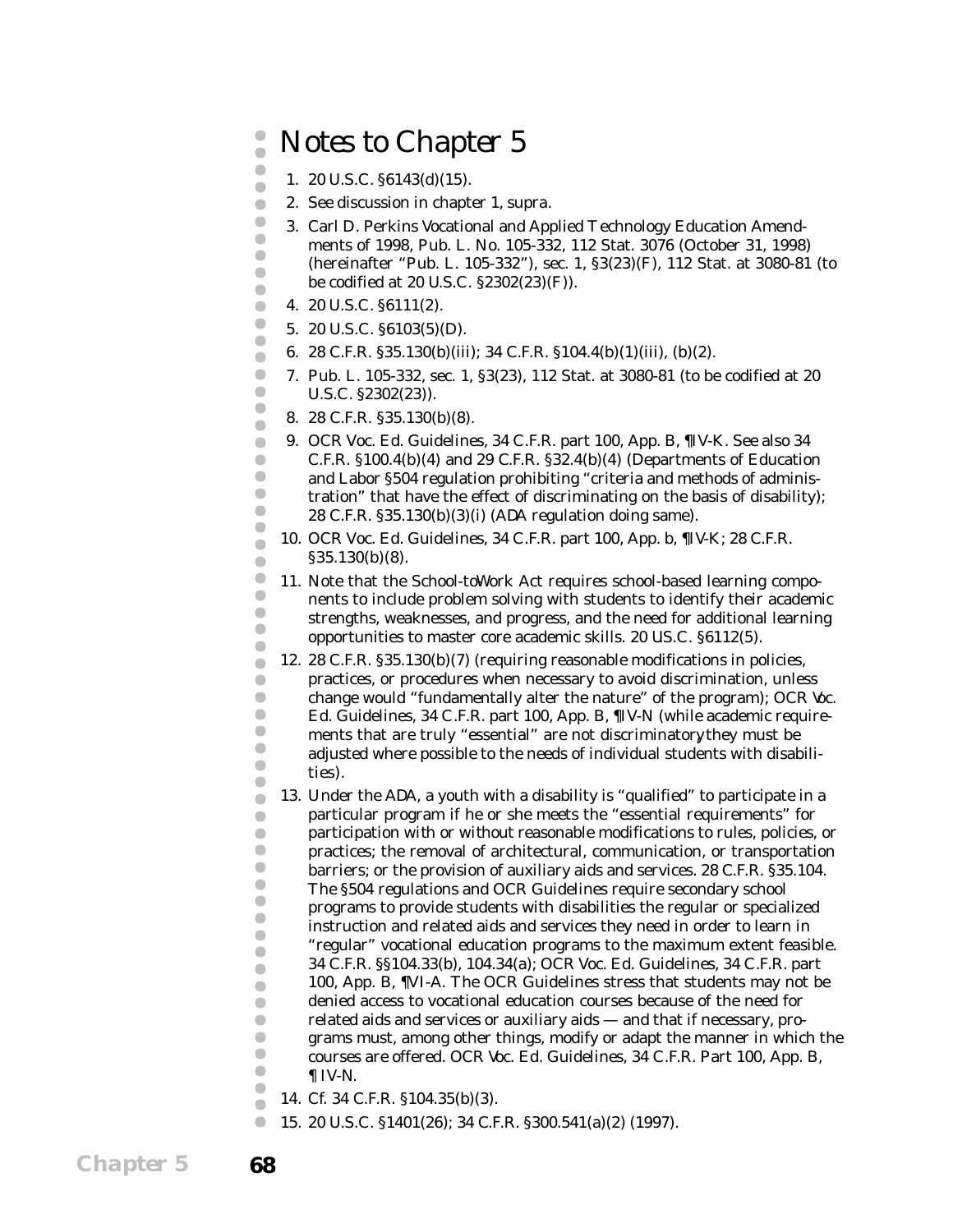# Notes to Chapter 5

1. 20 U.S.C. §6143(d)(15).
2. See discussion in chapter 1, supra.
3. Carl D. Perkins Vocational and Applied Technology Education Amendments of 1998, Pub. L. No. 105-332, 112 Stat. 3076 (October 31, 1998) (hereinafter "Pub. L. 105-332"), sec. 1, §3(23)(F), 112 Stat. at 3080-81 (to be codified at 20 U.S.C. §2302(23)(F)).
4. 20 U.S.C. §6111(2).
5. 20 U.S.C. §6103(5)(D).
6. 28 C.F.R. §35.130(b)(iii); 34 C.F.R. §104.4(b)(1)(iii), (b)(2).
7. Pub. L. 105-332, sec. 1, §3(23), 112 Stat. at 3080-81 (to be codified at 20 U.S.C. §2302(23)).
8. 28 C.F.R. §35.130(b)(8).
9. OCR Voc. Ed. Guidelines, 34 C.F.R. part 100, App. B, ¶IV-K. See also 34 C.F.R. §100.4(b)(4) and 29 C.F.R. §32.4(b)(4) (Departments of Education and Labor §504 regulation prohibiting "criteria and methods of administration" that have the effect of discriminating on the basis of disability); 28 C.F.R. §35.130(b)(3)(i) (ADA regulation doing same).
10. OCR Voc. Ed. Guidelines, 34 C.F.R. part 100, App. b, ¶IV-K; 28 C.F.R. §35.130(b)(8).
11. Note that the School-to-Work Act requires school-based learning components to include problem solving with students to identify their academic strengths, weaknesses, and progress, and the need for additional learning opportunities to master core academic skills. 20 U.S.C. §6112(5).
12. 28 C.F.R. §35.130(b)(7) (requiring reasonable modifications in policies, practices, or procedures when necessary to avoid discrimination, unless change would "fundamentally alter the nature" of the program); OCR Voc. Ed. Guidelines, 34 C.F.R. part 100, App. B, ¶IV-N (while academic requirements that are truly "essential" are not discriminatory, they must be adjusted where possible to the needs of individual students with disabilities).
13. Under the ADA, a youth with a disability is "qualified" to participate in a particular program if he or she meets the "essential requirements" for participation with or without reasonable modifications to rules, policies, or practices; the removal of architectural, communication, or transportation barriers; or the provision of auxiliary aids and services. 28 C.F.R. §35.104. The §504 regulations and OCR Guidelines require secondary school programs to provide students with disabilities the regular or specialized instruction and related aids and services they need in order to learn in "regular" vocational education programs to the maximum extent feasible. 34 C.F.R. §§104.33(b), 104.34(a); OCR Voc. Ed. Guidelines, 34 C.F.R. part 100, App. B, ¶VI-A. The OCR Guidelines stress that students may not be denied access to vocational education courses because of the need for related aids and services or auxiliary aids — and that if necessary, programs must, among other things, modify or adapt the manner in which the courses are offered. OCR Voc. Ed. Guidelines, 34 C.F.R. Part 100, App. B, ¶ IV-N.
14. Cf. 34 C.F.R. §104.35(b)(3).
15. 20 U.S.C. §1401(26); 34 C.F.R. §300.541(a)(2) (1997).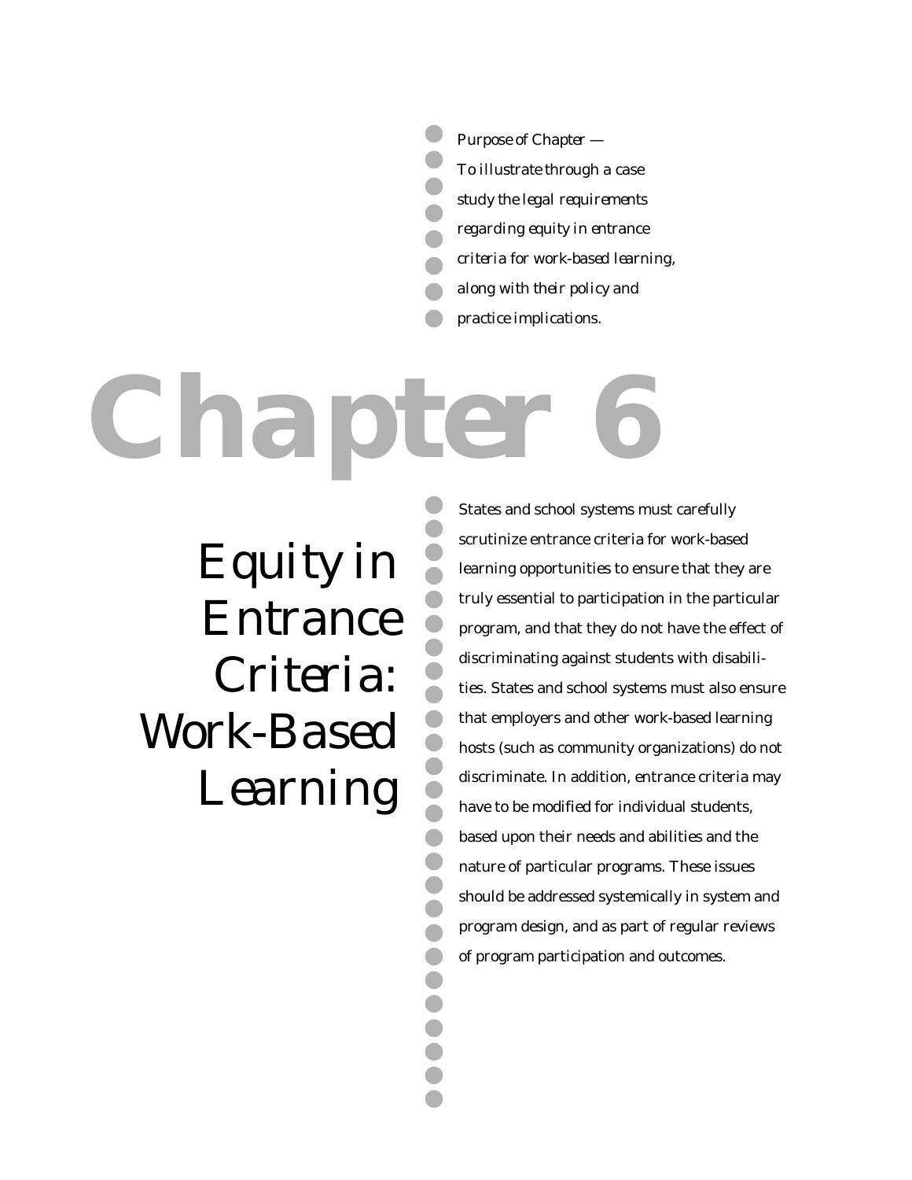*Purpose of Chapter —*
*To illustrate through a case study the legal requirements regarding equity in entrance criteria for work-based learning, along with their policy and practice implications.*

# Chapter 6

## Equity in Entrance Criteria: Work-Based Learning

States and school systems must carefully scrutinize entrance criteria for work-based learning opportunities to ensure that they are truly essential to participation in the particular program, and that they do not have the effect of discriminating against students with disabilities. States and school systems must also ensure that employers and other work-based learning hosts (such as community organizations) do not discriminate. In addition, entrance criteria may have to be modified for individual students, based upon their needs and abilities and the nature of particular programs. These issues should be addressed systemically in system and program design, and as part of regular reviews of program participation and outcomes.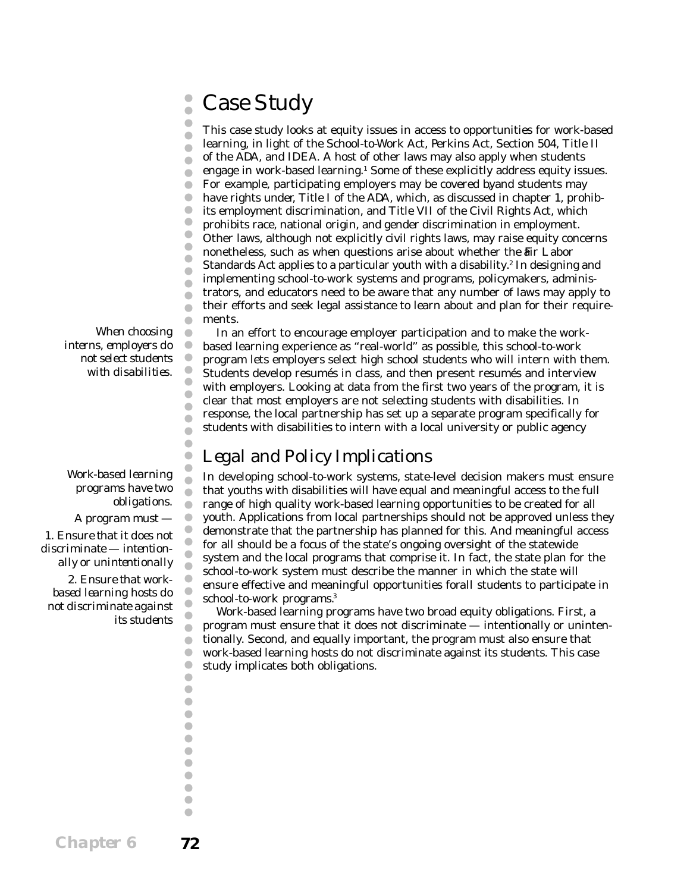# Case Study

This case study looks at equity issues in access to opportunities for work-based learning, in light of the School-to-Work Act, Perkins Act, Section 504, Title II of the ADA, and IDEA. A host of other laws may also apply when students engage in work-based learning.[1] Some of these explicitly address equity issues. For example, participating employers may be covered by, and students may have rights under, Title I of the ADA, which, as discussed in chapter 1, prohibits employment discrimination, and Title VII of the Civil Rights Act, which prohibits race, national origin, and gender discrimination in employment. Other laws, although not explicitly civil rights laws, may raise equity concerns nonetheless, such as when questions arise about whether the Fair Labor Standards Act applies to a particular youth with a disability.[2] In designing and implementing school-to-work systems and programs, policymakers, administrators, and educators need to be aware that any number of laws may apply to their efforts and seek legal assistance to learn about and plan for their requirements.

*When choosing interns, employers do not select students with disabilities.*

In an effort to encourage employer participation and to make the work-based learning experience as "real-world" as possible, this school-to-work program lets employers select high school students who will intern with them. Students develop resumés in class, and then present resumés and interview with employers. Looking at data from the first two years of the program, it is clear that most employers are not selecting students with disabilities. In response, the local partnership has set up a separate program specifically for students with disabilities to intern with a local university or public agency

## Legal and Policy Implications

*Work-based learning programs have two obligations.*

*A program must —*

*1. Ensure that it does not discriminate — intentionally or unintentionally*

*2. Ensure that work-based learning hosts do not discriminate against its students*

In developing school-to-work systems, state-level decision makers must ensure that youths with disabilities will have equal and meaningful access to the full range of high quality work-based learning opportunities to be created for all youth. Applications from local partnerships should not be approved unless they demonstrate that the partnership has planned for this. And meaningful access for all should be a focus of the state's ongoing oversight of the statewide system and the local programs that comprise it. In fact, the state plan for the school-to-work system must describe the manner in which the state will ensure effective and meaningful opportunities for all students to participate in school-to-work programs.[3]

Work-based learning programs have two broad equity obligations. First, a program must ensure that it does not discriminate — intentionally or unintentionally. Second, and equally important, the program must also ensure that work-based learning hosts do not discriminate against its students. This case study implicates both obligations.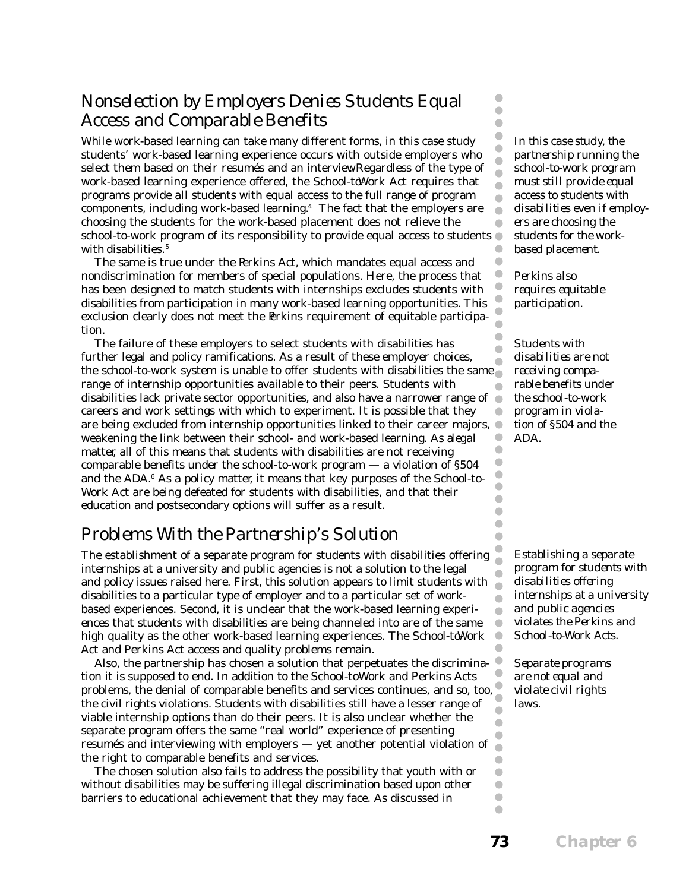## Nonselection by Employers Denies Students Equal Access and Comparable Benefits

While work-based learning can take many different forms, in this case study students' work-based learning experience occurs with outside employers who select them based on their resumés and an interview. Regardless of the type of work-based learning experience offered, the School-to-Work Act requires that programs provide all students with equal access to the full range of program components, including work-based learning.[4] The fact that the employers are choosing the students for the work-based placement does not relieve the school-to-work program of its responsibility to provide equal access to students with disabilities.[5]

*In this case study, the partnership running the school-to-work program must still provide equal access to students with disabilities even if employers are choosing the students for the work-based placement.*

The same is true under the Perkins Act, which mandates equal access and nondiscrimination for members of special populations. Here, the process that has been designed to match students with internships excludes students with disabilities from participation in many work-based learning opportunities. This exclusion clearly does not meet the Perkins requirement of equitable participation.

*Perkins also requires equitable participation.*

The failure of these employers to select students with disabilities has further legal and policy ramifications. As a result of these employer choices, the school-to-work system is unable to offer students with disabilities the same range of internship opportunities available to their peers. Students with disabilities lack private sector opportunities, and also have a narrower range of careers and work settings with which to experiment. It is possible that they are being excluded from internship opportunities linked to their career majors, weakening the link between their school- and work-based learning. As a legal matter, all of this means that students with disabilities are not receiving comparable benefits under the school-to-work program — a violation of §504 and the ADA.[6] As a policy matter, it means that key purposes of the School-to-Work Act are being defeated for students with disabilities, and that their education and postsecondary options will suffer as a result.

*Students with disabilities are not receiving comparable benefits under the school-to-work program in violation of §504 and the ADA.*

## Problems With the Partnership's Solution

The establishment of a separate program for students with disabilities offering internships at a university and public agencies is not a solution to the legal and policy issues raised here. First, this solution appears to limit students with disabilities to a particular type of employer and to a particular set of work-based experiences. Second, it is unclear that the work-based learning experiences that students with disabilities are being channeled into are of the same high quality as the other work-based learning experiences. The School-to-Work Act and Perkins Act access and quality problems remain.

*Establishing a separate program for students with disabilities offering internships at a university and public agencies violates the Perkins and School-to-Work Acts.*

Also, the partnership has chosen a solution that perpetuates the discrimination it is supposed to end. In addition to the School-to-Work and Perkins Acts problems, the denial of comparable benefits and services continues, and so, too, the civil rights violations. Students with disabilities still have a lesser range of viable internship options than do their peers. It is also unclear whether the separate program offers the same "real world" experience of presenting resumés and interviewing with employers — yet another potential violation of the right to comparable benefits and services.

*Separate programs are not equal and violate civil rights laws.*

The chosen solution also fails to address the possibility that youth with or without disabilities may be suffering illegal discrimination based upon other barriers to educational achievement that they may face. As discussed in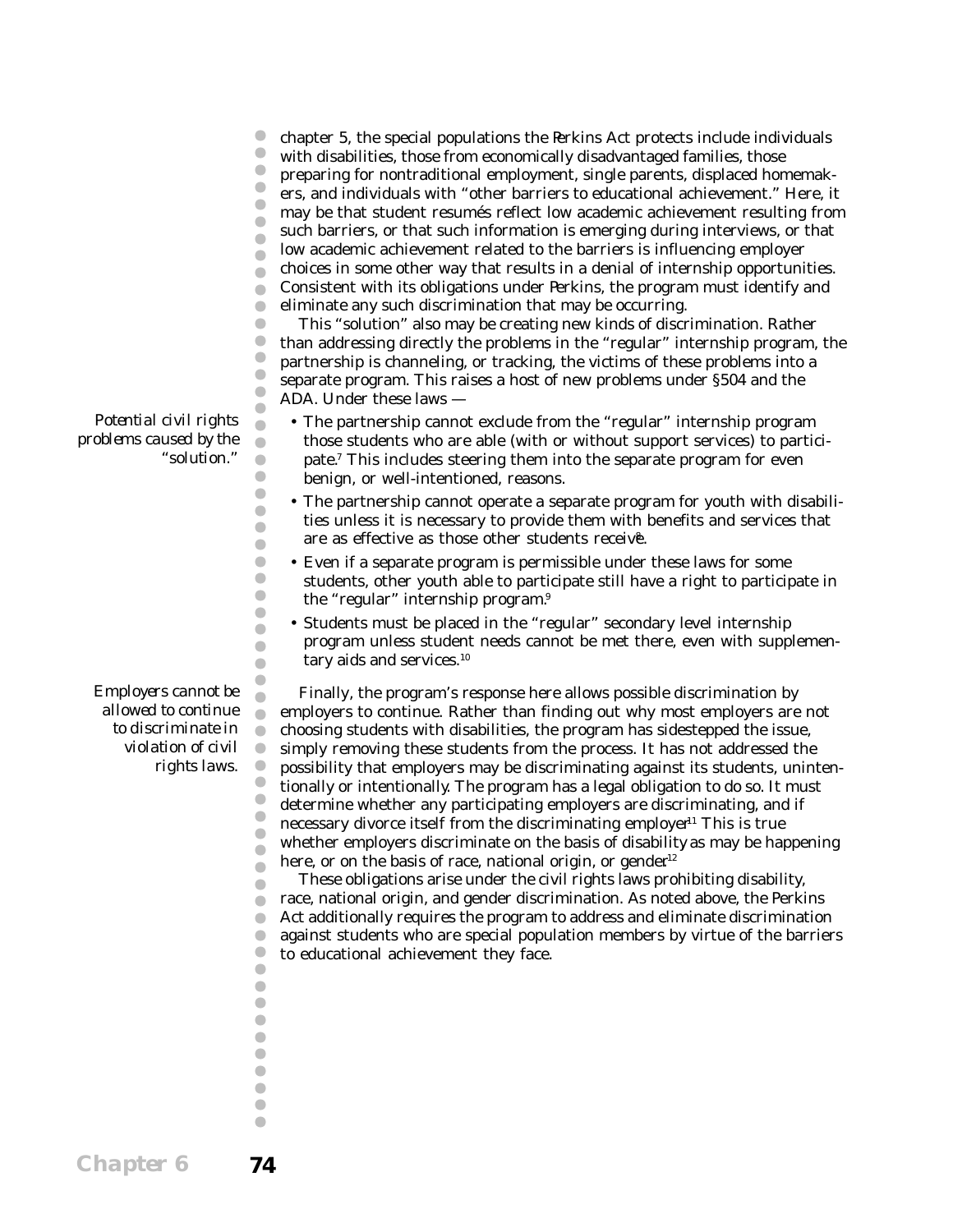chapter 5, the special populations the Perkins Act protects include individuals with disabilities, those from economically disadvantaged families, those preparing for nontraditional employment, single parents, displaced homemakers, and individuals with "other barriers to educational achievement." Here, it may be that student resumés reflect low academic achievement resulting from such barriers, or that such information is emerging during interviews, or that low academic achievement related to the barriers is influencing employer choices in some other way that results in a denial of internship opportunities. Consistent with its obligations under Perkins, the program must identify and eliminate any such discrimination that may be occurring.

This "solution" also may be creating new kinds of discrimination. Rather than addressing directly the problems in the "regular" internship program, the partnership is channeling, or tracking, the victims of these problems into a separate program. This raises a host of new problems under §504 and the ADA. Under these laws —

*Potential civil rights problems caused by the "solution."*

- The partnership cannot exclude from the "regular" internship program those students who are able (with or without support services) to participate.[7] This includes steering them into the separate program for even benign, or well-intentioned, reasons.
- The partnership cannot operate a separate program for youth with disabilities unless it is necessary to provide them with benefits and services that are as effective as those other students receive.[8]
- Even if a separate program is permissible under these laws for some students, other youth able to participate still have a right to participate in the "regular" internship program.[9]
- Students must be placed in the "regular" secondary level internship program unless student needs cannot be met there, even with supplementary aids and services.[10]

*Employers cannot be allowed to continue to discriminate in violation of civil rights laws.*

Finally, the program's response here allows possible discrimination by employers to continue. Rather than finding out why most employers are not choosing students with disabilities, the program has sidestepped the issue, simply removing these students from the process. It has not addressed the possibility that employers may be discriminating against its students, unintentionally or intentionally. The program has a legal obligation to do so. It must determine whether any participating employers are discriminating, and if necessary divorce itself from the discriminating employer.[11] This is true whether employers discriminate on the basis of disability as may be happening here, or on the basis of race, national origin, or gender.[12]

These obligations arise under the civil rights laws prohibiting disability, race, national origin, and gender discrimination. As noted above, the Perkins Act additionally requires the program to address and eliminate discrimination against students who are special population members by virtue of the barriers to educational achievement they face.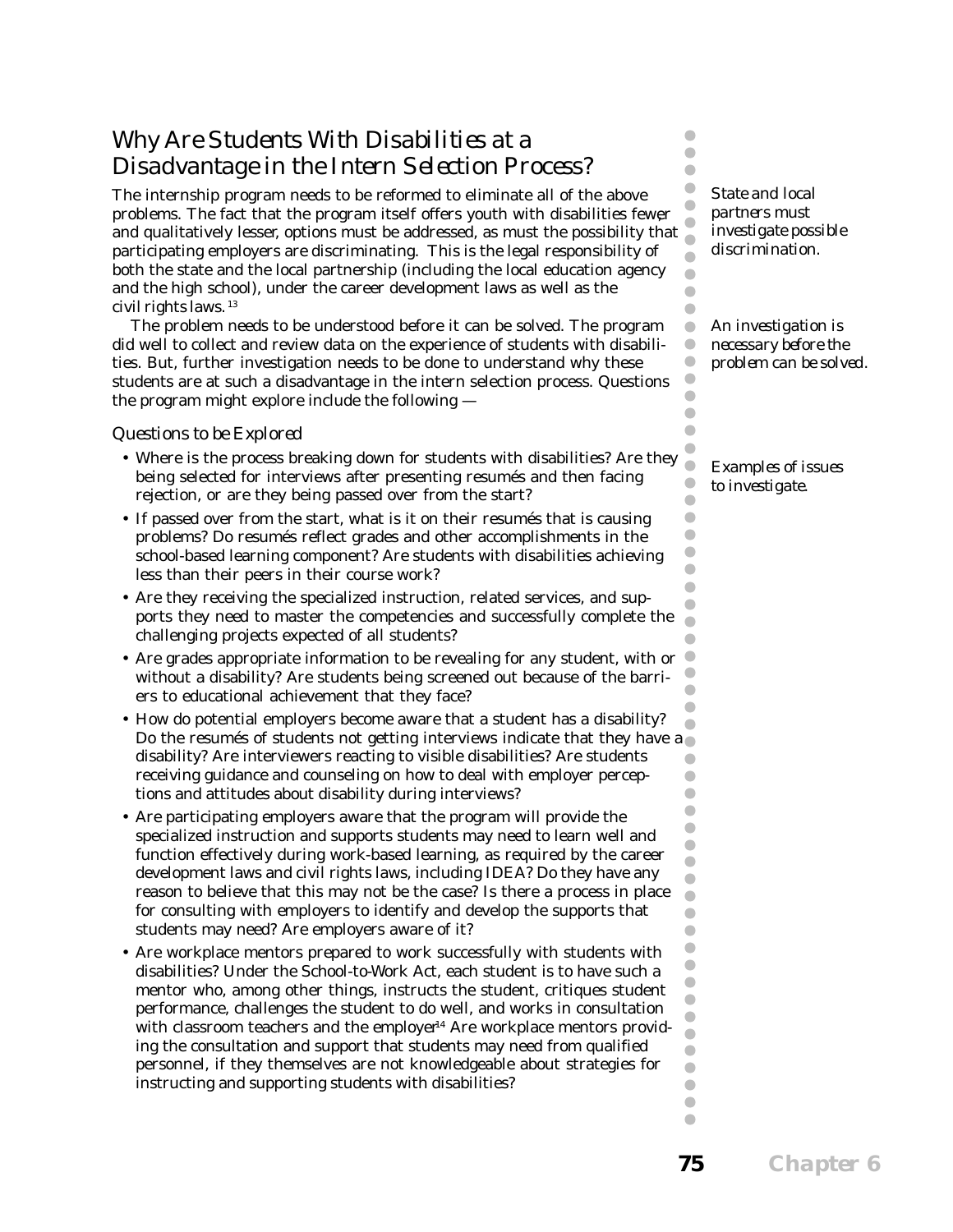## Why Are Students With Disabilities at a Disadvantage in the Intern Selection Process?

*State and local partners must investigate possible discrimination.*

The internship program needs to be reformed to eliminate all of the above problems. The fact that the program itself offers youth with disabilities fewer, and qualitatively lesser, options must be addressed, as must the possibility that participating employers are discriminating. This is the legal responsibility of both the state and the local partnership (including the local education agency and the high school), under the career development laws as well as the civil rights laws.[13]

*An investigation is necessary before the problem can be solved.*

The problem needs to be understood before it can be solved. The program did well to collect and review data on the experience of students with disabilities. But, further investigation needs to be done to understand why these students are at such a disadvantage in the intern selection process. Questions the program might explore include the following —

### Questions to be Explored

*Examples of issues to investigate.*

- Where is the process breaking down for students with disabilities? Are they being selected for interviews after presenting resumés and then facing rejection, or are they being passed over from the start?
- If passed over from the start, what is it on their resumés that is causing problems? Do resumés reflect grades and other accomplishments in the school-based learning component? Are students with disabilities achieving less than their peers in their course work?
- Are they receiving the specialized instruction, related services, and supports they need to master the competencies and successfully complete the challenging projects expected of all students?
- Are grades appropriate information to be revealing for any student, with or without a disability? Are students being screened out because of the barriers to educational achievement that they face?
- How do potential employers become aware that a student has a disability? Do the resumés of students not getting interviews indicate that they have a disability? Are interviewers reacting to visible disabilities? Are students receiving guidance and counseling on how to deal with employer perceptions and attitudes about disability during interviews?
- Are participating employers aware that the program will provide the specialized instruction and supports students may need to learn well and function effectively during work-based learning, as required by the career development laws and civil rights laws, including IDEA? Do they have any reason to believe that this may not be the case? Is there a process in place for consulting with employers to identify and develop the supports that students may need? Are employers aware of it?
- Are workplace mentors prepared to work successfully with students with disabilities? Under the School-to-Work Act, each student is to have such a mentor who, among other things, instructs the student, critiques student performance, challenges the student to do well, and works in consultation with classroom teachers and the employer.[14] Are workplace mentors providing the consultation and support that students may need from qualified personnel, if they themselves are not knowledgeable about strategies for instructing and supporting students with disabilities?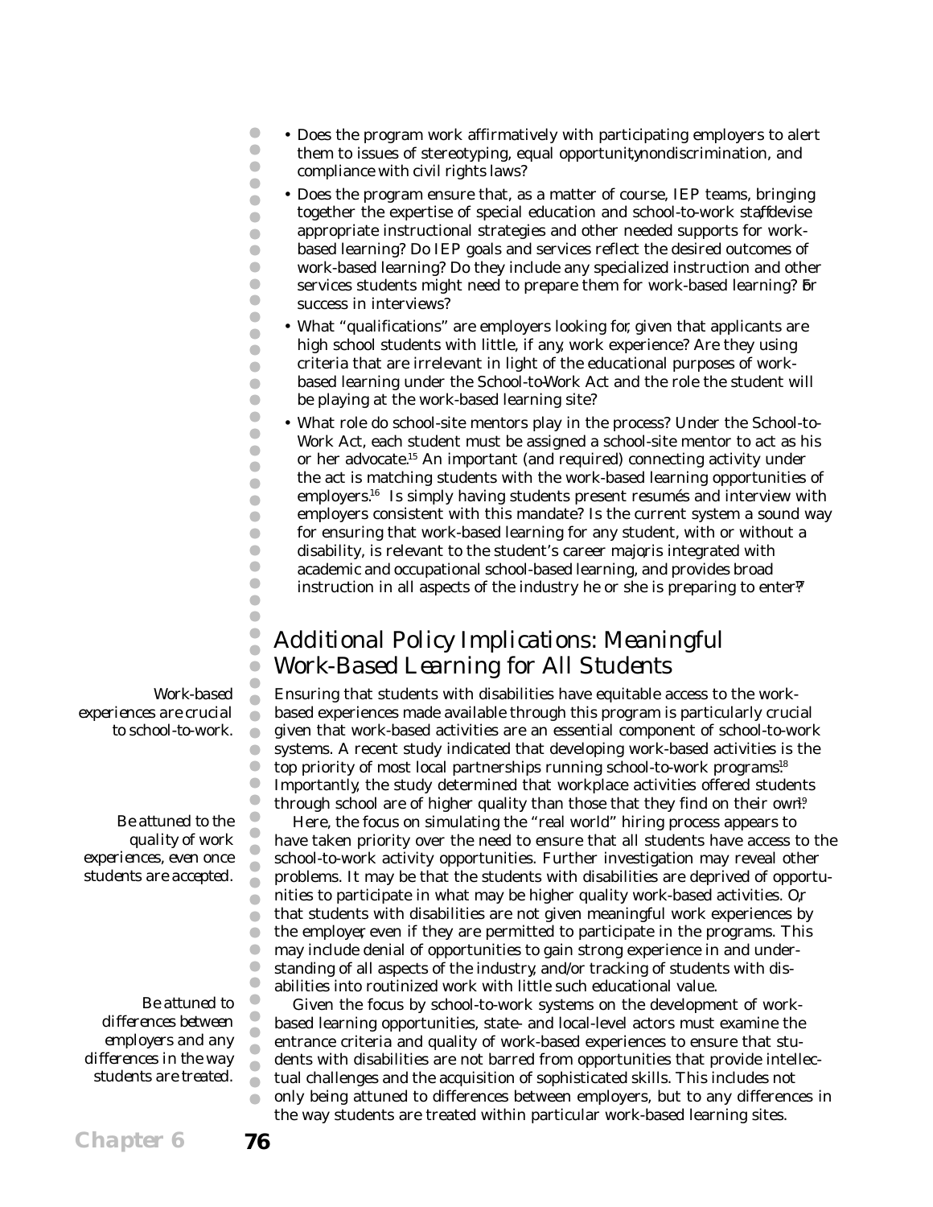- Does the program work affirmatively with participating employers to alert them to issues of stereotyping, equal opportunity, nondiscrimination, and compliance with civil rights laws?
- Does the program ensure that, as a matter of course, IEP teams, bringing together the expertise of special education and school-to-work staff, devise appropriate instructional strategies and other needed supports for work-based learning? Do IEP goals and services reflect the desired outcomes of work-based learning? Do they include any specialized instruction and other services students might need to prepare them for work-based learning? For success in interviews?
- What "qualifications" are employers looking for, given that applicants are high school students with little, if any, work experience? Are they using criteria that are irrelevant in light of the educational purposes of work-based learning under the School-to-Work Act and the role the student will be playing at the work-based learning site?
- What role do school-site mentors play in the process? Under the School-to-Work Act, each student must be assigned a school-site mentor to act as his or her advocate.[15] An important (and required) connecting activity under the act is matching students with the work-based learning opportunities of employers.[16] Is simply having students present resumés and interview with employers consistent with this mandate? Is the current system a sound way for ensuring that work-based learning for any student, with or without a disability, is relevant to the student's career major, is integrated with academic and occupational school-based learning, and provides broad instruction in all aspects of the industry he or she is preparing to enter?[17]

## Additional Policy Implications: Meaningful Work-Based Learning for All Students

*Work-based experiences are crucial to school-to-work.*

Ensuring that students with disabilities have equitable access to the work-based experiences made available through this program is particularly crucial given that work-based activities are an essential component of school-to-work systems. A recent study indicated that developing work-based activities is the top priority of most local partnerships running school-to-work programs.[18] Importantly, the study determined that workplace activities offered students through school are of higher quality than those that they find on their own.[19]

*Be attuned to the quality of work experiences, even once students are accepted.*

Here, the focus on simulating the "real world" hiring process appears to have taken priority over the need to ensure that all students have access to the school-to-work activity opportunities. Further investigation may reveal other problems. It may be that the students with disabilities are deprived of opportunities to participate in what may be higher quality work-based activities. Or, that students with disabilities are not given meaningful work experiences by the employer, even if they are permitted to participate in the programs. This may include denial of opportunities to gain strong experience in and understanding of all aspects of the industry, and/or tracking of students with disabilities into routinized work with little such educational value.

*Be attuned to differences between employers and any differences in the way students are treated.*

Given the focus by school-to-work systems on the development of work-based learning opportunities, state- and local-level actors must examine the entrance criteria and quality of work-based experiences to ensure that students with disabilities are not barred from opportunities that provide intellectual challenges and the acquisition of sophisticated skills. This includes not only being attuned to differences between employers, but to any differences in the way students are treated within particular work-based learning sites.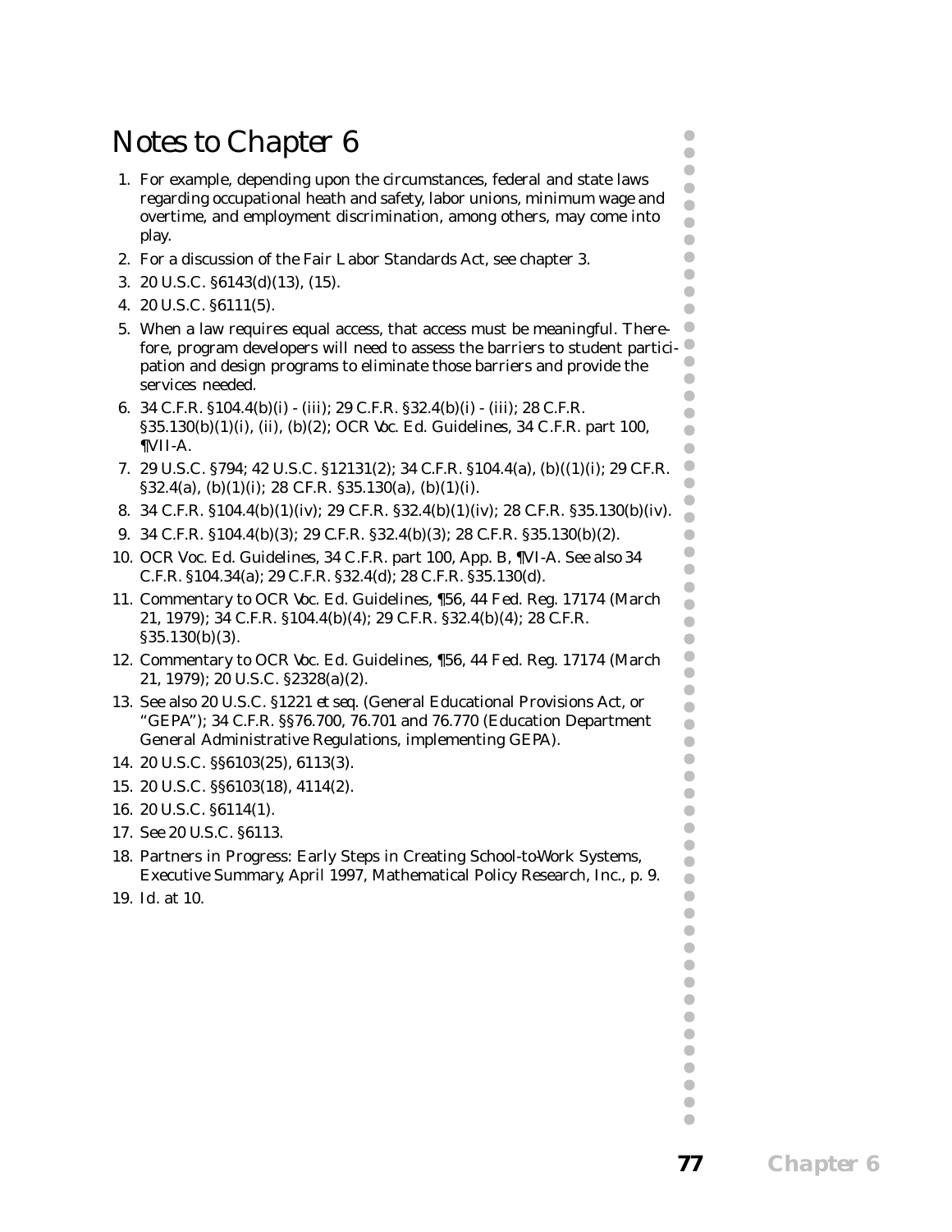# Notes to Chapter 6

1. For example, depending upon the circumstances, federal and state laws regarding occupational heath and safety, labor unions, minimum wage and overtime, and employment discrimination, among others, may come into play.
2. For a discussion of the Fair Labor Standards Act, see chapter 3.
3. 20 U.S.C. §6143(d)(13), (15).
4. 20 U.S.C. §6111(5).
5. When a law requires equal access, that access must be meaningful. Therefore, program developers will need to assess the barriers to student participation and design programs to eliminate those barriers and provide the services needed.
6. 34 C.F.R. §104.4(b)(i) - (iii); 29 C.F.R. §32.4(b)(i) - (iii); 28 C.F.R. §35.130(b)(1)(i), (ii), (b)(2); OCR Voc. Ed. Guidelines, 34 C.F.R. part 100, ¶VII-A.
7. 29 U.S.C. §794; 42 U.S.C. §12131(2); 34 C.F.R. §104.4(a), (b)((1)(i); 29 C.F.R. §32.4(a), (b)(1)(i); 28 C.F.R. §35.130(a), (b)(1)(i).
8. 34 C.F.R. §104.4(b)(1)(iv); 29 C.F.R. §32.4(b)(1)(iv); 28 C.F.R. §35.130(b)(iv).
9. 34 C.F.R. §104.4(b)(3); 29 C.F.R. §32.4(b)(3); 28 C.F.R. §35.130(b)(2).
10. OCR Voc. Ed. Guidelines, 34 C.F.R. part 100, App. B, ¶VI-A. *See also* 34 C.F.R. §104.34(a); 29 C.F.R. §32.4(d); 28 C.F.R. §35.130(d).
11. Commentary to OCR Voc. Ed. Guidelines, ¶56, 44 Fed. Reg. 17174 (March 21, 1979); 34 C.F.R. §104.4(b)(4); 29 C.F.R. §32.4(b)(4); 28 C.F.R. §35.130(b)(3).
12. Commentary to OCR Voc. Ed. Guidelines, ¶56, 44 Fed. Reg. 17174 (March 21, 1979); 20 U.S.C. §2328(a)(2).
13. *See also* 20 U.S.C. §1221 *et seq.* (General Educational Provisions Act, or "GEPA"); 34 C.F.R. §§76.700, 76.701 and 76.770 (Education Department General Administrative Regulations, implementing GEPA).
14. 20 U.S.C. §§6103(25), 6113(3).
15. 20 U.S.C. §§6103(18), 4114(2).
16. 20 U.S.C. §6114(1).
17. *See* 20 U.S.C. §6113.
18. Partners in Progress: Early Steps in Creating School-to-Work Systems, Executive Summary, April 1997, Mathematical Policy Research, Inc., p. 9.
19. *Id.* at 10.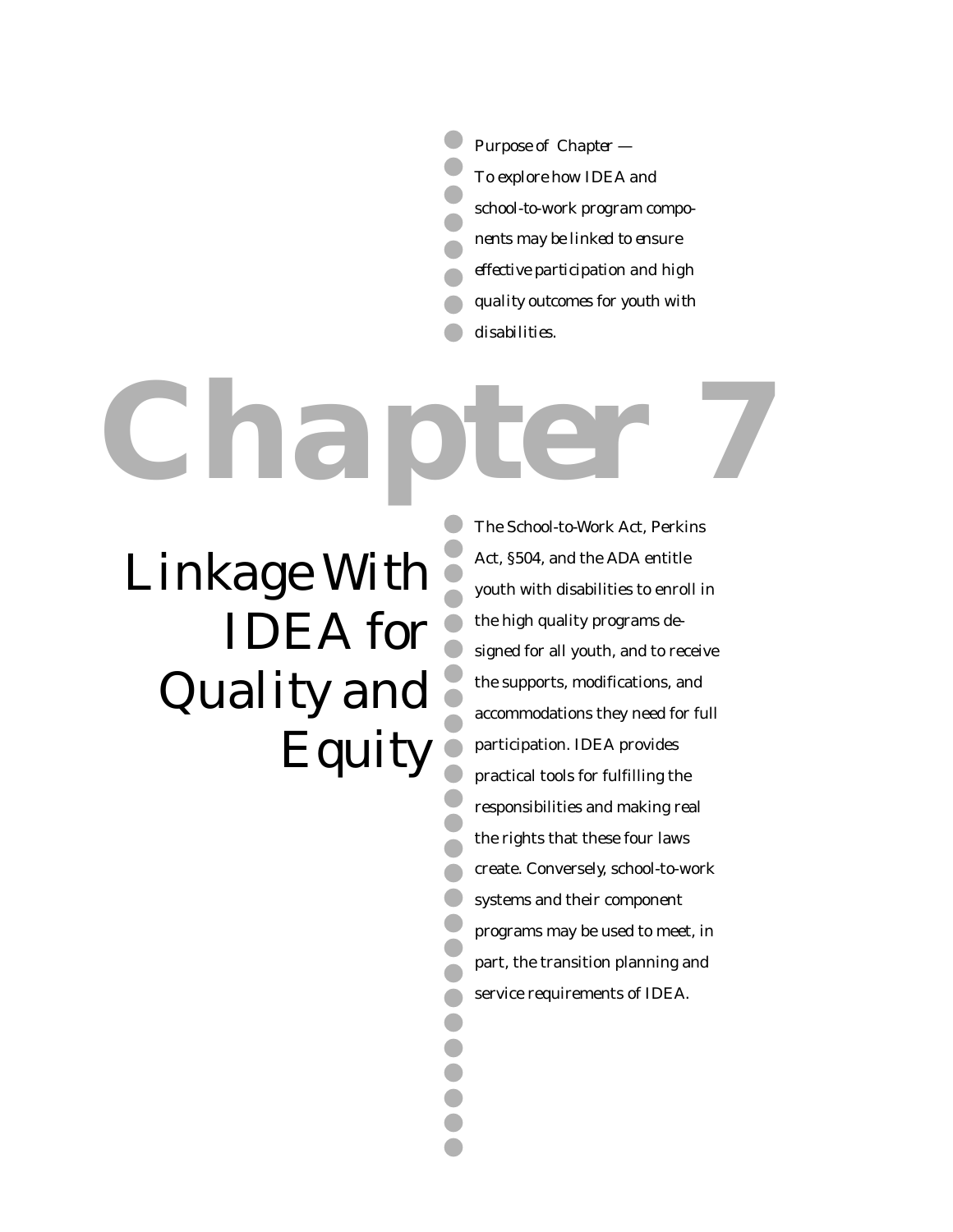*Purpose of Chapter —*
*To explore how IDEA and school-to-work program components may be linked to ensure effective participation and high quality outcomes for youth with disabilities.*

# Chapter 7

## Linkage With IDEA for Quality and Equity

The School-to-Work Act, Perkins Act, §504, and the ADA entitle youth with disabilities to enroll in the high quality programs designed for all youth, and to receive the supports, modifications, and accommodations they need for full participation. IDEA provides practical tools for fulfilling the responsibilities and making real the rights that these four laws create. Conversely, school-to-work systems and their component programs may be used to meet, in part, the transition planning and service requirements of IDEA.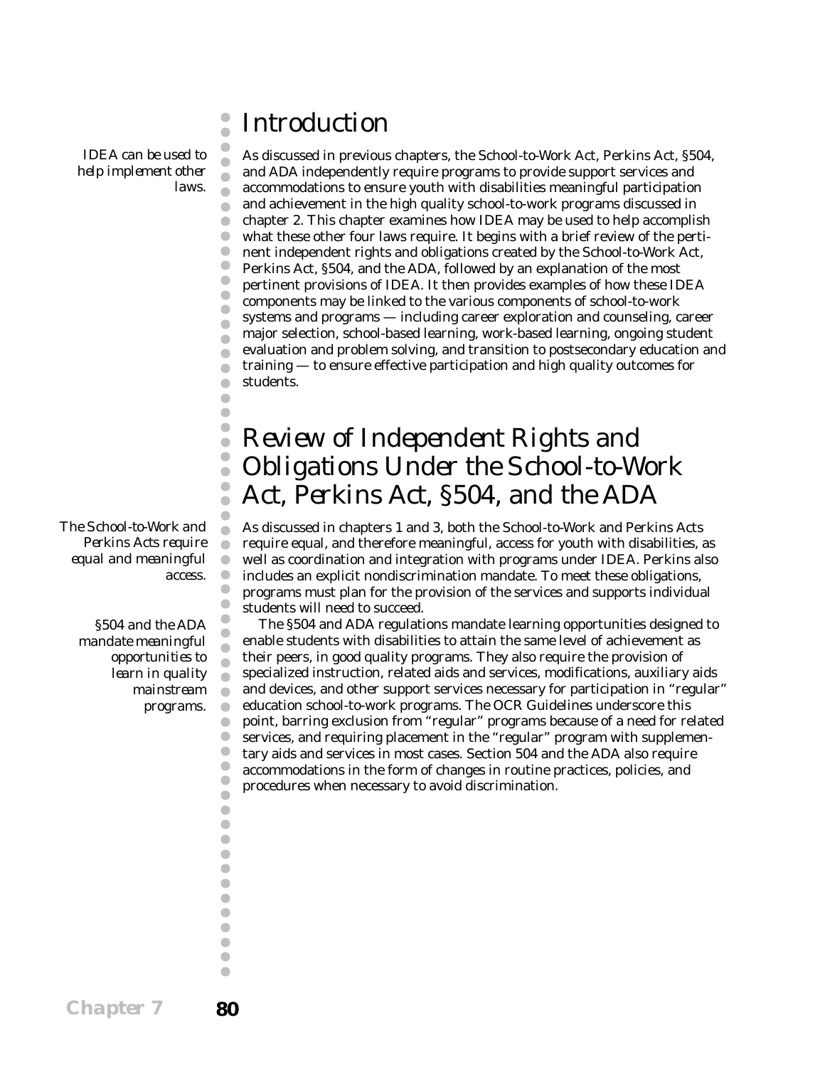# Introduction

*IDEA can be used to help implement other laws.*

As discussed in previous chapters, the School-to-Work Act, Perkins Act, §504, and ADA independently require programs to provide support services and accommodations to ensure youth with disabilities meaningful participation and achievement in the high quality school-to-work programs discussed in chapter 2. This chapter examines how IDEA may be used to help accomplish what these other four laws require. It begins with a brief review of the pertinent independent rights and obligations created by the School-to-Work Act, Perkins Act, §504, and the ADA, followed by an explanation of the most pertinent provisions of IDEA. It then provides examples of how these IDEA components may be linked to the various components of school-to-work systems and programs — including career exploration and counseling, career major selection, school-based learning, work-based learning, ongoing student evaluation and problem solving, and transition to postsecondary education and training — to ensure effective participation and high quality outcomes for students.

# Review of Independent Rights and Obligations Under the School-to-Work Act, Perkins Act, §504, and the ADA

*The School-to-Work and Perkins Acts require equal and meaningful access.*

As discussed in chapters 1 and 3, both the School-to-Work and Perkins Acts require equal, and therefore meaningful, access for youth with disabilities, as well as coordination and integration with programs under IDEA. Perkins also includes an explicit nondiscrimination mandate. To meet these obligations, programs must plan for the provision of the services and supports individual students will need to succeed.

*§504 and the ADA mandate meaningful opportunities to learn in quality mainstream programs.*

The §504 and ADA regulations mandate learning opportunities designed to enable students with disabilities to attain the same level of achievement as their peers, in good quality programs. They also require the provision of specialized instruction, related aids and services, modifications, auxiliary aids and devices, and other support services necessary for participation in "regular" education school-to-work programs. The OCR Guidelines underscore this point, barring exclusion from "regular" programs because of a need for related services, and requiring placement in the "regular" program with supplementary aids and services in most cases. Section 504 and the ADA also require accommodations in the form of changes in routine practices, policies, and procedures when necessary to avoid discrimination.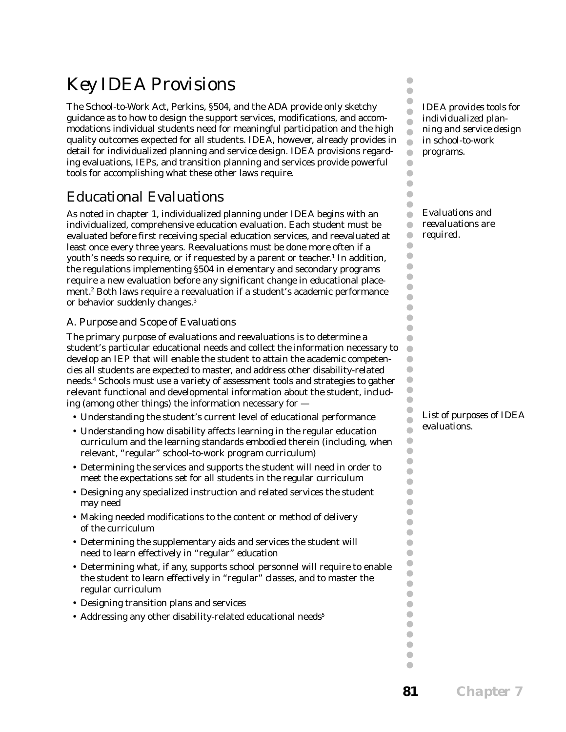# Key IDEA Provisions

The School-to-Work Act, Perkins, §504, and the ADA provide only sketchy guidance as to how to design the support services, modifications, and accommodations individual students need for meaningful participation and the high quality outcomes expected for all students. IDEA, however, already provides in detail for individualized planning and service design. IDEA provisions regarding evaluations, IEPs, and transition planning and services provide powerful tools for accomplishing what these other laws require.

*IDEA provides tools for individualized planning and service design in school-to-work programs.*

## Educational Evaluations

As noted in chapter 1, individualized planning under IDEA begins with an individualized, comprehensive education evaluation. Each student must be evaluated before first receiving special education services, and reevaluated at least once every three years. Reevaluations must be done more often if a youth's needs so require, or if requested by a parent or teacher.[1] In addition, the regulations implementing §504 in elementary and secondary programs require a new evaluation before any significant change in educational placement.[2] Both laws require a reevaluation if a student's academic performance or behavior suddenly changes.[3]

*Evaluations and reevaluations are required.*

### A. Purpose and Scope of Evaluations

The primary purpose of evaluations and reevaluations is to determine a student's particular educational needs and collect the information necessary to develop an IEP that will enable the student to attain the academic competencies all students are expected to master, and address other disability-related needs.[4] Schools must use a variety of assessment tools and strategies to gather relevant functional and developmental information about the student, including (among other things) the information necessary for —

*List of purposes of IDEA evaluations.*

- Understanding the student's current level of educational performance
- Understanding how disability affects learning in the regular education curriculum and the learning standards embodied therein (including, when relevant, "regular" school-to-work program curriculum)
- Determining the services and supports the student will need in order to meet the expectations set for all students in the regular curriculum
- Designing any specialized instruction and related services the student may need
- Making needed modifications to the content or method of delivery of the curriculum
- Determining the supplementary aids and services the student will need to learn effectively in "regular" education
- Determining what, if any, supports school personnel will require to enable the student to learn effectively in "regular" classes, and to master the regular curriculum
- Designing transition plans and services
- Addressing any other disability-related educational needs[5]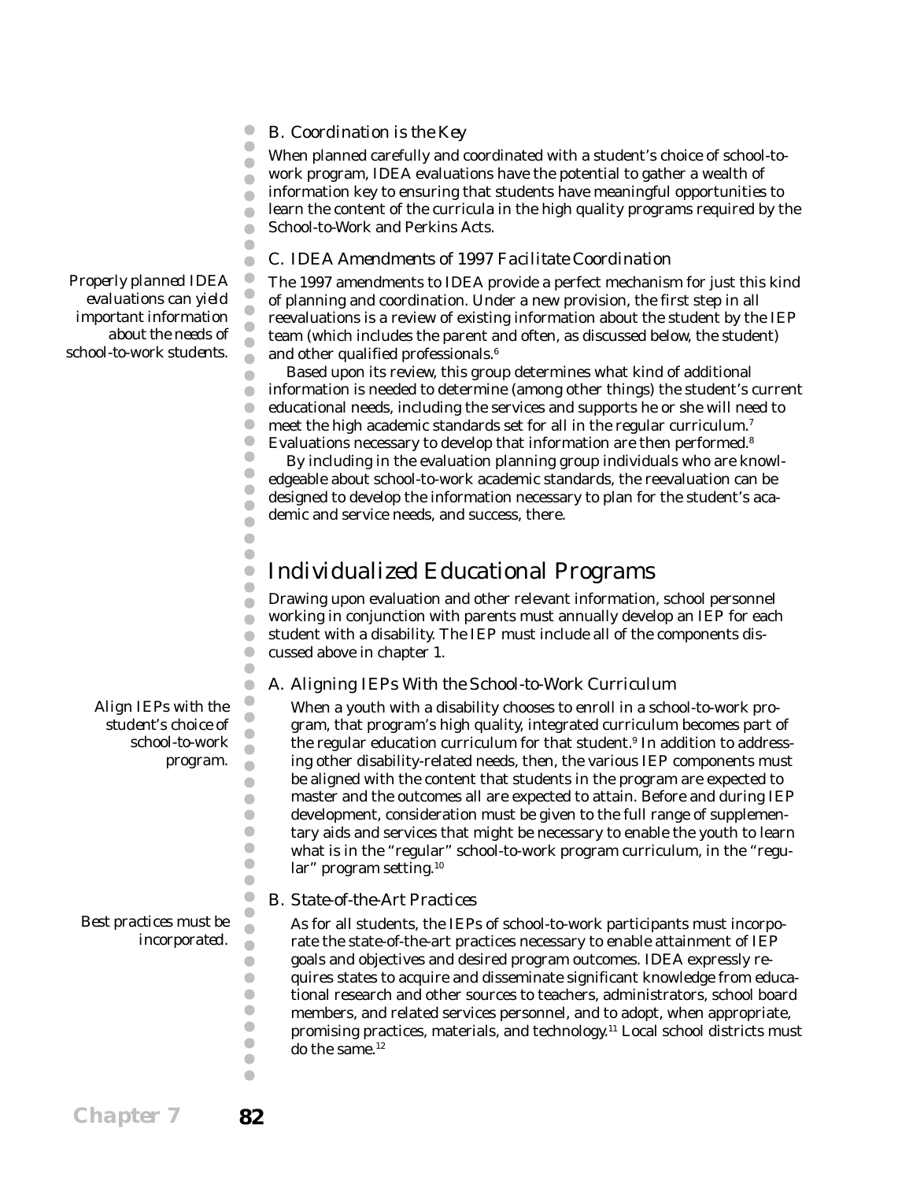### B. Coordination is the Key

When planned carefully and coordinated with a student's choice of school-to-work program, IDEA evaluations have the potential to gather a wealth of information key to ensuring that students have meaningful opportunities to learn the content of the curricula in the high quality programs required by the School-to-Work and Perkins Acts.

### C. IDEA Amendments of 1997 Facilitate Coordination

*Properly planned IDEA evaluations can yield important information about the needs of school-to-work students.*

The 1997 amendments to IDEA provide a perfect mechanism for just this kind of planning and coordination. Under a new provision, the first step in all reevaluations is a review of existing information about the student by the IEP team (which includes the parent and often, as discussed below, the student) and other qualified professionals.[6]

Based upon its review, this group determines what kind of additional information is needed to determine (among other things) the student's current educational needs, including the services and supports he or she will need to meet the high academic standards set for all in the regular curriculum.[7] Evaluations necessary to develop that information are then performed.[8]

By including in the evaluation planning group individuals who are knowledgeable about school-to-work academic standards, the reevaluation can be designed to develop the information necessary to plan for the student's academic and service needs, and success, there.

## Individualized Educational Programs

Drawing upon evaluation and other relevant information, school personnel working in conjunction with parents must annually develop an IEP for each student with a disability. The IEP must include all of the components discussed above in chapter 1.

### A. Aligning IEPs With the School-to-Work Curriculum

*Align IEPs with the student's choice of school-to-work program.*

When a youth with a disability chooses to enroll in a school-to-work program, that program's high quality, integrated curriculum becomes part of the regular education curriculum for that student.[9] In addition to addressing other disability-related needs, then, the various IEP components must be aligned with the content that students in the program are expected to master and the outcomes all are expected to attain. Before and during IEP development, consideration must be given to the full range of supplementary aids and services that might be necessary to enable the youth to learn what is in the "regular" school-to-work program curriculum, in the "regular" program setting.[10]

### B. State-of-the-Art Practices

*Best practices must be incorporated.*

As for all students, the IEPs of school-to-work participants must incorporate the state-of-the-art practices necessary to enable attainment of IEP goals and objectives and desired program outcomes. IDEA expressly requires states to acquire and disseminate significant knowledge from educational research and other sources to teachers, administrators, school board members, and related services personnel, and to adopt, when appropriate, promising practices, materials, and technology.[11] Local school districts must do the same.[12]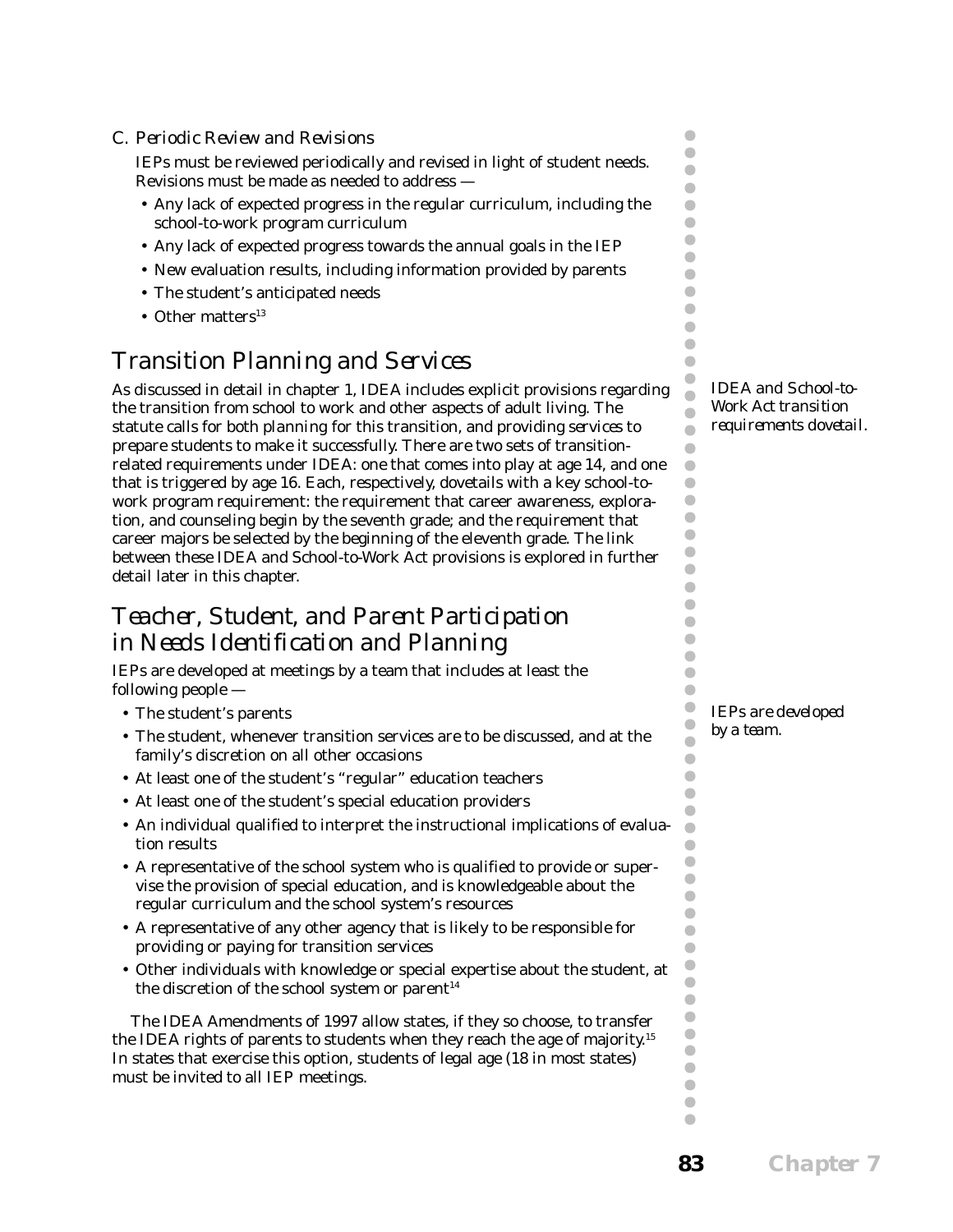C. *Periodic Review and Revisions*

IEPs must be reviewed periodically and revised in light of student needs. Revisions must be made as needed to address —

- Any lack of expected progress in the regular curriculum, including the school-to-work program curriculum
- Any lack of expected progress towards the annual goals in the IEP
- New evaluation results, including information provided by parents
- The student's anticipated needs
- Other matters[13]

## Transition Planning and Services

*IDEA and School-to-Work Act transition requirements dovetail.*

As discussed in detail in chapter 1, IDEA includes explicit provisions regarding the transition from school to work and other aspects of adult living. The statute calls for both planning for this transition, and providing services to prepare students to make it successfully. There are two sets of transition-related requirements under IDEA: one that comes into play at age 14, and one that is triggered by age 16. Each, respectively, dovetails with a key school-to-work program requirement: the requirement that career awareness, exploration, and counseling begin by the seventh grade; and the requirement that career majors be selected by the beginning of the eleventh grade. The link between these IDEA and School-to-Work Act provisions is explored in further detail later in this chapter.

## Teacher, Student, and Parent Participation in Needs Identification and Planning

*IEPs are developed by a team.*

IEPs are developed at meetings by a team that includes at least the following people —

- The student's parents
- The student, whenever transition services are to be discussed, and at the family's discretion on all other occasions
- At least one of the student's "regular" education teachers
- At least one of the student's special education providers
- An individual qualified to interpret the instructional implications of evaluation results
- A representative of the school system who is qualified to provide or supervise the provision of special education, and is knowledgeable about the regular curriculum and the school system's resources
- A representative of any other agency that is likely to be responsible for providing or paying for transition services
- Other individuals with knowledge or special expertise about the student, at the discretion of the school system or parent[14]

The IDEA Amendments of 1997 allow states, if they so choose, to transfer the IDEA rights of parents to students when they reach the age of majority.[15] In states that exercise this option, students of legal age (18 in most states) must be invited to all IEP meetings.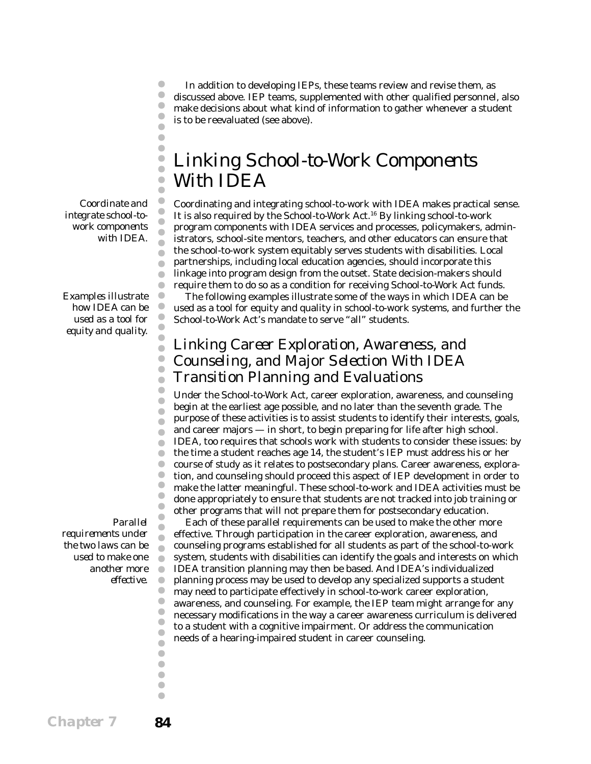In addition to developing IEPs, these teams review and revise them, as discussed above. IEP teams, supplemented with other qualified personnel, also make decisions about what kind of information to gather whenever a student is to be reevaluated (see above).

## Linking School-to-Work Components With IDEA

*Coordinate and integrate school-to-work components with IDEA.*

Coordinating and integrating school-to-work with IDEA makes practical sense. It is also required by the School-to-Work Act.[16] By linking school-to-work program components with IDEA services and processes, policymakers, administrators, school-site mentors, teachers, and other educators can ensure that the school-to-work system equitably serves students with disabilities. Local partnerships, including local education agencies, should incorporate this linkage into program design from the outset. State decision-makers should require them to do so as a condition for receiving School-to-Work Act funds.

*Examples illustrate how IDEA can be used as a tool for equity and quality.*

The following examples illustrate some of the ways in which IDEA can be used as a tool for equity and quality in school-to-work systems, and further the School-to-Work Act's mandate to serve "all" students.

### Linking Career Exploration, Awareness, and Counseling, and Major Selection With IDEA Transition Planning and Evaluations

Under the School-to-Work Act, career exploration, awareness, and counseling begin at the earliest age possible, and no later than the seventh grade. The purpose of these activities is to assist students to identify their interests, goals, and career majors — in short, to begin preparing for life after high school. IDEA, too requires that schools work with students to consider these issues: by the time a student reaches age 14, the student's IEP must address his or her course of study as it relates to postsecondary plans. Career awareness, exploration, and counseling should proceed this aspect of IEP development in order to make the latter meaningful. These school-to-work and IDEA activities must be done appropriately to ensure that students are not tracked into job training or other programs that will not prepare them for postsecondary education.

*Parallel requirements under the two laws can be used to make one another more effective.*

Each of these parallel requirements can be used to make the other more effective. Through participation in the career exploration, awareness, and counseling programs established for all students as part of the school-to-work system, students with disabilities can identify the goals and interests on which IDEA transition planning may then be based. And IDEA's individualized planning process may be used to develop any specialized supports a student may need to participate effectively in school-to-work career exploration, awareness, and counseling. For example, the IEP team might arrange for any necessary modifications in the way a career awareness curriculum is delivered to a student with a cognitive impairment. Or address the communication needs of a hearing-impaired student in career counseling.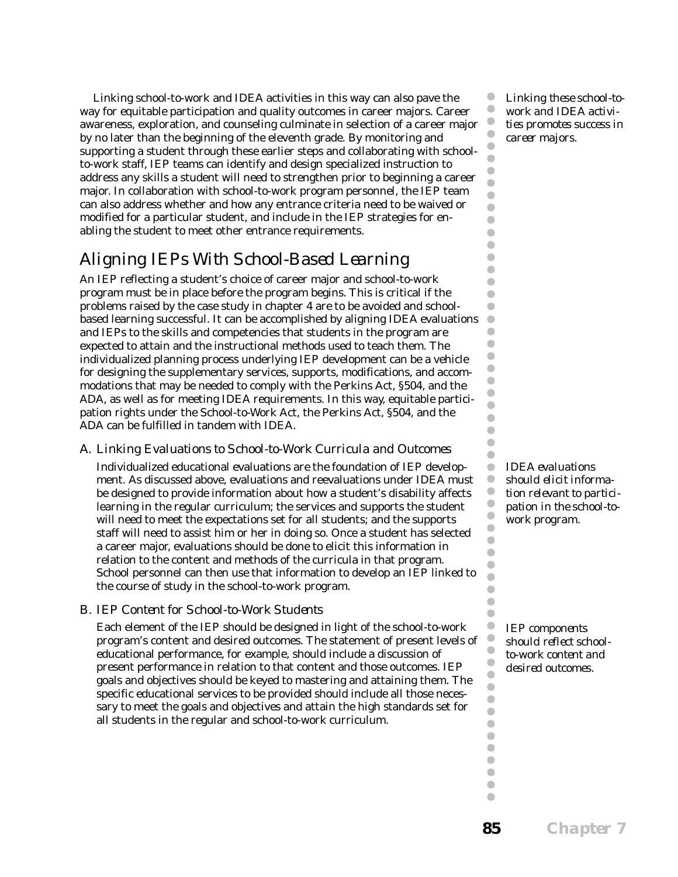Linking school-to-work and IDEA activities in this way can also pave the way for equitable participation and quality outcomes in career majors. Career awareness, exploration, and counseling culminate in selection of a career major by no later than the beginning of the eleventh grade. By monitoring and supporting a student through these earlier steps and collaborating with school-to-work staff, IEP teams can identify and design specialized instruction to address any skills a student will need to strengthen prior to beginning a career major. In collaboration with school-to-work program personnel, the IEP team can also address whether and how any entrance criteria need to be waived or modified for a particular student, and include in the IEP strategies for enabling the student to meet other entrance requirements.

*Linking these school-to-work and IDEA activities promotes success in career majors.*

## Aligning IEPs With School-Based Learning

An IEP reflecting a student's choice of career major and school-to-work program must be in place before the program begins. This is critical if the problems raised by the case study in chapter 4 are to be avoided and school-based learning successful. It can be accomplished by aligning IDEA evaluations and IEPs to the skills and competencies that students in the program are expected to attain and the instructional methods used to teach them. The individualized planning process underlying IEP development can be a vehicle for designing the supplementary services, supports, modifications, and accommodations that may be needed to comply with the Perkins Act, §504, and the ADA, as well as for meeting IDEA requirements. In this way, equitable participation rights under the School-to-Work Act, the Perkins Act, §504, and the ADA can be fulfilled in tandem with IDEA.

### A. Linking Evaluations to School-to-Work Curricula and Outcomes

Individualized educational evaluations are the foundation of IEP development. As discussed above, evaluations and reevaluations under IDEA must be designed to provide information about how a student's disability affects learning in the regular curriculum; the services and supports the student will need to meet the expectations set for all students; and the supports staff will need to assist him or her in doing so. Once a student has selected a career major, evaluations should be done to elicit this information in relation to the content and methods of the curricula in that program. School personnel can then use that information to develop an IEP linked to the course of study in the school-to-work program.

*IDEA evaluations should elicit information relevant to participation in the school-to-work program.*

### B. IEP Content for School-to-Work Students

Each element of the IEP should be designed in light of the school-to-work program's content and desired outcomes. The statement of present levels of educational performance, for example, should include a discussion of present performance in relation to that content and those outcomes. IEP goals and objectives should be keyed to mastering and attaining them. The specific educational services to be provided should include all those necessary to meet the goals and objectives and attain the high standards set for all students in the regular and school-to-work curriculum.

*IEP components should reflect school-to-work content and desired outcomes.*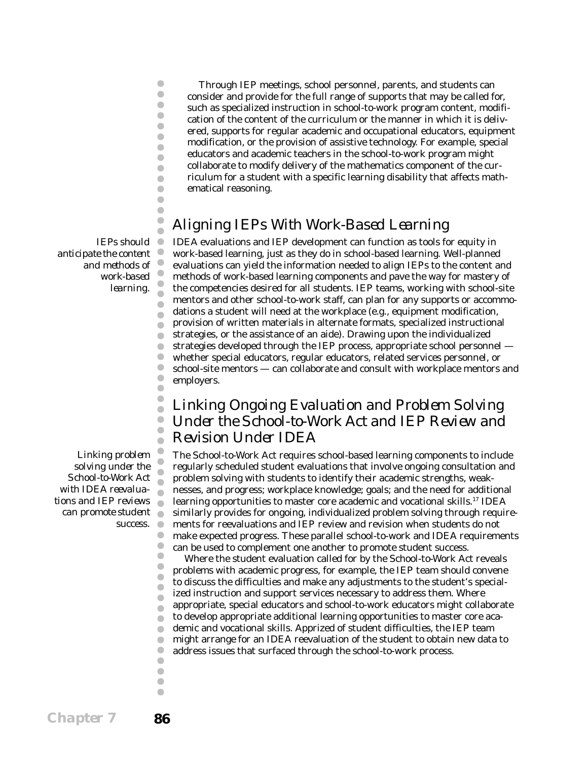Through IEP meetings, school personnel, parents, and students can consider and provide for the full range of supports that may be called for, such as specialized instruction in school-to-work program content, modification of the content of the curriculum or the manner in which it is delivered, supports for regular academic and occupational educators, equipment modification, or the provision of assistive technology. For example, special educators and academic teachers in the school-to-work program might collaborate to modify delivery of the mathematics component of the curriculum for a student with a specific learning disability that affects mathematical reasoning.

## Aligning IEPs With Work-Based Learning

*IEPs should anticipate the content and methods of work-based learning.*

IDEA evaluations and IEP development can function as tools for equity in work-based learning, just as they do in school-based learning. Well-planned evaluations can yield the information needed to align IEPs to the content and methods of work-based learning components and pave the way for mastery of the competencies desired for all students. IEP teams, working with school-site mentors and other school-to-work staff, can plan for any supports or accommodations a student will need at the workplace (e.g., equipment modification, provision of written materials in alternate formats, specialized instructional strategies, or the assistance of an aide). Drawing upon the individualized strategies developed through the IEP process, appropriate school personnel — whether special educators, regular educators, related services personnel, or school-site mentors — can collaborate and consult with workplace mentors and employers.

## Linking Ongoing Evaluation and Problem Solving Under the School-to-Work Act and IEP Review and Revision Under IDEA

*Linking problem solving under the School-to-Work Act with IDEA reevaluations and IEP reviews can promote student success.*

The School-to-Work Act requires school-based learning components to include regularly scheduled student evaluations that involve ongoing consultation and problem solving with students to identify their academic strengths, weaknesses, and progress; workplace knowledge; goals; and the need for additional learning opportunities to master core academic and vocational skills.[17] IDEA similarly provides for ongoing, individualized problem solving through requirements for reevaluations and IEP review and revision when students do not make expected progress. These parallel school-to-work and IDEA requirements can be used to complement one another to promote student success.

Where the student evaluation called for by the School-to-Work Act reveals problems with academic progress, for example, the IEP team should convene to discuss the difficulties and make any adjustments to the student's specialized instruction and support services necessary to address them. Where appropriate, special educators and school-to-work educators might collaborate to develop appropriate additional learning opportunities to master core academic and vocational skills. Apprized of student difficulties, the IEP team might arrange for an IDEA reevaluation of the student to obtain new data to address issues that surfaced through the school-to-work process.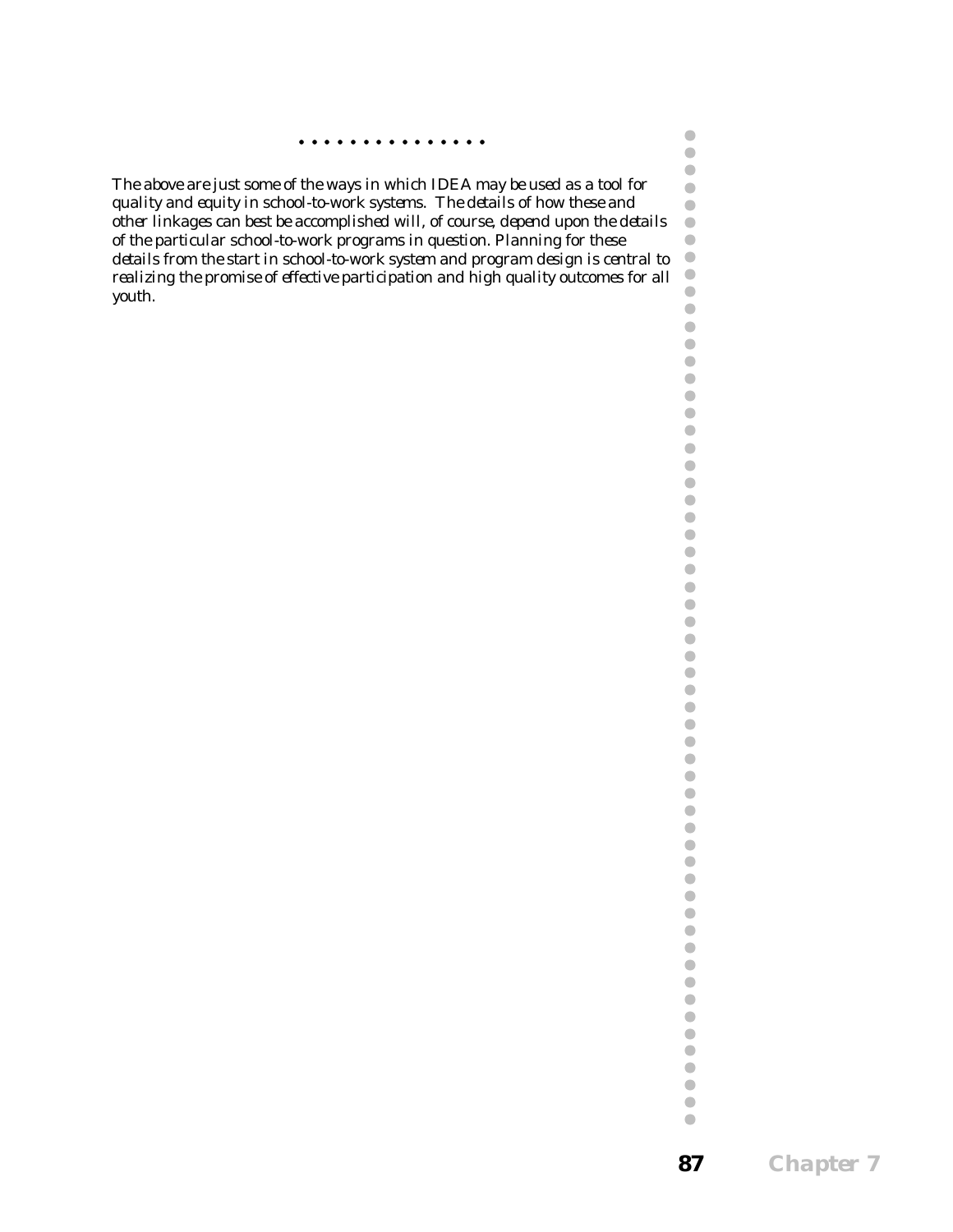. . . . . . . . . . . . . . .

The above are just some of the ways in which IDEA may be used as a tool for quality and equity in school-to-work systems. The details of how these and other linkages can best be accomplished will, of course, depend upon the details of the particular school-to-work programs in question. Planning for these details from the start in school-to-work system and program design is central to realizing the promise of effective participation and high quality outcomes for all youth.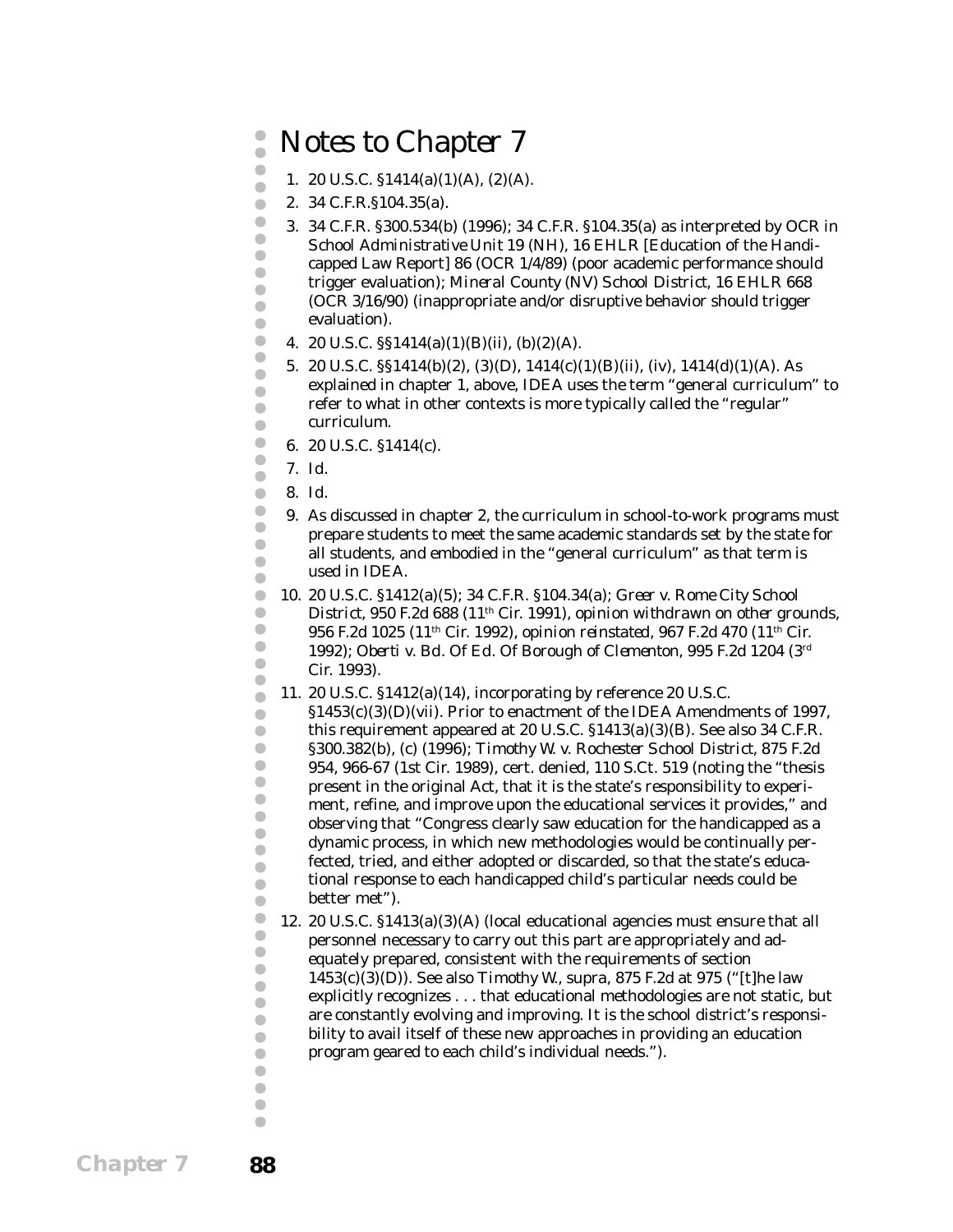# Notes to Chapter 7

1. 20 U.S.C. §1414(a)(1)(A), (2)(A).
2. 34 C.F.R.§104.35(a).
3. 34 C.F.R. §300.534(b) (1996); 34 C.F.R. §104.35(a) as interpreted by OCR in *School Administrative Unit 19 (NH)*, 16 EHLR [Education of the Handicapped Law Report] 86 (OCR 1/4/89) (poor academic performance should trigger evaluation); *Mineral County (NV) School District*, 16 EHLR 668 (OCR 3/16/90) (inappropriate and/or disruptive behavior should trigger evaluation).
4. 20 U.S.C. §§1414(a)(1)(B)(ii), (b)(2)(A).
5. 20 U.S.C. §§1414(b)(2), (3)(D), 1414(c)(1)(B)(ii), (iv), 1414(d)(1)(A). As explained in chapter 1, above, IDEA uses the term "general curriculum" to refer to what in other contexts is more typically called the "regular" curriculum.
6. 20 U.S.C. §1414(c).
7. *Id.*
8. *Id.*
9. As discussed in chapter 2, the curriculum in school-to-work programs must prepare students to meet the same academic standards set by the state for all students, and embodied in the "general curriculum" as that term is used in IDEA.
10. 20 U.S.C. §1412(a)(5); 34 C.F.R. §104.34(a); *Greer v. Rome City School District*, 950 F.2d 688 (11th Cir. 1991), *opinion withdrawn on other grounds*, 956 F.2d 1025 (11th Cir. 1992), *opinion reinstated*, 967 F.2d 470 (11th Cir. 1992); *Oberti v. Bd. Of Ed. Of Borough of Clementon*, 995 F.2d 1204 (3rd Cir. 1993).
11. 20 U.S.C. §1412(a)(14), incorporating by reference 20 U.S.C. §1453(c)(3)(D)(vii). Prior to enactment of the IDEA Amendments of 1997, this requirement appeared at 20 U.S.C. §1413(a)(3)(B). See also 34 C.F.R. §300.382(b), (c) (1996); *Timothy W. v. Rochester School District*, 875 F.2d 954, 966-67 (1st Cir. 1989), cert. denied, 110 S.Ct. 519 (noting the "thesis present in the original Act, that it is the state's responsibility to experiment, refine, and improve upon the educational services it provides," and observing that "Congress clearly saw education for the handicapped as a dynamic process, in which new methodologies would be continually perfected, tried, and either adopted or discarded, so that the state's educational response to each handicapped child's particular needs could be better met").
12. 20 U.S.C. §1413(a)(3)(A) (local educational agencies must ensure that all personnel necessary to carry out this part are appropriately and adequately prepared, consistent with the requirements of section 1453(c)(3)(D)). See also *Timothy W.*, *supra*, 875 F.2d at 975 ("[t]he law explicitly recognizes . . . that educational methodologies are not static, but are constantly evolving and improving. It is the school district's responsibility to avail itself of these new approaches in providing an education program geared to each child's individual needs.").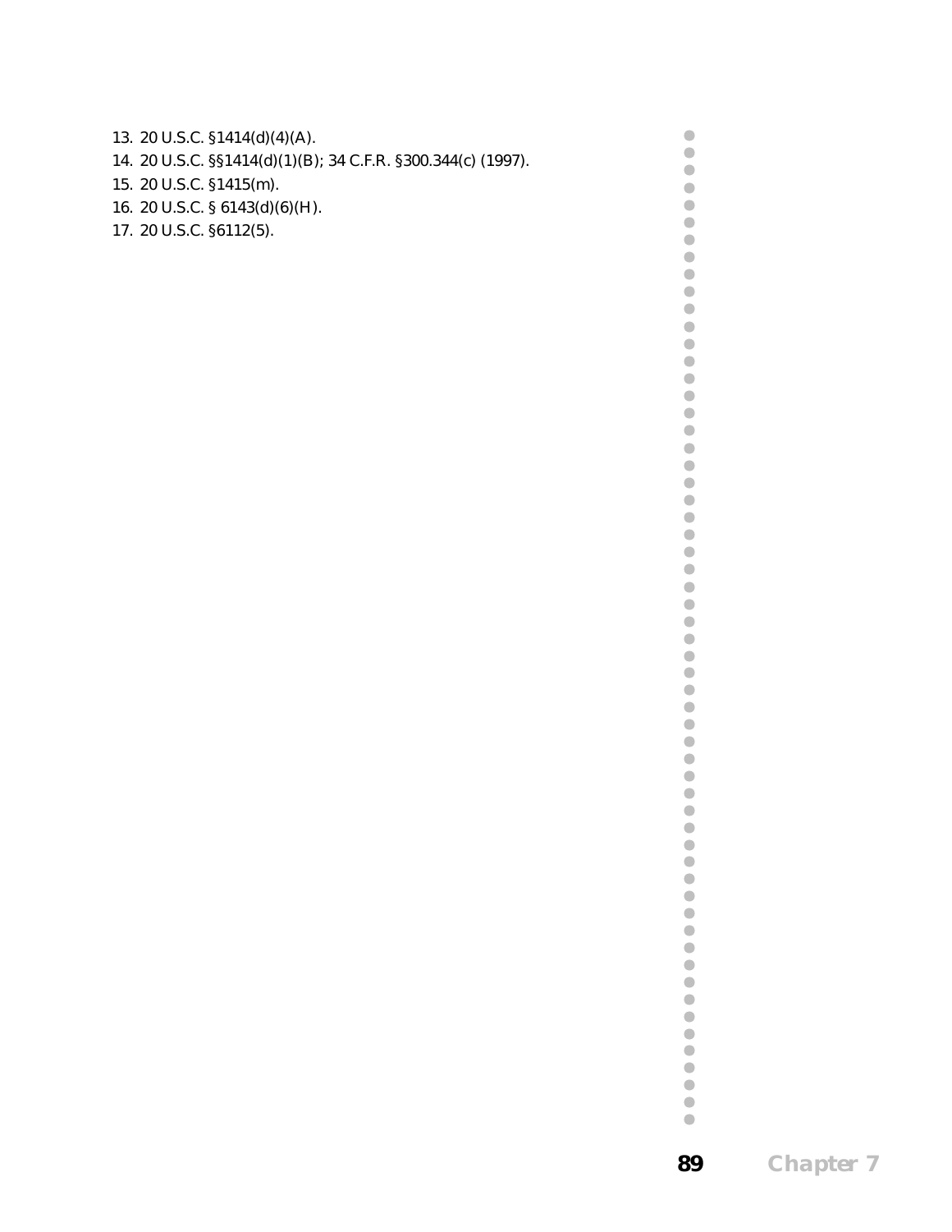13. 20 U.S.C. §1414(d)(4)(A).
14. 20 U.S.C. §§1414(d)(1)(B); 34 C.F.R. §300.344(c) (1997).
15. 20 U.S.C. §1415(m).
16. 20 U.S.C. § 6143(d)(6)(H).
17. 20 U.S.C. §6112(5).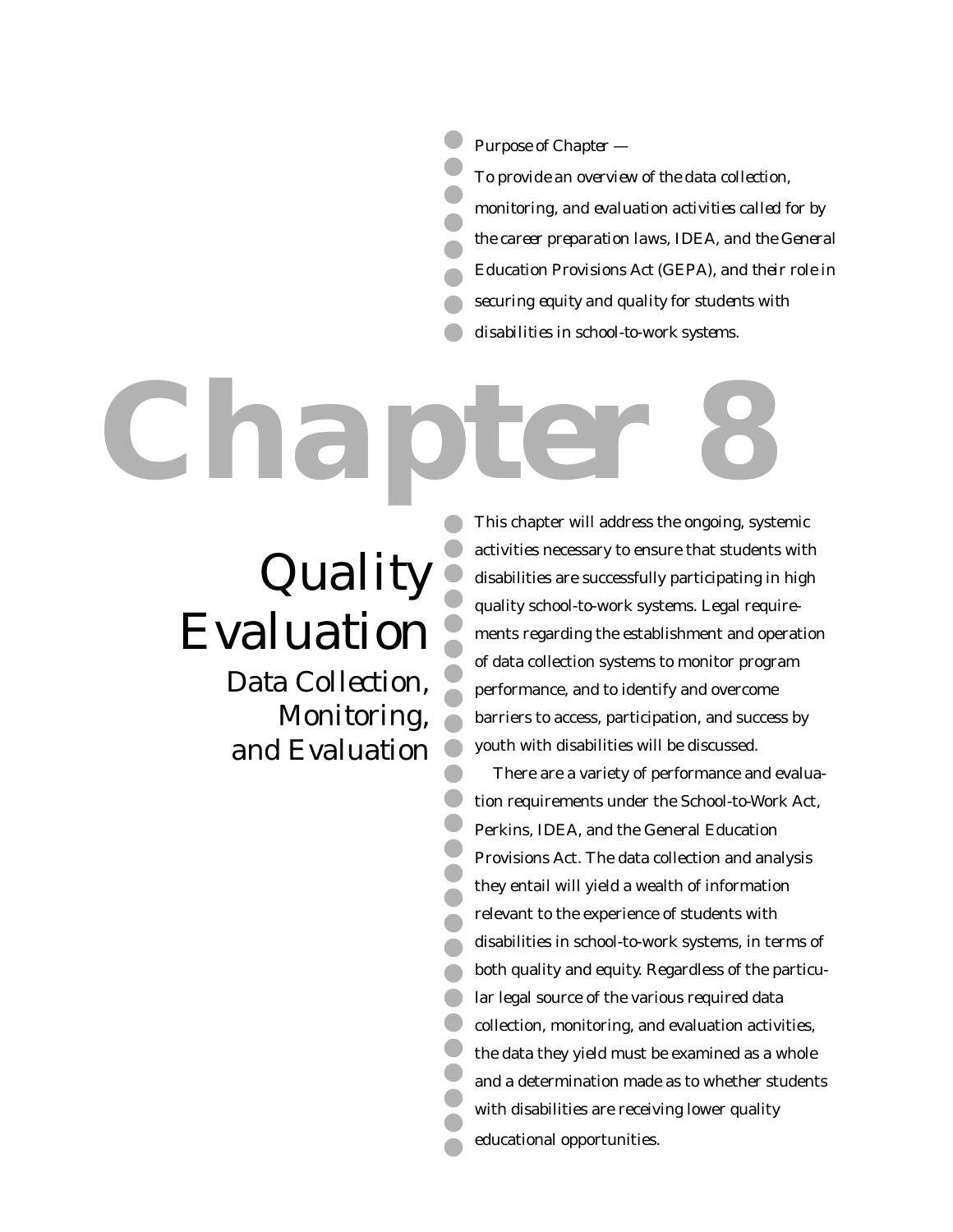*Purpose of Chapter —*

*To provide an overview of the data collection, monitoring, and evaluation activities called for by the career preparation laws, IDEA, and the General Education Provisions Act (GEPA), and their role in securing equity and quality for students with disabilities in school-to-work systems.*

# Chapter 8

## Quality Evaluation

### Data Collection, Monitoring, and Evaluation

This chapter will address the ongoing, systemic activities necessary to ensure that students with disabilities are successfully participating in high quality school-to-work systems. Legal requirements regarding the establishment and operation of data collection systems to monitor program performance, and to identify and overcome barriers to access, participation, and success by youth with disabilities will be discussed.

There are a variety of performance and evaluation requirements under the School-to-Work Act, Perkins, IDEA, and the General Education Provisions Act. The data collection and analysis they entail will yield a wealth of information relevant to the experience of students with disabilities in school-to-work systems, in terms of both quality and equity. Regardless of the particular legal source of the various required data collection, monitoring, and evaluation activities, the data they yield must be examined as a whole and a determination made as to whether students with disabilities are receiving lower quality educational opportunities.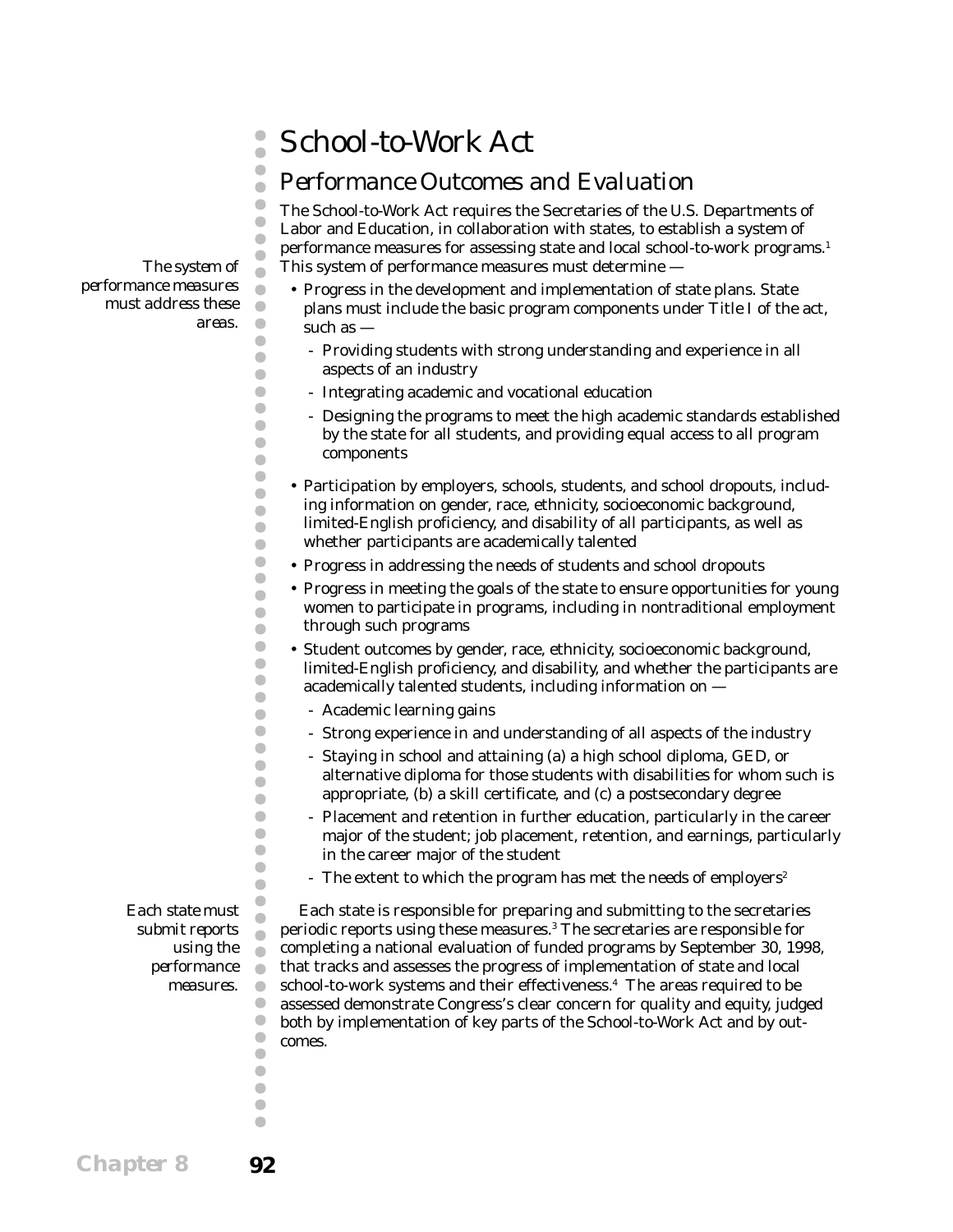# School-to-Work Act

## Performance Outcomes and Evaluation

*The system of performance measures must address these areas.*

The School-to-Work Act requires the Secretaries of the U.S. Departments of Labor and Education, in collaboration with states, to establish a system of performance measures for assessing state and local school-to-work programs.[1] This system of performance measures must determine —

- Progress in the development and implementation of state plans. State plans must include the basic program components under Title I of the act, such as —
  - Providing students with strong understanding and experience in all aspects of an industry
  - Integrating academic and vocational education
  - Designing the programs to meet the high academic standards established by the state for all students, and providing equal access to all program components
- Participation by employers, schools, students, and school dropouts, including information on gender, race, ethnicity, socioeconomic background, limited-English proficiency, and disability of all participants, as well as whether participants are academically talented
- Progress in addressing the needs of students and school dropouts
- Progress in meeting the goals of the state to ensure opportunities for young women to participate in programs, including in nontraditional employment through such programs
- Student outcomes by gender, race, ethnicity, socioeconomic background, limited-English proficiency, and disability, and whether the participants are academically talented students, including information on —
  - Academic learning gains
  - Strong experience in and understanding of all aspects of the industry
  - Staying in school and attaining (a) a high school diploma, GED, or alternative diploma for those students with disabilities for whom such is appropriate, (b) a skill certificate, and (c) a postsecondary degree
  - Placement and retention in further education, particularly in the career major of the student; job placement, retention, and earnings, particularly in the career major of the student
  - The extent to which the program has met the needs of employers[2]

*Each state must submit reports using the performance measures.*

Each state is responsible for preparing and submitting to the secretaries periodic reports using these measures.[3] The secretaries are responsible for completing a national evaluation of funded programs by September 30, 1998, that tracks and assesses the progress of implementation of state and local school-to-work systems and their effectiveness.[4] The areas required to be assessed demonstrate Congress's clear concern for quality and equity, judged both by implementation of key parts of the School-to-Work Act and by outcomes.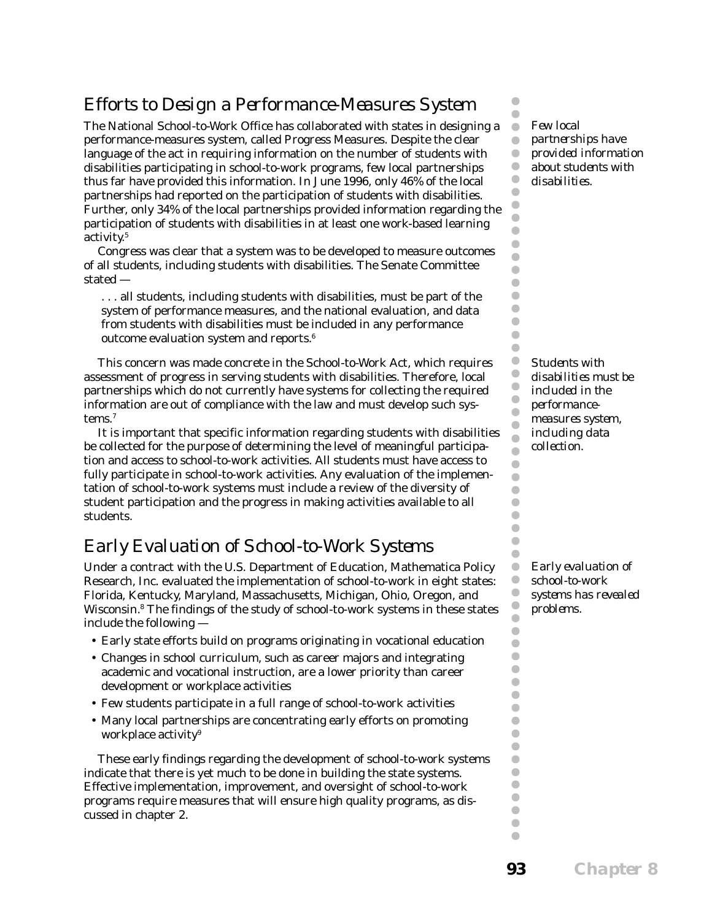## Efforts to Design a Performance-Measures System

*Few local partnerships have provided information about students with disabilities.*

The National School-to-Work Office has collaborated with states in designing a performance-measures system, called Progress Measures. Despite the clear language of the act in requiring information on the number of students with disabilities participating in school-to-work programs, few local partnerships thus far have provided this information. In June 1996, only 46% of the local partnerships had reported on the participation of students with disabilities. Further, only 34% of the local partnerships provided information regarding the participation of students with disabilities in at least one work-based learning activity.[5]

Congress was clear that a system was to be developed to measure outcomes of all students, including students with disabilities. The Senate Committee stated —

> . . . all students, including students with disabilities, must be part of the system of performance measures, and the national evaluation, and data from students with disabilities must be included in any performance outcome evaluation system and reports.[6]

*Students with disabilities must be included in the performance-measures system, including data collection.*

This concern was made concrete in the School-to-Work Act, which requires assessment of progress in serving students with disabilities. Therefore, local partnerships which do not currently have systems for collecting the required information are out of compliance with the law and must develop such systems.[7]

It is important that specific information regarding students with disabilities be collected for the purpose of determining the level of meaningful participation and access to school-to-work activities. All students must have access to fully participate in school-to-work activities. Any evaluation of the implementation of school-to-work systems must include a review of the diversity of student participation and the progress in making activities available to all students.

## Early Evaluation of School-to-Work Systems

*Early evaluation of school-to-work systems has revealed problems.*

Under a contract with the U.S. Department of Education, Mathematica Policy Research, Inc. evaluated the implementation of school-to-work in eight states: Florida, Kentucky, Maryland, Massachusetts, Michigan, Ohio, Oregon, and Wisconsin.[8] The findings of the study of school-to-work systems in these states include the following —

- Early state efforts build on programs originating in vocational education
- Changes in school curriculum, such as career majors and integrating academic and vocational instruction, are a lower priority than career development or workplace activities
- Few students participate in a full range of school-to-work activities
- Many local partnerships are concentrating early efforts on promoting workplace activity[9]

These early findings regarding the development of school-to-work systems indicate that there is yet much to be done in building the state systems. Effective implementation, improvement, and oversight of school-to-work programs require measures that will ensure high quality programs, as discussed in chapter 2.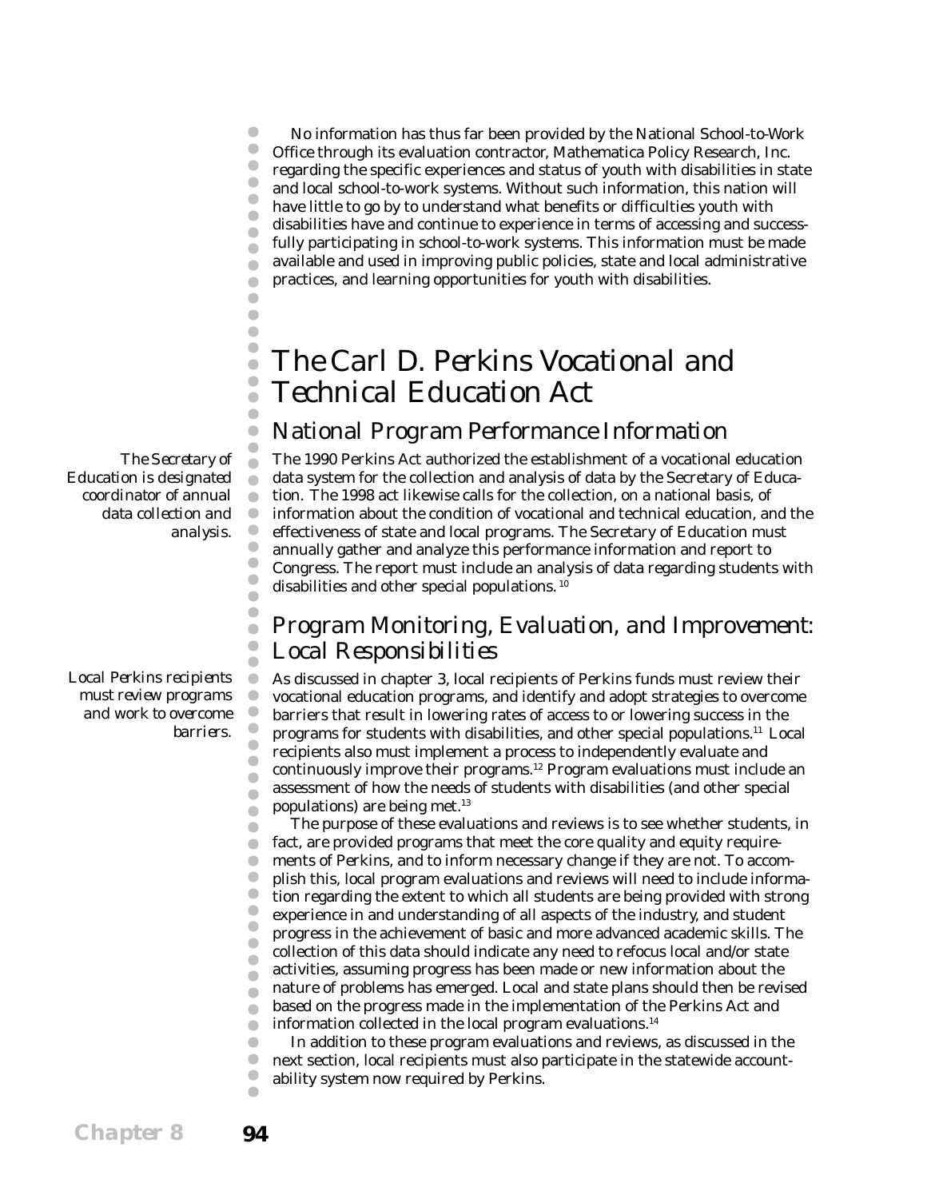No information has thus far been provided by the National School-to-Work Office through its evaluation contractor, Mathematica Policy Research, Inc. regarding the specific experiences and status of youth with disabilities in state and local school-to-work systems. Without such information, this nation will have little to go by to understand what benefits or difficulties youth with disabilities have and continue to experience in terms of accessing and successfully participating in school-to-work systems. This information must be made available and used in improving public policies, state and local administrative practices, and learning opportunities for youth with disabilities.

# The Carl D. Perkins Vocational and Technical Education Act

## National Program Performance Information

*The Secretary of Education is designated coordinator of annual data collection and analysis.*

The 1990 Perkins Act authorized the establishment of a vocational education data system for the collection and analysis of data by the Secretary of Education. The 1998 act likewise calls for the collection, on a national basis, of information about the condition of vocational and technical education, and the effectiveness of state and local programs. The Secretary of Education must annually gather and analyze this performance information and report to Congress. The report must include an analysis of data regarding students with disabilities and other special populations.[10]

## Program Monitoring, Evaluation, and Improvement: Local Responsibilities

*Local Perkins recipients must review programs and work to overcome barriers.*

As discussed in chapter 3, local recipients of Perkins funds must review their vocational education programs, and identify and adopt strategies to overcome barriers that result in lowering rates of access to or lowering success in the programs for students with disabilities, and other special populations.[11] Local recipients also must implement a process to independently evaluate and continuously improve their programs.[12] Program evaluations must include an assessment of how the needs of students with disabilities (and other special populations) are being met.[13]

The purpose of these evaluations and reviews is to see whether students, in fact, are provided programs that meet the core quality and equity requirements of Perkins, and to inform necessary change if they are not. To accomplish this, local program evaluations and reviews will need to include information regarding the extent to which all students are being provided with strong experience in and understanding of all aspects of the industry, and student progress in the achievement of basic and more advanced academic skills. The collection of this data should indicate any need to refocus local and/or state activities, assuming progress has been made or new information about the nature of problems has emerged. Local and state plans should then be revised based on the progress made in the implementation of the Perkins Act and information collected in the local program evaluations.[14]

In addition to these program evaluations and reviews, as discussed in the next section, local recipients must also participate in the statewide accountability system now required by Perkins.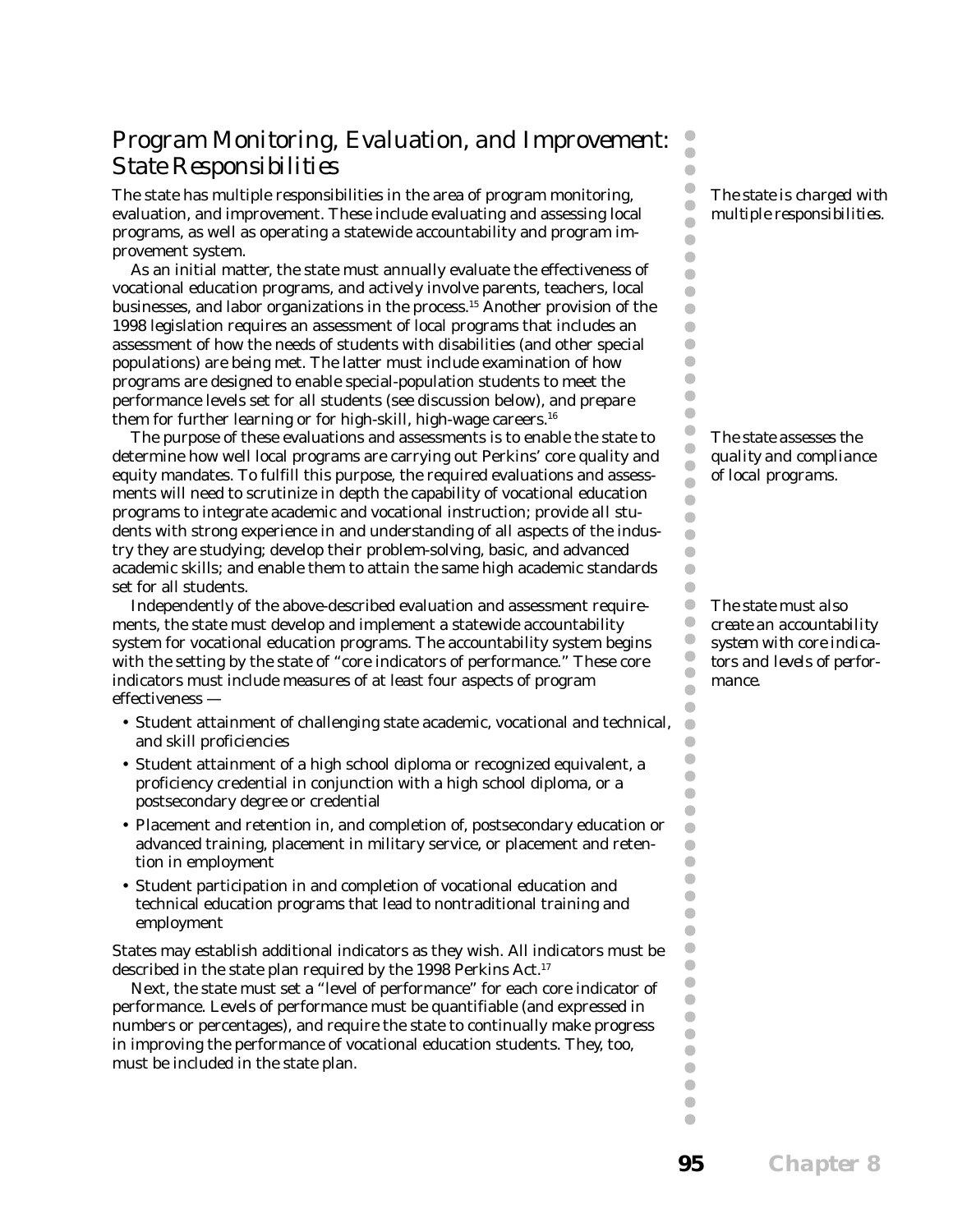## *Program Monitoring, Evaluation, and Improvement: State Responsibilities*

*The state is charged with multiple responsibilities.*

The state has multiple responsibilities in the area of program monitoring, evaluation, and improvement. These include evaluating and assessing local programs, as well as operating a statewide accountability and program improvement system.

As an initial matter, the state must annually evaluate the effectiveness of vocational education programs, and actively involve parents, teachers, local businesses, and labor organizations in the process.[15] Another provision of the 1998 legislation requires an assessment of local programs that includes an assessment of how the needs of students with disabilities (and other special populations) are being met. The latter must include examination of how programs are designed to enable special-population students to meet the performance levels set for all students (see discussion below), and prepare them for further learning or for high-skill, high-wage careers.[16]

*The state assesses the quality and compliance of local programs.*

The purpose of these evaluations and assessments is to enable the state to determine how well local programs are carrying out Perkins' core quality and equity mandates. To fulfill this purpose, the required evaluations and assessments will need to scrutinize in depth the capability of vocational education programs to integrate academic and vocational instruction; provide all students with strong experience in and understanding of all aspects of the industry they are studying; develop their problem-solving, basic, and advanced academic skills; and enable them to attain the same high academic standards set for all students.

*The state must also create an accountability system with core indicators and levels of performance.*

Independently of the above-described evaluation and assessment requirements, the state must develop and implement a statewide accountability system for vocational education programs. The accountability system begins with the setting by the state of "core indicators of performance." These core indicators must include measures of at least four aspects of program effectiveness —

- Student attainment of challenging state academic, vocational and technical, and skill proficiencies
- Student attainment of a high school diploma or recognized equivalent, a proficiency credential in conjunction with a high school diploma, or a postsecondary degree or credential
- Placement and retention in, and completion of, postsecondary education or advanced training, placement in military service, or placement and retention in employment
- Student participation in and completion of vocational education and technical education programs that lead to nontraditional training and employment

States may establish additional indicators as they wish. All indicators must be described in the state plan required by the 1998 Perkins Act.[17]

Next, the state must set a "level of performance" for each core indicator of performance. Levels of performance must be quantifiable (and expressed in numbers or percentages), and require the state to continually make progress in improving the performance of vocational education students. They, too, must be included in the state plan.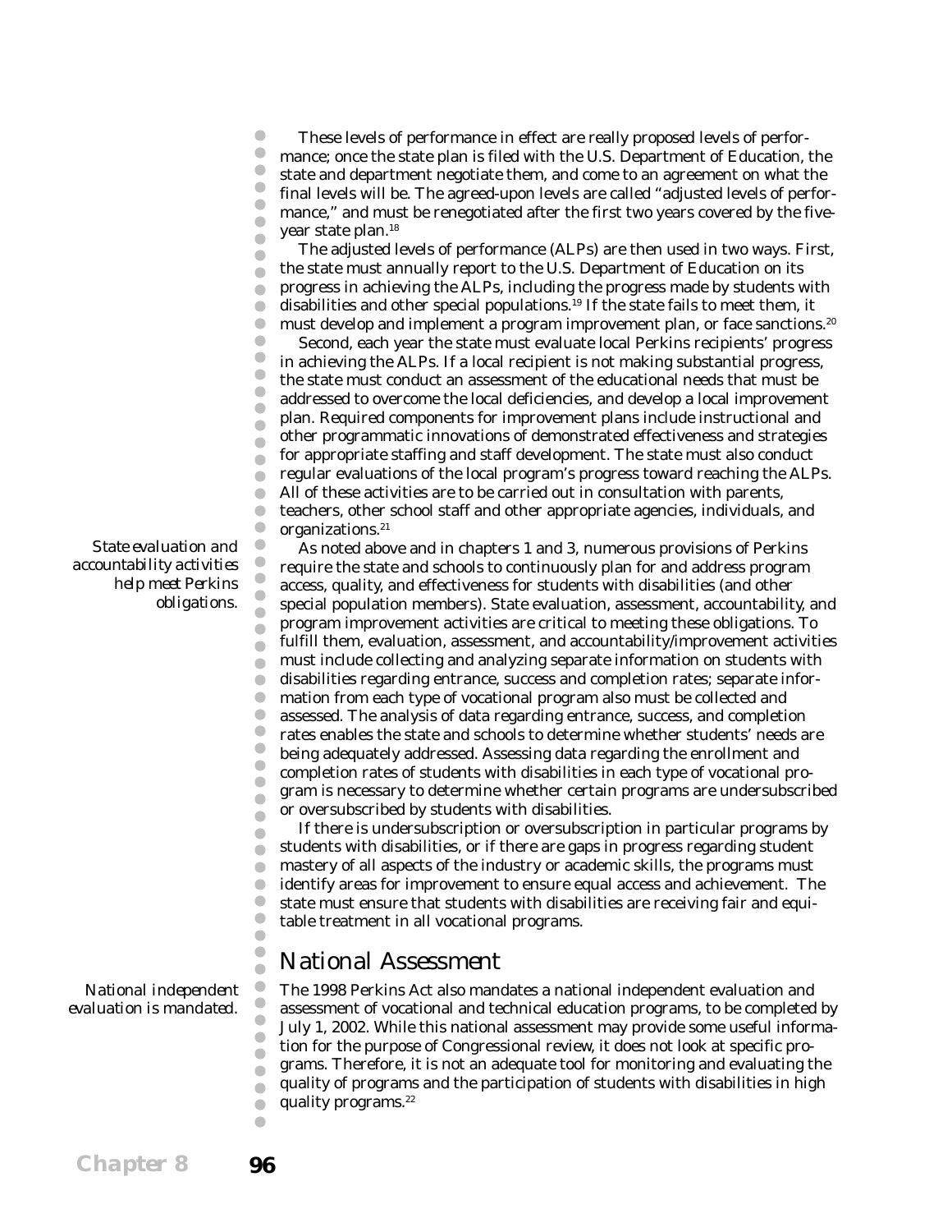These levels of performance in effect are really proposed levels of performance; once the state plan is filed with the U.S. Department of Education, the state and department negotiate them, and come to an agreement on what the final levels will be. The agreed-upon levels are called "adjusted levels of performance," and must be renegotiated after the first two years covered by the five-year state plan.[18]

The adjusted levels of performance (ALPs) are then used in two ways. First, the state must annually report to the U.S. Department of Education on its progress in achieving the ALPs, including the progress made by students with disabilities and other special populations.[19] If the state fails to meet them, it must develop and implement a program improvement plan, or face sanctions.[20]

Second, each year the state must evaluate local Perkins recipients' progress in achieving the ALPs. If a local recipient is not making substantial progress, the state must conduct an assessment of the educational needs that must be addressed to overcome the local deficiencies, and develop a local improvement plan. Required components for improvement plans include instructional and other programmatic innovations of demonstrated effectiveness and strategies for appropriate staffing and staff development. The state must also conduct regular evaluations of the local program's progress toward reaching the ALPs. All of these activities are to be carried out in consultation with parents, teachers, other school staff and other appropriate agencies, individuals, and organizations.[21]

*State evaluation and accountability activities help meet Perkins obligations.*

As noted above and in chapters 1 and 3, numerous provisions of Perkins require the state and schools to continuously plan for and address program access, quality, and effectiveness for students with disabilities (and other special population members). State evaluation, assessment, accountability, and program improvement activities are critical to meeting these obligations. To fulfill them, evaluation, assessment, and accountability/improvement activities must include collecting and analyzing separate information on students with disabilities regarding entrance, success and completion rates; separate information from each type of vocational program also must be collected and assessed. The analysis of data regarding entrance, success, and completion rates enables the state and schools to determine whether students' needs are being adequately addressed. Assessing data regarding the enrollment and completion rates of students with disabilities in each type of vocational program is necessary to determine whether certain programs are undersubscribed or oversubscribed by students with disabilities.

If there is undersubscription or oversubscription in particular programs by students with disabilities, or if there are gaps in progress regarding student mastery of all aspects of the industry or academic skills, the programs must identify areas for improvement to ensure equal access and achievement. The state must ensure that students with disabilities are receiving fair and equitable treatment in all vocational programs.

## National Assessment

*National independent evaluation is mandated.*

The 1998 Perkins Act also mandates a national independent evaluation and assessment of vocational and technical education programs, to be completed by July 1, 2002. While this national assessment may provide some useful information for the purpose of Congressional review, it does not look at specific programs. Therefore, it is not an adequate tool for monitoring and evaluating the quality of programs and the participation of students with disabilities in high quality programs.[22]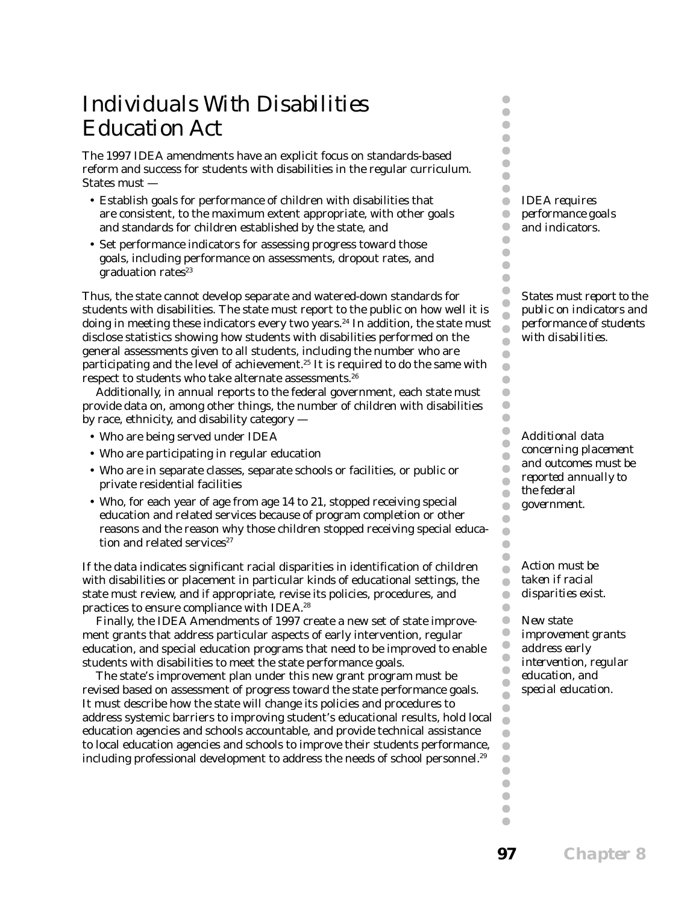# Individuals With Disabilities Education Act

The 1997 IDEA amendments have an explicit focus on standards-based reform and success for students with disabilities in the regular curriculum. States must —

*IDEA requires performance goals and indicators.*

- Establish goals for performance of children with disabilities that are consistent, to the maximum extent appropriate, with other goals and standards for children established by the state, and
- Set performance indicators for assessing progress toward those goals, including performance on assessments, dropout rates, and graduation rates[23]

*States must report to the public on indicators and performance of students with disabilities.*

Thus, the state cannot develop separate and watered-down standards for students with disabilities. The state must report to the public on how well it is doing in meeting these indicators every two years.[24] In addition, the state must disclose statistics showing how students with disabilities performed on the general assessments given to all students, including the number who are participating and the level of achievement.[25] It is required to do the same with respect to students who take alternate assessments.[26]

Additionally, in annual reports to the federal government, each state must provide data on, among other things, the number of children with disabilities by race, ethnicity, and disability category —

*Additional data concerning placement and outcomes must be reported annually to the federal government.*

- Who are being served under IDEA
- Who are participating in regular education
- Who are in separate classes, separate schools or facilities, or public or private residential facilities
- Who, for each year of age from age 14 to 21, stopped receiving special education and related services because of program completion or other reasons and the reason why those children stopped receiving special education and related services[27]

*Action must be taken if racial disparities exist.*

If the data indicates significant racial disparities in identification of children with disabilities or placement in particular kinds of educational settings, the state must review, and if appropriate, revise its policies, procedures, and practices to ensure compliance with IDEA.[28]

*New state improvement grants address early intervention, regular education, and special education.*

Finally, the IDEA Amendments of 1997 create a new set of state improvement grants that address particular aspects of early intervention, regular education, and special education programs that need to be improved to enable students with disabilities to meet the state performance goals.

The state's improvement plan under this new grant program must be revised based on assessment of progress toward the state performance goals. It must describe how the state will change its policies and procedures to address systemic barriers to improving student's educational results, hold local education agencies and schools accountable, and provide technical assistance to local education agencies and schools to improve their students performance, including professional development to address the needs of school personnel.[29]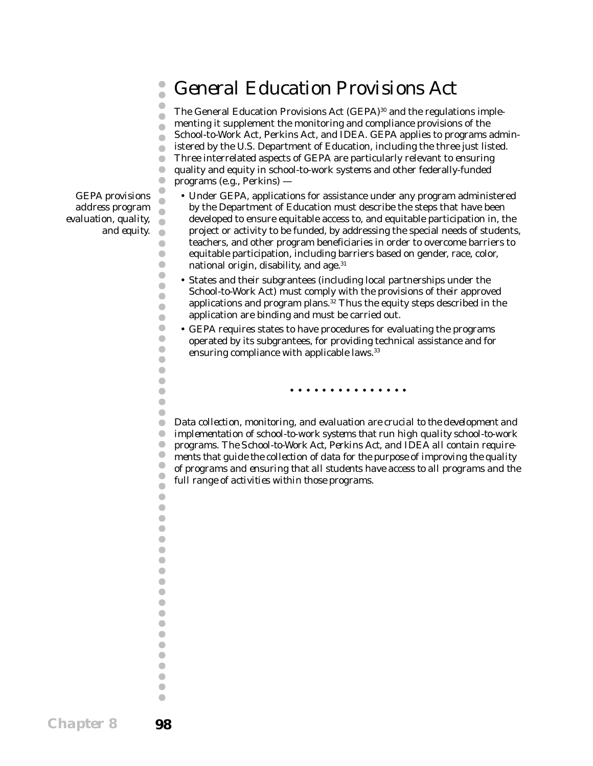## General Education Provisions Act

The General Education Provisions Act (GEPA)[30] and the regulations implementing it supplement the monitoring and compliance provisions of the School-to-Work Act, Perkins Act, and IDEA. GEPA applies to programs administered by the U.S. Department of Education, including the three just listed. Three interrelated aspects of GEPA are particularly relevant to ensuring quality and equity in school-to-work systems and other federally-funded programs (e.g., Perkins) —

*GEPA provisions address program evaluation, quality, and equity.*

- Under GEPA, applications for assistance under any program administered by the Department of Education must describe the steps that have been developed to ensure equitable access to, and equitable participation in, the project or activity to be funded, by addressing the special needs of students, teachers, and other program beneficiaries in order to overcome barriers to equitable participation, including barriers based on gender, race, color, national origin, disability, and age.[31]
- States and their subgrantees (including local partnerships under the School-to-Work Act) must comply with the provisions of their approved applications and program plans.[32] Thus the equity steps described in the application are binding and must be carried out.
- GEPA requires states to have procedures for evaluating the programs operated by its subgrantees, for providing technical assistance and for ensuring compliance with applicable laws.[33]

• • • • • • • • • • • • • • •

*Data collection, monitoring, and evaluation are crucial to the development and implementation of school-to-work systems that run high quality school-to-work programs. The School-to-Work Act, Perkins Act, and IDEA all contain requirements that guide the collection of data for the purpose of improving the quality of programs and ensuring that all students have access to all programs and the full range of activities within those programs.*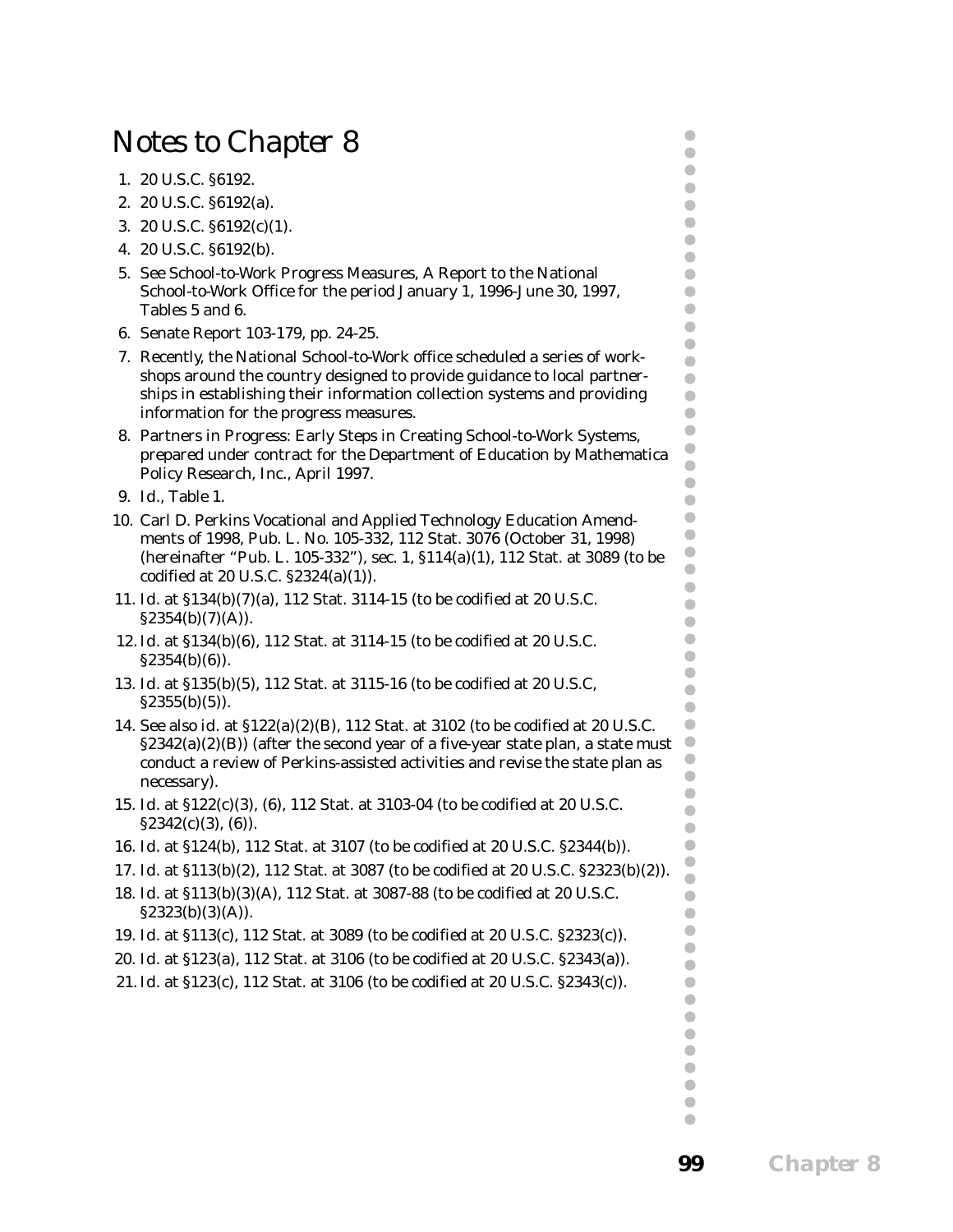# Notes to Chapter 8

1. 20 U.S.C. §6192.
2. 20 U.S.C. §6192(a).
3. 20 U.S.C. §6192(c)(1).
4. 20 U.S.C. §6192(b).
5. See School-to-Work Progress Measures, A Report to the National School-to-Work Office for the period January 1, 1996-June 30, 1997, Tables 5 and 6.
6. Senate Report 103-179, pp. 24-25.
7. Recently, the National School-to-Work office scheduled a series of workshops around the country designed to provide guidance to local partnerships in establishing their information collection systems and providing information for the progress measures.
8. Partners in Progress: Early Steps in Creating School-to-Work Systems, prepared under contract for the Department of Education by Mathematica Policy Research, Inc., April 1997.
9. Id., Table 1.
10. Carl D. Perkins Vocational and Applied Technology Education Amendments of 1998, Pub. L. No. 105-332, 112 Stat. 3076 (October 31, 1998) (hereinafter "Pub. L. 105-332"), sec. 1, §114(a)(1), 112 Stat. at 3089 (to be codified at 20 U.S.C. §2324(a)(1)).
11. Id. at §134(b)(7)(a), 112 Stat. 3114-15 (to be codified at 20 U.S.C. §2354(b)(7)(A)).
12. Id. at §134(b)(6), 112 Stat. at 3114-15 (to be codified at 20 U.S.C. §2354(b)(6)).
13. Id. at §135(b)(5), 112 Stat. at 3115-16 (to be codified at 20 U.S.C, §2355(b)(5)).
14. See also id. at §122(a)(2)(B), 112 Stat. at 3102 (to be codified at 20 U.S.C. §2342(a)(2)(B)) (after the second year of a five-year state plan, a state must conduct a review of Perkins-assisted activities and revise the state plan as necessary).
15. Id. at §122(c)(3), (6), 112 Stat. at 3103-04 (to be codified at 20 U.S.C. §2342(c)(3), (6)).
16. Id. at §124(b), 112 Stat. at 3107 (to be codified at 20 U.S.C. §2344(b)).
17. Id. at §113(b)(2), 112 Stat. at 3087 (to be codified at 20 U.S.C. §2323(b)(2)).
18. Id. at §113(b)(3)(A), 112 Stat. at 3087-88 (to be codified at 20 U.S.C. §2323(b)(3)(A)).
19. Id. at §113(c), 112 Stat. at 3089 (to be codified at 20 U.S.C. §2323(c)).
20. Id. at §123(a), 112 Stat. at 3106 (to be codified at 20 U.S.C. §2343(a)).
21. Id. at §123(c), 112 Stat. at 3106 (to be codified at 20 U.S.C. §2343(c)).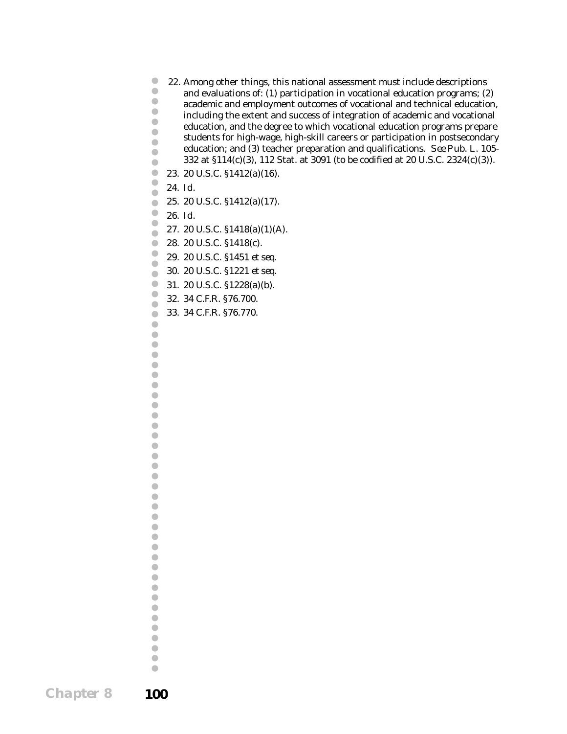22. Among other things, this national assessment must include descriptions and evaluations of: (1) participation in vocational education programs; (2) academic and employment outcomes of vocational and technical education, including the extent and success of integration of academic and vocational education, and the degree to which vocational education programs prepare students for high-wage, high-skill careers or participation in postsecondary education; and (3) teacher preparation and qualifications. *See* Pub. L. 105-332 at §114(c)(3), 112 Stat. at 3091 (to be codified at 20 U.S.C. 2324(c)(3)).
23. 20 U.S.C. §1412(a)(16).
24. *Id.*
25. 20 U.S.C. §1412(a)(17).
26. *Id.*
27. 20 U.S.C. §1418(a)(1)(A).
28. 20 U.S.C. §1418(c).
29. 20 U.S.C. §1451 *et seq.*
30. 20 U.S.C. §1221 *et seq.*
31. 20 U.S.C. §1228(a)(b).
32. 34 C.F.R. §76.700.
33. 34 C.F.R. §76.770.